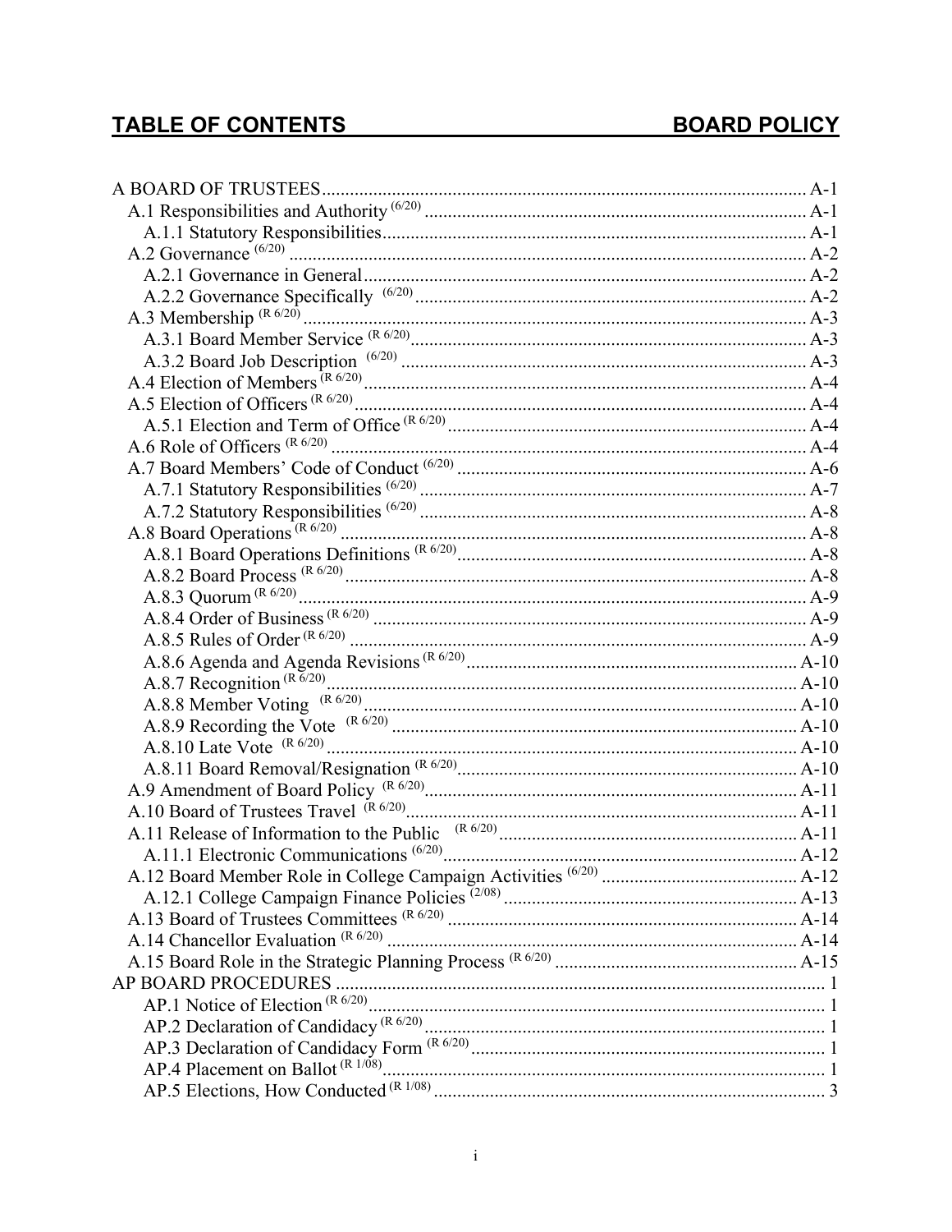# TABLE OF CONTENTS BOARD POLICY

A BOARD OF TRUSTEES ........ A-1
- A.1 Responsibilities and Authority (6/20) ........ A-1
  - A.1.1 Statutory Responsibilities ........ A-1
- A.2 Governance (6/20) ........ A-2
  - A.2.1 Governance in General ........ A-2
  - A.2.2 Governance Specifically (6/20) ........ A-2
- A.3 Membership (R 6/20) ........ A-3
  - A.3.1 Board Member Service (R 6/20) ........ A-3
  - A.3.2 Board Job Description (6/20) ........ A-3
- A.4 Election of Members (R 6/20) ........ A-4
- A.5 Election of Officers (R 6/20) ........ A-4
  - A.5.1 Election and Term of Office (R 6/20) ........ A-4
- A.6 Role of Officers (R 6/20) ........ A-4
- A.7 Board Members' Code of Conduct (6/20) ........ A-6
  - A.7.1 Statutory Responsibilities (6/20) ........ A-7
  - A.7.2 Statutory Responsibilities (6/20) ........ A-8
- A.8 Board Operations (R 6/20) ........ A-8
  - A.8.1 Board Operations Definitions (R 6/20) ........ A-8
  - A.8.2 Board Process (R 6/20) ........ A-8
  - A.8.3 Quorum (R 6/20) ........ A-9
  - A.8.4 Order of Business (R 6/20) ........ A-9
  - A.8.5 Rules of Order (R 6/20) ........ A-9
  - A.8.6 Agenda and Agenda Revisions (R 6/20) ........ A-10
  - A.8.7 Recognition (R 6/20) ........ A-10
  - A.8.8 Member Voting (R 6/20) ........ A-10
  - A.8.9 Recording the Vote (R 6/20) ........ A-10
  - A.8.10 Late Vote (R 6/20) ........ A-10
  - A.8.11 Board Removal/Resignation (R 6/20) ........ A-10
- A.9 Amendment of Board Policy (R 6/20) ........ A-11
- A.10 Board of Trustees Travel (R 6/20) ........ A-11
- A.11 Release of Information to the Public (R 6/20) ........ A-11
  - A.11.1 Electronic Communications (6/20) ........ A-12
- A.12 Board Member Role in College Campaign Activities (6/20) ........ A-12
  - A.12.1 College Campaign Finance Policies (2/08) ........ A-13
- A.13 Board of Trustees Committees (R 6/20) ........ A-14
- A.14 Chancellor Evaluation (R 6/20) ........ A-14
- A.15 Board Role in the Strategic Planning Process (R 6/20) ........ A-15

AP BOARD PROCEDURES ........ 1
- AP.1 Notice of Election (R 6/20) ........ 1
- AP.2 Declaration of Candidacy (R 6/20) ........ 1
- AP.3 Declaration of Candidacy Form (R 6/20) ........ 1
- AP.4 Placement on Ballot (R 1/08) ........ 1
- AP.5 Elections, How Conducted (R 1/08) ........ 3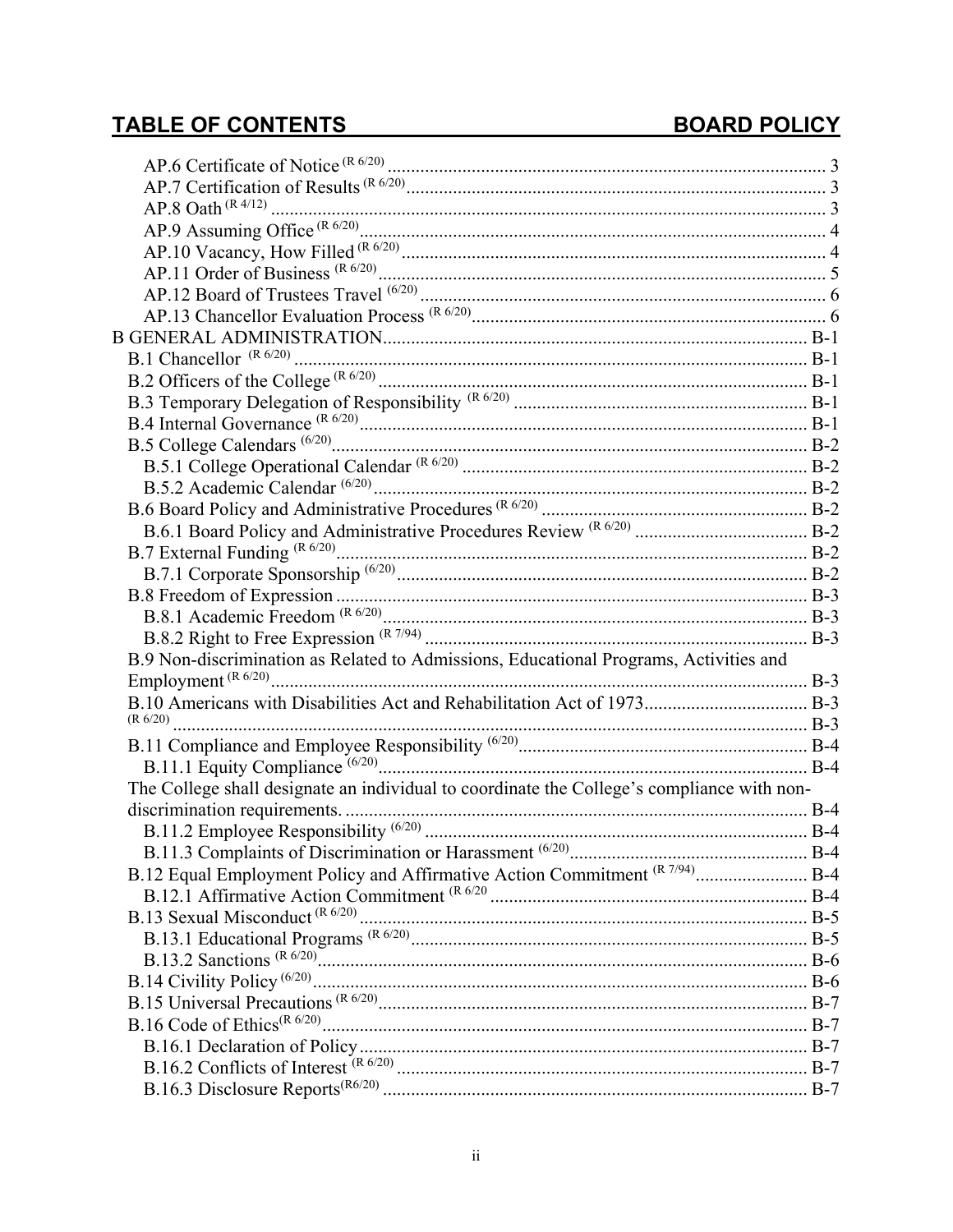## TABLE OF CONTENTS BOARD POLICY

AP.6 Certificate of Notice (R 6/20) ... 3
AP.7 Certification of Results (R 6/20) ... 3
AP.8 Oath (R 4/12) ... 3
AP.9 Assuming Office (R 6/20) ... 4
AP.10 Vacancy, How Filled (R 6/20) ... 4
AP.11 Order of Business (R 6/20) ... 5
AP.12 Board of Trustees Travel (6/20) ... 6
AP.13 Chancellor Evaluation Process (R 6/20) ... 6
B GENERAL ADMINISTRATION ... B-1
B.1 Chancellor (R 6/20) ... B-1
B.2 Officers of the College (R 6/20) ... B-1
B.3 Temporary Delegation of Responsibility (R 6/20) ... B-1
B.4 Internal Governance (R 6/20) ... B-1
B.5 College Calendars (6/20) ... B-2
B.5.1 College Operational Calendar (R 6/20) ... B-2
B.5.2 Academic Calendar (6/20) ... B-2
B.6 Board Policy and Administrative Procedures (R 6/20) ... B-2
B.6.1 Board Policy and Administrative Procedures Review (R 6/20) ... B-2
B.7 External Funding (R 6/20) ... B-2
B.7.1 Corporate Sponsorship (6/20) ... B-2
B.8 Freedom of Expression ... B-3
B.8.1 Academic Freedom (R 6/20) ... B-3
B.8.2 Right to Free Expression (R 7/94) ... B-3
B.9 Non-discrimination as Related to Admissions, Educational Programs, Activities and Employment (R 6/20) ... B-3
B.10 Americans with Disabilities Act and Rehabilitation Act of 1973 ... B-3
(R 6/20) ... B-3
B.11 Compliance and Employee Responsibility (6/20) ... B-4
B.11.1 Equity Compliance (6/20) ... B-4
The College shall designate an individual to coordinate the College's compliance with non-discrimination requirements. ... B-4
B.11.2 Employee Responsibility (6/20) ... B-4
B.11.3 Complaints of Discrimination or Harassment (6/20) ... B-4
B.12 Equal Employment Policy and Affirmative Action Commitment (R 7/94) ... B-4
B.12.1 Affirmative Action Commitment (R 6/20 ... B-4
B.13 Sexual Misconduct (R 6/20) ... B-5
B.13.1 Educational Programs (R 6/20) ... B-5
B.13.2 Sanctions (R 6/20) ... B-6
B.14 Civility Policy (6/20) ... B-6
B.15 Universal Precautions (R 6/20) ... B-7
B.16 Code of Ethics (R 6/20) ... B-7
B.16.1 Declaration of Policy ... B-7
B.16.2 Conflicts of Interest (R 6/20) ... B-7
B.16.3 Disclosure Reports (R6/20) ... B-7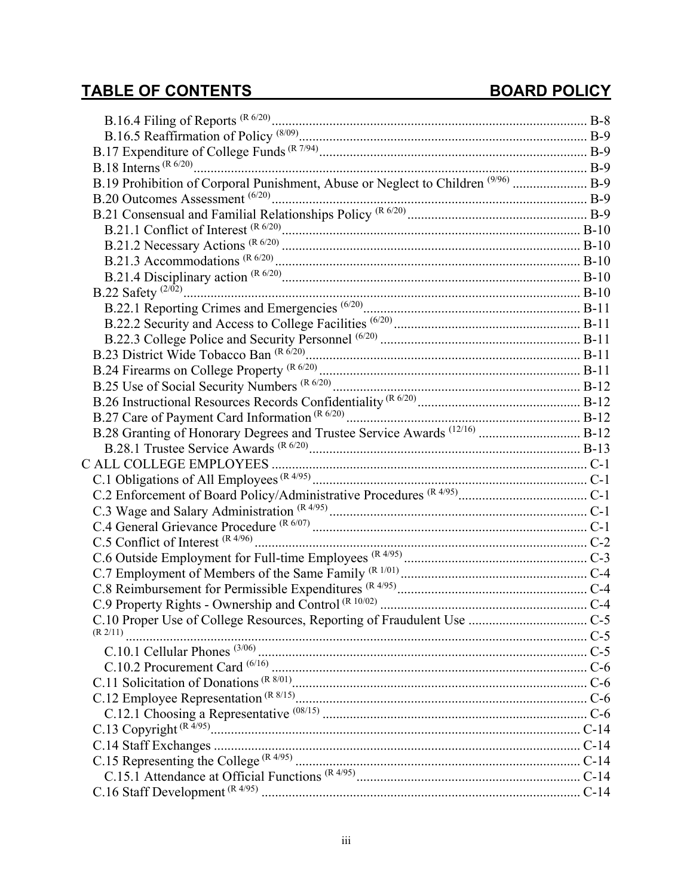## TABLE OF CONTENTS BOARD POLICY

- B.16.4 Filing of Reports (R 6/20) ........ B-8
- B.16.5 Reaffirmation of Policy (8/09) ........ B-9
- B.17 Expenditure of College Funds (R 7/94) ........ B-9
- B.18 Interns (R 6/20) ........ B-9
- B.19 Prohibition of Corporal Punishment, Abuse or Neglect to Children (9/96) ........ B-9
- B.20 Outcomes Assessment (6/20) ........ B-9
- B.21 Consensual and Familial Relationships Policy (R 6/20) ........ B-9
  - B.21.1 Conflict of Interest (R 6/20) ........ B-10
  - B.21.2 Necessary Actions (R 6/20) ........ B-10
  - B.21.3 Accommodations (R 6/20) ........ B-10
  - B.21.4 Disciplinary action (R 6/20) ........ B-10
- B.22 Safety (2/02) ........ B-10
  - B.22.1 Reporting Crimes and Emergencies (6/20) ........ B-11
  - B.22.2 Security and Access to College Facilities (6/20) ........ B-11
  - B.22.3 College Police and Security Personnel (6/20) ........ B-11
- B.23 District Wide Tobacco Ban (R 6/20) ........ B-11
- B.24 Firearms on College Property (R 6/20) ........ B-11
- B.25 Use of Social Security Numbers (R 6/20) ........ B-12
- B.26 Instructional Resources Records Confidentiality (R 6/20) ........ B-12
- B.27 Care of Payment Card Information (R 6/20) ........ B-12
- B.28 Granting of Honorary Degrees and Trustee Service Awards (12/16) ........ B-12
  - B.28.1 Trustee Service Awards (R 6/20) ........ B-13

C ALL COLLEGE EMPLOYEES ........ C-1

- C.1 Obligations of All Employees (R 4/95) ........ C-1
- C.2 Enforcement of Board Policy/Administrative Procedures (R 4/95) ........ C-1
- C.3 Wage and Salary Administration (R 4/95) ........ C-1
- C.4 General Grievance Procedure (R 6/07) ........ C-1
- C.5 Conflict of Interest (R 4/96) ........ C-2
- C.6 Outside Employment for Full-time Employees (R 4/95) ........ C-3
- C.7 Employment of Members of the Same Family (R 1/01) ........ C-4
- C.8 Reimbursement for Permissible Expenditures (R 4/95) ........ C-4
- C.9 Property Rights - Ownership and Control (R 10/02) ........ C-4
- C.10 Proper Use of College Resources, Reporting of Fraudulent Use ........ C-5
  (R 2/11) ........ C-5
  - C.10.1 Cellular Phones (3/06) ........ C-5
  - C.10.2 Procurement Card (6/16) ........ C-6
- C.11 Solicitation of Donations (R 8/01) ........ C-6
- C.12 Employee Representation (R 8/15) ........ C-6
  - C.12.1 Choosing a Representative (08/15) ........ C-6
- C.13 Copyright (R 4/95) ........ C-14
- C.14 Staff Exchanges ........ C-14
- C.15 Representing the College (R 4/95) ........ C-14
  - C.15.1 Attendance at Official Functions (R 4/95) ........ C-14
- C.16 Staff Development (R 4/95) ........ C-14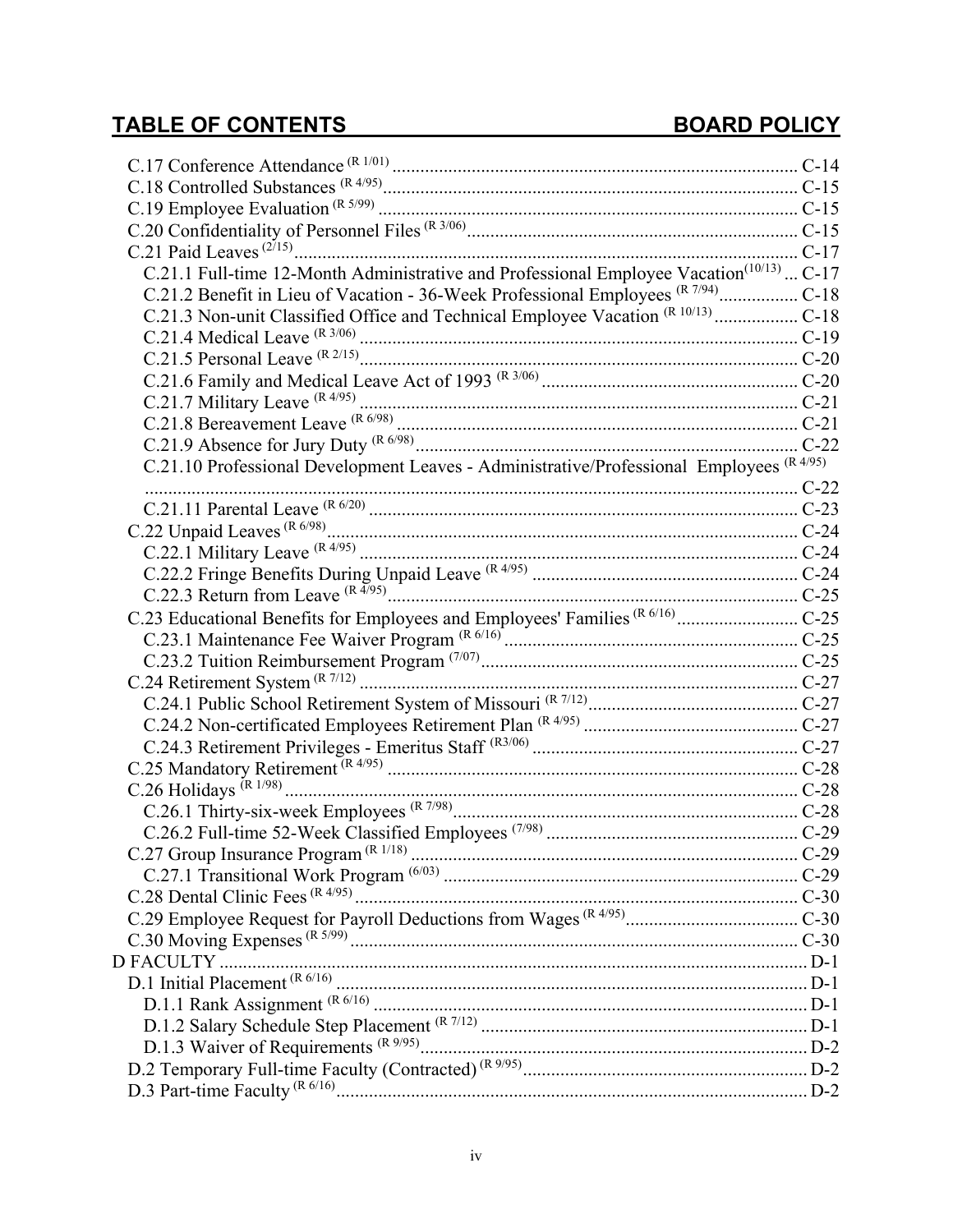## TABLE OF CONTENTS — BOARD POLICY

- C.17 Conference Attendance (R 1/01) ........ C-14
- C.18 Controlled Substances (R 4/95) ........ C-15
- C.19 Employee Evaluation (R 5/99) ........ C-15
- C.20 Confidentiality of Personnel Files (R 3/06) ........ C-15
- C.21 Paid Leaves (2/15) ........ C-17
  - C.21.1 Full-time 12-Month Administrative and Professional Employee Vacation (10/13) ... C-17
  - C.21.2 Benefit in Lieu of Vacation - 36-Week Professional Employees (R 7/94) ........ C-18
  - C.21.3 Non-unit Classified Office and Technical Employee Vacation (R 10/13) ........ C-18
  - C.21.4 Medical Leave (R 3/06) ........ C-19
  - C.21.5 Personal Leave (R 2/15) ........ C-20
  - C.21.6 Family and Medical Leave Act of 1993 (R 3/06) ........ C-20
  - C.21.7 Military Leave (R 4/95) ........ C-21
  - C.21.8 Bereavement Leave (R 6/98) ........ C-21
  - C.21.9 Absence for Jury Duty (R 6/98) ........ C-22
  - C.21.10 Professional Development Leaves - Administrative/Professional Employees (R 4/95) ........ C-22
  - C.21.11 Parental Leave (R 6/20) ........ C-23
- C.22 Unpaid Leaves (R 6/98) ........ C-24
  - C.22.1 Military Leave (R 4/95) ........ C-24
  - C.22.2 Fringe Benefits During Unpaid Leave (R 4/95) ........ C-24
  - C.22.3 Return from Leave (R 4/95) ........ C-25
- C.23 Educational Benefits for Employees and Employees' Families (R 6/16) ........ C-25
  - C.23.1 Maintenance Fee Waiver Program (R 6/16) ........ C-25
  - C.23.2 Tuition Reimbursement Program (7/07) ........ C-25
- C.24 Retirement System (R 7/12) ........ C-27
  - C.24.1 Public School Retirement System of Missouri (R 7/12) ........ C-27
  - C.24.2 Non-certificated Employees Retirement Plan (R 4/95) ........ C-27
  - C.24.3 Retirement Privileges - Emeritus Staff (R3/06) ........ C-27
- C.25 Mandatory Retirement (R 4/95) ........ C-28
- C.26 Holidays (R 1/98) ........ C-28
  - C.26.1 Thirty-six-week Employees (R 7/98) ........ C-28
  - C.26.2 Full-time 52-Week Classified Employees (7/98) ........ C-29
- C.27 Group Insurance Program (R 1/18) ........ C-29
  - C.27.1 Transitional Work Program (6/03) ........ C-29
- C.28 Dental Clinic Fees (R 4/95) ........ C-30
- C.29 Employee Request for Payroll Deductions from Wages (R 4/95) ........ C-30
- C.30 Moving Expenses (R 5/99) ........ C-30

D FACULTY ........ D-1

- D.1 Initial Placement (R 6/16) ........ D-1
  - D.1.1 Rank Assignment (R 6/16) ........ D-1
  - D.1.2 Salary Schedule Step Placement (R 7/12) ........ D-1
  - D.1.3 Waiver of Requirements (R 9/95) ........ D-2
- D.2 Temporary Full-time Faculty (Contracted) (R 9/95) ........ D-2
- D.3 Part-time Faculty (R 6/16) ........ D-2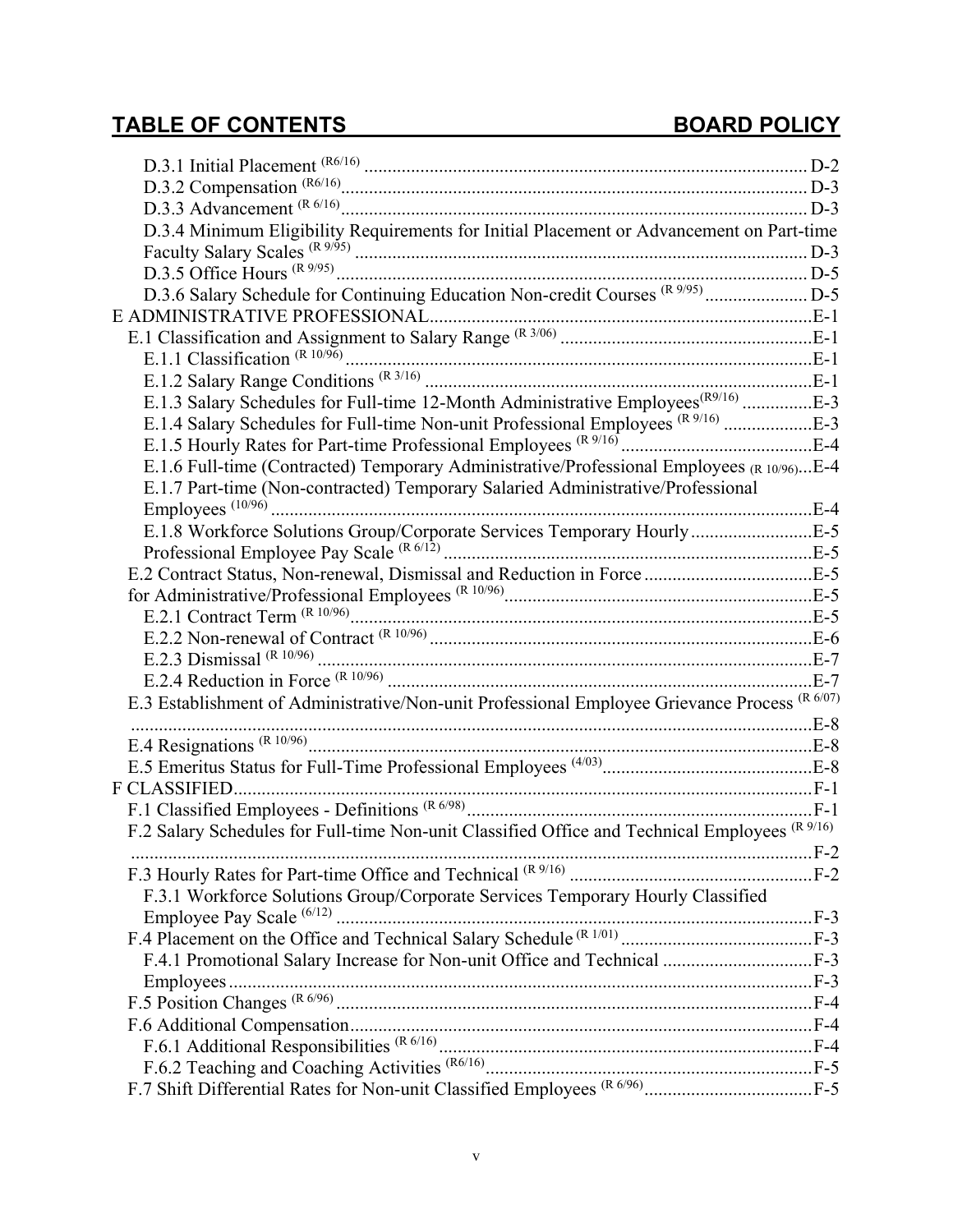## TABLE OF CONTENTS BOARD POLICY

D.3.1 Initial Placement (R6/16) .............................................................................................. D-2
D.3.2 Compensation (R6/16)................................................................................................... D-3
D.3.3 Advancement (R 6/16)................................................................................................... D-3
D.3.4 Minimum Eligibility Requirements for Initial Placement or Advancement on Part-time Faculty Salary Scales (R 9/95) ................................................................................................ D-3
D.3.5 Office Hours (R 9/95).................................................................................................... D-5
D.3.6 Salary Schedule for Continuing Education Non-credit Courses (R 9/95)...................... D-5

E ADMINISTRATIVE PROFESSIONAL..................................................................................E-1
E.1 Classification and Assignment to Salary Range (R 3/06) ......................................................E-1
E.1.1 Classification (R 10/96)...................................................................................................E-1
E.1.2 Salary Range Conditions (R 3/16) ..................................................................................E-1
E.1.3 Salary Schedules for Full-time 12-Month Administrative Employees(R9/16) ..............E-3
E.1.4 Salary Schedules for Full-time Non-unit Professional Employees (R 9/16) ..................E-3
E.1.5 Hourly Rates for Part-time Professional Employees (R 9/16).........................................E-4
E.1.6 Full-time (Contracted) Temporary Administrative/Professional Employees (R 10/96)...E-4
E.1.7 Part-time (Non-contracted) Temporary Salaried Administrative/Professional Employees (10/96)...................................................................................................E-4
E.1.8 Workforce Solutions Group/Corporate Services Temporary Hourly..........................E-5
Professional Employee Pay Scale (R 6/12)..............................................................................E-5
E.2 Contract Status, Non-renewal, Dismissal and Reduction in Force....................................E-5
for Administrative/Professional Employees (R 10/96).................................................................E-5
E.2.1 Contract Term (R 10/96)..................................................................................................E-5
E.2.2 Non-renewal of Contract (R 10/96).................................................................................E-6
E.2.3 Dismissal (R 10/96).........................................................................................................E-7
E.2.4 Reduction in Force (R 10/96) ..........................................................................................E-7
E.3 Establishment of Administrative/Non-unit Professional Employee Grievance Process (R 6/07) .................................................................................................................................E-8
E.4 Resignations (R 10/96)..........................................................................................................E-8
E.5 Emeritus Status for Full-Time Professional Employees (4/03)............................................E-8

F CLASSIFIED...........................................................................................................................F-1
F.1 Classified Employees - Definitions (R 6/98).........................................................................F-1
F.2 Salary Schedules for Full-time Non-unit Classified Office and Technical Employees (R 9/16) .................................................................................................................................F-2
F.3 Hourly Rates for Part-time Office and Technical (R 9/16) ...................................................F-2
F.3.1 Workforce Solutions Group/Corporate Services Temporary Hourly Classified Employee Pay Scale (6/12) ....................................................................................................F-3
F.4 Placement on the Office and Technical Salary Schedule (R 1/01) ........................................F-3
F.4.1 Promotional Salary Increase for Non-unit Office and Technical ................................F-3
Employees............................................................................................................................F-3
F.5 Position Changes (R 6/96) .....................................................................................................F-4
F.6 Additional Compensation.................................................................................................F-4
F.6.1 Additional Responsibilities (R 6/16)...............................................................................F-4
F.6.2 Teaching and Coaching Activities (R6/16).....................................................................F-5
F.7 Shift Differential Rates for Non-unit Classified Employees (R 6/96)...................................F-5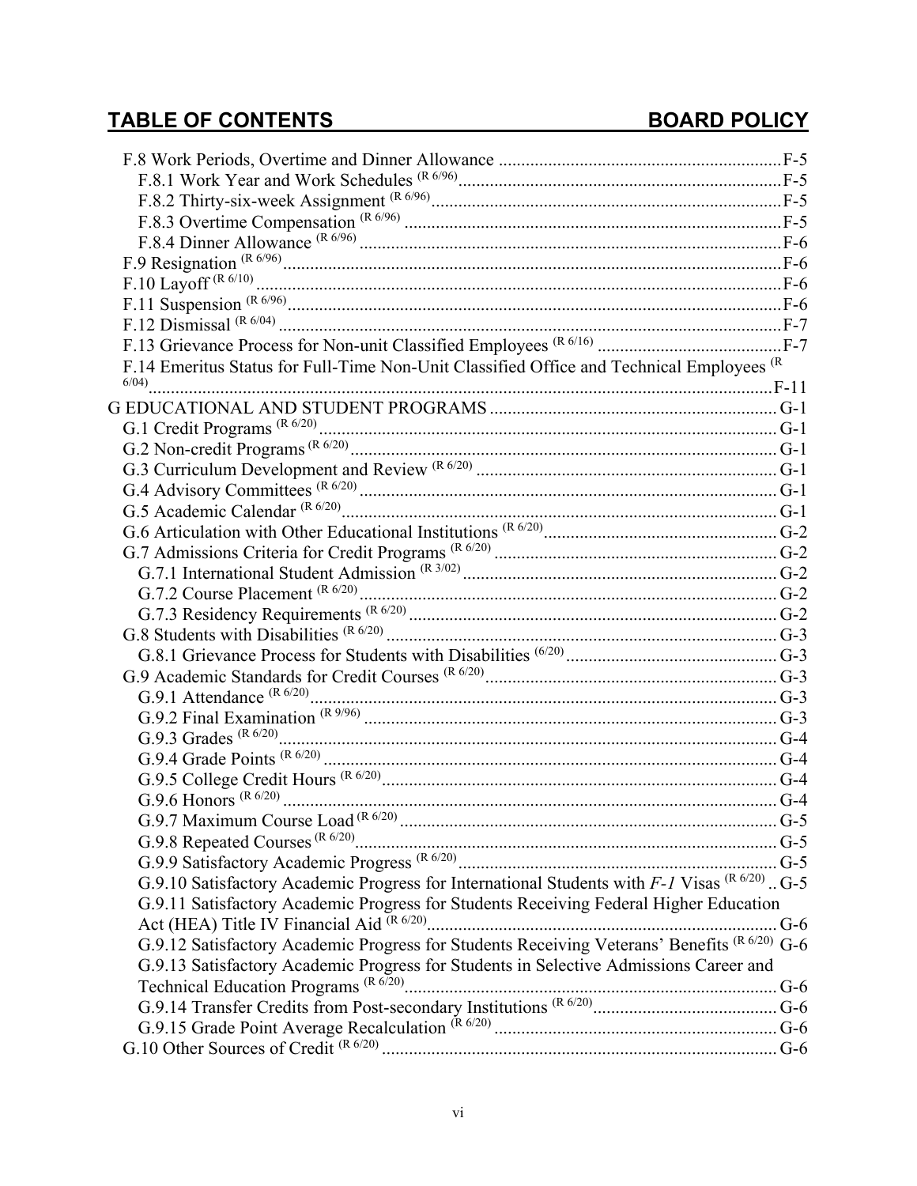## TABLE OF CONTENTS — BOARD POLICY

- F.8 Work Periods, Overtime and Dinner Allowance ........ F-5
  - F.8.1 Work Year and Work Schedules (R 6/96) ........ F-5
  - F.8.2 Thirty-six-week Assignment (R 6/96) ........ F-5
  - F.8.3 Overtime Compensation (R 6/96) ........ F-5
  - F.8.4 Dinner Allowance (R 6/96) ........ F-6
- F.9 Resignation (R 6/96) ........ F-6
- F.10 Layoff (R 6/10) ........ F-6
- F.11 Suspension (R 6/96) ........ F-6
- F.12 Dismissal (R 6/04) ........ F-7
- F.13 Grievance Process for Non-unit Classified Employees (R 6/16) ........ F-7
- F.14 Emeritus Status for Full-Time Non-Unit Classified Office and Technical Employees (R 6/04) ........ F-11

G EDUCATIONAL AND STUDENT PROGRAMS ........ G-1

- G.1 Credit Programs (R 6/20) ........ G-1
- G.2 Non-credit Programs (R 6/20) ........ G-1
- G.3 Curriculum Development and Review (R 6/20) ........ G-1
- G.4 Advisory Committees (R 6/20) ........ G-1
- G.5 Academic Calendar (R 6/20) ........ G-1
- G.6 Articulation with Other Educational Institutions (R 6/20) ........ G-2
- G.7 Admissions Criteria for Credit Programs (R 6/20) ........ G-2
  - G.7.1 International Student Admission (R 3/02) ........ G-2
  - G.7.2 Course Placement (R 6/20) ........ G-2
  - G.7.3 Residency Requirements (R 6/20) ........ G-2
- G.8 Students with Disabilities (R 6/20) ........ G-3
  - G.8.1 Grievance Process for Students with Disabilities (6/20) ........ G-3
- G.9 Academic Standards for Credit Courses (R 6/20) ........ G-3
  - G.9.1 Attendance (R 6/20) ........ G-3
  - G.9.2 Final Examination (R 9/96) ........ G-3
  - G.9.3 Grades (R 6/20) ........ G-4
  - G.9.4 Grade Points (R 6/20) ........ G-4
  - G.9.5 College Credit Hours (R 6/20) ........ G-4
  - G.9.6 Honors (R 6/20) ........ G-4
  - G.9.7 Maximum Course Load (R 6/20) ........ G-5
  - G.9.8 Repeated Courses (R 6/20) ........ G-5
  - G.9.9 Satisfactory Academic Progress (R 6/20) ........ G-5
  - G.9.10 Satisfactory Academic Progress for International Students with *F-1* Visas (R 6/20) ........ G-5
  - G.9.11 Satisfactory Academic Progress for Students Receiving Federal Higher Education Act (HEA) Title IV Financial Aid (R 6/20) ........ G-6
  - G.9.12 Satisfactory Academic Progress for Students Receiving Veterans' Benefits (R 6/20) ........ G-6
  - G.9.13 Satisfactory Academic Progress for Students in Selective Admissions Career and Technical Education Programs (R 6/20) ........ G-6
  - G.9.14 Transfer Credits from Post-secondary Institutions (R 6/20) ........ G-6
  - G.9.15 Grade Point Average Recalculation (R 6/20) ........ G-6
- G.10 Other Sources of Credit (R 6/20) ........ G-6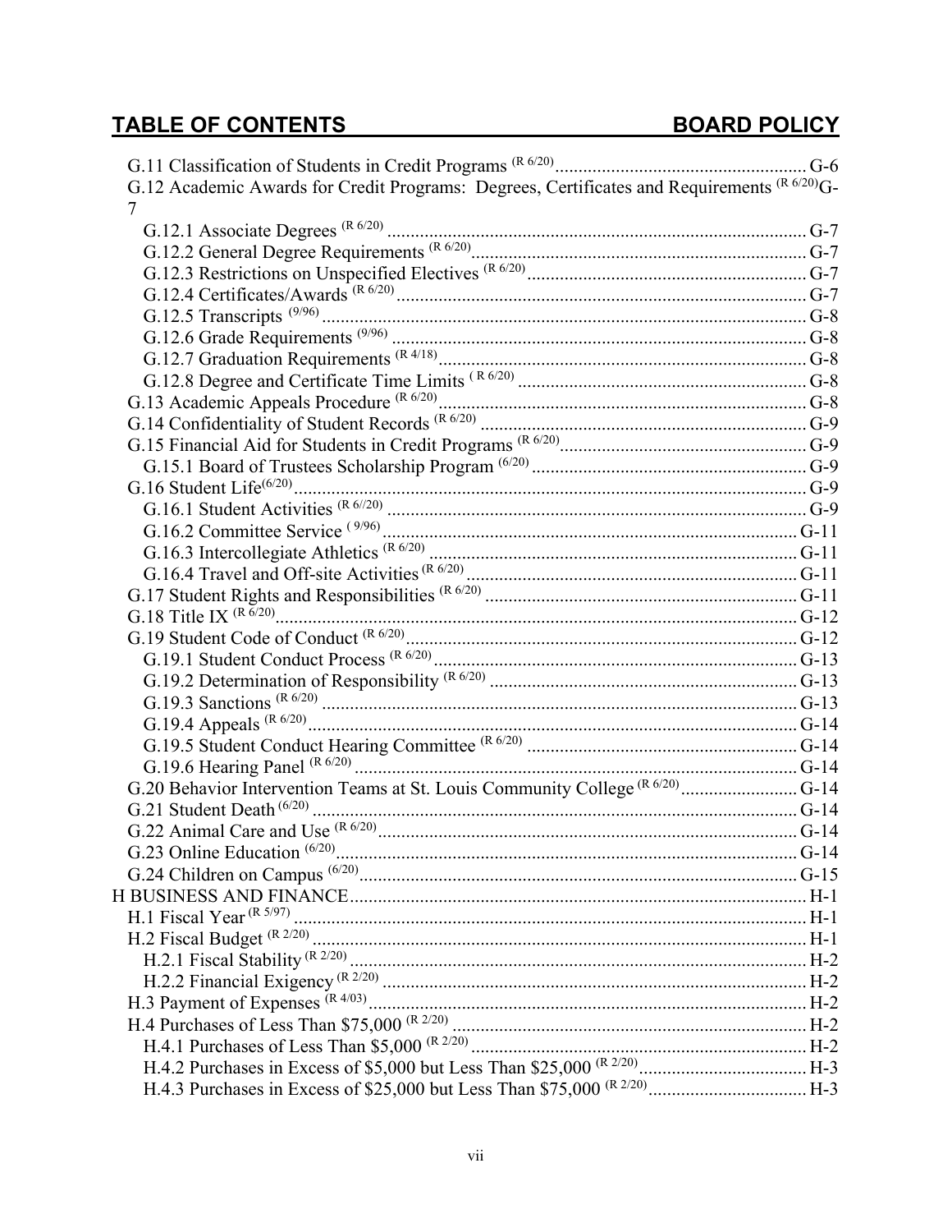## TABLE OF CONTENTS BOARD POLICY

G.11 Classification of Students in Credit Programs (R 6/20) ..................................................... G-6
G.12 Academic Awards for Credit Programs: Degrees, Certificates and Requirements (R 6/20) G-7
- G.12.1 Associate Degrees (R 6/20) ......................................................................................... G-7
- G.12.2 General Degree Requirements (R 6/20) ...................................................................... G-7
- G.12.3 Restrictions on Unspecified Electives (R 6/20) ........................................................... G-7
- G.12.4 Certificates/Awards (R 6/20) ....................................................................................... G-7
- G.12.5 Transcripts (9/96) ........................................................................................................ G-8
- G.12.6 Grade Requirements (9/96) ......................................................................................... G-8
- G.12.7 Graduation Requirements (R 4/18) .............................................................................. G-8
- G.12.8 Degree and Certificate Time Limits (R 6/20) ............................................................. G-8

G.13 Academic Appeals Procedure (R 6/20) ............................................................................. G-8
G.14 Confidentiality of Student Records (R 6/20) ..................................................................... G-9
G.15 Financial Aid for Students in Credit Programs (R 6/20) .................................................... G-9
- G.15.1 Board of Trustees Scholarship Program (6/20) ........................................................... G-9

G.16 Student Life (6/20) ............................................................................................................. G-9
- G.16.1 Student Activities (R 6//20) ......................................................................................... G-9
- G.16.2 Committee Service (9/96) ........................................................................................... G-11
- G.16.3 Intercollegiate Athletics (R 6/20) ............................................................................... G-11
- G.16.4 Travel and Off-site Activities (R 6/20) ....................................................................... G-11

G.17 Student Rights and Responsibilities (R 6/20) .................................................................. G-11
G.18 Title IX (R 6/20) ............................................................................................................... G-12
G.19 Student Code of Conduct (R 6/20) .................................................................................... G-12
- G.19.1 Student Conduct Process (R 6/20) ............................................................................. G-13
- G.19.2 Determination of Responsibility (R 6/20) ................................................................. G-13
- G.19.3 Sanctions (R 6/20) ..................................................................................................... G-13
- G.19.4 Appeals (R 6/20) ........................................................................................................ G-14
- G.19.5 Student Conduct Hearing Committee (R 6/20) .......................................................... G-14
- G.19.6 Hearing Panel (R 6/20) .............................................................................................. G-14

G.20 Behavior Intervention Teams at St. Louis Community College (R 6/20) ......................... G-14
G.21 Student Death (6/20) ........................................................................................................ G-14
G.22 Animal Care and Use (R 6/20) ......................................................................................... G-14
G.23 Online Education (6/20) ................................................................................................... G-14
G.24 Children on Campus (6/20) .............................................................................................. G-15

H BUSINESS AND FINANCE ................................................................................................. H-1
- H.1 Fiscal Year (R 5/97) ............................................................................................................. H-1
- H.2 Fiscal Budget (R 2/20) ......................................................................................................... H-1
  - H.2.1 Fiscal Stability (R 2/20) ................................................................................................. H-2
  - H.2.2 Financial Exigency (R 2/20) .......................................................................................... H-2
- H.3 Payment of Expenses (R 4/03) ............................................................................................. H-2
- H.4 Purchases of Less Than $75,000 (R 2/20) ........................................................................... H-2
  - H.4.1 Purchases of Less Than $5,000 (R 2/20) ....................................................................... H-2
  - H.4.2 Purchases in Excess of $5,000 but Less Than $25,000 (R 2/20) .................................... H-3
  - H.4.3 Purchases in Excess of $25,000 but Less Than $75,000 (R 2/20) .................................. H-3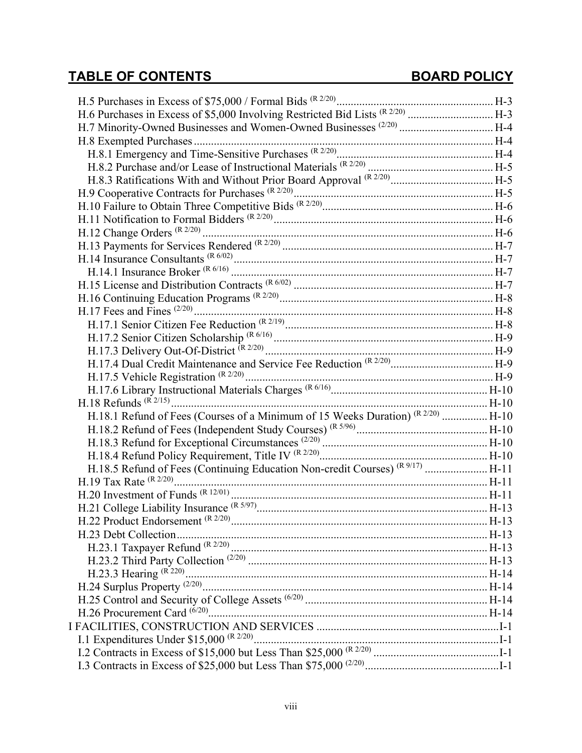## TABLE OF CONTENTS BOARD POLICY

- H.5 Purchases in Excess of $75,000 / Formal Bids (R 2/20) .......... H-3
- H.6 Purchases in Excess of $5,000 Involving Restricted Bid Lists (R 2/20) .......... H-3
- H.7 Minority-Owned Businesses and Women-Owned Businesses (2/20) .......... H-4
- H.8 Exempted Purchases .......... H-4
  - H.8.1 Emergency and Time-Sensitive Purchases (R 2/20) .......... H-4
  - H.8.2 Purchase and/or Lease of Instructional Materials (R 2/20) .......... H-5
  - H.8.3 Ratifications With and Without Prior Board Approval (R 2/20) .......... H-5
- H.9 Cooperative Contracts for Purchases (R 2/20) .......... H-5
- H.10 Failure to Obtain Three Competitive Bids (R 2/20) .......... H-6
- H.11 Notification to Formal Bidders (R 2/20) .......... H-6
- H.12 Change Orders (R 2/20) .......... H-6
- H.13 Payments for Services Rendered (R 2/20) .......... H-7
- H.14 Insurance Consultants (R 6/02) .......... H-7
  - H.14.1 Insurance Broker (R 6/16) .......... H-7
- H.15 License and Distribution Contracts (R 6/02) .......... H-7
- H.16 Continuing Education Programs (R 2/20) .......... H-8
- H.17 Fees and Fines (2/20) .......... H-8
  - H.17.1 Senior Citizen Fee Reduction (R 2/19) .......... H-8
  - H.17.2 Senior Citizen Scholarship (R 6/16) .......... H-9
  - H.17.3 Delivery Out-Of-District (R 2/20) .......... H-9
  - H.17.4 Dual Credit Maintenance and Service Fee Reduction (R 2/20) .......... H-9
  - H.17.5 Vehicle Registration (R 2/20) .......... H-9
  - H.17.6 Library Instructional Materials Charges (R 6/16) .......... H-10
- H.18 Refunds (R 2/15) .......... H-10
  - H.18.1 Refund of Fees (Courses of a Minimum of 15 Weeks Duration) (R 2/20) .......... H-10
  - H.18.2 Refund of Fees (Independent Study Courses) (R 5/96) .......... H-10
  - H.18.3 Refund for Exceptional Circumstances (2/20) .......... H-10
  - H.18.4 Refund Policy Requirement, Title IV (R 2/20) .......... H-10
  - H.18.5 Refund of Fees (Continuing Education Non-credit Courses) (R 9/17) .......... H-11
- H.19 Tax Rate (R 2/20) .......... H-11
- H.20 Investment of Funds (R 12/01) .......... H-11
- H.21 College Liability Insurance (R 5/97) .......... H-13
- H.22 Product Endorsement (R 2/20) .......... H-13
- H.23 Debt Collection .......... H-13
  - H.23.1 Taxpayer Refund (R 2/20) .......... H-13
  - H.23.2 Third Party Collection (2/20) .......... H-13
  - H.23.3 Hearing (R 220) .......... H-14
- H.24 Surplus Property (2/20) .......... H-14
- H.25 Control and Security of College Assets (6/20) .......... H-14
- H.26 Procurement Card (6/20) .......... H-14

I FACILITIES, CONSTRUCTION AND SERVICES .......... I-1

- I.1 Expenditures Under $15,000 (R 2/20) .......... I-1
- I.2 Contracts in Excess of $15,000 but Less Than $25,000 (R 2/20) .......... I-1
- I.3 Contracts in Excess of $25,000 but Less Than $75,000 (2/20) .......... I-1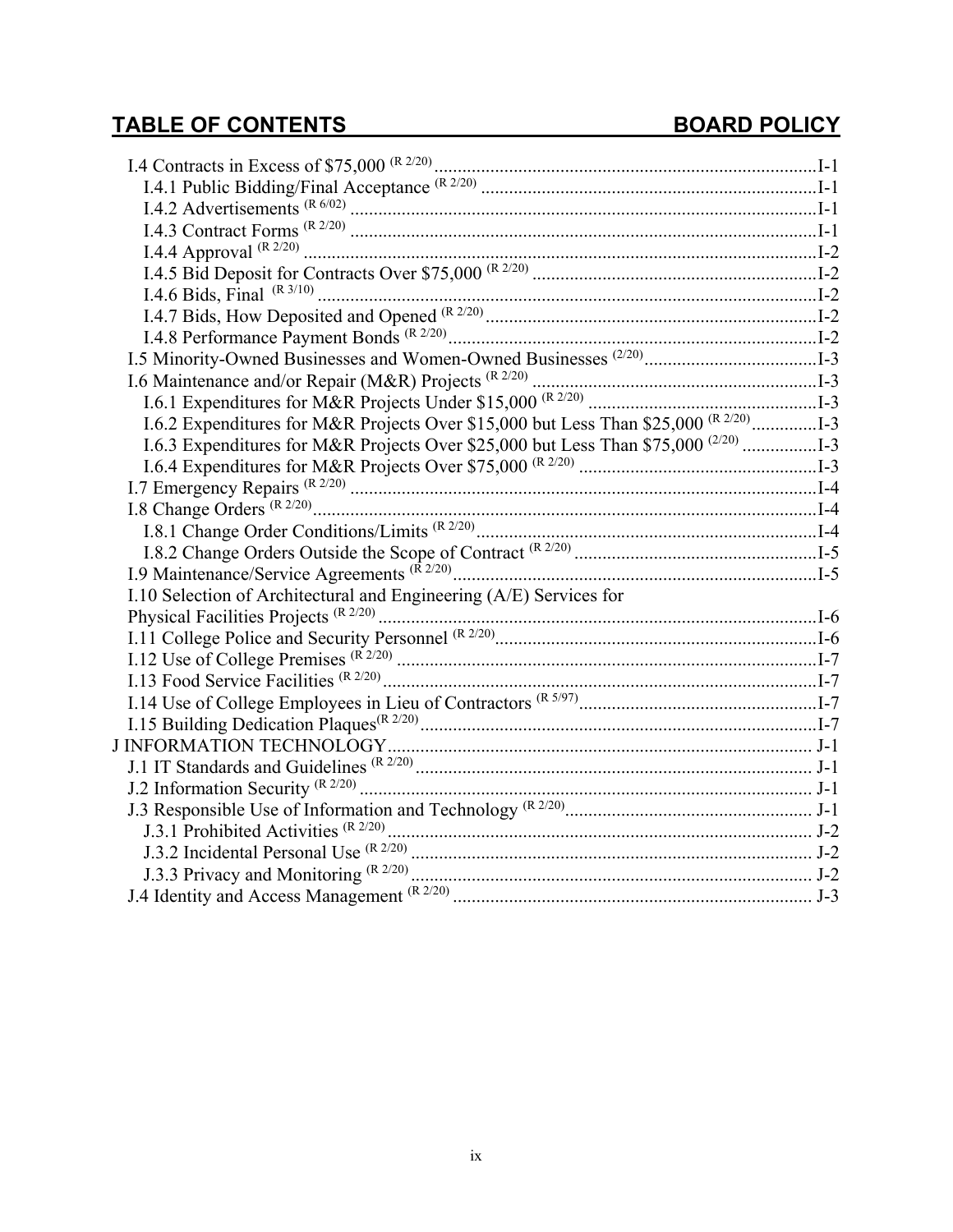## TABLE OF CONTENTS BOARD POLICY

- I.4 Contracts in Excess of $75,000 (R 2/20) ....................................................................................I-1
  - I.4.1 Public Bidding/Final Acceptance (R 2/20) ........................................................................I-1
  - I.4.2 Advertisements (R 6/02) ....................................................................................................I-1
  - I.4.3 Contract Forms (R 2/20) ....................................................................................................I-1
  - I.4.4 Approval (R 2/20) ..............................................................................................................I-2
  - I.4.5 Bid Deposit for Contracts Over $75,000 (R 2/20) .............................................................I-2
  - I.4.6 Bids, Final (R 3/10) ...........................................................................................................I-2
  - I.4.7 Bids, How Deposited and Opened (R 2/20) .......................................................................I-2
  - I.4.8 Performance Payment Bonds (R 2/20) ...............................................................................I-2
- I.5 Minority-Owned Businesses and Women-Owned Businesses (2/20) ......................................I-3
- I.6 Maintenance and/or Repair (M&R) Projects (R 2/20) .............................................................I-3
  - I.6.1 Expenditures for M&R Projects Under $15,000 (R 2/20) .................................................I-3
  - I.6.2 Expenditures for M&R Projects Over $15,000 but Less Than $25,000 (R 2/20) ..............I-3
  - I.6.3 Expenditures for M&R Projects Over $25,000 but Less Than $75,000 (2/20) ................I-3
  - I.6.4 Expenditures for M&R Projects Over $75,000 (R 2/20) ...................................................I-3
- I.7 Emergency Repairs (R 2/20) ....................................................................................................I-4
- I.8 Change Orders (R 2/20) ............................................................................................................I-4
  - I.8.1 Change Order Conditions/Limits (R 2/20) .........................................................................I-4
  - I.8.2 Change Orders Outside the Scope of Contract (R 2/20) ....................................................I-5
- I.9 Maintenance/Service Agreements (R 2/20) ..............................................................................I-5
- I.10 Selection of Architectural and Engineering (A/E) Services for Physical Facilities Projects (R 2/20) ..............................................................................................I-6
- I.11 College Police and Security Personnel (R 2/20) .....................................................................I-6
- I.12 Use of College Premises (R 2/20) ..........................................................................................I-7
- I.13 Food Service Facilities (R 2/20) .............................................................................................I-7
- I.14 Use of College Employees in Lieu of Contractors (R 5/97) ...................................................I-7
- I.15 Building Dedication Plaques (R 2/20) ....................................................................................I-7

J INFORMATION TECHNOLOGY........................................................................................... J-1

- J.1 IT Standards and Guidelines (R 2/20) ..................................................................................... J-1
- J.2 Information Security (R 2/20) ................................................................................................. J-1
- J.3 Responsible Use of Information and Technology (R 2/20) ..................................................... J-1
  - J.3.1 Prohibited Activities (R 2/20) ........................................................................................... J-2
  - J.3.2 Incidental Personal Use (R 2/20) ...................................................................................... J-2
  - J.3.3 Privacy and Monitoring (R 2/20) ...................................................................................... J-2
- J.4 Identity and Access Management (R 2/20) ............................................................................. J-3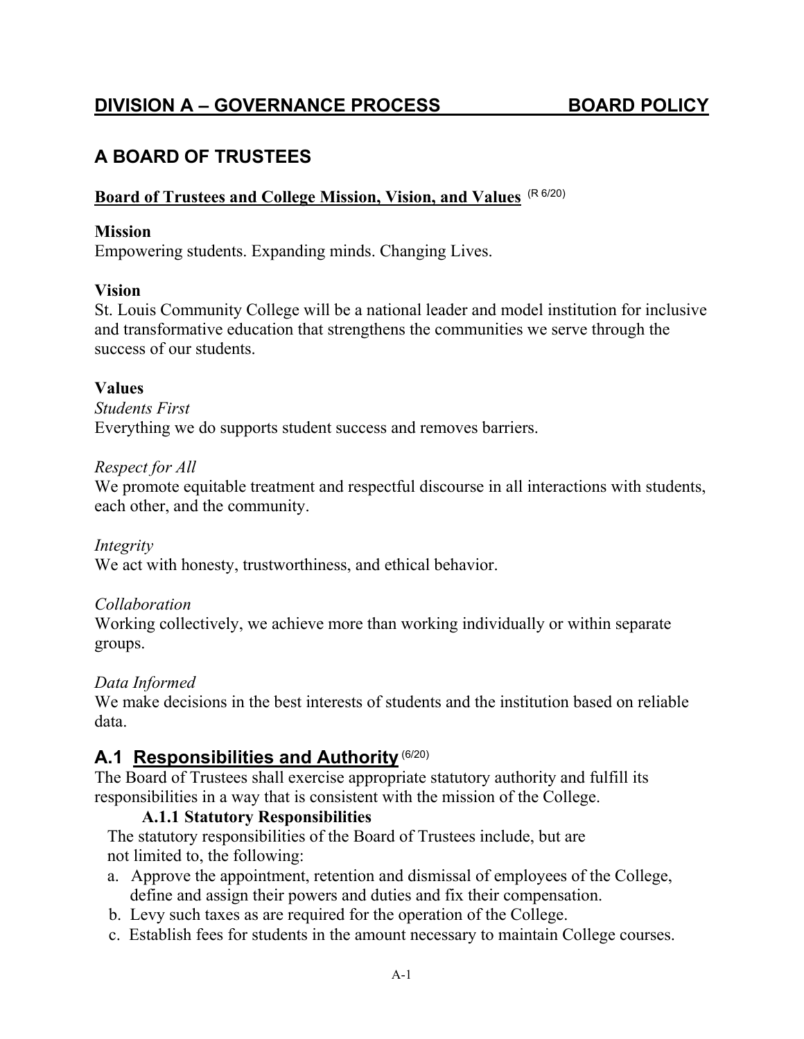## DIVISION A – GOVERNANCE PROCESS BOARD POLICY

## A BOARD OF TRUSTEES

### Board of Trustees and College Mission, Vision, and Values (R 6/20)

**Mission**

Empowering students. Expanding minds. Changing Lives.

**Vision**

St. Louis Community College will be a national leader and model institution for inclusive and transformative education that strengthens the communities we serve through the success of our students.

**Values**

*Students First*

Everything we do supports student success and removes barriers.

*Respect for All*

We promote equitable treatment and respectful discourse in all interactions with students, each other, and the community.

*Integrity*

We act with honesty, trustworthiness, and ethical behavior.

*Collaboration*

Working collectively, we achieve more than working individually or within separate groups.

*Data Informed*

We make decisions in the best interests of students and the institution based on reliable data.

## A.1 Responsibilities and Authority (6/20)

The Board of Trustees shall exercise appropriate statutory authority and fulfill its responsibilities in a way that is consistent with the mission of the College.

### A.1.1 Statutory Responsibilities

The statutory responsibilities of the Board of Trustees include, but are not limited to, the following:

a. Approve the appointment, retention and dismissal of employees of the College, define and assign their powers and duties and fix their compensation.
b. Levy such taxes as are required for the operation of the College.
c. Establish fees for students in the amount necessary to maintain College courses.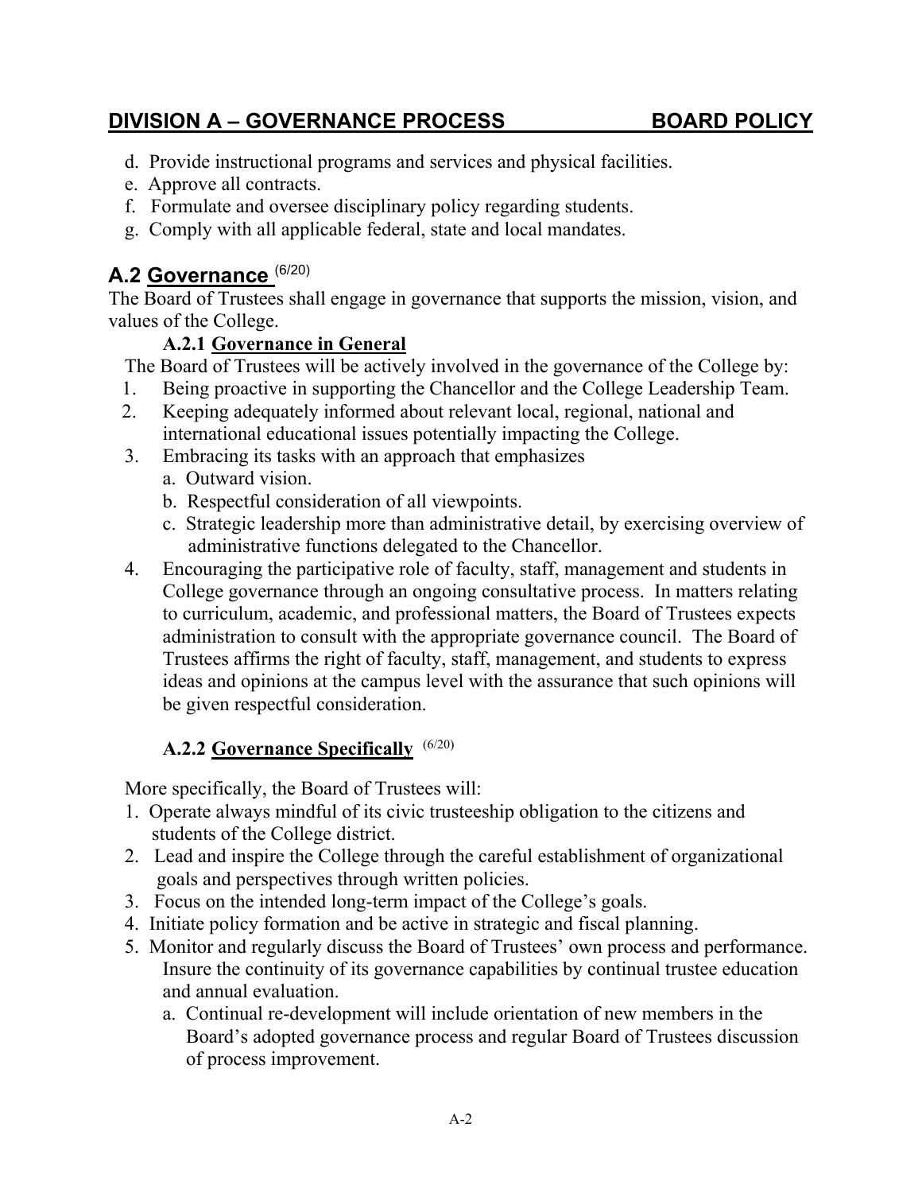d. Provide instructional programs and services and physical facilities.
e. Approve all contracts.
f. Formulate and oversee disciplinary policy regarding students.
g. Comply with all applicable federal, state and local mandates.

## A.2 Governance (6/20)

The Board of Trustees shall engage in governance that supports the mission, vision, and values of the College.

### A.2.1 Governance in General

The Board of Trustees will be actively involved in the governance of the College by:

1. Being proactive in supporting the Chancellor and the College Leadership Team.
2. Keeping adequately informed about relevant local, regional, national and international educational issues potentially impacting the College.
3. Embracing its tasks with an approach that emphasizes
   a. Outward vision.
   b. Respectful consideration of all viewpoints.
   c. Strategic leadership more than administrative detail, by exercising overview of administrative functions delegated to the Chancellor.
4. Encouraging the participative role of faculty, staff, management and students in College governance through an ongoing consultative process. In matters relating to curriculum, academic, and professional matters, the Board of Trustees expects administration to consult with the appropriate governance council. The Board of Trustees affirms the right of faculty, staff, management, and students to express ideas and opinions at the campus level with the assurance that such opinions will be given respectful consideration.

### A.2.2 Governance Specifically (6/20)

More specifically, the Board of Trustees will:

1. Operate always mindful of its civic trusteeship obligation to the citizens and students of the College district.
2. Lead and inspire the College through the careful establishment of organizational goals and perspectives through written policies.
3. Focus on the intended long-term impact of the College's goals.
4. Initiate policy formation and be active in strategic and fiscal planning.
5. Monitor and regularly discuss the Board of Trustees' own process and performance. Insure the continuity of its governance capabilities by continual trustee education and annual evaluation.
   a. Continual re-development will include orientation of new members in the Board's adopted governance process and regular Board of Trustees discussion of process improvement.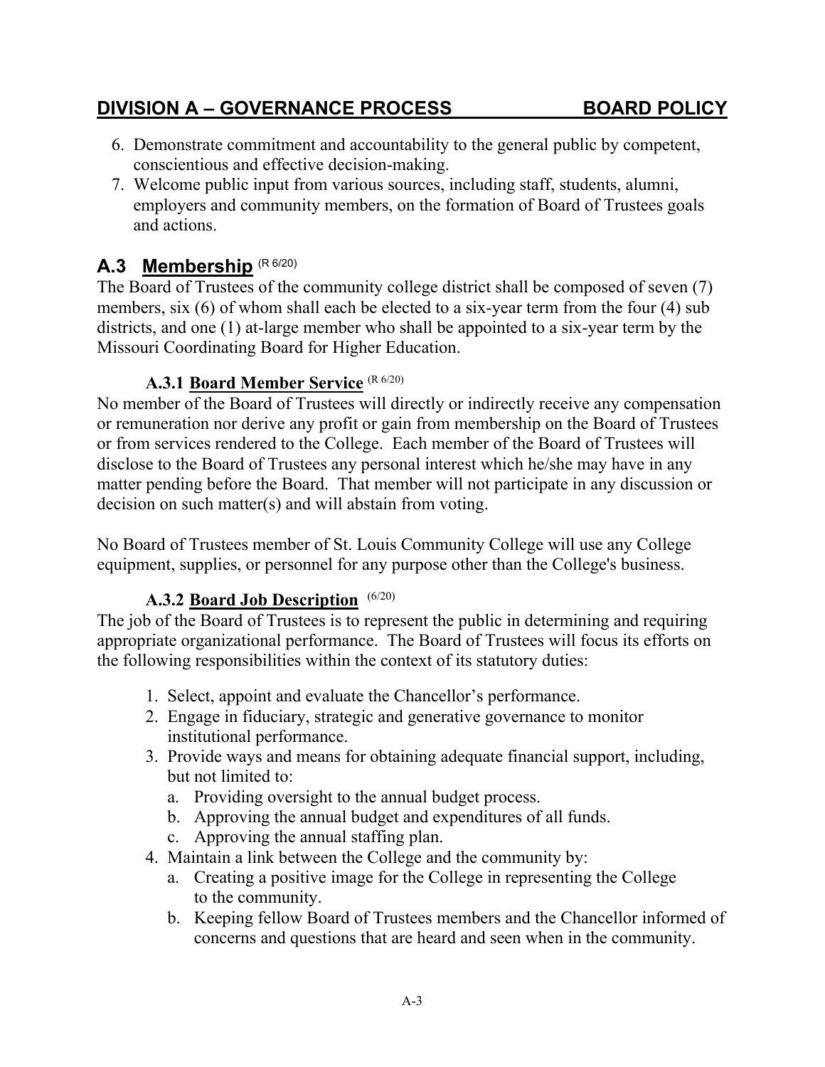6. Demonstrate commitment and accountability to the general public by competent, conscientious and effective decision-making.
7. Welcome public input from various sources, including staff, students, alumni, employers and community members, on the formation of Board of Trustees goals and actions.

## A.3 Membership (R 6/20)

The Board of Trustees of the community college district shall be composed of seven (7) members, six (6) of whom shall each be elected to a six-year term from the four (4) sub districts, and one (1) at-large member who shall be appointed to a six-year term by the Missouri Coordinating Board for Higher Education.

### A.3.1 Board Member Service (R 6/20)

No member of the Board of Trustees will directly or indirectly receive any compensation or remuneration nor derive any profit or gain from membership on the Board of Trustees or from services rendered to the College. Each member of the Board of Trustees will disclose to the Board of Trustees any personal interest which he/she may have in any matter pending before the Board. That member will not participate in any discussion or decision on such matter(s) and will abstain from voting.

No Board of Trustees member of St. Louis Community College will use any College equipment, supplies, or personnel for any purpose other than the College's business.

### A.3.2 Board Job Description (6/20)

The job of the Board of Trustees is to represent the public in determining and requiring appropriate organizational performance. The Board of Trustees will focus its efforts on the following responsibilities within the context of its statutory duties:

1. Select, appoint and evaluate the Chancellor's performance.
2. Engage in fiduciary, strategic and generative governance to monitor institutional performance.
3. Provide ways and means for obtaining adequate financial support, including, but not limited to:
   a. Providing oversight to the annual budget process.
   b. Approving the annual budget and expenditures of all funds.
   c. Approving the annual staffing plan.
4. Maintain a link between the College and the community by:
   a. Creating a positive image for the College in representing the College to the community.
   b. Keeping fellow Board of Trustees members and the Chancellor informed of concerns and questions that are heard and seen when in the community.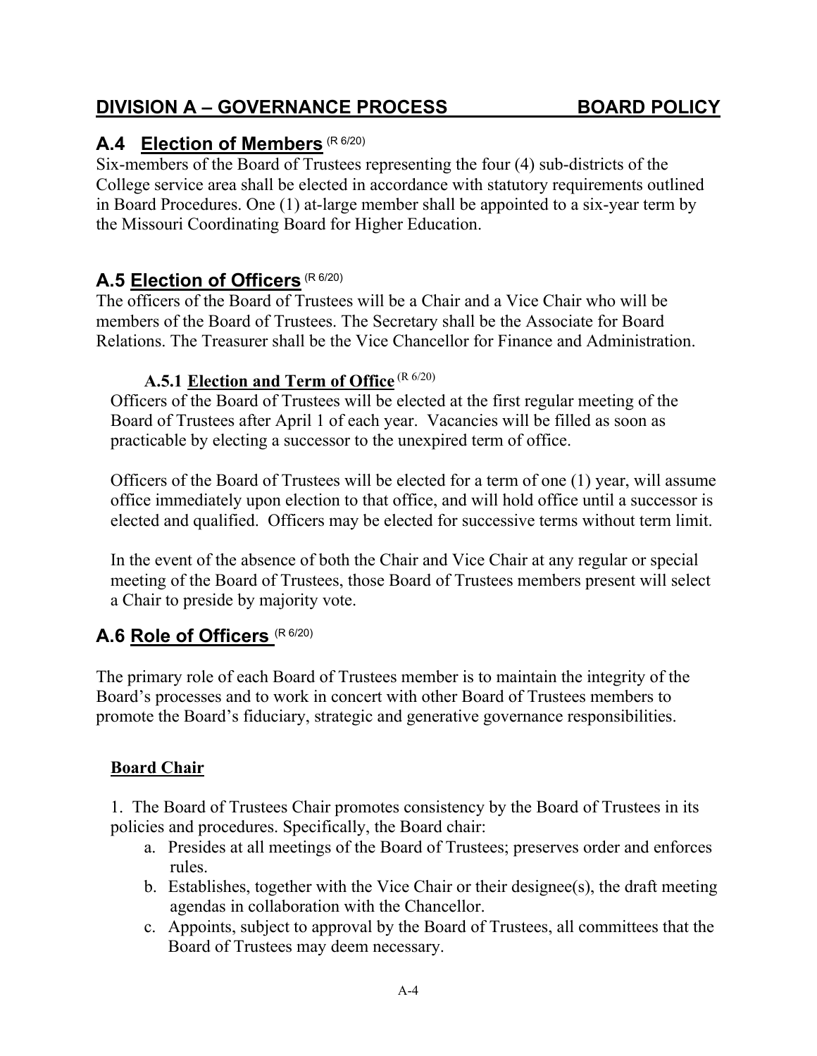## DIVISION A – GOVERNANCE PROCESS BOARD POLICY

## A.4 Election of Members (R 6/20)

Six-members of the Board of Trustees representing the four (4) sub-districts of the College service area shall be elected in accordance with statutory requirements outlined in Board Procedures. One (1) at-large member shall be appointed to a six-year term by the Missouri Coordinating Board for Higher Education.

## A.5 Election of Officers (R 6/20)

The officers of the Board of Trustees will be a Chair and a Vice Chair who will be members of the Board of Trustees. The Secretary shall be the Associate for Board Relations. The Treasurer shall be the Vice Chancellor for Finance and Administration.

### A.5.1 Election and Term of Office (R 6/20)

Officers of the Board of Trustees will be elected at the first regular meeting of the Board of Trustees after April 1 of each year. Vacancies will be filled as soon as practicable by electing a successor to the unexpired term of office.

Officers of the Board of Trustees will be elected for a term of one (1) year, will assume office immediately upon election to that office, and will hold office until a successor is elected and qualified. Officers may be elected for successive terms without term limit.

In the event of the absence of both the Chair and Vice Chair at any regular or special meeting of the Board of Trustees, those Board of Trustees members present will select a Chair to preside by majority vote.

## A.6 Role of Officers (R 6/20)

The primary role of each Board of Trustees member is to maintain the integrity of the Board's processes and to work in concert with other Board of Trustees members to promote the Board's fiduciary, strategic and generative governance responsibilities.

**Board Chair**

1. The Board of Trustees Chair promotes consistency by the Board of Trustees in its policies and procedures. Specifically, the Board chair:
   a. Presides at all meetings of the Board of Trustees; preserves order and enforces rules.
   b. Establishes, together with the Vice Chair or their designee(s), the draft meeting agendas in collaboration with the Chancellor.
   c. Appoints, subject to approval by the Board of Trustees, all committees that the Board of Trustees may deem necessary.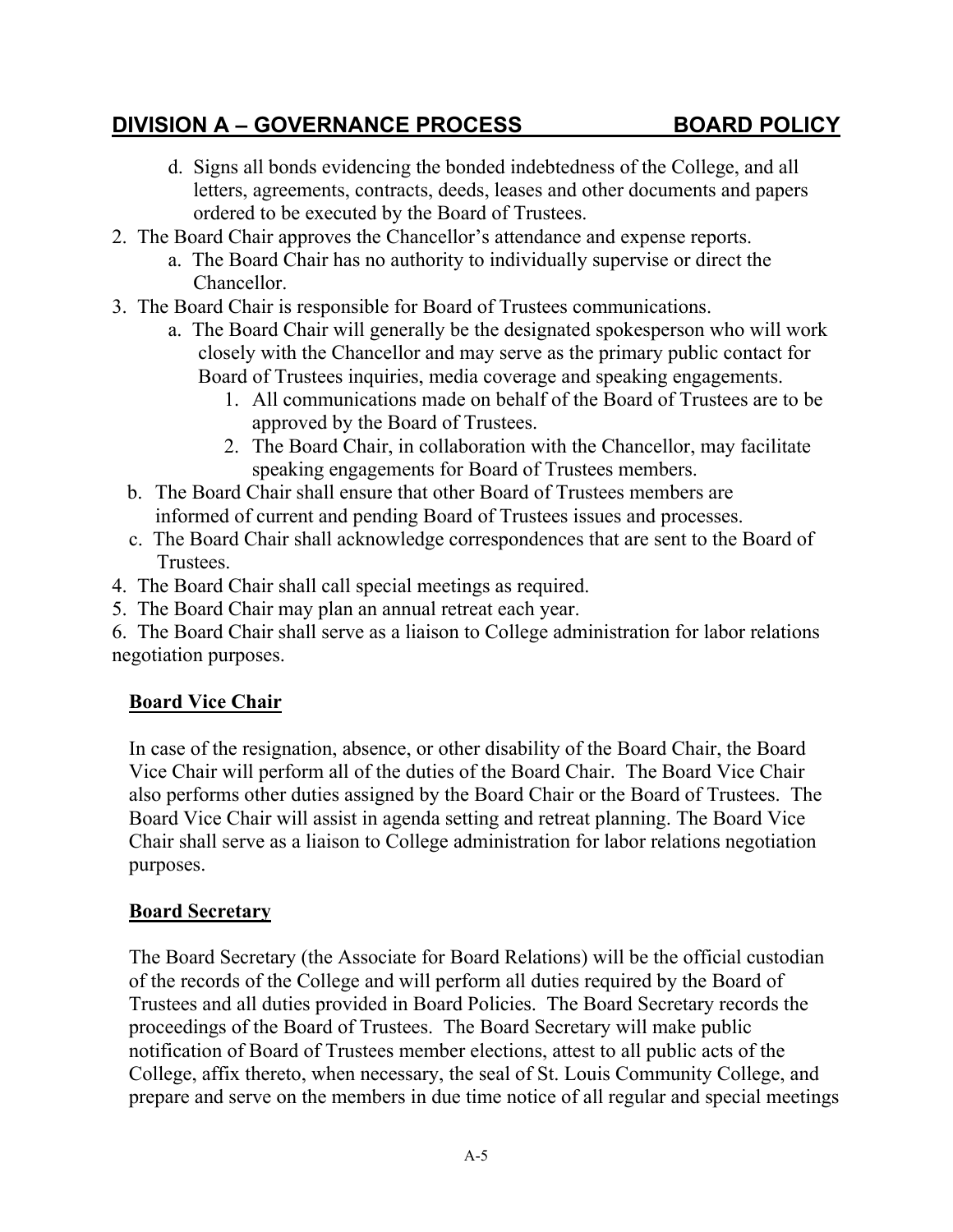d. Signs all bonds evidencing the bonded indebtedness of the College, and all letters, agreements, contracts, deeds, leases and other documents and papers ordered to be executed by the Board of Trustees.

2. The Board Chair approves the Chancellor's attendance and expense reports.
   a. The Board Chair has no authority to individually supervise or direct the Chancellor.
3. The Board Chair is responsible for Board of Trustees communications.
   a. The Board Chair will generally be the designated spokesperson who will work closely with the Chancellor and may serve as the primary public contact for Board of Trustees inquiries, media coverage and speaking engagements.
      1. All communications made on behalf of the Board of Trustees are to be approved by the Board of Trustees.
      2. The Board Chair, in collaboration with the Chancellor, may facilitate speaking engagements for Board of Trustees members.
   b. The Board Chair shall ensure that other Board of Trustees members are informed of current and pending Board of Trustees issues and processes.
   c. The Board Chair shall acknowledge correspondences that are sent to the Board of Trustees.
4. The Board Chair shall call special meetings as required.
5. The Board Chair may plan an annual retreat each year.
6. The Board Chair shall serve as a liaison to College administration for labor relations negotiation purposes.

**Board Vice Chair**

In case of the resignation, absence, or other disability of the Board Chair, the Board Vice Chair will perform all of the duties of the Board Chair. The Board Vice Chair also performs other duties assigned by the Board Chair or the Board of Trustees. The Board Vice Chair will assist in agenda setting and retreat planning. The Board Vice Chair shall serve as a liaison to College administration for labor relations negotiation purposes.

**Board Secretary**

The Board Secretary (the Associate for Board Relations) will be the official custodian of the records of the College and will perform all duties required by the Board of Trustees and all duties provided in Board Policies. The Board Secretary records the proceedings of the Board of Trustees. The Board Secretary will make public notification of Board of Trustees member elections, attest to all public acts of the College, affix thereto, when necessary, the seal of St. Louis Community College, and prepare and serve on the members in due time notice of all regular and special meetings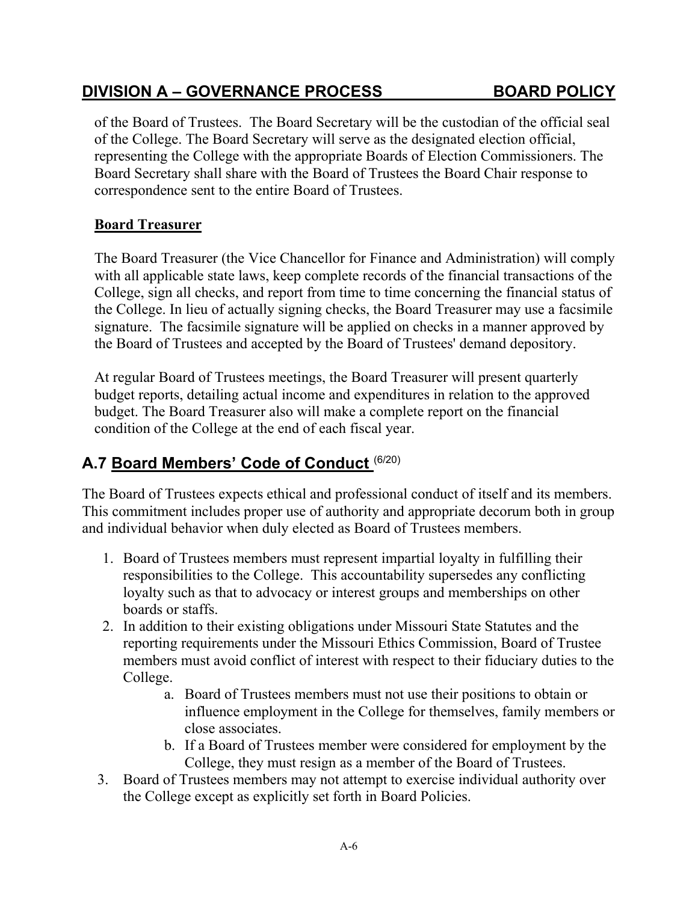of the Board of Trustees. The Board Secretary will be the custodian of the official seal of the College. The Board Secretary will serve as the designated election official, representing the College with the appropriate Boards of Election Commissioners. The Board Secretary shall share with the Board of Trustees the Board Chair response to correspondence sent to the entire Board of Trustees.

**Board Treasurer**

The Board Treasurer (the Vice Chancellor for Finance and Administration) will comply with all applicable state laws, keep complete records of the financial transactions of the College, sign all checks, and report from time to time concerning the financial status of the College. In lieu of actually signing checks, the Board Treasurer may use a facsimile signature. The facsimile signature will be applied on checks in a manner approved by the Board of Trustees and accepted by the Board of Trustees' demand depository.

At regular Board of Trustees meetings, the Board Treasurer will present quarterly budget reports, detailing actual income and expenditures in relation to the approved budget. The Board Treasurer also will make a complete report on the financial condition of the College at the end of each fiscal year.

## A.7 Board Members' Code of Conduct (6/20)

The Board of Trustees expects ethical and professional conduct of itself and its members. This commitment includes proper use of authority and appropriate decorum both in group and individual behavior when duly elected as Board of Trustees members.

1. Board of Trustees members must represent impartial loyalty in fulfilling their responsibilities to the College. This accountability supersedes any conflicting loyalty such as that to advocacy or interest groups and memberships on other boards or staffs.
2. In addition to their existing obligations under Missouri State Statutes and the reporting requirements under the Missouri Ethics Commission, Board of Trustee members must avoid conflict of interest with respect to their fiduciary duties to the College.
   a. Board of Trustees members must not use their positions to obtain or influence employment in the College for themselves, family members or close associates.
   b. If a Board of Trustees member were considered for employment by the College, they must resign as a member of the Board of Trustees.
3. Board of Trustees members may not attempt to exercise individual authority over the College except as explicitly set forth in Board Policies.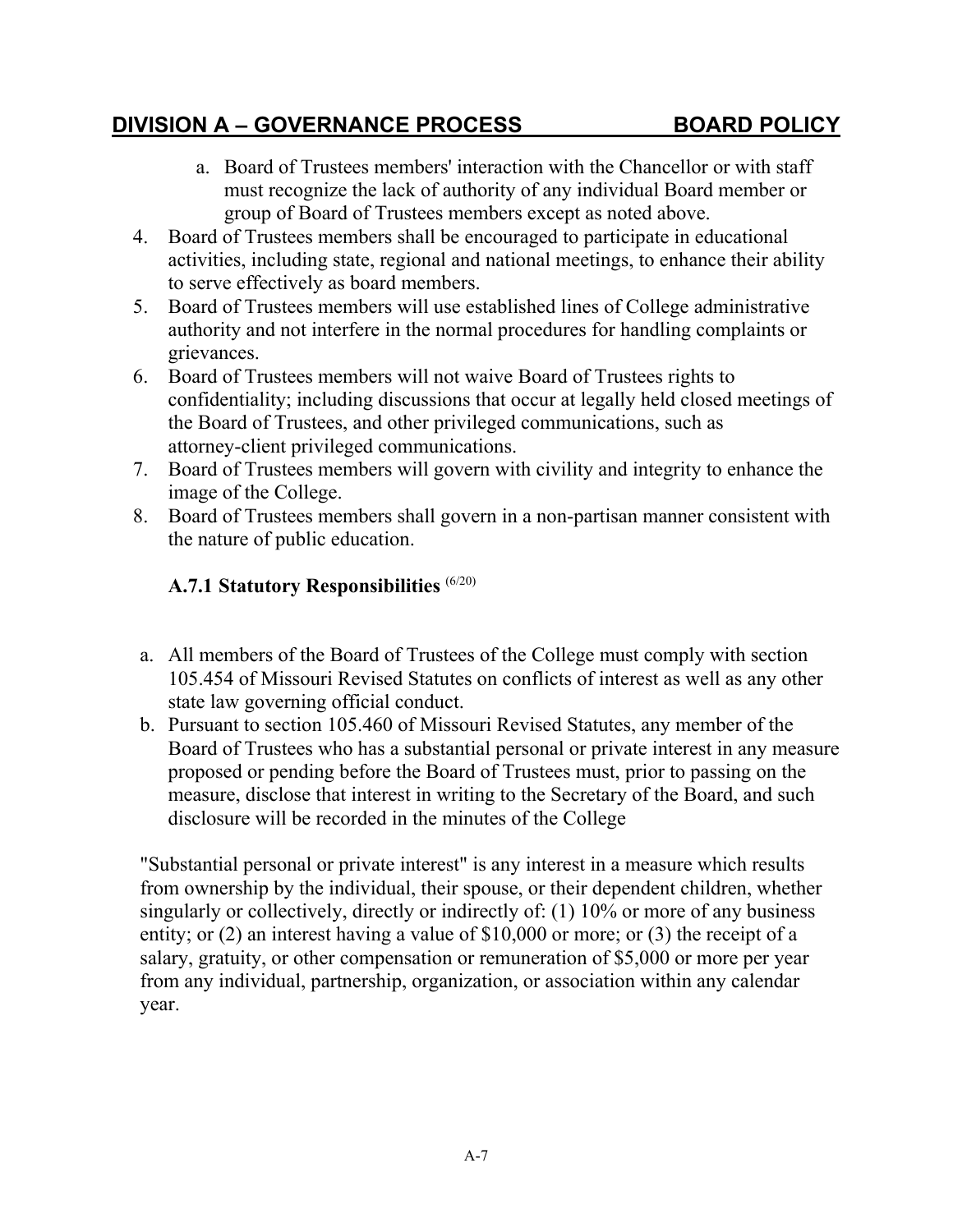a. Board of Trustees members' interaction with the Chancellor or with staff must recognize the lack of authority of any individual Board member or group of Board of Trustees members except as noted above.

4. Board of Trustees members shall be encouraged to participate in educational activities, including state, regional and national meetings, to enhance their ability to serve effectively as board members.
5. Board of Trustees members will use established lines of College administrative authority and not interfere in the normal procedures for handling complaints or grievances.
6. Board of Trustees members will not waive Board of Trustees rights to confidentiality; including discussions that occur at legally held closed meetings of the Board of Trustees, and other privileged communications, such as attorney-client privileged communications.
7. Board of Trustees members will govern with civility and integrity to enhance the image of the College.
8. Board of Trustees members shall govern in a non-partisan manner consistent with the nature of public education.

### A.7.1 Statutory Responsibilities (6/20)

a. All members of the Board of Trustees of the College must comply with section 105.454 of Missouri Revised Statutes on conflicts of interest as well as any other state law governing official conduct.
b. Pursuant to section 105.460 of Missouri Revised Statutes, any member of the Board of Trustees who has a substantial personal or private interest in any measure proposed or pending before the Board of Trustees must, prior to passing on the measure, disclose that interest in writing to the Secretary of the Board, and such disclosure will be recorded in the minutes of the College

"Substantial personal or private interest" is any interest in a measure which results from ownership by the individual, their spouse, or their dependent children, whether singularly or collectively, directly or indirectly of: (1) 10% or more of any business entity; or (2) an interest having a value of $10,000 or more; or (3) the receipt of a salary, gratuity, or other compensation or remuneration of $5,000 or more per year from any individual, partnership, organization, or association within any calendar year.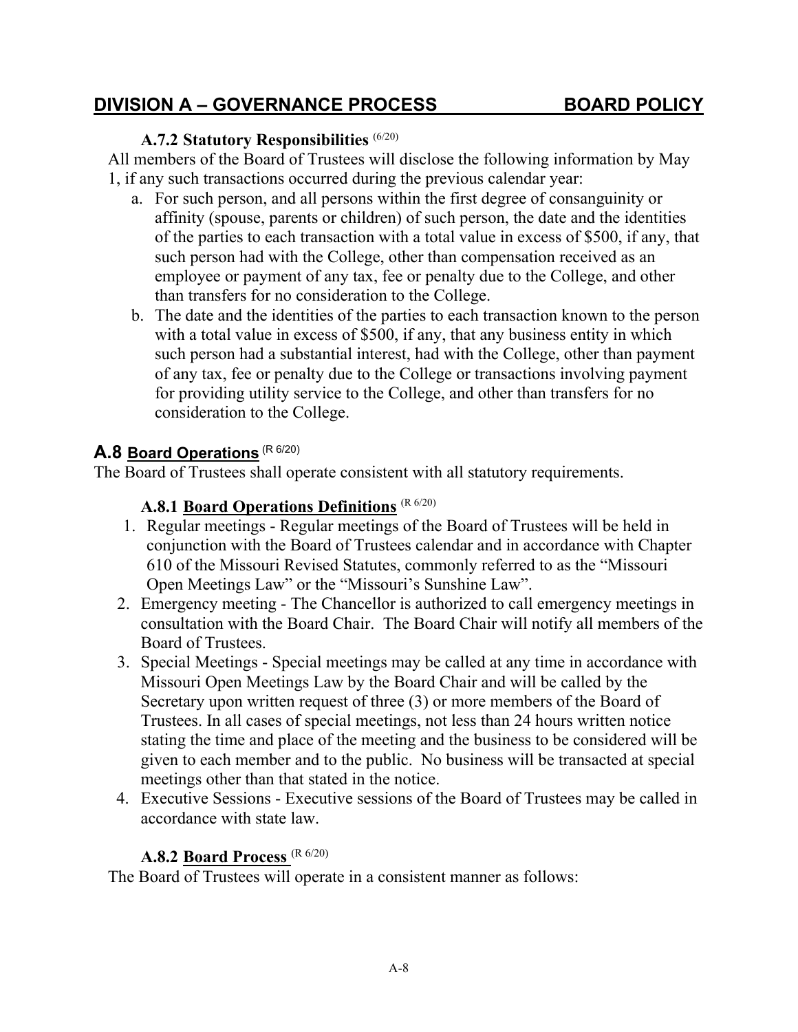## DIVISION A – GOVERNANCE PROCESS BOARD POLICY

### A.7.2 Statutory Responsibilities (6/20)

All members of the Board of Trustees will disclose the following information by May 1, if any such transactions occurred during the previous calendar year:

a. For such person, and all persons within the first degree of consanguinity or affinity (spouse, parents or children) of such person, the date and the identities of the parties to each transaction with a total value in excess of $500, if any, that such person had with the College, other than compensation received as an employee or payment of any tax, fee or penalty due to the College, and other than transfers for no consideration to the College.

b. The date and the identities of the parties to each transaction known to the person with a total value in excess of $500, if any, that any business entity in which such person had a substantial interest, had with the College, other than payment of any tax, fee or penalty due to the College or transactions involving payment for providing utility service to the College, and other than transfers for no consideration to the College.

## A.8 Board Operations (R 6/20)

The Board of Trustees shall operate consistent with all statutory requirements.

### A.8.1 Board Operations Definitions (R 6/20)

1. Regular meetings - Regular meetings of the Board of Trustees will be held in conjunction with the Board of Trustees calendar and in accordance with Chapter 610 of the Missouri Revised Statutes, commonly referred to as the "Missouri Open Meetings Law" or the "Missouri's Sunshine Law".
2. Emergency meeting - The Chancellor is authorized to call emergency meetings in consultation with the Board Chair. The Board Chair will notify all members of the Board of Trustees.
3. Special Meetings - Special meetings may be called at any time in accordance with Missouri Open Meetings Law by the Board Chair and will be called by the Secretary upon written request of three (3) or more members of the Board of Trustees. In all cases of special meetings, not less than 24 hours written notice stating the time and place of the meeting and the business to be considered will be given to each member and to the public. No business will be transacted at special meetings other than that stated in the notice.
4. Executive Sessions - Executive sessions of the Board of Trustees may be called in accordance with state law.

### A.8.2 Board Process (R 6/20)

The Board of Trustees will operate in a consistent manner as follows: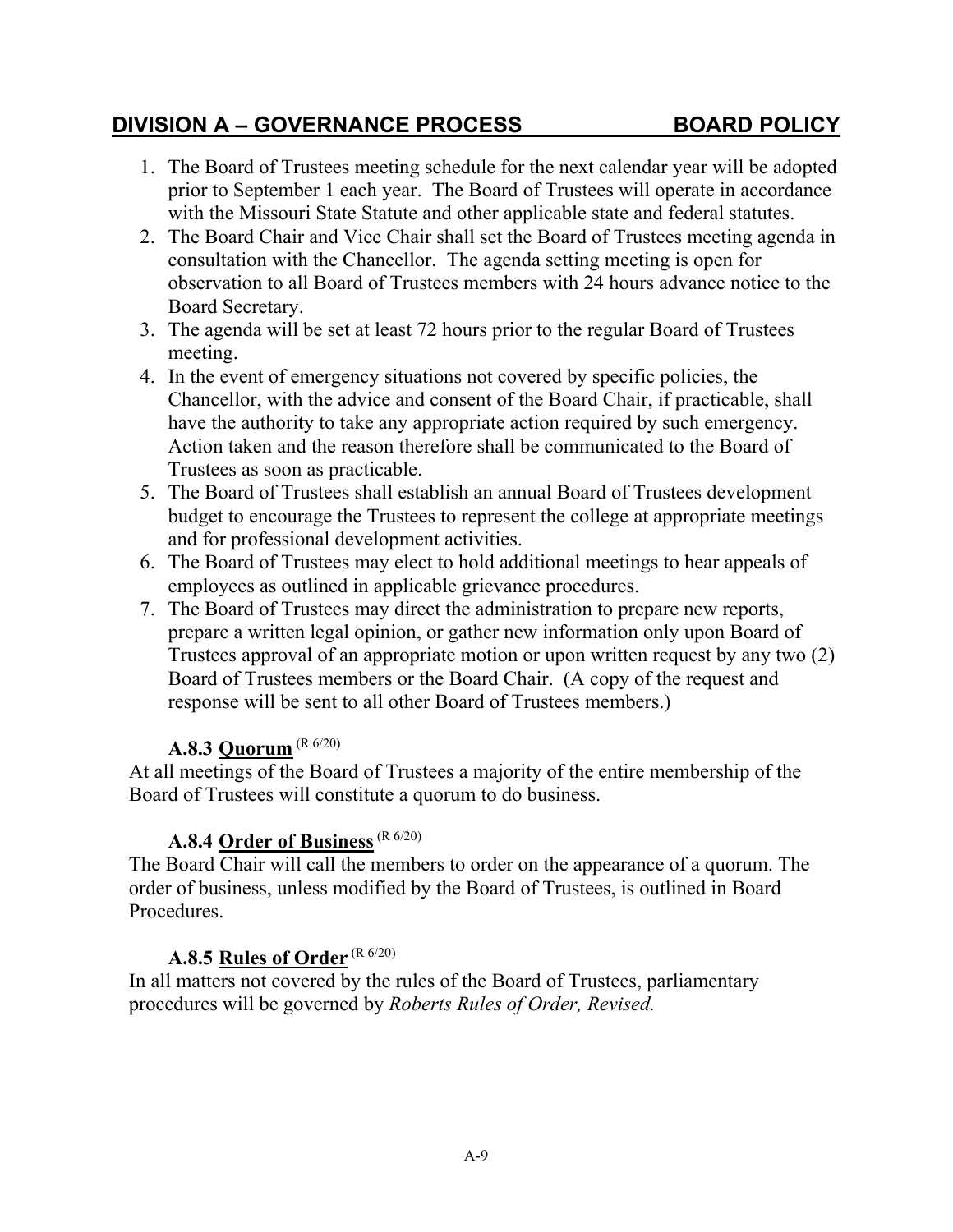1. The Board of Trustees meeting schedule for the next calendar year will be adopted prior to September 1 each year. The Board of Trustees will operate in accordance with the Missouri State Statute and other applicable state and federal statutes.
2. The Board Chair and Vice Chair shall set the Board of Trustees meeting agenda in consultation with the Chancellor. The agenda setting meeting is open for observation to all Board of Trustees members with 24 hours advance notice to the Board Secretary.
3. The agenda will be set at least 72 hours prior to the regular Board of Trustees meeting.
4. In the event of emergency situations not covered by specific policies, the Chancellor, with the advice and consent of the Board Chair, if practicable, shall have the authority to take any appropriate action required by such emergency. Action taken and the reason therefore shall be communicated to the Board of Trustees as soon as practicable.
5. The Board of Trustees shall establish an annual Board of Trustees development budget to encourage the Trustees to represent the college at appropriate meetings and for professional development activities.
6. The Board of Trustees may elect to hold additional meetings to hear appeals of employees as outlined in applicable grievance procedures.
7. The Board of Trustees may direct the administration to prepare new reports, prepare a written legal opinion, or gather new information only upon Board of Trustees approval of an appropriate motion or upon written request by any two (2) Board of Trustees members or the Board Chair. (A copy of the request and response will be sent to all other Board of Trustees members.)

### A.8.3 Quorum (R 6/20)

At all meetings of the Board of Trustees a majority of the entire membership of the Board of Trustees will constitute a quorum to do business.

### A.8.4 Order of Business (R 6/20)

The Board Chair will call the members to order on the appearance of a quorum. The order of business, unless modified by the Board of Trustees, is outlined in Board Procedures.

### A.8.5 Rules of Order (R 6/20)

In all matters not covered by the rules of the Board of Trustees, parliamentary procedures will be governed by *Roberts Rules of Order, Revised.*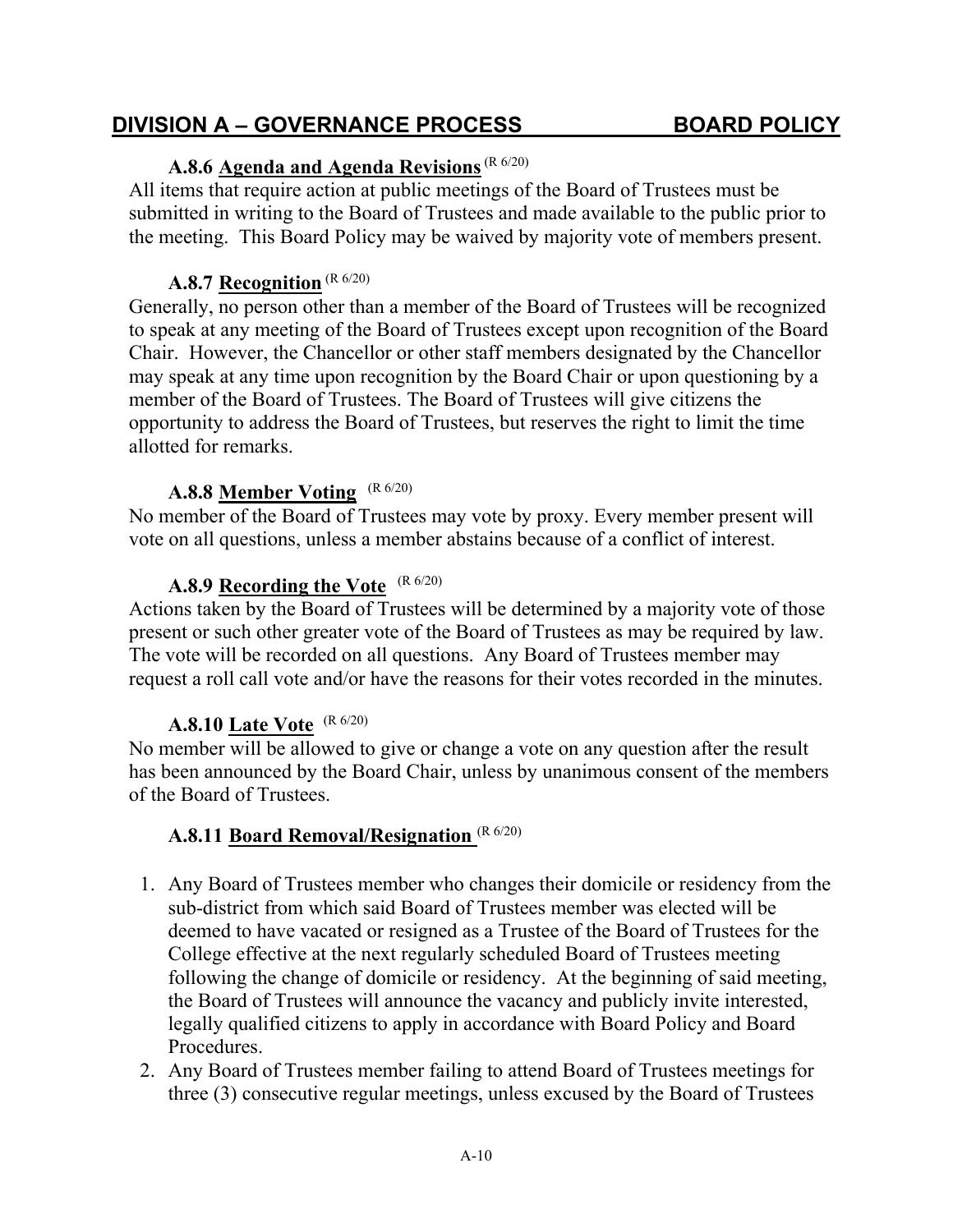# DIVISION A – GOVERNANCE PROCESS BOARD POLICY

### A.8.6 Agenda and Agenda Revisions (R 6/20)

All items that require action at public meetings of the Board of Trustees must be submitted in writing to the Board of Trustees and made available to the public prior to the meeting. This Board Policy may be waived by majority vote of members present.

### A.8.7 Recognition (R 6/20)

Generally, no person other than a member of the Board of Trustees will be recognized to speak at any meeting of the Board of Trustees except upon recognition of the Board Chair. However, the Chancellor or other staff members designated by the Chancellor may speak at any time upon recognition by the Board Chair or upon questioning by a member of the Board of Trustees. The Board of Trustees will give citizens the opportunity to address the Board of Trustees, but reserves the right to limit the time allotted for remarks.

### A.8.8 Member Voting (R 6/20)

No member of the Board of Trustees may vote by proxy. Every member present will vote on all questions, unless a member abstains because of a conflict of interest.

### A.8.9 Recording the Vote (R 6/20)

Actions taken by the Board of Trustees will be determined by a majority vote of those present or such other greater vote of the Board of Trustees as may be required by law. The vote will be recorded on all questions. Any Board of Trustees member may request a roll call vote and/or have the reasons for their votes recorded in the minutes.

### A.8.10 Late Vote (R 6/20)

No member will be allowed to give or change a vote on any question after the result has been announced by the Board Chair, unless by unanimous consent of the members of the Board of Trustees.

### A.8.11 Board Removal/Resignation (R 6/20)

1. Any Board of Trustees member who changes their domicile or residency from the sub-district from which said Board of Trustees member was elected will be deemed to have vacated or resigned as a Trustee of the Board of Trustees for the College effective at the next regularly scheduled Board of Trustees meeting following the change of domicile or residency. At the beginning of said meeting, the Board of Trustees will announce the vacancy and publicly invite interested, legally qualified citizens to apply in accordance with Board Policy and Board Procedures.
2. Any Board of Trustees member failing to attend Board of Trustees meetings for three (3) consecutive regular meetings, unless excused by the Board of Trustees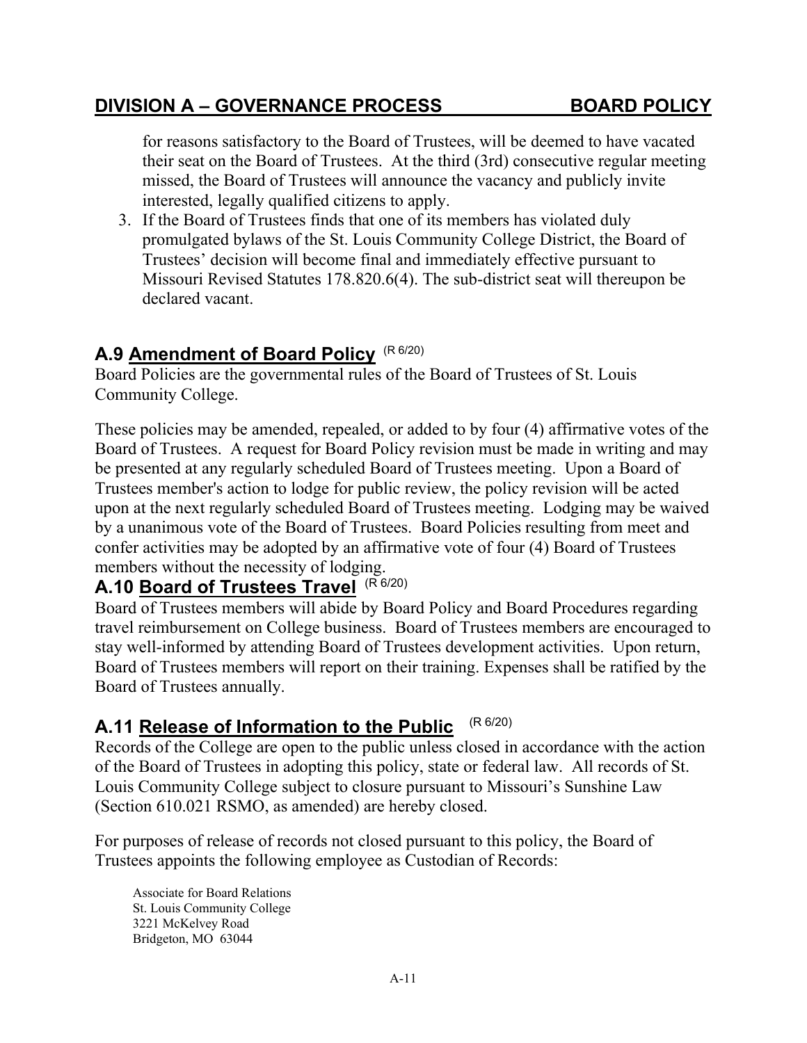for reasons satisfactory to the Board of Trustees, will be deemed to have vacated their seat on the Board of Trustees. At the third (3rd) consecutive regular meeting missed, the Board of Trustees will announce the vacancy and publicly invite interested, legally qualified citizens to apply.

3. If the Board of Trustees finds that one of its members has violated duly promulgated bylaws of the St. Louis Community College District, the Board of Trustees' decision will become final and immediately effective pursuant to Missouri Revised Statutes 178.820.6(4). The sub-district seat will thereupon be declared vacant.

## A.9 Amendment of Board Policy (R 6/20)

Board Policies are the governmental rules of the Board of Trustees of St. Louis Community College.

These policies may be amended, repealed, or added to by four (4) affirmative votes of the Board of Trustees. A request for Board Policy revision must be made in writing and may be presented at any regularly scheduled Board of Trustees meeting. Upon a Board of Trustees member's action to lodge for public review, the policy revision will be acted upon at the next regularly scheduled Board of Trustees meeting. Lodging may be waived by a unanimous vote of the Board of Trustees. Board Policies resulting from meet and confer activities may be adopted by an affirmative vote of four (4) Board of Trustees members without the necessity of lodging.

## A.10 Board of Trustees Travel (R 6/20)

Board of Trustees members will abide by Board Policy and Board Procedures regarding travel reimbursement on College business. Board of Trustees members are encouraged to stay well-informed by attending Board of Trustees development activities. Upon return, Board of Trustees members will report on their training. Expenses shall be ratified by the Board of Trustees annually.

## A.11 Release of Information to the Public (R 6/20)

Records of the College are open to the public unless closed in accordance with the action of the Board of Trustees in adopting this policy, state or federal law. All records of St. Louis Community College subject to closure pursuant to Missouri's Sunshine Law (Section 610.021 RSMO, as amended) are hereby closed.

For purposes of release of records not closed pursuant to this policy, the Board of Trustees appoints the following employee as Custodian of Records:

Associate for Board Relations
St. Louis Community College
3221 McKelvey Road
Bridgeton, MO 63044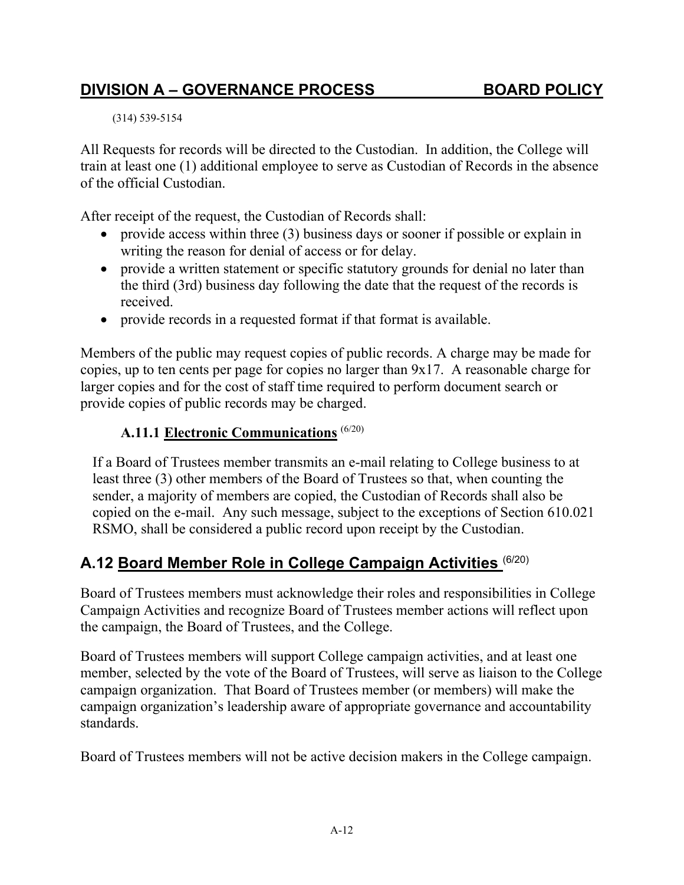(314) 539-5154

All Requests for records will be directed to the Custodian. In addition, the College will train at least one (1) additional employee to serve as Custodian of Records in the absence of the official Custodian.

After receipt of the request, the Custodian of Records shall:

- provide access within three (3) business days or sooner if possible or explain in writing the reason for denial of access or for delay.
- provide a written statement or specific statutory grounds for denial no later than the third (3rd) business day following the date that the request of the records is received.
- provide records in a requested format if that format is available.

Members of the public may request copies of public records. A charge may be made for copies, up to ten cents per page for copies no larger than 9x17. A reasonable charge for larger copies and for the cost of staff time required to perform document search or provide copies of public records may be charged.

### A.11.1 Electronic Communications (6/20)

If a Board of Trustees member transmits an e-mail relating to College business to at least three (3) other members of the Board of Trustees so that, when counting the sender, a majority of members are copied, the Custodian of Records shall also be copied on the e-mail. Any such message, subject to the exceptions of Section 610.021 RSMO, shall be considered a public record upon receipt by the Custodian.

## A.12 Board Member Role in College Campaign Activities (6/20)

Board of Trustees members must acknowledge their roles and responsibilities in College Campaign Activities and recognize Board of Trustees member actions will reflect upon the campaign, the Board of Trustees, and the College.

Board of Trustees members will support College campaign activities, and at least one member, selected by the vote of the Board of Trustees, will serve as liaison to the College campaign organization. That Board of Trustees member (or members) will make the campaign organization's leadership aware of appropriate governance and accountability standards.

Board of Trustees members will not be active decision makers in the College campaign.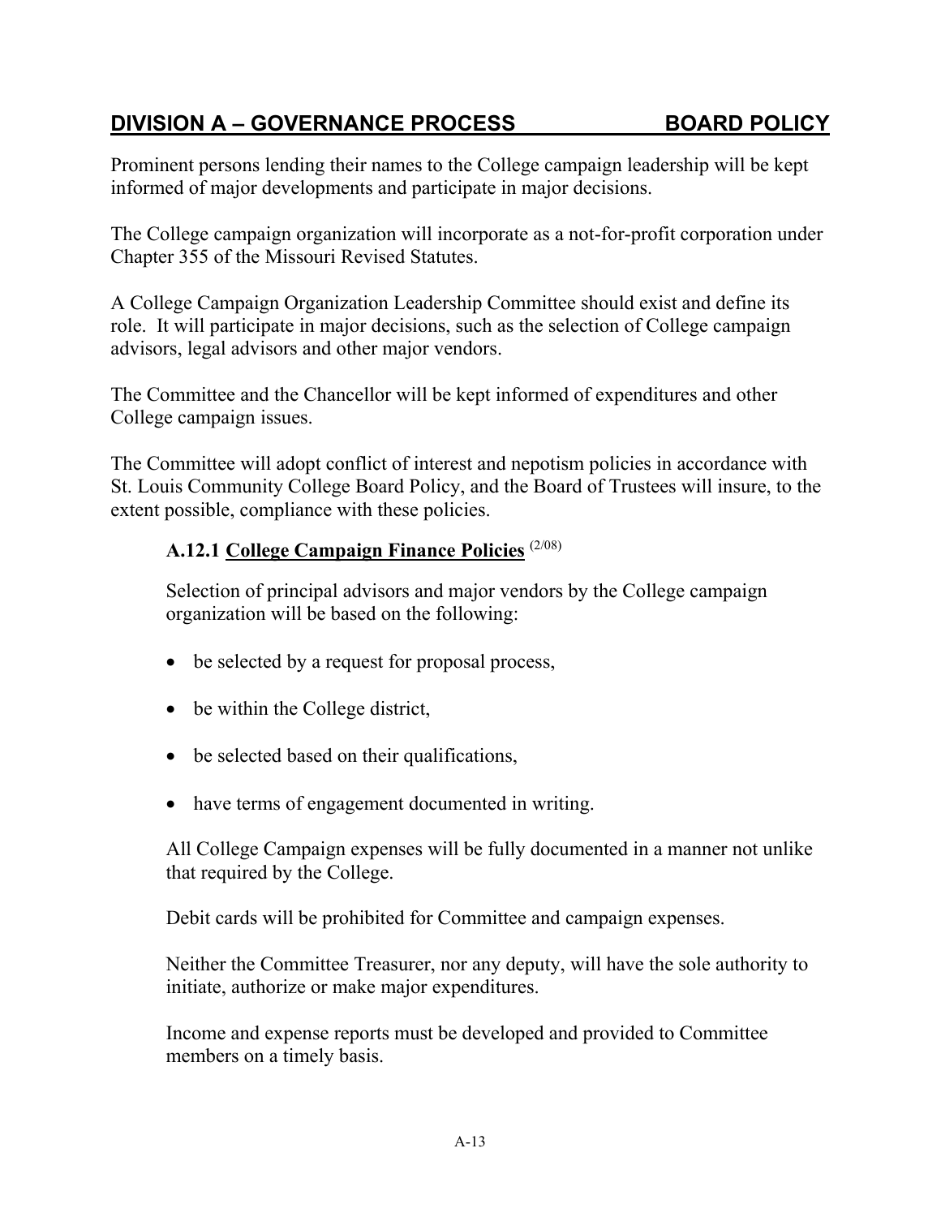## DIVISION A – GOVERNANCE PROCESS BOARD POLICY

Prominent persons lending their names to the College campaign leadership will be kept informed of major developments and participate in major decisions.

The College campaign organization will incorporate as a not-for-profit corporation under Chapter 355 of the Missouri Revised Statutes.

A College Campaign Organization Leadership Committee should exist and define its role. It will participate in major decisions, such as the selection of College campaign advisors, legal advisors and other major vendors.

The Committee and the Chancellor will be kept informed of expenditures and other College campaign issues.

The Committee will adopt conflict of interest and nepotism policies in accordance with St. Louis Community College Board Policy, and the Board of Trustees will insure, to the extent possible, compliance with these policies.

### A.12.1 College Campaign Finance Policies (2/08)

Selection of principal advisors and major vendors by the College campaign organization will be based on the following:

- be selected by a request for proposal process,
- be within the College district,
- be selected based on their qualifications,
- have terms of engagement documented in writing.

All College Campaign expenses will be fully documented in a manner not unlike that required by the College.

Debit cards will be prohibited for Committee and campaign expenses.

Neither the Committee Treasurer, nor any deputy, will have the sole authority to initiate, authorize or make major expenditures.

Income and expense reports must be developed and provided to Committee members on a timely basis.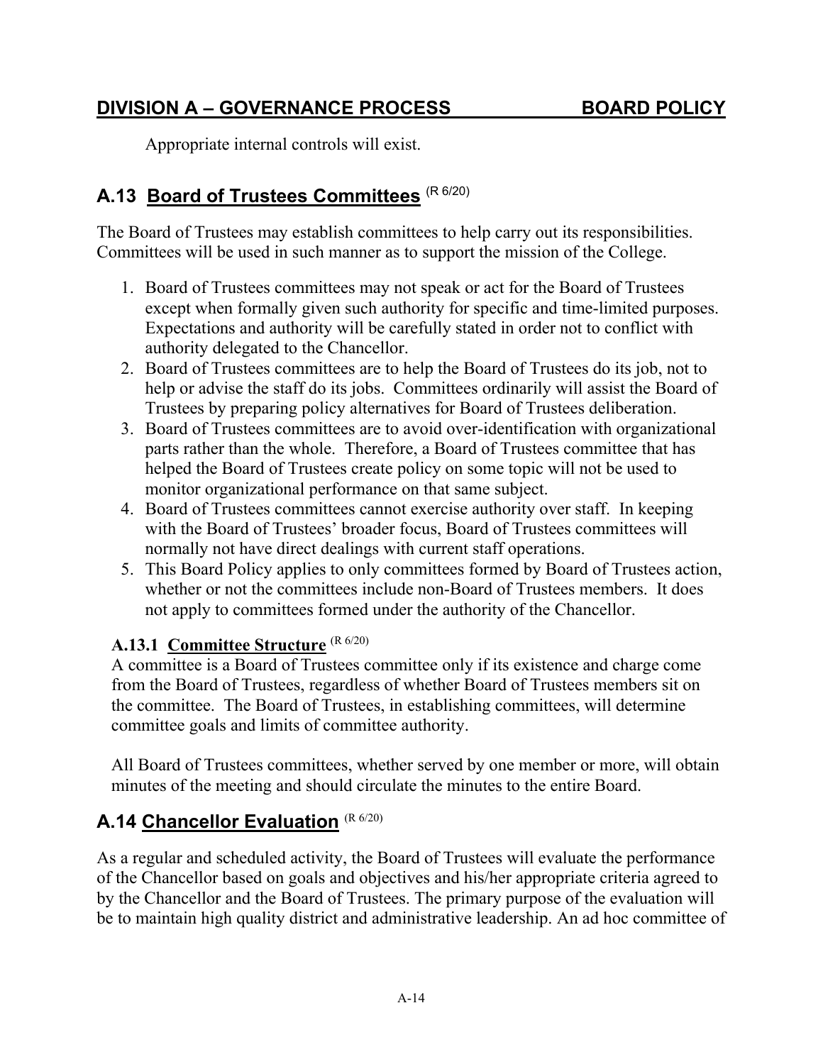Appropriate internal controls will exist.

## A.13 Board of Trustees Committees (R 6/20)

The Board of Trustees may establish committees to help carry out its responsibilities. Committees will be used in such manner as to support the mission of the College.

1. Board of Trustees committees may not speak or act for the Board of Trustees except when formally given such authority for specific and time-limited purposes. Expectations and authority will be carefully stated in order not to conflict with authority delegated to the Chancellor.
2. Board of Trustees committees are to help the Board of Trustees do its job, not to help or advise the staff do its jobs. Committees ordinarily will assist the Board of Trustees by preparing policy alternatives for Board of Trustees deliberation.
3. Board of Trustees committees are to avoid over-identification with organizational parts rather than the whole. Therefore, a Board of Trustees committee that has helped the Board of Trustees create policy on some topic will not be used to monitor organizational performance on that same subject.
4. Board of Trustees committees cannot exercise authority over staff. In keeping with the Board of Trustees' broader focus, Board of Trustees committees will normally not have direct dealings with current staff operations.
5. This Board Policy applies to only committees formed by Board of Trustees action, whether or not the committees include non-Board of Trustees members. It does not apply to committees formed under the authority of the Chancellor.

### A.13.1 Committee Structure (R 6/20)

A committee is a Board of Trustees committee only if its existence and charge come from the Board of Trustees, regardless of whether Board of Trustees members sit on the committee. The Board of Trustees, in establishing committees, will determine committee goals and limits of committee authority.

All Board of Trustees committees, whether served by one member or more, will obtain minutes of the meeting and should circulate the minutes to the entire Board.

## A.14 Chancellor Evaluation (R 6/20)

As a regular and scheduled activity, the Board of Trustees will evaluate the performance of the Chancellor based on goals and objectives and his/her appropriate criteria agreed to by the Chancellor and the Board of Trustees. The primary purpose of the evaluation will be to maintain high quality district and administrative leadership. An ad hoc committee of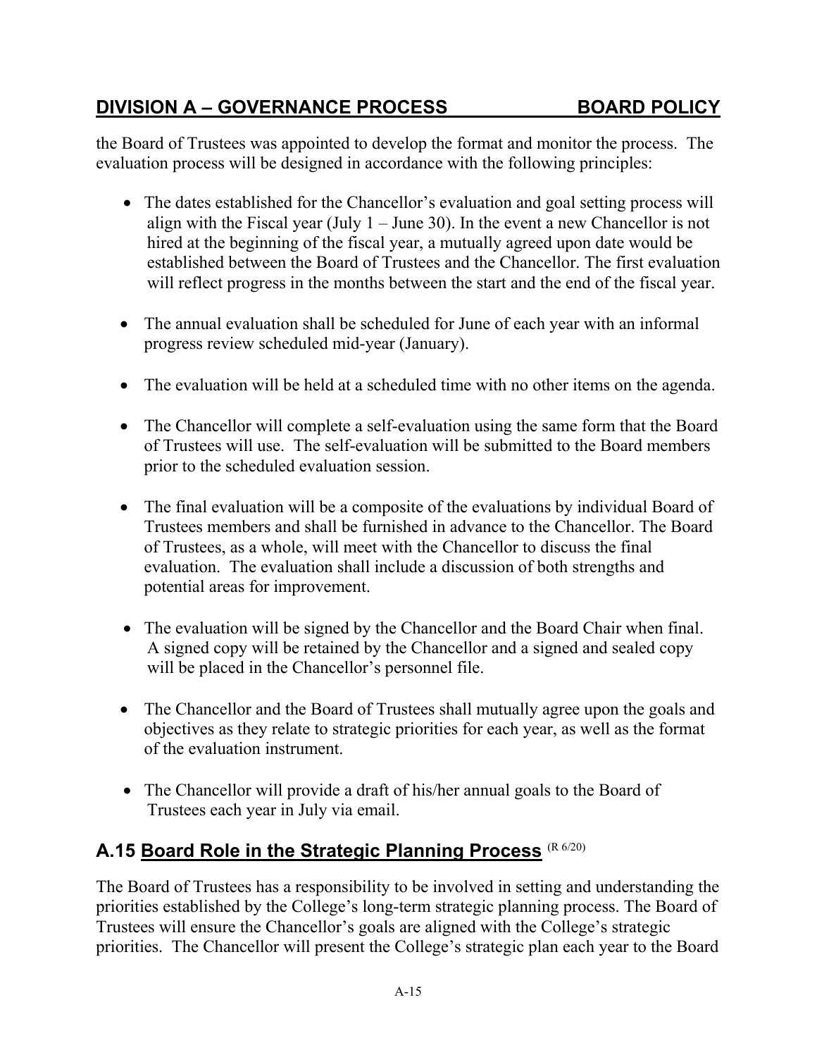the Board of Trustees was appointed to develop the format and monitor the process. The evaluation process will be designed in accordance with the following principles:

- The dates established for the Chancellor's evaluation and goal setting process will align with the Fiscal year (July 1 – June 30). In the event a new Chancellor is not hired at the beginning of the fiscal year, a mutually agreed upon date would be established between the Board of Trustees and the Chancellor. The first evaluation will reflect progress in the months between the start and the end of the fiscal year.

- The annual evaluation shall be scheduled for June of each year with an informal progress review scheduled mid-year (January).

- The evaluation will be held at a scheduled time with no other items on the agenda.

- The Chancellor will complete a self-evaluation using the same form that the Board of Trustees will use. The self-evaluation will be submitted to the Board members prior to the scheduled evaluation session.

- The final evaluation will be a composite of the evaluations by individual Board of Trustees members and shall be furnished in advance to the Chancellor. The Board of Trustees, as a whole, will meet with the Chancellor to discuss the final evaluation. The evaluation shall include a discussion of both strengths and potential areas for improvement.

- The evaluation will be signed by the Chancellor and the Board Chair when final. A signed copy will be retained by the Chancellor and a signed and sealed copy will be placed in the Chancellor's personnel file.

- The Chancellor and the Board of Trustees shall mutually agree upon the goals and objectives as they relate to strategic priorities for each year, as well as the format of the evaluation instrument.

- The Chancellor will provide a draft of his/her annual goals to the Board of Trustees each year in July via email.

## A.15 Board Role in the Strategic Planning Process (R 6/20)

The Board of Trustees has a responsibility to be involved in setting and understanding the priorities established by the College's long-term strategic planning process. The Board of Trustees will ensure the Chancellor's goals are aligned with the College's strategic priorities. The Chancellor will present the College's strategic plan each year to the Board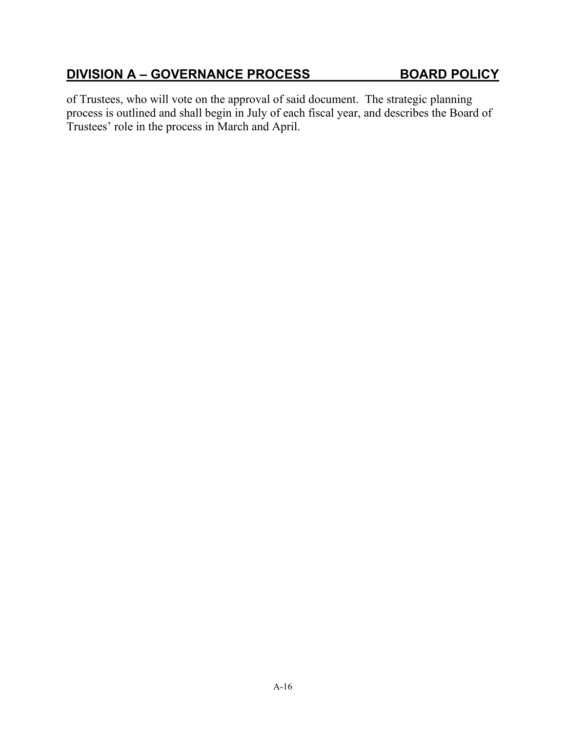of Trustees, who will vote on the approval of said document. The strategic planning process is outlined and shall begin in July of each fiscal year, and describes the Board of Trustees' role in the process in March and April.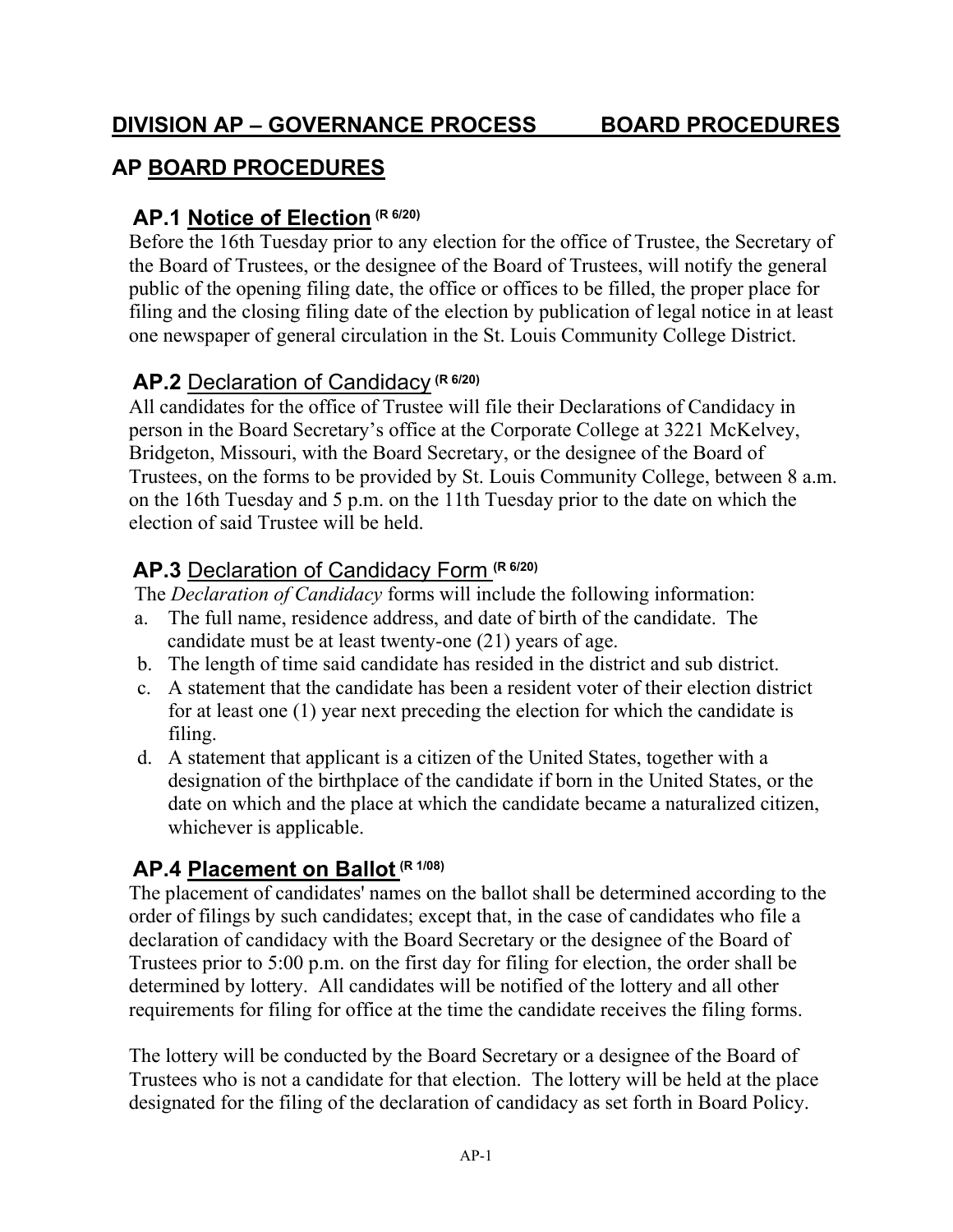## DIVISION AP – GOVERNANCE PROCESS BOARD PROCEDURES

## AP BOARD PROCEDURES

### AP.1 Notice of Election (R 6/20)

Before the 16th Tuesday prior to any election for the office of Trustee, the Secretary of the Board of Trustees, or the designee of the Board of Trustees, will notify the general public of the opening filing date, the office or offices to be filled, the proper place for filing and the closing filing date of the election by publication of legal notice in at least one newspaper of general circulation in the St. Louis Community College District.

### AP.2 Declaration of Candidacy (R 6/20)

All candidates for the office of Trustee will file their Declarations of Candidacy in person in the Board Secretary's office at the Corporate College at 3221 McKelvey, Bridgeton, Missouri, with the Board Secretary, or the designee of the Board of Trustees, on the forms to be provided by St. Louis Community College, between 8 a.m. on the 16th Tuesday and 5 p.m. on the 11th Tuesday prior to the date on which the election of said Trustee will be held.

### AP.3 Declaration of Candidacy Form (R 6/20)

The *Declaration of Candidacy* forms will include the following information:

a. The full name, residence address, and date of birth of the candidate. The candidate must be at least twenty-one (21) years of age.
b. The length of time said candidate has resided in the district and sub district.
c. A statement that the candidate has been a resident voter of their election district for at least one (1) year next preceding the election for which the candidate is filing.
d. A statement that applicant is a citizen of the United States, together with a designation of the birthplace of the candidate if born in the United States, or the date on which and the place at which the candidate became a naturalized citizen, whichever is applicable.

### AP.4 Placement on Ballot (R 1/08)

The placement of candidates' names on the ballot shall be determined according to the order of filings by such candidates; except that, in the case of candidates who file a declaration of candidacy with the Board Secretary or the designee of the Board of Trustees prior to 5:00 p.m. on the first day for filing for election, the order shall be determined by lottery. All candidates will be notified of the lottery and all other requirements for filing for office at the time the candidate receives the filing forms.

The lottery will be conducted by the Board Secretary or a designee of the Board of Trustees who is not a candidate for that election. The lottery will be held at the place designated for the filing of the declaration of candidacy as set forth in Board Policy.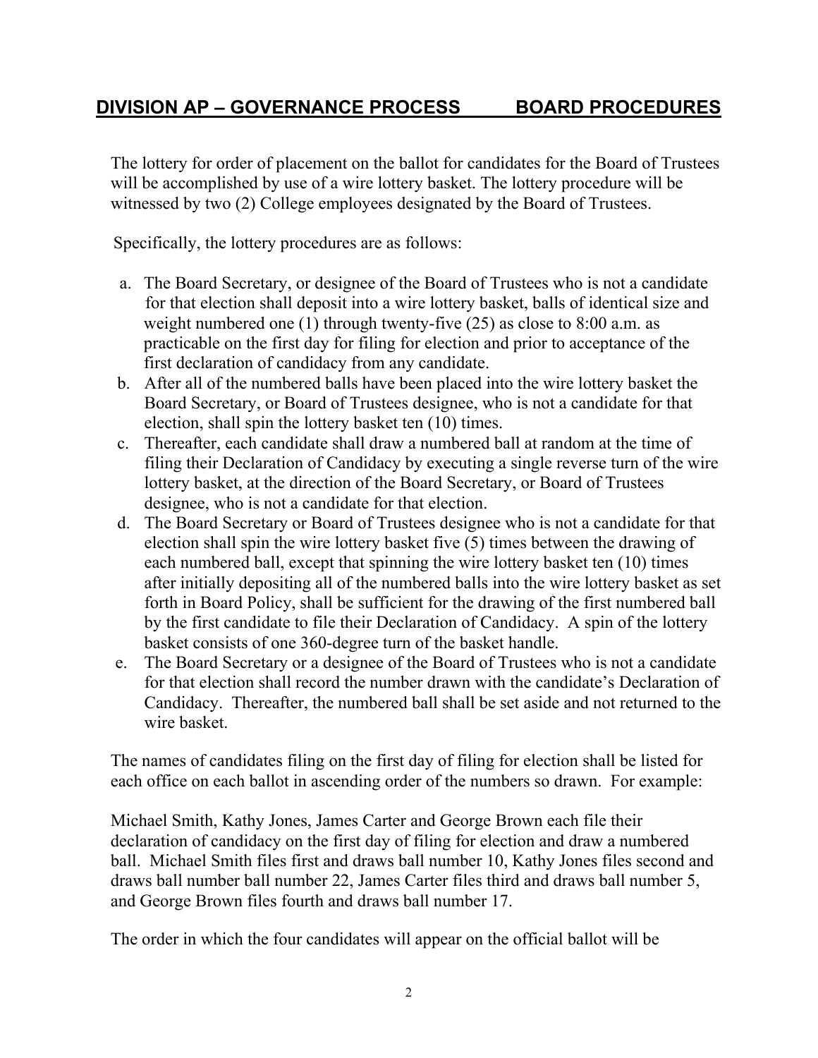## DIVISION AP – GOVERNANCE PROCESS BOARD PROCEDURES

The lottery for order of placement on the ballot for candidates for the Board of Trustees will be accomplished by use of a wire lottery basket. The lottery procedure will be witnessed by two (2) College employees designated by the Board of Trustees.

Specifically, the lottery procedures are as follows:

a. The Board Secretary, or designee of the Board of Trustees who is not a candidate for that election shall deposit into a wire lottery basket, balls of identical size and weight numbered one (1) through twenty-five (25) as close to 8:00 a.m. as practicable on the first day for filing for election and prior to acceptance of the first declaration of candidacy from any candidate.
b. After all of the numbered balls have been placed into the wire lottery basket the Board Secretary, or Board of Trustees designee, who is not a candidate for that election, shall spin the lottery basket ten (10) times.
c. Thereafter, each candidate shall draw a numbered ball at random at the time of filing their Declaration of Candidacy by executing a single reverse turn of the wire lottery basket, at the direction of the Board Secretary, or Board of Trustees designee, who is not a candidate for that election.
d. The Board Secretary or Board of Trustees designee who is not a candidate for that election shall spin the wire lottery basket five (5) times between the drawing of each numbered ball, except that spinning the wire lottery basket ten (10) times after initially depositing all of the numbered balls into the wire lottery basket as set forth in Board Policy, shall be sufficient for the drawing of the first numbered ball by the first candidate to file their Declaration of Candidacy. A spin of the lottery basket consists of one 360-degree turn of the basket handle.
e. The Board Secretary or a designee of the Board of Trustees who is not a candidate for that election shall record the number drawn with the candidate's Declaration of Candidacy. Thereafter, the numbered ball shall be set aside and not returned to the wire basket.

The names of candidates filing on the first day of filing for election shall be listed for each office on each ballot in ascending order of the numbers so drawn. For example:

Michael Smith, Kathy Jones, James Carter and George Brown each file their declaration of candidacy on the first day of filing for election and draw a numbered ball. Michael Smith files first and draws ball number 10, Kathy Jones files second and draws ball number ball number 22, James Carter files third and draws ball number 5, and George Brown files fourth and draws ball number 17.

The order in which the four candidates will appear on the official ballot will be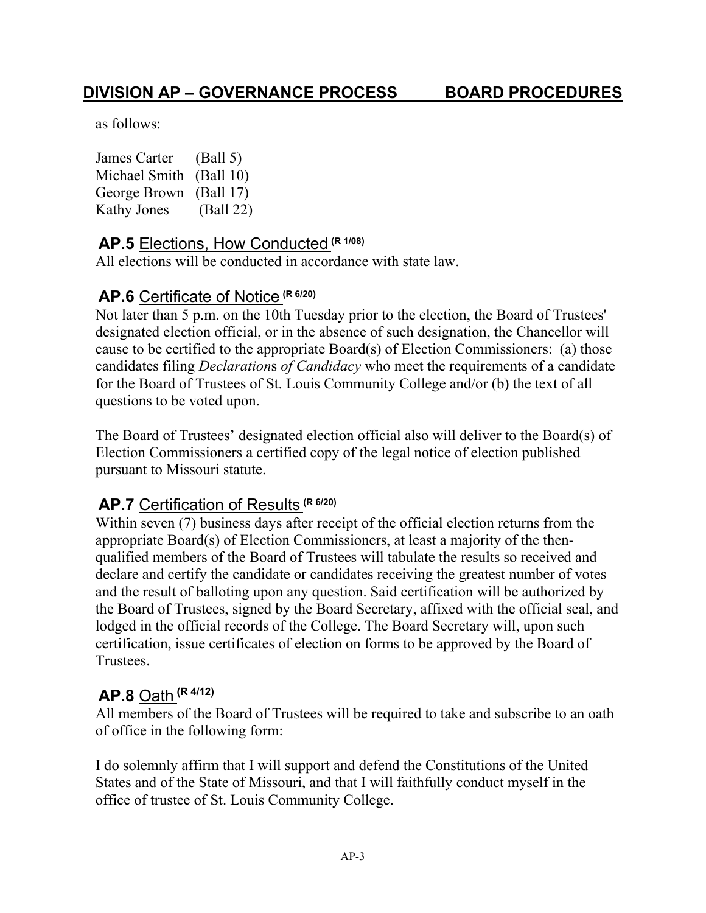as follows:

James Carter (Ball 5)
Michael Smith (Ball 10)
George Brown (Ball 17)
Kathy Jones (Ball 22)

### AP.5 Elections, How Conducted (R 1/08)

All elections will be conducted in accordance with state law.

### AP.6 Certificate of Notice (R 6/20)

Not later than 5 p.m. on the 10th Tuesday prior to the election, the Board of Trustees' designated election official, or in the absence of such designation, the Chancellor will cause to be certified to the appropriate Board(s) of Election Commissioners: (a) those candidates filing *Declarations of Candidacy* who meet the requirements of a candidate for the Board of Trustees of St. Louis Community College and/or (b) the text of all questions to be voted upon.

The Board of Trustees' designated election official also will deliver to the Board(s) of Election Commissioners a certified copy of the legal notice of election published pursuant to Missouri statute.

### AP.7 Certification of Results (R 6/20)

Within seven (7) business days after receipt of the official election returns from the appropriate Board(s) of Election Commissioners, at least a majority of the then-qualified members of the Board of Trustees will tabulate the results so received and declare and certify the candidate or candidates receiving the greatest number of votes and the result of balloting upon any question. Said certification will be authorized by the Board of Trustees, signed by the Board Secretary, affixed with the official seal, and lodged in the official records of the College. The Board Secretary will, upon such certification, issue certificates of election on forms to be approved by the Board of Trustees.

### AP.8 Oath (R 4/12)

All members of the Board of Trustees will be required to take and subscribe to an oath of office in the following form:

I do solemnly affirm that I will support and defend the Constitutions of the United States and of the State of Missouri, and that I will faithfully conduct myself in the office of trustee of St. Louis Community College.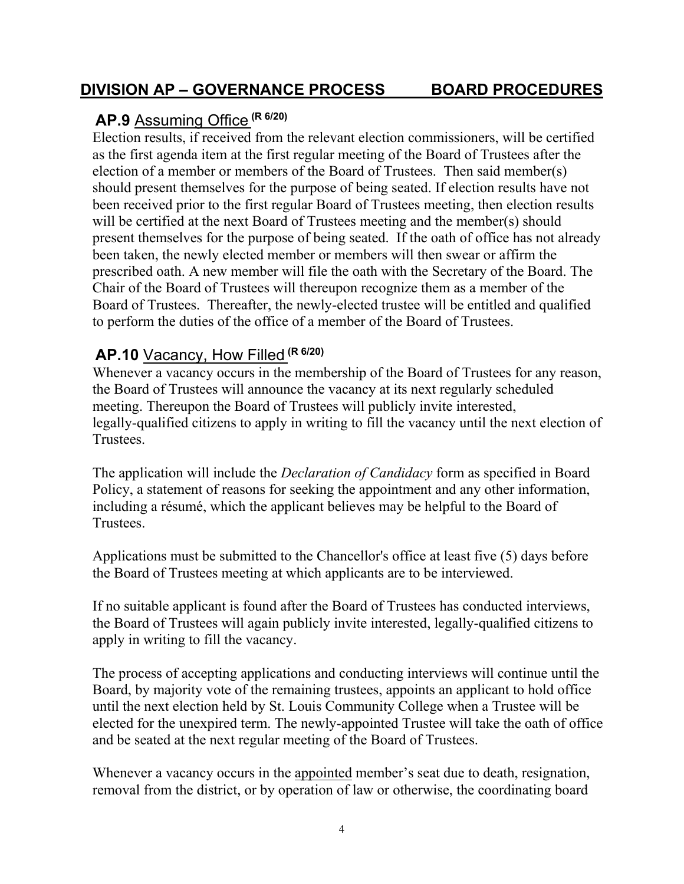## DIVISION AP – GOVERNANCE PROCESS BOARD PROCEDURES

### AP.9 Assuming Office (R 6/20)

Election results, if received from the relevant election commissioners, will be certified as the first agenda item at the first regular meeting of the Board of Trustees after the election of a member or members of the Board of Trustees. Then said member(s) should present themselves for the purpose of being seated. If election results have not been received prior to the first regular Board of Trustees meeting, then election results will be certified at the next Board of Trustees meeting and the member(s) should present themselves for the purpose of being seated. If the oath of office has not already been taken, the newly elected member or members will then swear or affirm the prescribed oath. A new member will file the oath with the Secretary of the Board. The Chair of the Board of Trustees will thereupon recognize them as a member of the Board of Trustees. Thereafter, the newly-elected trustee will be entitled and qualified to perform the duties of the office of a member of the Board of Trustees.

### AP.10 Vacancy, How Filled (R 6/20)

Whenever a vacancy occurs in the membership of the Board of Trustees for any reason, the Board of Trustees will announce the vacancy at its next regularly scheduled meeting. Thereupon the Board of Trustees will publicly invite interested, legally-qualified citizens to apply in writing to fill the vacancy until the next election of Trustees.

The application will include the *Declaration of Candidacy* form as specified in Board Policy, a statement of reasons for seeking the appointment and any other information, including a résumé, which the applicant believes may be helpful to the Board of Trustees.

Applications must be submitted to the Chancellor's office at least five (5) days before the Board of Trustees meeting at which applicants are to be interviewed.

If no suitable applicant is found after the Board of Trustees has conducted interviews, the Board of Trustees will again publicly invite interested, legally-qualified citizens to apply in writing to fill the vacancy.

The process of accepting applications and conducting interviews will continue until the Board, by majority vote of the remaining trustees, appoints an applicant to hold office until the next election held by St. Louis Community College when a Trustee will be elected for the unexpired term. The newly-appointed Trustee will take the oath of office and be seated at the next regular meeting of the Board of Trustees.

Whenever a vacancy occurs in the appointed member's seat due to death, resignation, removal from the district, or by operation of law or otherwise, the coordinating board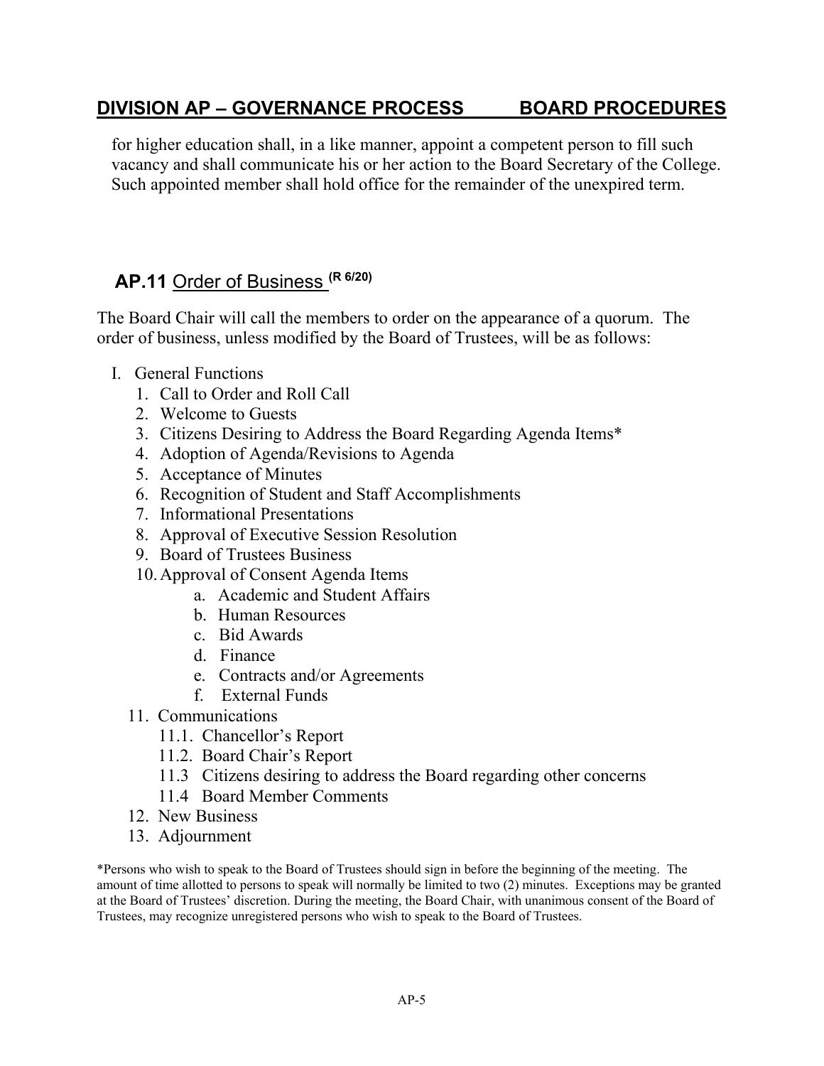for higher education shall, in a like manner, appoint a competent person to fill such vacancy and shall communicate his or her action to the Board Secretary of the College. Such appointed member shall hold office for the remainder of the unexpired term.

## AP.11 Order of Business (R 6/20)

The Board Chair will call the members to order on the appearance of a quorum. The order of business, unless modified by the Board of Trustees, will be as follows:

I. General Functions
   1. Call to Order and Roll Call
   2. Welcome to Guests
   3. Citizens Desiring to Address the Board Regarding Agenda Items*
   4. Adoption of Agenda/Revisions to Agenda
   5. Acceptance of Minutes
   6. Recognition of Student and Staff Accomplishments
   7. Informational Presentations
   8. Approval of Executive Session Resolution
   9. Board of Trustees Business
   10. Approval of Consent Agenda Items
       a. Academic and Student Affairs
       b. Human Resources
       c. Bid Awards
       d. Finance
       e. Contracts and/or Agreements
       f. External Funds
   11. Communications
       11.1. Chancellor's Report
       11.2. Board Chair's Report
       11.3 Citizens desiring to address the Board regarding other concerns
       11.4 Board Member Comments
   12. New Business
   13. Adjournment

*Persons who wish to speak to the Board of Trustees should sign in before the beginning of the meeting. The amount of time allotted to persons to speak will normally be limited to two (2) minutes. Exceptions may be granted at the Board of Trustees' discretion. During the meeting, the Board Chair, with unanimous consent of the Board of Trustees, may recognize unregistered persons who wish to speak to the Board of Trustees.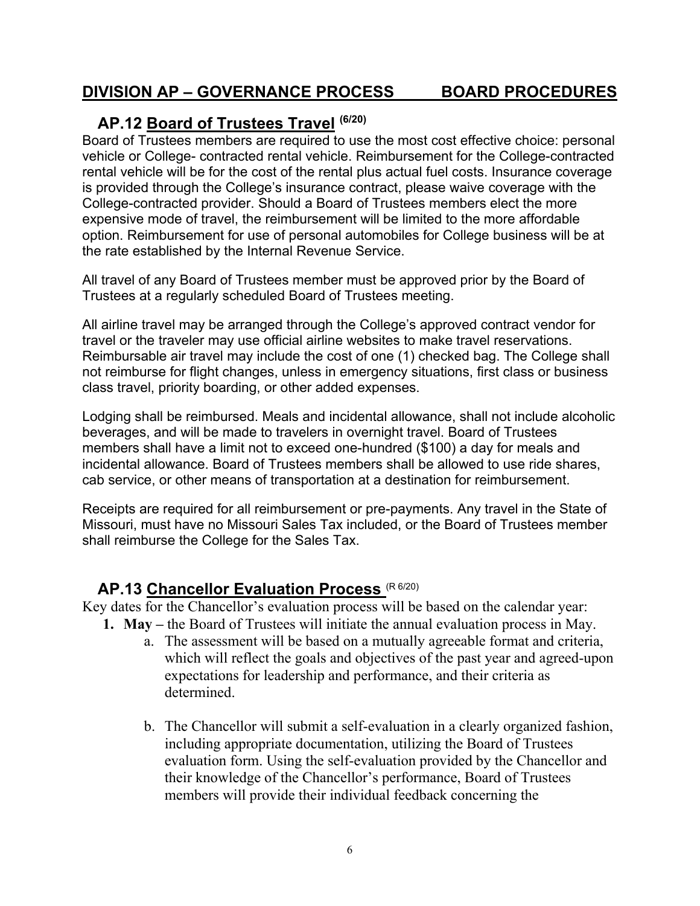# DIVISION AP – GOVERNANCE PROCESS BOARD PROCEDURES

## AP.12 Board of Trustees Travel (6/20)

Board of Trustees members are required to use the most cost effective choice: personal vehicle or College- contracted rental vehicle. Reimbursement for the College-contracted rental vehicle will be for the cost of the rental plus actual fuel costs. Insurance coverage is provided through the College's insurance contract, please waive coverage with the College-contracted provider. Should a Board of Trustees members elect the more expensive mode of travel, the reimbursement will be limited to the more affordable option. Reimbursement for use of personal automobiles for College business will be at the rate established by the Internal Revenue Service.

All travel of any Board of Trustees member must be approved prior by the Board of Trustees at a regularly scheduled Board of Trustees meeting.

All airline travel may be arranged through the College's approved contract vendor for travel or the traveler may use official airline websites to make travel reservations. Reimbursable air travel may include the cost of one (1) checked bag. The College shall not reimburse for flight changes, unless in emergency situations, first class or business class travel, priority boarding, or other added expenses.

Lodging shall be reimbursed. Meals and incidental allowance, shall not include alcoholic beverages, and will be made to travelers in overnight travel. Board of Trustees members shall have a limit not to exceed one-hundred ($100) a day for meals and incidental allowance. Board of Trustees members shall be allowed to use ride shares, cab service, or other means of transportation at a destination for reimbursement.

Receipts are required for all reimbursement or pre-payments. Any travel in the State of Missouri, must have no Missouri Sales Tax included, or the Board of Trustees member shall reimburse the College for the Sales Tax.

## AP.13 Chancellor Evaluation Process (R 6/20)

Key dates for the Chancellor's evaluation process will be based on the calendar year:

1. **May –** the Board of Trustees will initiate the annual evaluation process in May.
   a. The assessment will be based on a mutually agreeable format and criteria, which will reflect the goals and objectives of the past year and agreed-upon expectations for leadership and performance, and their criteria as determined.

   b. The Chancellor will submit a self-evaluation in a clearly organized fashion, including appropriate documentation, utilizing the Board of Trustees evaluation form. Using the self-evaluation provided by the Chancellor and their knowledge of the Chancellor's performance, Board of Trustees members will provide their individual feedback concerning the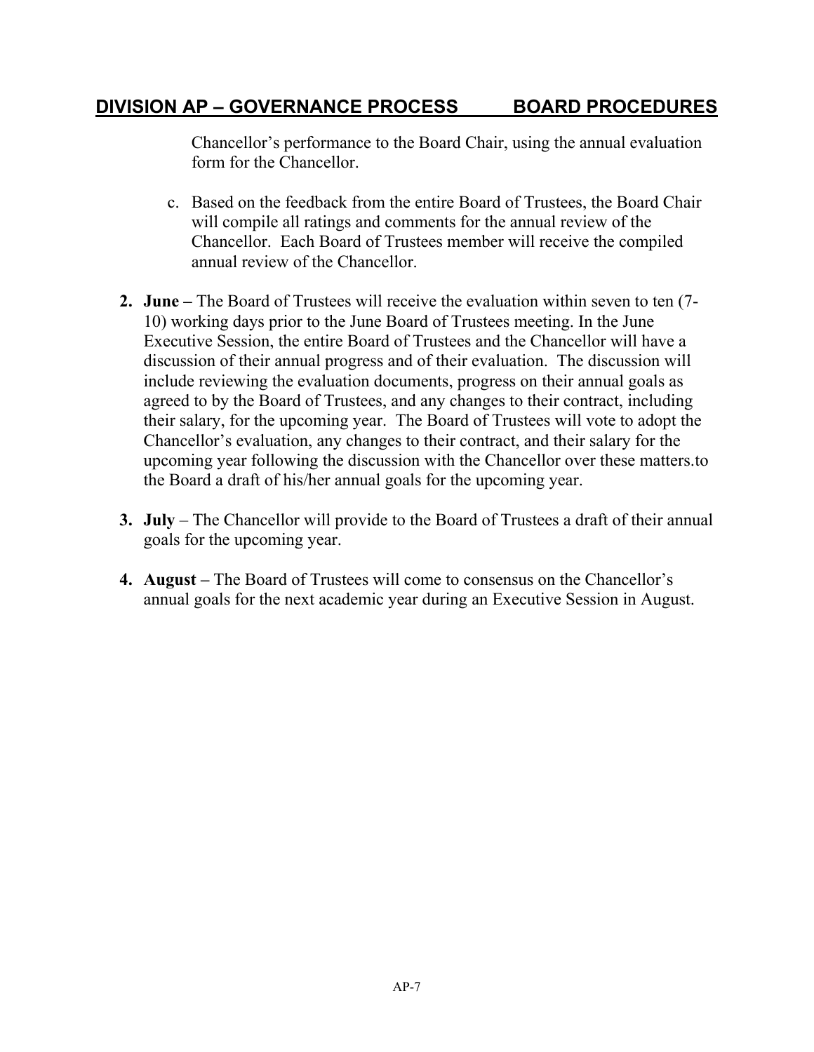Chancellor's performance to the Board Chair, using the annual evaluation form for the Chancellor.

c. Based on the feedback from the entire Board of Trustees, the Board Chair will compile all ratings and comments for the annual review of the Chancellor. Each Board of Trustees member will receive the compiled annual review of the Chancellor.

2. **June –** The Board of Trustees will receive the evaluation within seven to ten (7-10) working days prior to the June Board of Trustees meeting. In the June Executive Session, the entire Board of Trustees and the Chancellor will have a discussion of their annual progress and of their evaluation. The discussion will include reviewing the evaluation documents, progress on their annual goals as agreed to by the Board of Trustees, and any changes to their contract, including their salary, for the upcoming year. The Board of Trustees will vote to adopt the Chancellor's evaluation, any changes to their contract, and their salary for the upcoming year following the discussion with the Chancellor over these matters.to the Board a draft of his/her annual goals for the upcoming year.

3. **July** – The Chancellor will provide to the Board of Trustees a draft of their annual goals for the upcoming year.

4. **August –** The Board of Trustees will come to consensus on the Chancellor's annual goals for the next academic year during an Executive Session in August.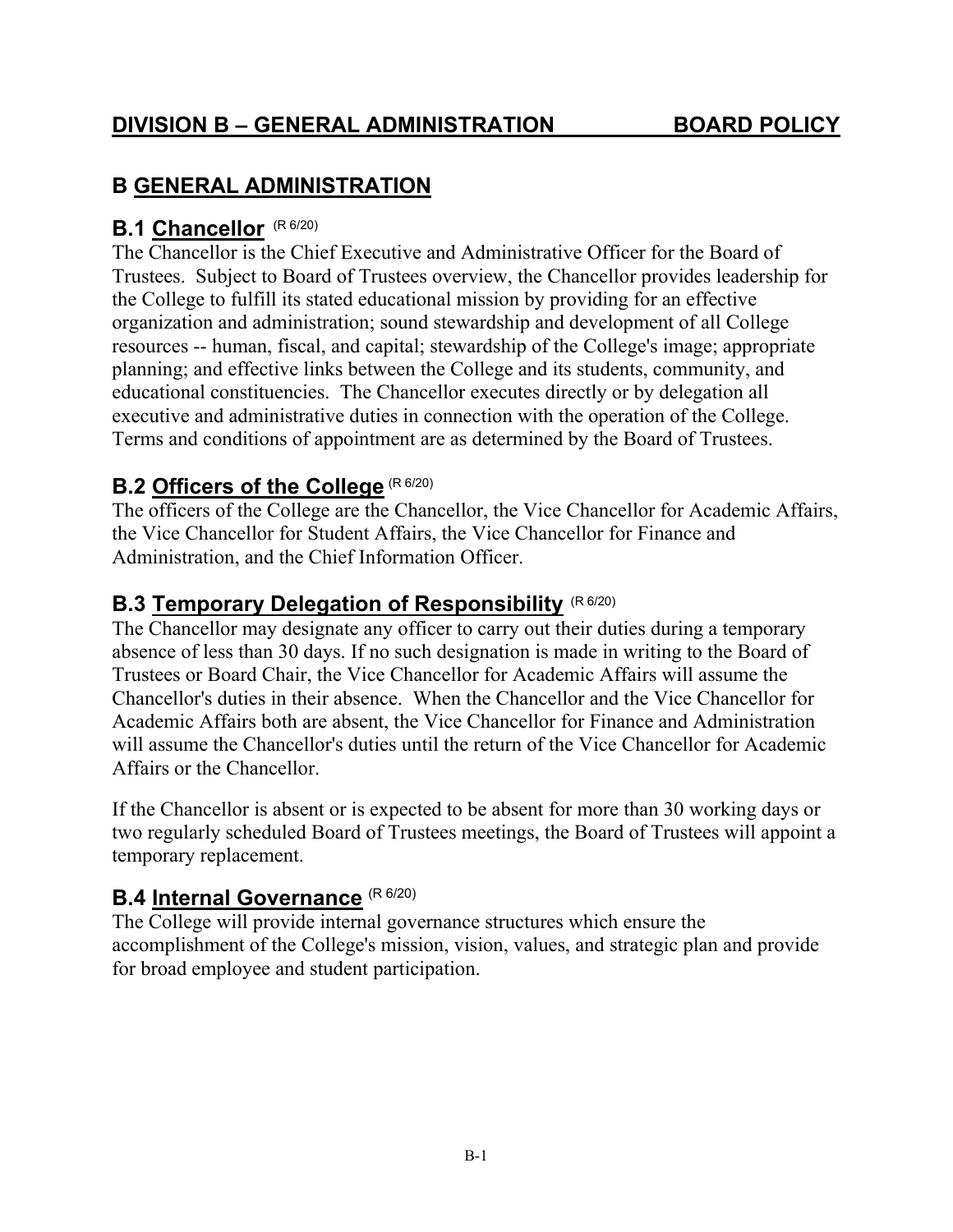# DIVISION B – GENERAL ADMINISTRATION BOARD POLICY

## B GENERAL ADMINISTRATION

### B.1 Chancellor (R 6/20)

The Chancellor is the Chief Executive and Administrative Officer for the Board of Trustees. Subject to Board of Trustees overview, the Chancellor provides leadership for the College to fulfill its stated educational mission by providing for an effective organization and administration; sound stewardship and development of all College resources -- human, fiscal, and capital; stewardship of the College's image; appropriate planning; and effective links between the College and its students, community, and educational constituencies. The Chancellor executes directly or by delegation all executive and administrative duties in connection with the operation of the College. Terms and conditions of appointment are as determined by the Board of Trustees.

### B.2 Officers of the College (R 6/20)

The officers of the College are the Chancellor, the Vice Chancellor for Academic Affairs, the Vice Chancellor for Student Affairs, the Vice Chancellor for Finance and Administration, and the Chief Information Officer.

### B.3 Temporary Delegation of Responsibility (R 6/20)

The Chancellor may designate any officer to carry out their duties during a temporary absence of less than 30 days. If no such designation is made in writing to the Board of Trustees or Board Chair, the Vice Chancellor for Academic Affairs will assume the Chancellor's duties in their absence. When the Chancellor and the Vice Chancellor for Academic Affairs both are absent, the Vice Chancellor for Finance and Administration will assume the Chancellor's duties until the return of the Vice Chancellor for Academic Affairs or the Chancellor.

If the Chancellor is absent or is expected to be absent for more than 30 working days or two regularly scheduled Board of Trustees meetings, the Board of Trustees will appoint a temporary replacement.

### B.4 Internal Governance (R 6/20)

The College will provide internal governance structures which ensure the accomplishment of the College's mission, vision, values, and strategic plan and provide for broad employee and student participation.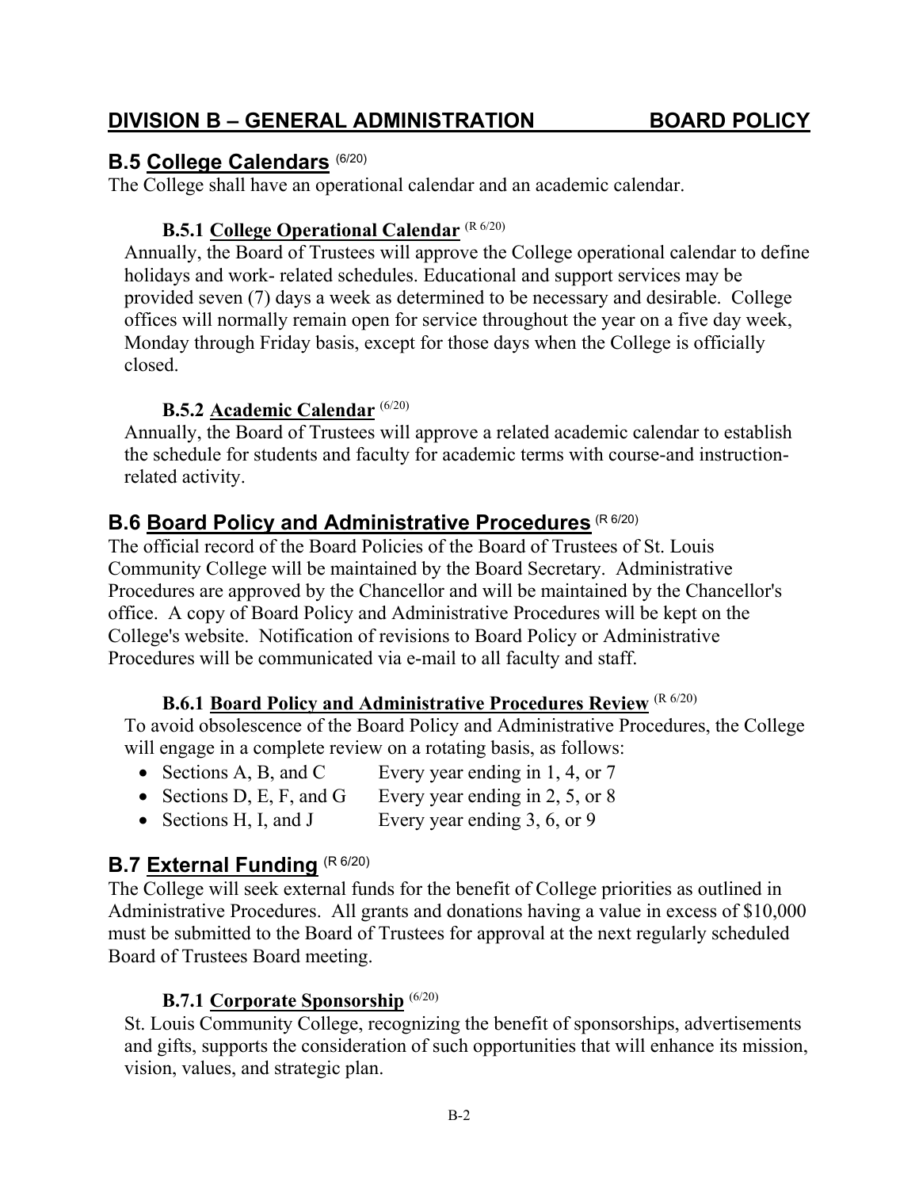## DIVISION B – GENERAL ADMINISTRATION BOARD POLICY

### B.5 College Calendars (6/20)

The College shall have an operational calendar and an academic calendar.

#### B.5.1 College Operational Calendar (R 6/20)

Annually, the Board of Trustees will approve the College operational calendar to define holidays and work- related schedules. Educational and support services may be provided seven (7) days a week as determined to be necessary and desirable. College offices will normally remain open for service throughout the year on a five day week, Monday through Friday basis, except for those days when the College is officially closed.

#### B.5.2 Academic Calendar (6/20)

Annually, the Board of Trustees will approve a related academic calendar to establish the schedule for students and faculty for academic terms with course-and instruction-related activity.

### B.6 Board Policy and Administrative Procedures (R 6/20)

The official record of the Board Policies of the Board of Trustees of St. Louis Community College will be maintained by the Board Secretary. Administrative Procedures are approved by the Chancellor and will be maintained by the Chancellor's office. A copy of Board Policy and Administrative Procedures will be kept on the College's website. Notification of revisions to Board Policy or Administrative Procedures will be communicated via e-mail to all faculty and staff.

#### B.6.1 Board Policy and Administrative Procedures Review (R 6/20)

To avoid obsolescence of the Board Policy and Administrative Procedures, the College will engage in a complete review on a rotating basis, as follows:

- Sections A, B, and C Every year ending in 1, 4, or 7
- Sections D, E, F, and G Every year ending in 2, 5, or 8
- Sections H, I, and J Every year ending 3, 6, or 9

### B.7 External Funding (R 6/20)

The College will seek external funds for the benefit of College priorities as outlined in Administrative Procedures. All grants and donations having a value in excess of $10,000 must be submitted to the Board of Trustees for approval at the next regularly scheduled Board of Trustees Board meeting.

#### B.7.1 Corporate Sponsorship (6/20)

St. Louis Community College, recognizing the benefit of sponsorships, advertisements and gifts, supports the consideration of such opportunities that will enhance its mission, vision, values, and strategic plan.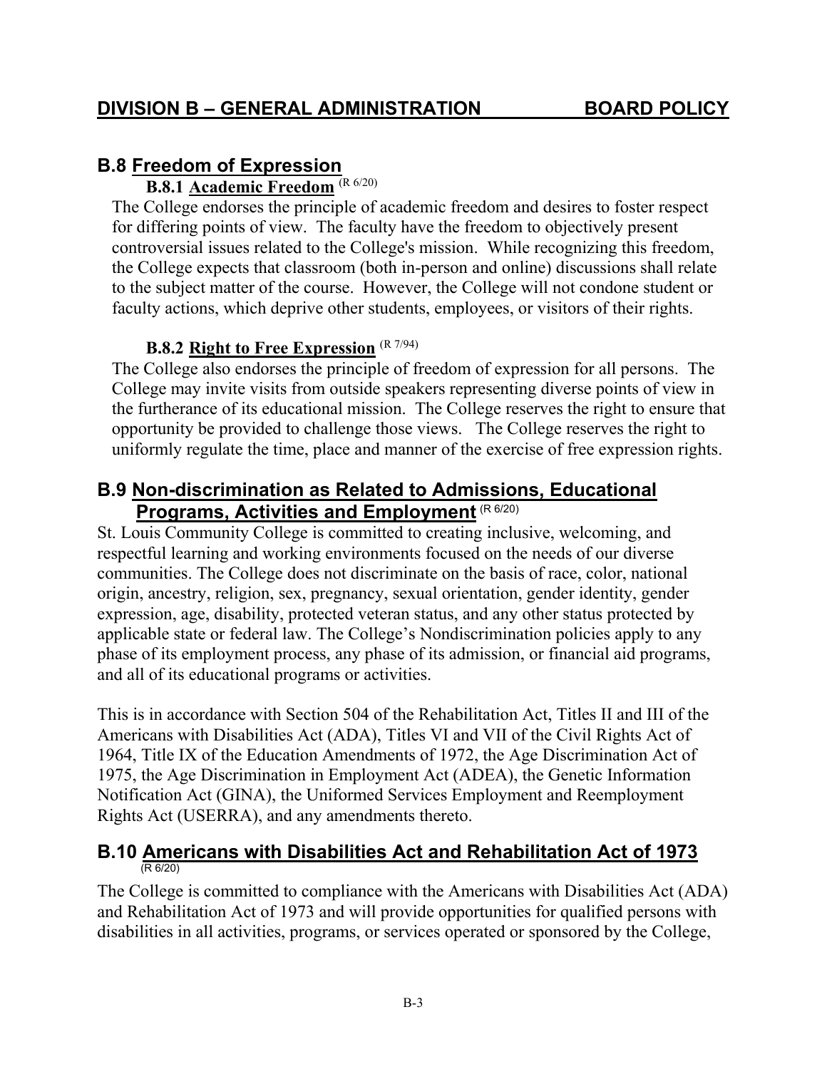## B.8 Freedom of Expression

### B.8.1 Academic Freedom (R 6/20)

The College endorses the principle of academic freedom and desires to foster respect for differing points of view. The faculty have the freedom to objectively present controversial issues related to the College's mission. While recognizing this freedom, the College expects that classroom (both in-person and online) discussions shall relate to the subject matter of the course. However, the College will not condone student or faculty actions, which deprive other students, employees, or visitors of their rights.

### B.8.2 Right to Free Expression (R 7/94)

The College also endorses the principle of freedom of expression for all persons. The College may invite visits from outside speakers representing diverse points of view in the furtherance of its educational mission. The College reserves the right to ensure that opportunity be provided to challenge those views. The College reserves the right to uniformly regulate the time, place and manner of the exercise of free expression rights.

## B.9 Non-discrimination as Related to Admissions, Educational Programs, Activities and Employment (R 6/20)

St. Louis Community College is committed to creating inclusive, welcoming, and respectful learning and working environments focused on the needs of our diverse communities. The College does not discriminate on the basis of race, color, national origin, ancestry, religion, sex, pregnancy, sexual orientation, gender identity, gender expression, age, disability, protected veteran status, and any other status protected by applicable state or federal law. The College's Nondiscrimination policies apply to any phase of its employment process, any phase of its admission, or financial aid programs, and all of its educational programs or activities.

This is in accordance with Section 504 of the Rehabilitation Act, Titles II and III of the Americans with Disabilities Act (ADA), Titles VI and VII of the Civil Rights Act of 1964, Title IX of the Education Amendments of 1972, the Age Discrimination Act of 1975, the Age Discrimination in Employment Act (ADEA), the Genetic Information Notification Act (GINA), the Uniformed Services Employment and Reemployment Rights Act (USERRA), and any amendments thereto.

## B.10 Americans with Disabilities Act and Rehabilitation Act of 1973 (R 6/20)

The College is committed to compliance with the Americans with Disabilities Act (ADA) and Rehabilitation Act of 1973 and will provide opportunities for qualified persons with disabilities in all activities, programs, or services operated or sponsored by the College,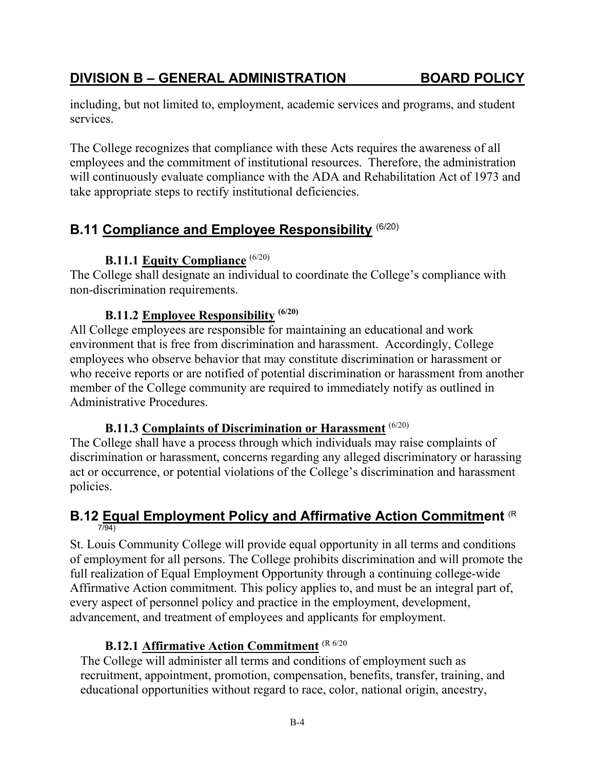including, but not limited to, employment, academic services and programs, and student services.

The College recognizes that compliance with these Acts requires the awareness of all employees and the commitment of institutional resources. Therefore, the administration will continuously evaluate compliance with the ADA and Rehabilitation Act of 1973 and take appropriate steps to rectify institutional deficiencies.

## B.11 Compliance and Employee Responsibility (6/20)

### B.11.1 Equity Compliance (6/20)

The College shall designate an individual to coordinate the College's compliance with non-discrimination requirements.

### B.11.2 Employee Responsibility (6/20)

All College employees are responsible for maintaining an educational and work environment that is free from discrimination and harassment. Accordingly, College employees who observe behavior that may constitute discrimination or harassment or who receive reports or are notified of potential discrimination or harassment from another member of the College community are required to immediately notify as outlined in Administrative Procedures.

### B.11.3 Complaints of Discrimination or Harassment (6/20)

The College shall have a process through which individuals may raise complaints of discrimination or harassment, concerns regarding any alleged discriminatory or harassing act or occurrence, or potential violations of the College's discrimination and harassment policies.

## B.12 Equal Employment Policy and Affirmative Action Commitment (R 7/94)

St. Louis Community College will provide equal opportunity in all terms and conditions of employment for all persons. The College prohibits discrimination and will promote the full realization of Equal Employment Opportunity through a continuing college-wide Affirmative Action commitment. This policy applies to, and must be an integral part of, every aspect of personnel policy and practice in the employment, development, advancement, and treatment of employees and applicants for employment.

### B.12.1 Affirmative Action Commitment (R 6/20

The College will administer all terms and conditions of employment such as recruitment, appointment, promotion, compensation, benefits, transfer, training, and educational opportunities without regard to race, color, national origin, ancestry,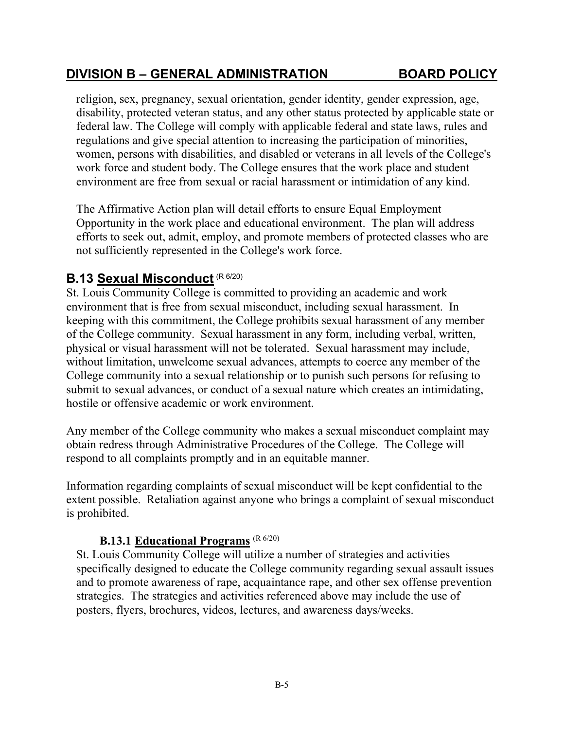religion, sex, pregnancy, sexual orientation, gender identity, gender expression, age, disability, protected veteran status, and any other status protected by applicable state or federal law. The College will comply with applicable federal and state laws, rules and regulations and give special attention to increasing the participation of minorities, women, persons with disabilities, and disabled or veterans in all levels of the College's work force and student body. The College ensures that the work place and student environment are free from sexual or racial harassment or intimidation of any kind.

The Affirmative Action plan will detail efforts to ensure Equal Employment Opportunity in the work place and educational environment. The plan will address efforts to seek out, admit, employ, and promote members of protected classes who are not sufficiently represented in the College's work force.

## B.13 Sexual Misconduct (R 6/20)

St. Louis Community College is committed to providing an academic and work environment that is free from sexual misconduct, including sexual harassment. In keeping with this commitment, the College prohibits sexual harassment of any member of the College community. Sexual harassment in any form, including verbal, written, physical or visual harassment will not be tolerated. Sexual harassment may include, without limitation, unwelcome sexual advances, attempts to coerce any member of the College community into a sexual relationship or to punish such persons for refusing to submit to sexual advances, or conduct of a sexual nature which creates an intimidating, hostile or offensive academic or work environment.

Any member of the College community who makes a sexual misconduct complaint may obtain redress through Administrative Procedures of the College. The College will respond to all complaints promptly and in an equitable manner.

Information regarding complaints of sexual misconduct will be kept confidential to the extent possible. Retaliation against anyone who brings a complaint of sexual misconduct is prohibited.

### B.13.1 Educational Programs (R 6/20)

St. Louis Community College will utilize a number of strategies and activities specifically designed to educate the College community regarding sexual assault issues and to promote awareness of rape, acquaintance rape, and other sex offense prevention strategies. The strategies and activities referenced above may include the use of posters, flyers, brochures, videos, lectures, and awareness days/weeks.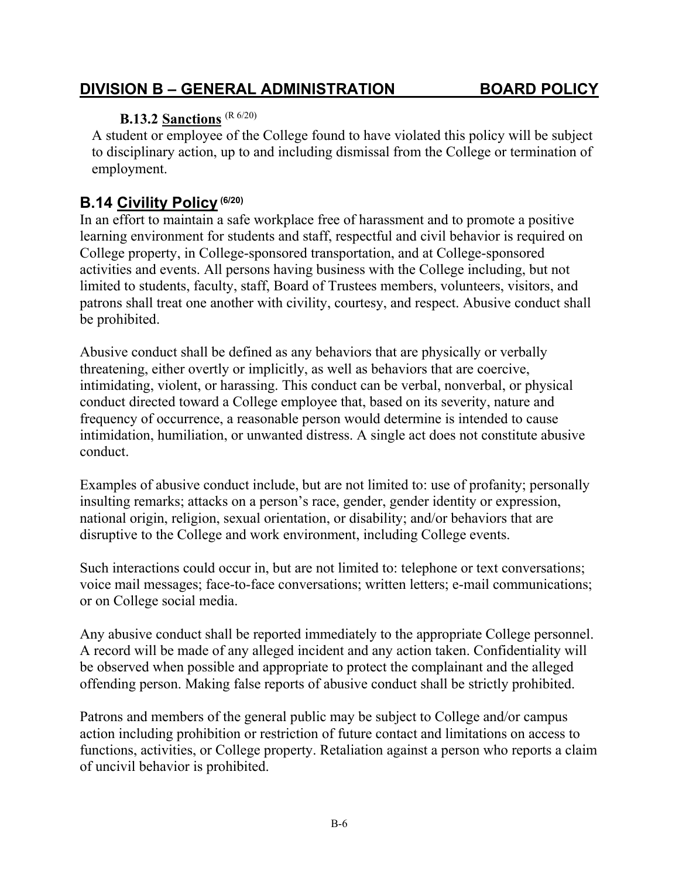### B.13.2 Sanctions (R 6/20)

A student or employee of the College found to have violated this policy will be subject to disciplinary action, up to and including dismissal from the College or termination of employment.

## B.14 Civility Policy (6/20)

In an effort to maintain a safe workplace free of harassment and to promote a positive learning environment for students and staff, respectful and civil behavior is required on College property, in College-sponsored transportation, and at College-sponsored activities and events. All persons having business with the College including, but not limited to students, faculty, staff, Board of Trustees members, volunteers, visitors, and patrons shall treat one another with civility, courtesy, and respect. Abusive conduct shall be prohibited.

Abusive conduct shall be defined as any behaviors that are physically or verbally threatening, either overtly or implicitly, as well as behaviors that are coercive, intimidating, violent, or harassing. This conduct can be verbal, nonverbal, or physical conduct directed toward a College employee that, based on its severity, nature and frequency of occurrence, a reasonable person would determine is intended to cause intimidation, humiliation, or unwanted distress. A single act does not constitute abusive conduct.

Examples of abusive conduct include, but are not limited to: use of profanity; personally insulting remarks; attacks on a person's race, gender, gender identity or expression, national origin, religion, sexual orientation, or disability; and/or behaviors that are disruptive to the College and work environment, including College events.

Such interactions could occur in, but are not limited to: telephone or text conversations; voice mail messages; face-to-face conversations; written letters; e-mail communications; or on College social media.

Any abusive conduct shall be reported immediately to the appropriate College personnel. A record will be made of any alleged incident and any action taken. Confidentiality will be observed when possible and appropriate to protect the complainant and the alleged offending person. Making false reports of abusive conduct shall be strictly prohibited.

Patrons and members of the general public may be subject to College and/or campus action including prohibition or restriction of future contact and limitations on access to functions, activities, or College property. Retaliation against a person who reports a claim of uncivil behavior is prohibited.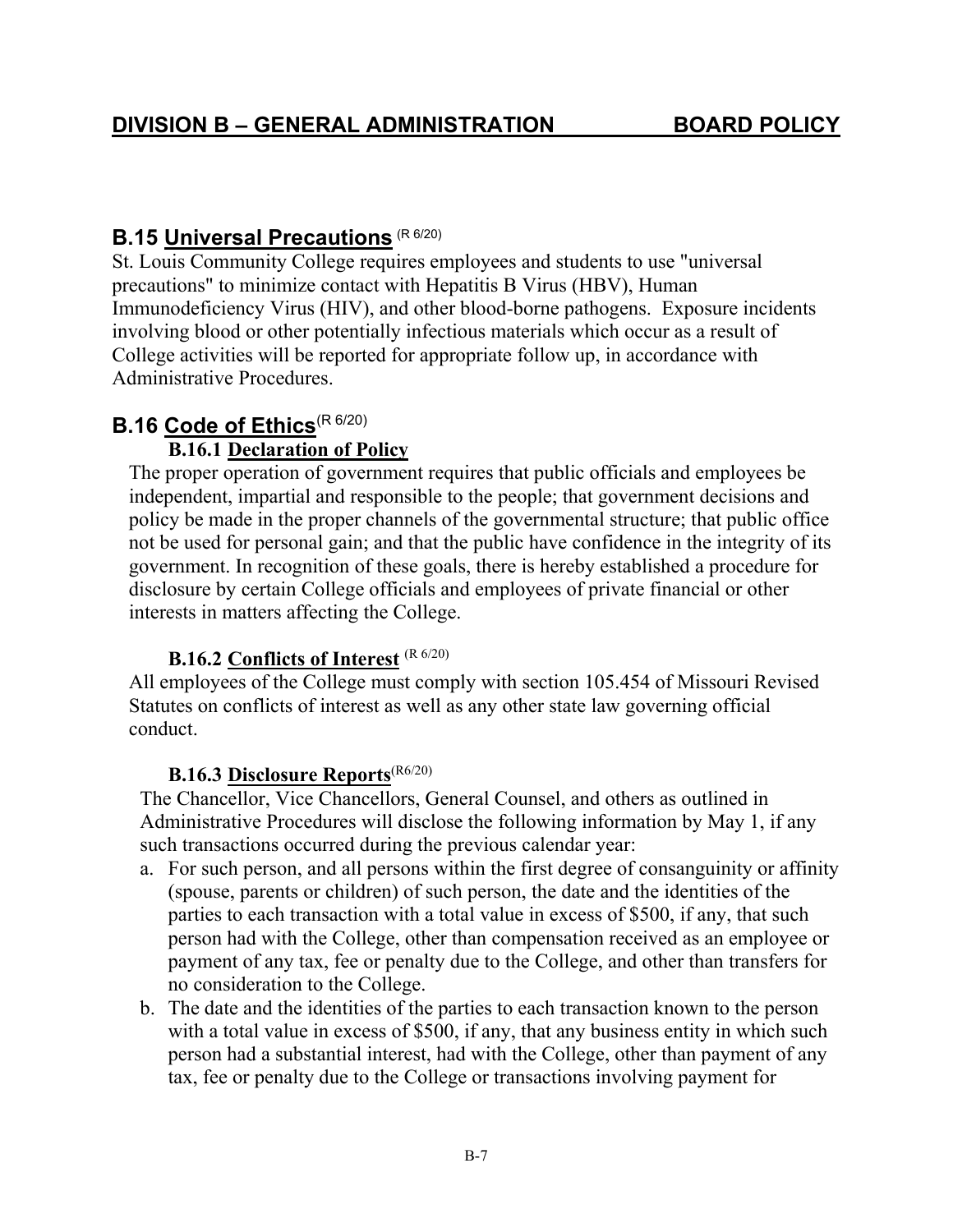## DIVISION B – GENERAL ADMINISTRATION BOARD POLICY

### B.15 Universal Precautions (R 6/20)

St. Louis Community College requires employees and students to use "universal precautions" to minimize contact with Hepatitis B Virus (HBV), Human Immunodeficiency Virus (HIV), and other blood-borne pathogens. Exposure incidents involving blood or other potentially infectious materials which occur as a result of College activities will be reported for appropriate follow up, in accordance with Administrative Procedures.

### B.16 Code of Ethics (R 6/20)

#### B.16.1 Declaration of Policy

The proper operation of government requires that public officials and employees be independent, impartial and responsible to the people; that government decisions and policy be made in the proper channels of the governmental structure; that public office not be used for personal gain; and that the public have confidence in the integrity of its government. In recognition of these goals, there is hereby established a procedure for disclosure by certain College officials and employees of private financial or other interests in matters affecting the College.

#### B.16.2 Conflicts of Interest (R 6/20)

All employees of the College must comply with section 105.454 of Missouri Revised Statutes on conflicts of interest as well as any other state law governing official conduct.

#### B.16.3 Disclosure Reports (R6/20)

The Chancellor, Vice Chancellors, General Counsel, and others as outlined in Administrative Procedures will disclose the following information by May 1, if any such transactions occurred during the previous calendar year:

a. For such person, and all persons within the first degree of consanguinity or affinity (spouse, parents or children) of such person, the date and the identities of the parties to each transaction with a total value in excess of $500, if any, that such person had with the College, other than compensation received as an employee or payment of any tax, fee or penalty due to the College, and other than transfers for no consideration to the College.

b. The date and the identities of the parties to each transaction known to the person with a total value in excess of $500, if any, that any business entity in which such person had a substantial interest, had with the College, other than payment of any tax, fee or penalty due to the College or transactions involving payment for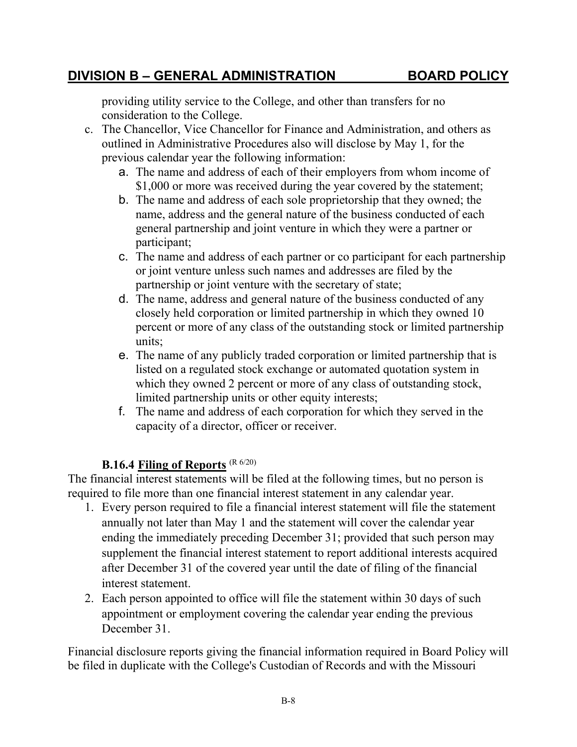providing utility service to the College, and other than transfers for no consideration to the College.

c. The Chancellor, Vice Chancellor for Finance and Administration, and others as outlined in Administrative Procedures also will disclose by May 1, for the previous calendar year the following information:
   a. The name and address of each of their employers from whom income of $1,000 or more was received during the year covered by the statement;
   b. The name and address of each sole proprietorship that they owned; the name, address and the general nature of the business conducted of each general partnership and joint venture in which they were a partner or participant;
   c. The name and address of each partner or co participant for each partnership or joint venture unless such names and addresses are filed by the partnership or joint venture with the secretary of state;
   d. The name, address and general nature of the business conducted of any closely held corporation or limited partnership in which they owned 10 percent or more of any class of the outstanding stock or limited partnership units;
   e. The name of any publicly traded corporation or limited partnership that is listed on a regulated stock exchange or automated quotation system in which they owned 2 percent or more of any class of outstanding stock, limited partnership units or other equity interests;
   f. The name and address of each corporation for which they served in the capacity of a director, officer or receiver.

### B.16.4 Filing of Reports (R 6/20)

The financial interest statements will be filed at the following times, but no person is required to file more than one financial interest statement in any calendar year.

1. Every person required to file a financial interest statement will file the statement annually not later than May 1 and the statement will cover the calendar year ending the immediately preceding December 31; provided that such person may supplement the financial interest statement to report additional interests acquired after December 31 of the covered year until the date of filing of the financial interest statement.
2. Each person appointed to office will file the statement within 30 days of such appointment or employment covering the calendar year ending the previous December 31.

Financial disclosure reports giving the financial information required in Board Policy will be filed in duplicate with the College's Custodian of Records and with the Missouri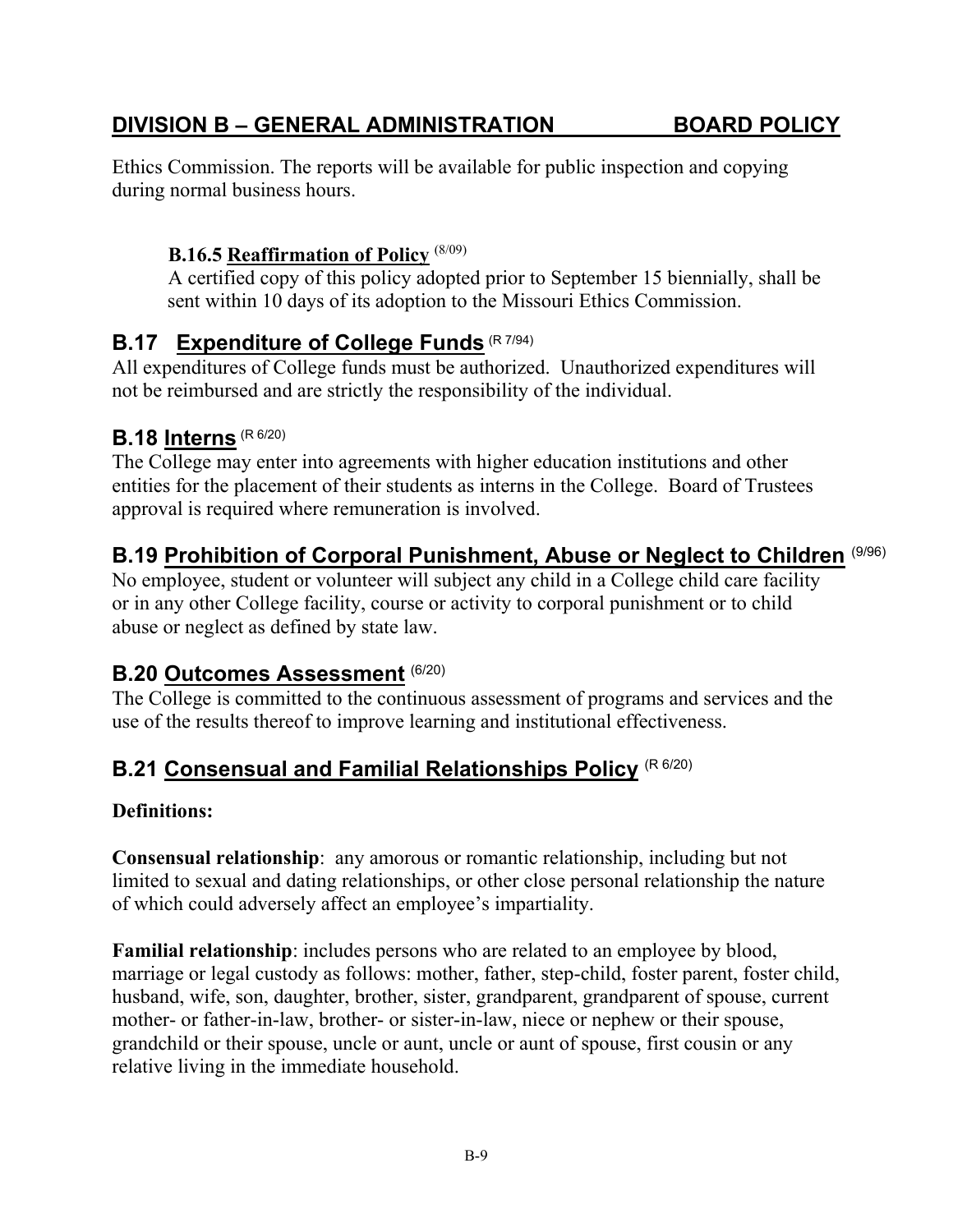Ethics Commission. The reports will be available for public inspection and copying during normal business hours.

### B.16.5 Reaffirmation of Policy (8/09)

A certified copy of this policy adopted prior to September 15 biennially, shall be sent within 10 days of its adoption to the Missouri Ethics Commission.

## B.17 Expenditure of College Funds (R 7/94)

All expenditures of College funds must be authorized. Unauthorized expenditures will not be reimbursed and are strictly the responsibility of the individual.

## B.18 Interns (R 6/20)

The College may enter into agreements with higher education institutions and other entities for the placement of their students as interns in the College. Board of Trustees approval is required where remuneration is involved.

## B.19 Prohibition of Corporal Punishment, Abuse or Neglect to Children (9/96)

No employee, student or volunteer will subject any child in a College child care facility or in any other College facility, course or activity to corporal punishment or to child abuse or neglect as defined by state law.

## B.20 Outcomes Assessment (6/20)

The College is committed to the continuous assessment of programs and services and the use of the results thereof to improve learning and institutional effectiveness.

## B.21 Consensual and Familial Relationships Policy (R 6/20)

**Definitions:**

**Consensual relationship**: any amorous or romantic relationship, including but not limited to sexual and dating relationships, or other close personal relationship the nature of which could adversely affect an employee's impartiality.

**Familial relationship**: includes persons who are related to an employee by blood, marriage or legal custody as follows: mother, father, step-child, foster parent, foster child, husband, wife, son, daughter, brother, sister, grandparent, grandparent of spouse, current mother- or father-in-law, brother- or sister-in-law, niece or nephew or their spouse, grandchild or their spouse, uncle or aunt, uncle or aunt of spouse, first cousin or any relative living in the immediate household.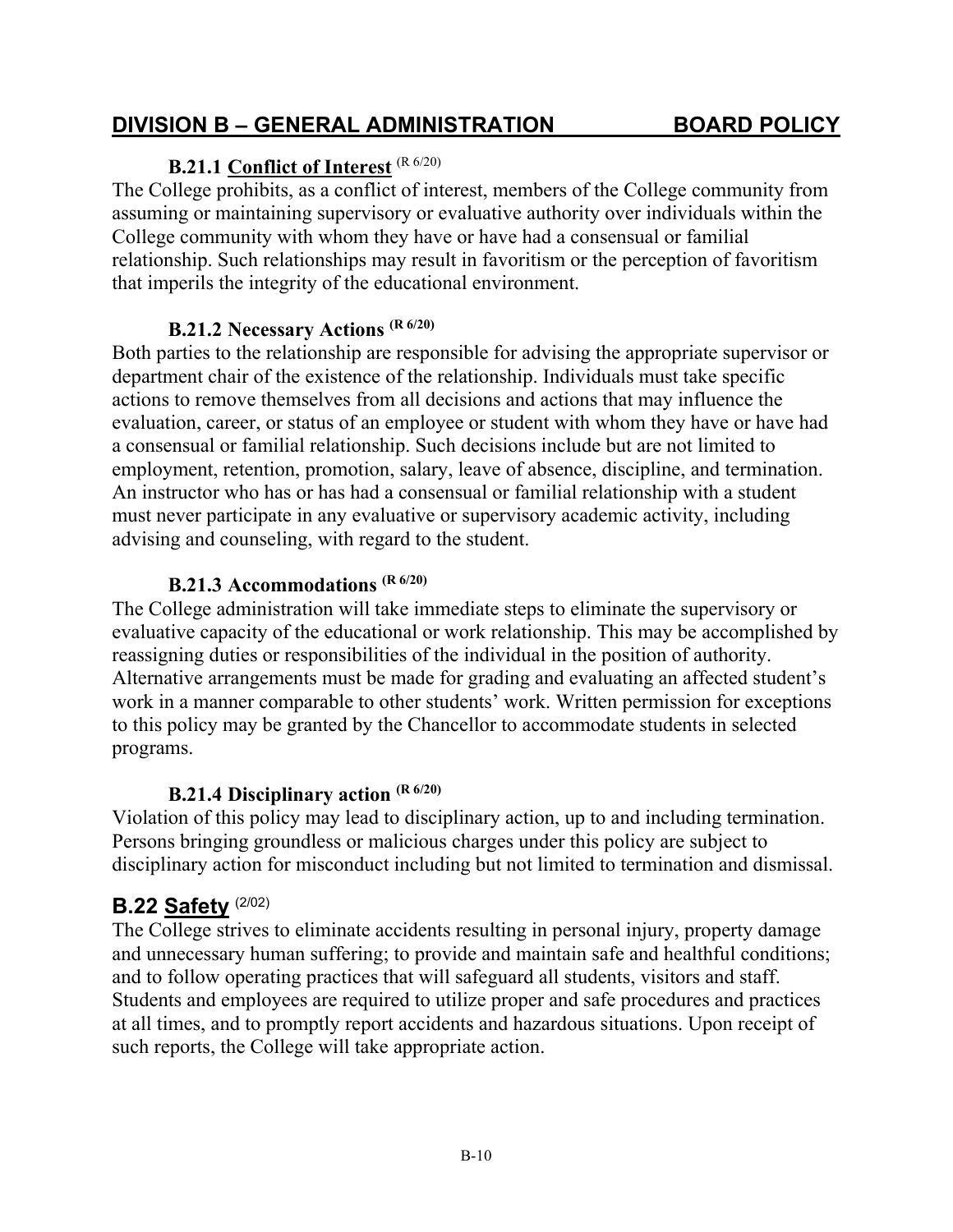# DIVISION B – GENERAL ADMINISTRATION BOARD POLICY

### B.21.1 Conflict of Interest (R 6/20)

The College prohibits, as a conflict of interest, members of the College community from assuming or maintaining supervisory or evaluative authority over individuals within the College community with whom they have or have had a consensual or familial relationship. Such relationships may result in favoritism or the perception of favoritism that imperils the integrity of the educational environment.

### B.21.2 Necessary Actions (R 6/20)

Both parties to the relationship are responsible for advising the appropriate supervisor or department chair of the existence of the relationship. Individuals must take specific actions to remove themselves from all decisions and actions that may influence the evaluation, career, or status of an employee or student with whom they have or have had a consensual or familial relationship. Such decisions include but are not limited to employment, retention, promotion, salary, leave of absence, discipline, and termination. An instructor who has or has had a consensual or familial relationship with a student must never participate in any evaluative or supervisory academic activity, including advising and counseling, with regard to the student.

### B.21.3 Accommodations (R 6/20)

The College administration will take immediate steps to eliminate the supervisory or evaluative capacity of the educational or work relationship. This may be accomplished by reassigning duties or responsibilities of the individual in the position of authority. Alternative arrangements must be made for grading and evaluating an affected student's work in a manner comparable to other students' work. Written permission for exceptions to this policy may be granted by the Chancellor to accommodate students in selected programs.

### B.21.4 Disciplinary action (R 6/20)

Violation of this policy may lead to disciplinary action, up to and including termination. Persons bringing groundless or malicious charges under this policy are subject to disciplinary action for misconduct including but not limited to termination and dismissal.

## B.22 Safety (2/02)

The College strives to eliminate accidents resulting in personal injury, property damage and unnecessary human suffering; to provide and maintain safe and healthful conditions; and to follow operating practices that will safeguard all students, visitors and staff. Students and employees are required to utilize proper and safe procedures and practices at all times, and to promptly report accidents and hazardous situations. Upon receipt of such reports, the College will take appropriate action.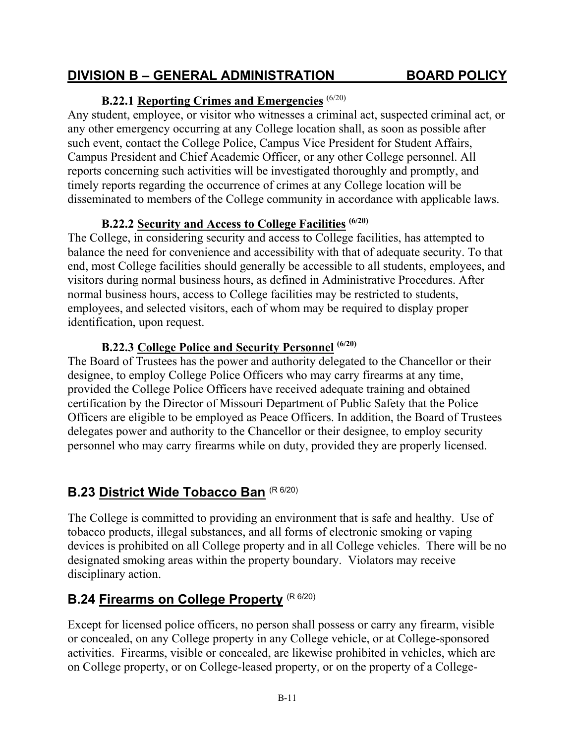## DIVISION B – GENERAL ADMINISTRATION BOARD POLICY

### B.22.1 Reporting Crimes and Emergencies (6/20)

Any student, employee, or visitor who witnesses a criminal act, suspected criminal act, or any other emergency occurring at any College location shall, as soon as possible after such event, contact the College Police, Campus Vice President for Student Affairs, Campus President and Chief Academic Officer, or any other College personnel. All reports concerning such activities will be investigated thoroughly and promptly, and timely reports regarding the occurrence of crimes at any College location will be disseminated to members of the College community in accordance with applicable laws.

### B.22.2 Security and Access to College Facilities (6/20)

The College, in considering security and access to College facilities, has attempted to balance the need for convenience and accessibility with that of adequate security. To that end, most College facilities should generally be accessible to all students, employees, and visitors during normal business hours, as defined in Administrative Procedures. After normal business hours, access to College facilities may be restricted to students, employees, and selected visitors, each of whom may be required to display proper identification, upon request.

### B.22.3 College Police and Security Personnel (6/20)

The Board of Trustees has the power and authority delegated to the Chancellor or their designee, to employ College Police Officers who may carry firearms at any time, provided the College Police Officers have received adequate training and obtained certification by the Director of Missouri Department of Public Safety that the Police Officers are eligible to be employed as Peace Officers. In addition, the Board of Trustees delegates power and authority to the Chancellor or their designee, to employ security personnel who may carry firearms while on duty, provided they are properly licensed.

## B.23 District Wide Tobacco Ban (R 6/20)

The College is committed to providing an environment that is safe and healthy. Use of tobacco products, illegal substances, and all forms of electronic smoking or vaping devices is prohibited on all College property and in all College vehicles. There will be no designated smoking areas within the property boundary. Violators may receive disciplinary action.

## B.24 Firearms on College Property (R 6/20)

Except for licensed police officers, no person shall possess or carry any firearm, visible or concealed, on any College property in any College vehicle, or at College-sponsored activities. Firearms, visible or concealed, are likewise prohibited in vehicles, which are on College property, or on College-leased property, or on the property of a College-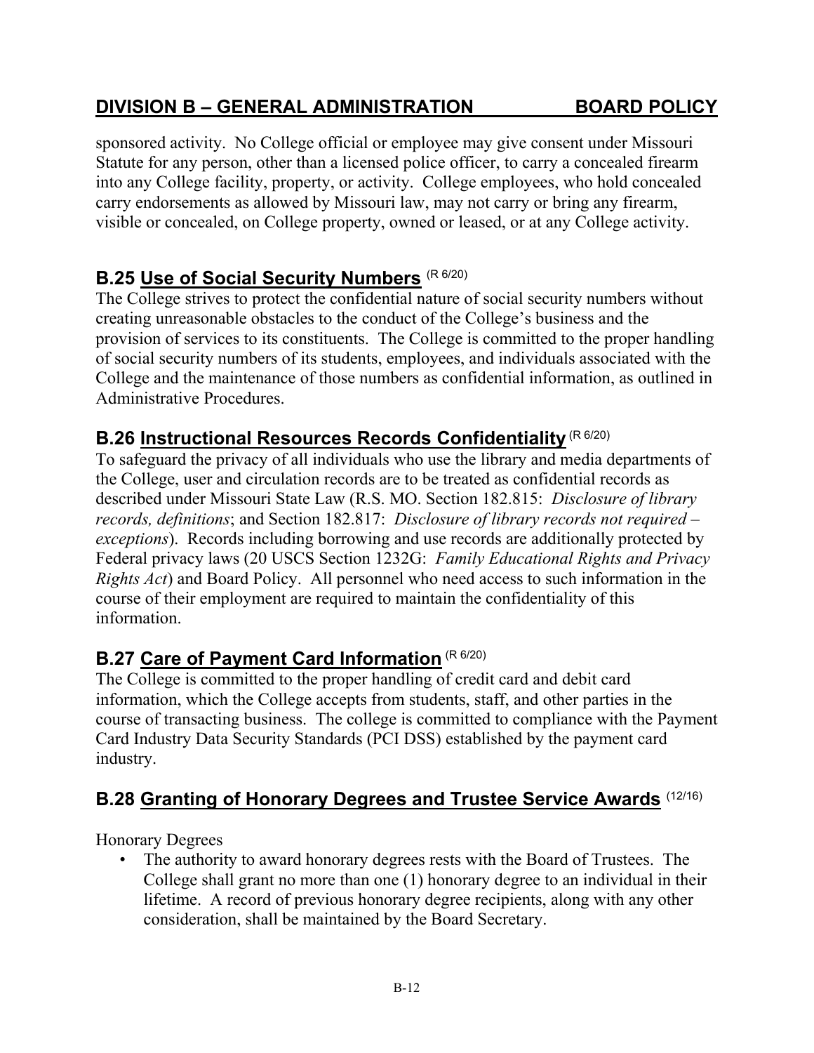sponsored activity. No College official or employee may give consent under Missouri Statute for any person, other than a licensed police officer, to carry a concealed firearm into any College facility, property, or activity. College employees, who hold concealed carry endorsements as allowed by Missouri law, may not carry or bring any firearm, visible or concealed, on College property, owned or leased, or at any College activity.

## B.25 Use of Social Security Numbers (R 6/20)

The College strives to protect the confidential nature of social security numbers without creating unreasonable obstacles to the conduct of the College's business and the provision of services to its constituents. The College is committed to the proper handling of social security numbers of its students, employees, and individuals associated with the College and the maintenance of those numbers as confidential information, as outlined in Administrative Procedures.

## B.26 Instructional Resources Records Confidentiality (R 6/20)

To safeguard the privacy of all individuals who use the library and media departments of the College, user and circulation records are to be treated as confidential records as described under Missouri State Law (R.S. MO. Section 182.815: *Disclosure of library records, definitions*; and Section 182.817: *Disclosure of library records not required – exceptions*). Records including borrowing and use records are additionally protected by Federal privacy laws (20 USCS Section 1232G: *Family Educational Rights and Privacy Rights Act*) and Board Policy. All personnel who need access to such information in the course of their employment are required to maintain the confidentiality of this information.

## B.27 Care of Payment Card Information (R 6/20)

The College is committed to the proper handling of credit card and debit card information, which the College accepts from students, staff, and other parties in the course of transacting business. The college is committed to compliance with the Payment Card Industry Data Security Standards (PCI DSS) established by the payment card industry.

## B.28 Granting of Honorary Degrees and Trustee Service Awards (12/16)

Honorary Degrees

- The authority to award honorary degrees rests with the Board of Trustees. The College shall grant no more than one (1) honorary degree to an individual in their lifetime. A record of previous honorary degree recipients, along with any other consideration, shall be maintained by the Board Secretary.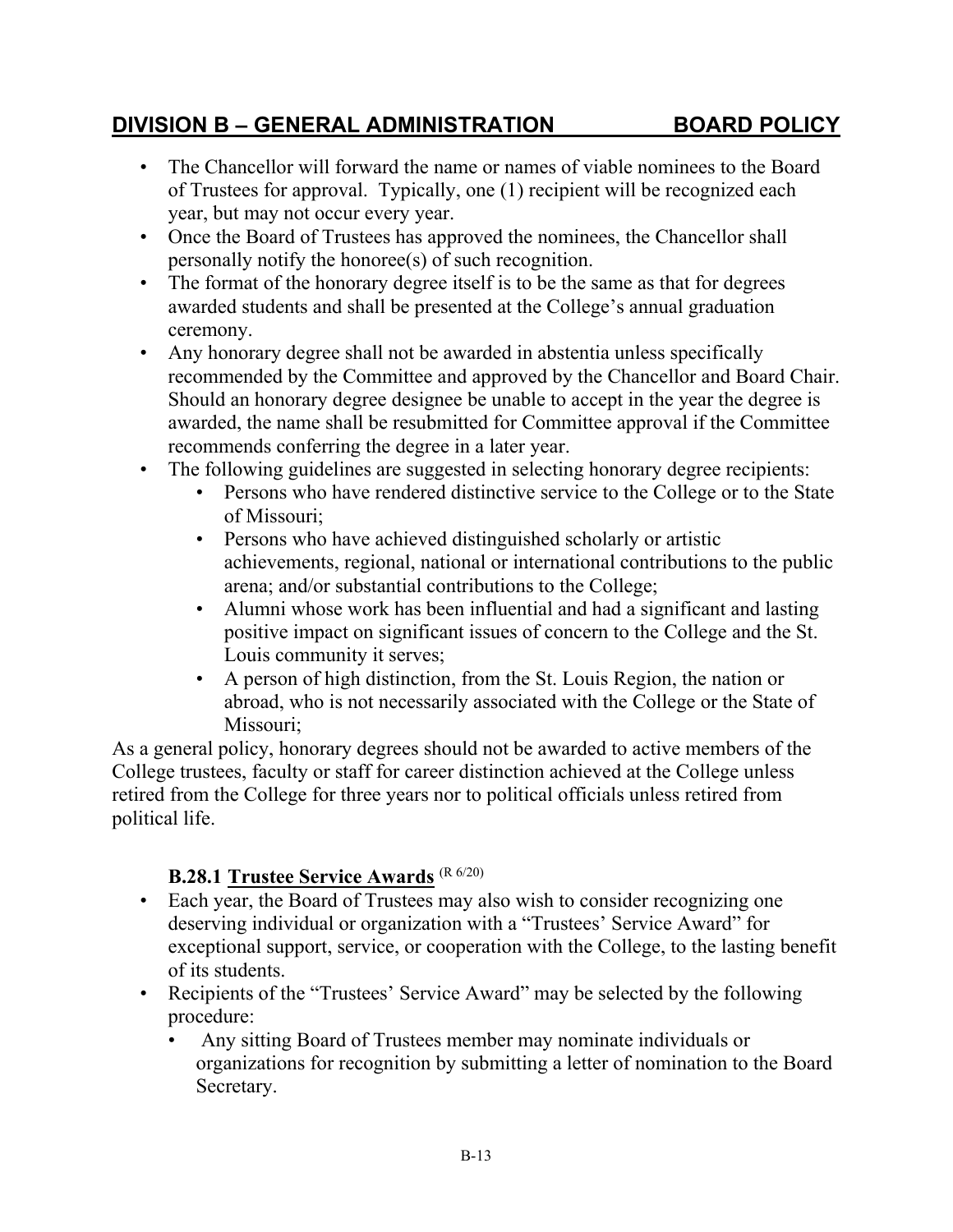- The Chancellor will forward the name or names of viable nominees to the Board of Trustees for approval. Typically, one (1) recipient will be recognized each year, but may not occur every year.
- Once the Board of Trustees has approved the nominees, the Chancellor shall personally notify the honoree(s) of such recognition.
- The format of the honorary degree itself is to be the same as that for degrees awarded students and shall be presented at the College's annual graduation ceremony.
- Any honorary degree shall not be awarded in abstentia unless specifically recommended by the Committee and approved by the Chancellor and Board Chair. Should an honorary degree designee be unable to accept in the year the degree is awarded, the name shall be resubmitted for Committee approval if the Committee recommends conferring the degree in a later year.
- The following guidelines are suggested in selecting honorary degree recipients:
  - Persons who have rendered distinctive service to the College or to the State of Missouri;
  - Persons who have achieved distinguished scholarly or artistic achievements, regional, national or international contributions to the public arena; and/or substantial contributions to the College;
  - Alumni whose work has been influential and had a significant and lasting positive impact on significant issues of concern to the College and the St. Louis community it serves;
  - A person of high distinction, from the St. Louis Region, the nation or abroad, who is not necessarily associated with the College or the State of Missouri;

As a general policy, honorary degrees should not be awarded to active members of the College trustees, faculty or staff for career distinction achieved at the College unless retired from the College for three years nor to political officials unless retired from political life.

### B.28.1 Trustee Service Awards (R 6/20)

- Each year, the Board of Trustees may also wish to consider recognizing one deserving individual or organization with a "Trustees' Service Award" for exceptional support, service, or cooperation with the College, to the lasting benefit of its students.
- Recipients of the "Trustees' Service Award" may be selected by the following procedure:
  - Any sitting Board of Trustees member may nominate individuals or organizations for recognition by submitting a letter of nomination to the Board Secretary.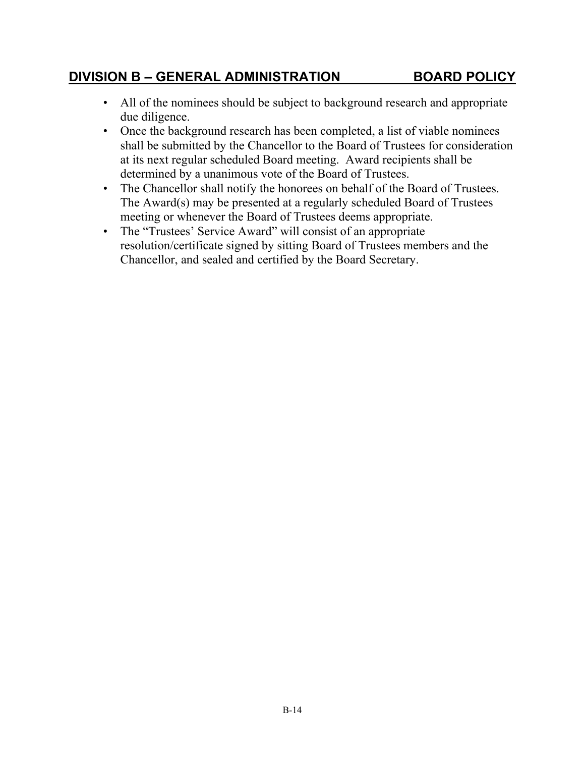- All of the nominees should be subject to background research and appropriate due diligence.
- Once the background research has been completed, a list of viable nominees shall be submitted by the Chancellor to the Board of Trustees for consideration at its next regular scheduled Board meeting. Award recipients shall be determined by a unanimous vote of the Board of Trustees.
- The Chancellor shall notify the honorees on behalf of the Board of Trustees. The Award(s) may be presented at a regularly scheduled Board of Trustees meeting or whenever the Board of Trustees deems appropriate.
- The "Trustees' Service Award" will consist of an appropriate resolution/certificate signed by sitting Board of Trustees members and the Chancellor, and sealed and certified by the Board Secretary.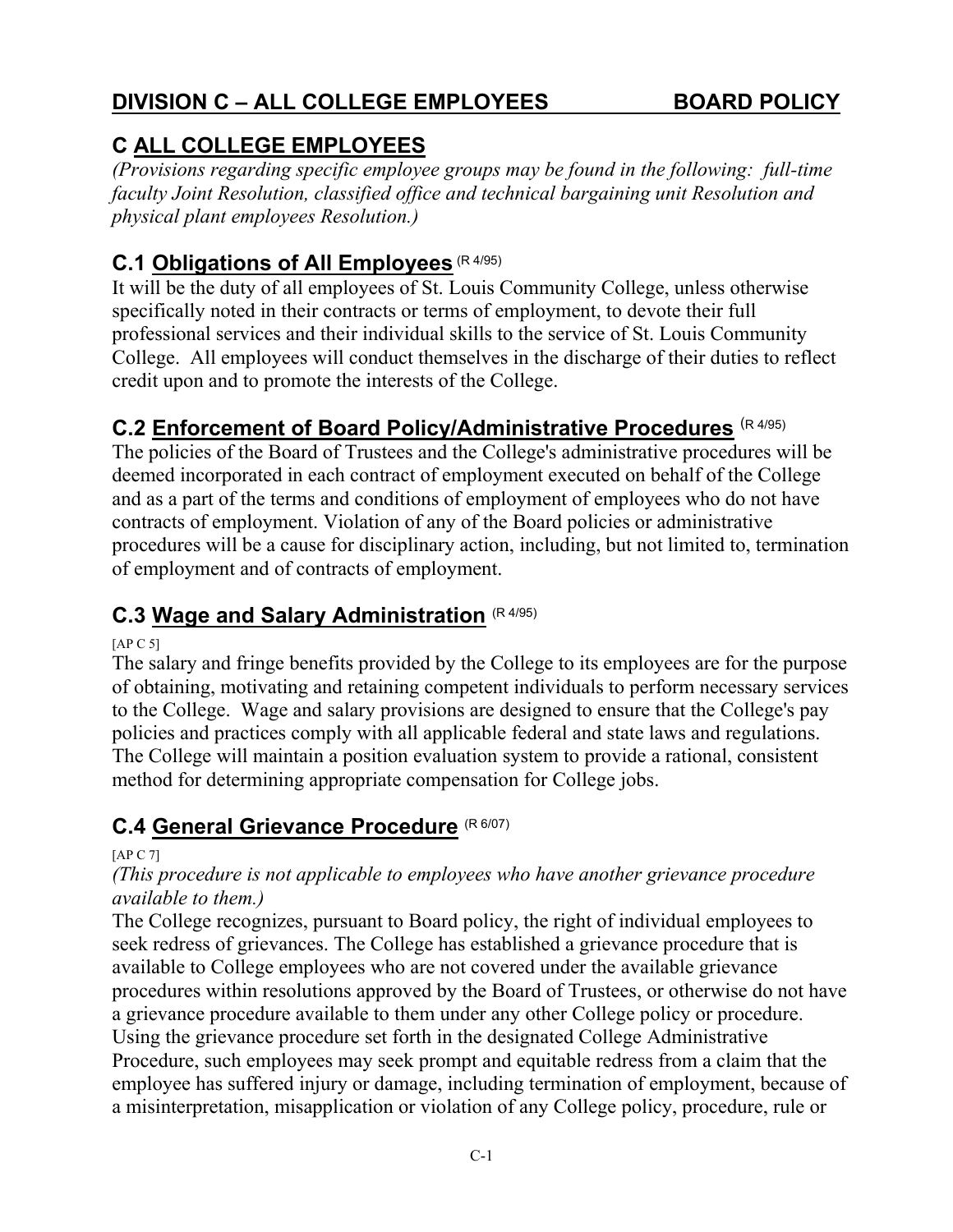## DIVISION C – ALL COLLEGE EMPLOYEES BOARD POLICY

# C ALL COLLEGE EMPLOYEES

*(Provisions regarding specific employee groups may be found in the following: full-time faculty Joint Resolution, classified office and technical bargaining unit Resolution and physical plant employees Resolution.)*

## C.1 Obligations of All Employees (R 4/95)

It will be the duty of all employees of St. Louis Community College, unless otherwise specifically noted in their contracts or terms of employment, to devote their full professional services and their individual skills to the service of St. Louis Community College. All employees will conduct themselves in the discharge of their duties to reflect credit upon and to promote the interests of the College.

## C.2 Enforcement of Board Policy/Administrative Procedures (R 4/95)

The policies of the Board of Trustees and the College's administrative procedures will be deemed incorporated in each contract of employment executed on behalf of the College and as a part of the terms and conditions of employment of employees who do not have contracts of employment. Violation of any of the Board policies or administrative procedures will be a cause for disciplinary action, including, but not limited to, termination of employment and of contracts of employment.

## C.3 Wage and Salary Administration (R 4/95)

[AP C 5]

The salary and fringe benefits provided by the College to its employees are for the purpose of obtaining, motivating and retaining competent individuals to perform necessary services to the College. Wage and salary provisions are designed to ensure that the College's pay policies and practices comply with all applicable federal and state laws and regulations. The College will maintain a position evaluation system to provide a rational, consistent method for determining appropriate compensation for College jobs.

## C.4 General Grievance Procedure (R 6/07)

[AP C 7]

*(This procedure is not applicable to employees who have another grievance procedure available to them.)*

The College recognizes, pursuant to Board policy, the right of individual employees to seek redress of grievances. The College has established a grievance procedure that is available to College employees who are not covered under the available grievance procedures within resolutions approved by the Board of Trustees, or otherwise do not have a grievance procedure available to them under any other College policy or procedure. Using the grievance procedure set forth in the designated College Administrative Procedure, such employees may seek prompt and equitable redress from a claim that the employee has suffered injury or damage, including termination of employment, because of a misinterpretation, misapplication or violation of any College policy, procedure, rule or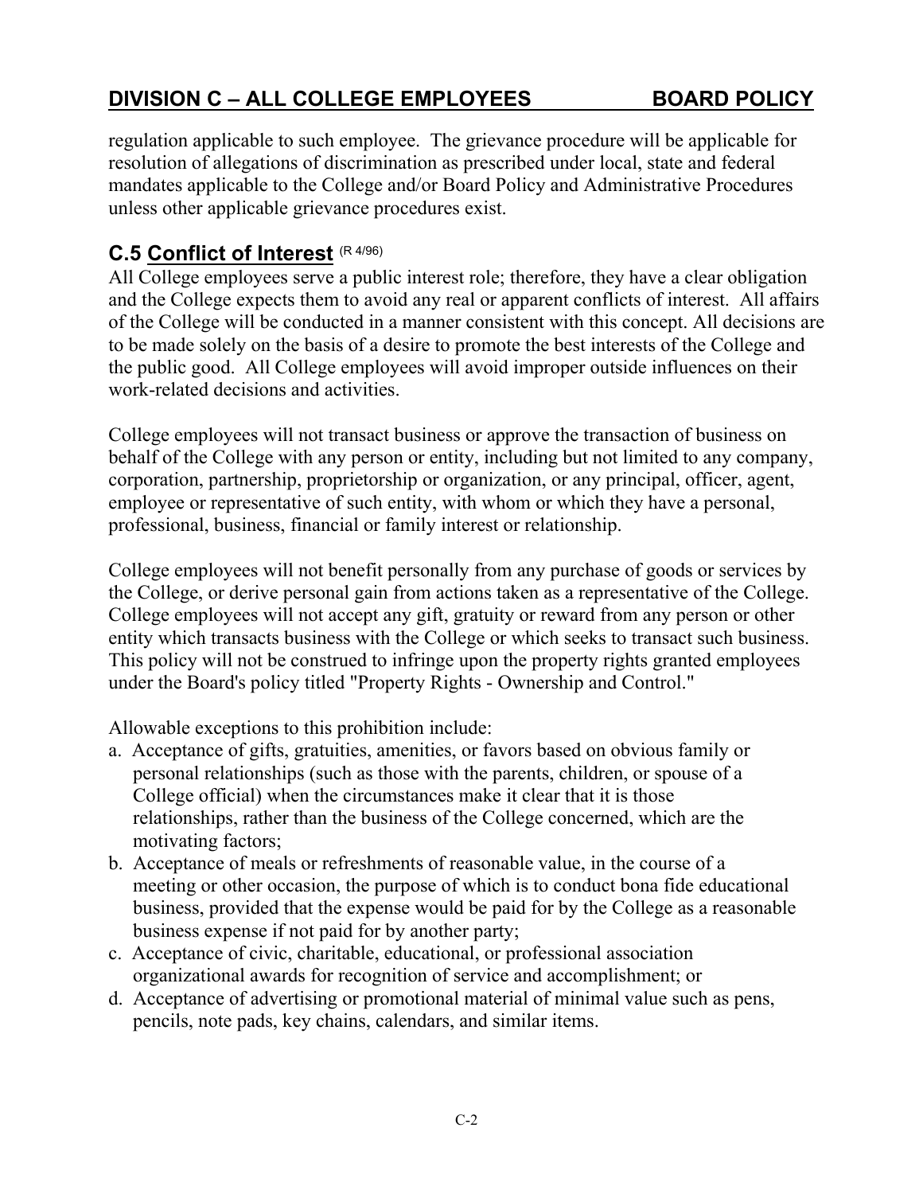regulation applicable to such employee. The grievance procedure will be applicable for resolution of allegations of discrimination as prescribed under local, state and federal mandates applicable to the College and/or Board Policy and Administrative Procedures unless other applicable grievance procedures exist.

## C.5 Conflict of Interest (R 4/96)

All College employees serve a public interest role; therefore, they have a clear obligation and the College expects them to avoid any real or apparent conflicts of interest. All affairs of the College will be conducted in a manner consistent with this concept. All decisions are to be made solely on the basis of a desire to promote the best interests of the College and the public good. All College employees will avoid improper outside influences on their work-related decisions and activities.

College employees will not transact business or approve the transaction of business on behalf of the College with any person or entity, including but not limited to any company, corporation, partnership, proprietorship or organization, or any principal, officer, agent, employee or representative of such entity, with whom or which they have a personal, professional, business, financial or family interest or relationship.

College employees will not benefit personally from any purchase of goods or services by the College, or derive personal gain from actions taken as a representative of the College. College employees will not accept any gift, gratuity or reward from any person or other entity which transacts business with the College or which seeks to transact such business. This policy will not be construed to infringe upon the property rights granted employees under the Board's policy titled "Property Rights - Ownership and Control."

Allowable exceptions to this prohibition include:

a. Acceptance of gifts, gratuities, amenities, or favors based on obvious family or personal relationships (such as those with the parents, children, or spouse of a College official) when the circumstances make it clear that it is those relationships, rather than the business of the College concerned, which are the motivating factors;
b. Acceptance of meals or refreshments of reasonable value, in the course of a meeting or other occasion, the purpose of which is to conduct bona fide educational business, provided that the expense would be paid for by the College as a reasonable business expense if not paid for by another party;
c. Acceptance of civic, charitable, educational, or professional association organizational awards for recognition of service and accomplishment; or
d. Acceptance of advertising or promotional material of minimal value such as pens, pencils, note pads, key chains, calendars, and similar items.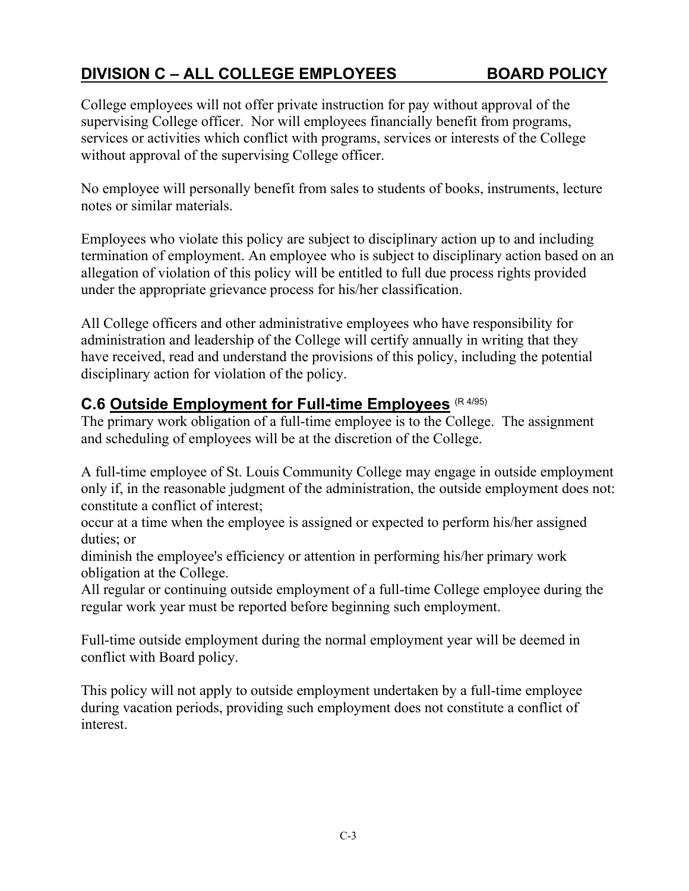## DIVISION C – ALL COLLEGE EMPLOYEES BOARD POLICY

College employees will not offer private instruction for pay without approval of the supervising College officer. Nor will employees financially benefit from programs, services or activities which conflict with programs, services or interests of the College without approval of the supervising College officer.

No employee will personally benefit from sales to students of books, instruments, lecture notes or similar materials.

Employees who violate this policy are subject to disciplinary action up to and including termination of employment. An employee who is subject to disciplinary action based on an allegation of violation of this policy will be entitled to full due process rights provided under the appropriate grievance process for his/her classification.

All College officers and other administrative employees who have responsibility for administration and leadership of the College will certify annually in writing that they have received, read and understand the provisions of this policy, including the potential disciplinary action for violation of the policy.

### C.6 Outside Employment for Full-time Employees (R 4/95)

The primary work obligation of a full-time employee is to the College. The assignment and scheduling of employees will be at the discretion of the College.

A full-time employee of St. Louis Community College may engage in outside employment only if, in the reasonable judgment of the administration, the outside employment does not:

constitute a conflict of interest;

occur at a time when the employee is assigned or expected to perform his/her assigned duties; or

diminish the employee's efficiency or attention in performing his/her primary work obligation at the College.

All regular or continuing outside employment of a full-time College employee during the regular work year must be reported before beginning such employment.

Full-time outside employment during the normal employment year will be deemed in conflict with Board policy.

This policy will not apply to outside employment undertaken by a full-time employee during vacation periods, providing such employment does not constitute a conflict of interest.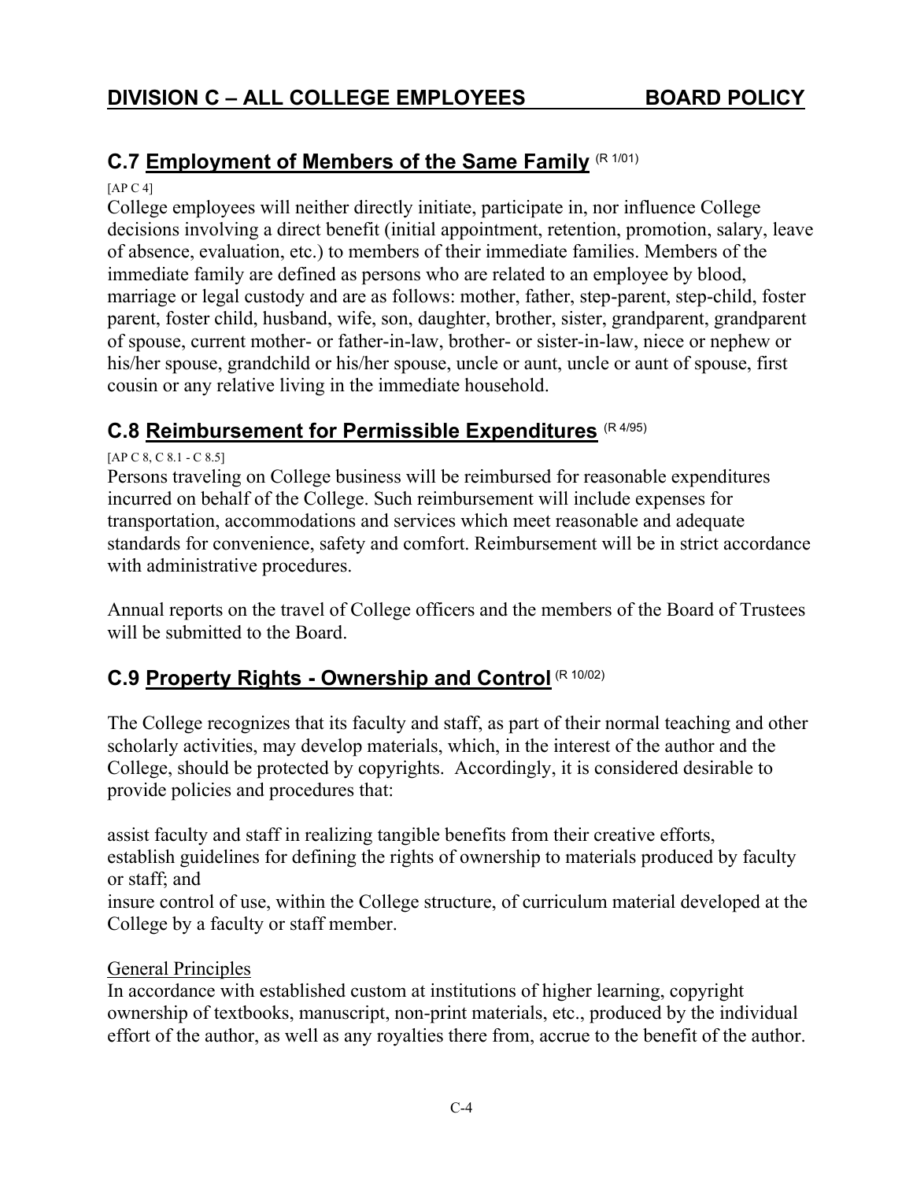## DIVISION C – ALL COLLEGE EMPLOYEES BOARD POLICY

### C.7 Employment of Members of the Same Family (R 1/01)

[AP C 4]

College employees will neither directly initiate, participate in, nor influence College decisions involving a direct benefit (initial appointment, retention, promotion, salary, leave of absence, evaluation, etc.) to members of their immediate families. Members of the immediate family are defined as persons who are related to an employee by blood, marriage or legal custody and are as follows: mother, father, step-parent, step-child, foster parent, foster child, husband, wife, son, daughter, brother, sister, grandparent, grandparent of spouse, current mother- or father-in-law, brother- or sister-in-law, niece or nephew or his/her spouse, grandchild or his/her spouse, uncle or aunt, uncle or aunt of spouse, first cousin or any relative living in the immediate household.

### C.8 Reimbursement for Permissible Expenditures (R 4/95)

[AP C 8, C 8.1 - C 8.5]

Persons traveling on College business will be reimbursed for reasonable expenditures incurred on behalf of the College. Such reimbursement will include expenses for transportation, accommodations and services which meet reasonable and adequate standards for convenience, safety and comfort. Reimbursement will be in strict accordance with administrative procedures.

Annual reports on the travel of College officers and the members of the Board of Trustees will be submitted to the Board.

### C.9 Property Rights - Ownership and Control (R 10/02)

The College recognizes that its faculty and staff, as part of their normal teaching and other scholarly activities, may develop materials, which, in the interest of the author and the College, should be protected by copyrights. Accordingly, it is considered desirable to provide policies and procedures that:

assist faculty and staff in realizing tangible benefits from their creative efforts,
establish guidelines for defining the rights of ownership to materials produced by faculty or staff; and
insure control of use, within the College structure, of curriculum material developed at the College by a faculty or staff member.

General Principles

In accordance with established custom at institutions of higher learning, copyright ownership of textbooks, manuscript, non-print materials, etc., produced by the individual effort of the author, as well as any royalties there from, accrue to the benefit of the author.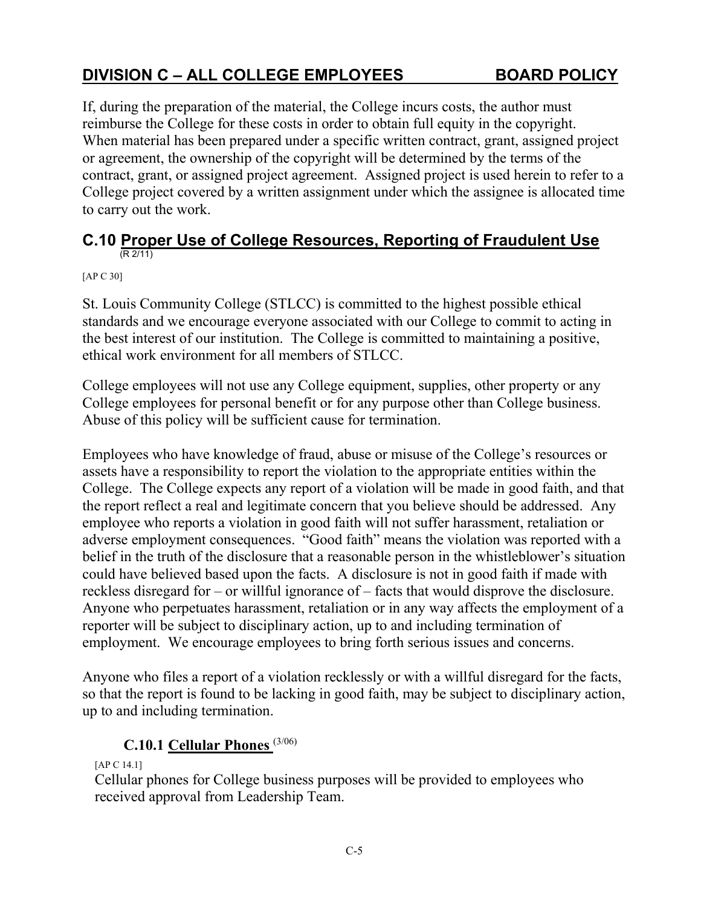If, during the preparation of the material, the College incurs costs, the author must reimburse the College for these costs in order to obtain full equity in the copyright. When material has been prepared under a specific written contract, grant, assigned project or agreement, the ownership of the copyright will be determined by the terms of the contract, grant, or assigned project agreement. Assigned project is used herein to refer to a College project covered by a written assignment under which the assignee is allocated time to carry out the work.

## C.10 Proper Use of College Resources, Reporting of Fraudulent Use (R 2/11)

[AP C 30]

St. Louis Community College (STLCC) is committed to the highest possible ethical standards and we encourage everyone associated with our College to commit to acting in the best interest of our institution. The College is committed to maintaining a positive, ethical work environment for all members of STLCC.

College employees will not use any College equipment, supplies, other property or any College employees for personal benefit or for any purpose other than College business. Abuse of this policy will be sufficient cause for termination.

Employees who have knowledge of fraud, abuse or misuse of the College's resources or assets have a responsibility to report the violation to the appropriate entities within the College. The College expects any report of a violation will be made in good faith, and that the report reflect a real and legitimate concern that you believe should be addressed. Any employee who reports a violation in good faith will not suffer harassment, retaliation or adverse employment consequences. "Good faith" means the violation was reported with a belief in the truth of the disclosure that a reasonable person in the whistleblower's situation could have believed based upon the facts. A disclosure is not in good faith if made with reckless disregard for – or willful ignorance of – facts that would disprove the disclosure. Anyone who perpetuates harassment, retaliation or in any way affects the employment of a reporter will be subject to disciplinary action, up to and including termination of employment. We encourage employees to bring forth serious issues and concerns.

Anyone who files a report of a violation recklessly or with a willful disregard for the facts, so that the report is found to be lacking in good faith, may be subject to disciplinary action, up to and including termination.

### C.10.1 Cellular Phones (3/06)

[AP C 14.1]

Cellular phones for College business purposes will be provided to employees who received approval from Leadership Team.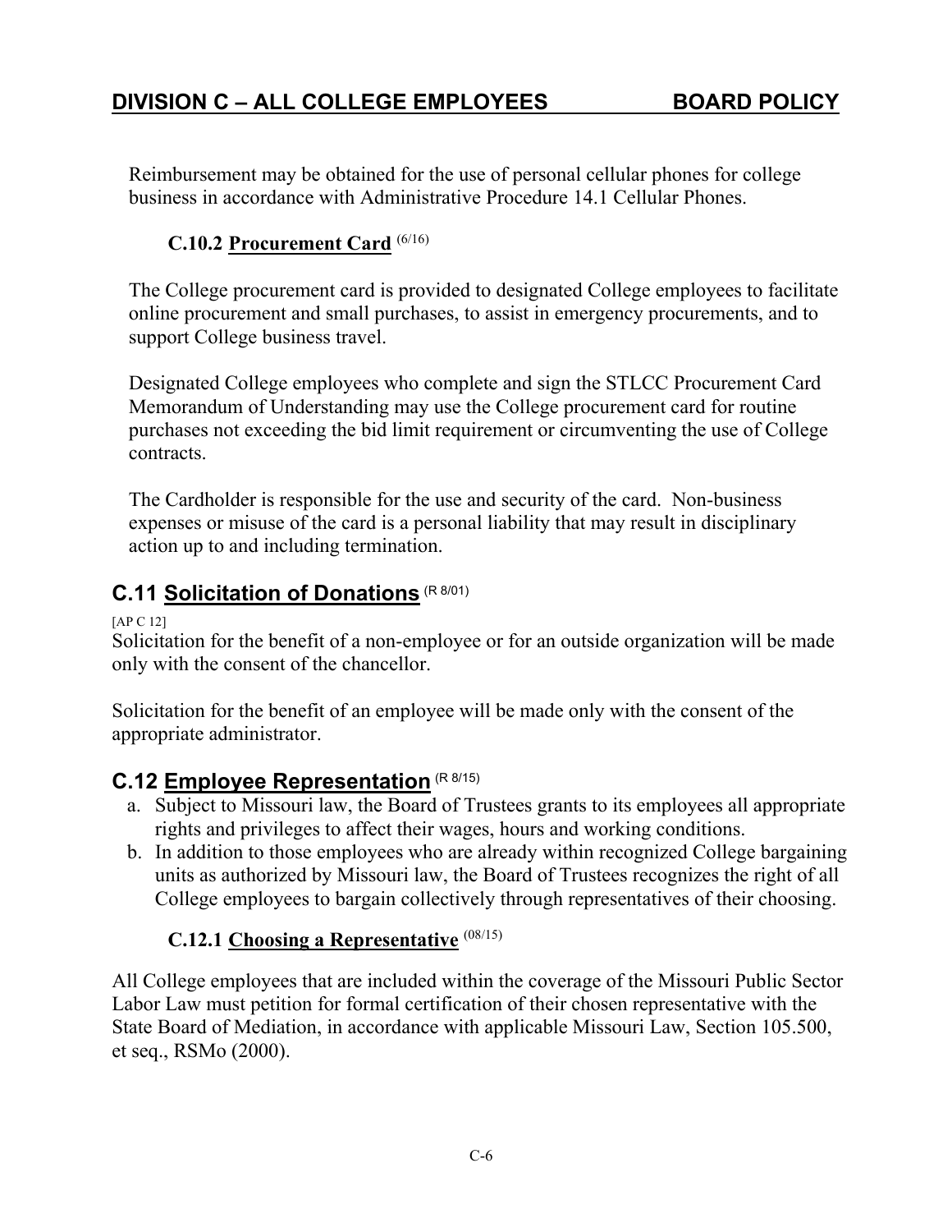Reimbursement may be obtained for the use of personal cellular phones for college business in accordance with Administrative Procedure 14.1 Cellular Phones.

### C.10.2 Procurement Card (6/16)

The College procurement card is provided to designated College employees to facilitate online procurement and small purchases, to assist in emergency procurements, and to support College business travel.

Designated College employees who complete and sign the STLCC Procurement Card Memorandum of Understanding may use the College procurement card for routine purchases not exceeding the bid limit requirement or circumventing the use of College contracts.

The Cardholder is responsible for the use and security of the card. Non-business expenses or misuse of the card is a personal liability that may result in disciplinary action up to and including termination.

## C.11 Solicitation of Donations (R 8/01)

[AP C 12]

Solicitation for the benefit of a non-employee or for an outside organization will be made only with the consent of the chancellor.

Solicitation for the benefit of an employee will be made only with the consent of the appropriate administrator.

## C.12 Employee Representation (R 8/15)

a. Subject to Missouri law, the Board of Trustees grants to its employees all appropriate rights and privileges to affect their wages, hours and working conditions.
b. In addition to those employees who are already within recognized College bargaining units as authorized by Missouri law, the Board of Trustees recognizes the right of all College employees to bargain collectively through representatives of their choosing.

### C.12.1 Choosing a Representative (08/15)

All College employees that are included within the coverage of the Missouri Public Sector Labor Law must petition for formal certification of their chosen representative with the State Board of Mediation, in accordance with applicable Missouri Law, Section 105.500, et seq., RSMo (2000).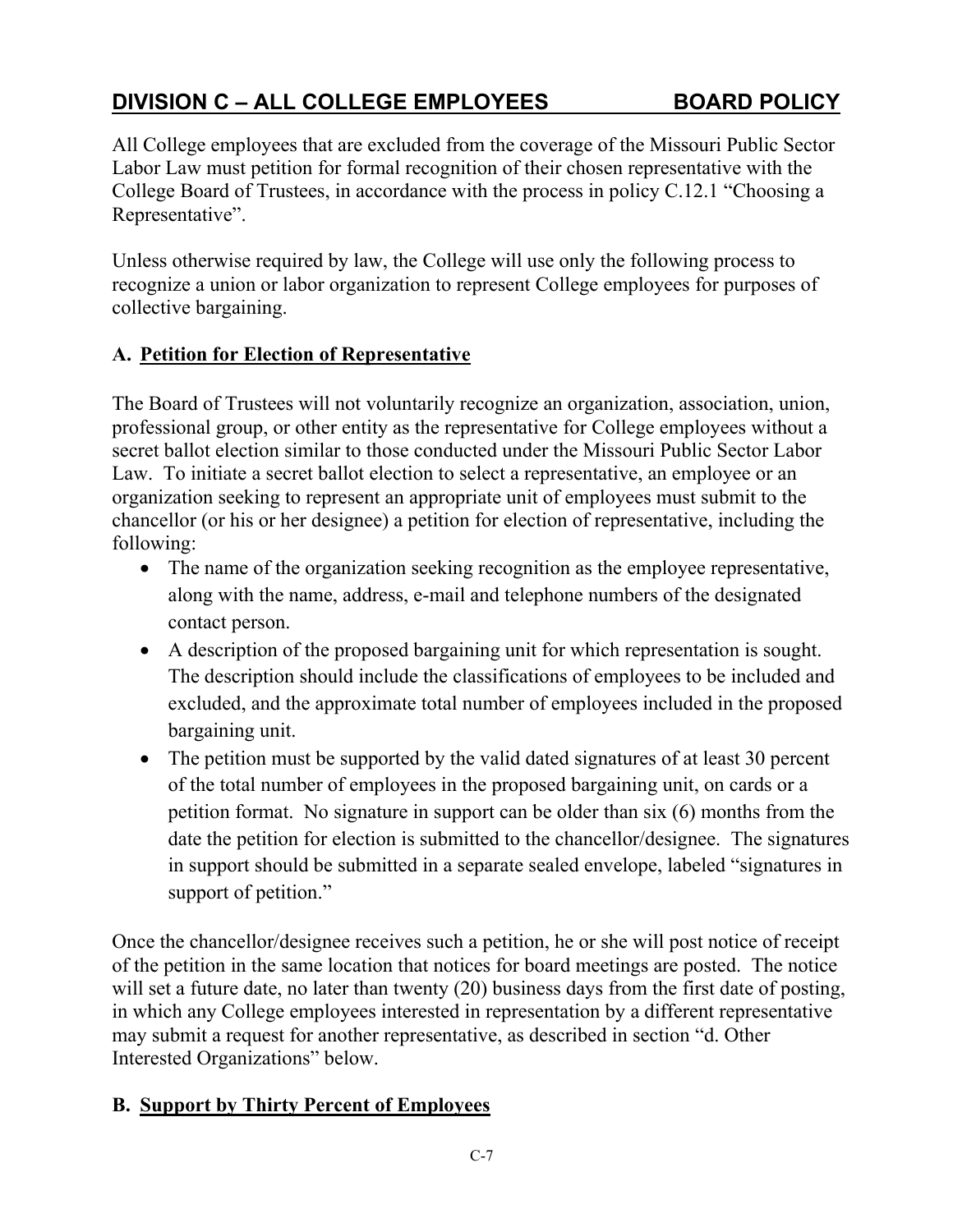## DIVISION C – ALL COLLEGE EMPLOYEES BOARD POLICY

All College employees that are excluded from the coverage of the Missouri Public Sector Labor Law must petition for formal recognition of their chosen representative with the College Board of Trustees, in accordance with the process in policy C.12.1 "Choosing a Representative".

Unless otherwise required by law, the College will use only the following process to recognize a union or labor organization to represent College employees for purposes of collective bargaining.

### A. Petition for Election of Representative

The Board of Trustees will not voluntarily recognize an organization, association, union, professional group, or other entity as the representative for College employees without a secret ballot election similar to those conducted under the Missouri Public Sector Labor Law. To initiate a secret ballot election to select a representative, an employee or an organization seeking to represent an appropriate unit of employees must submit to the chancellor (or his or her designee) a petition for election of representative, including the following:

- The name of the organization seeking recognition as the employee representative, along with the name, address, e-mail and telephone numbers of the designated contact person.
- A description of the proposed bargaining unit for which representation is sought. The description should include the classifications of employees to be included and excluded, and the approximate total number of employees included in the proposed bargaining unit.
- The petition must be supported by the valid dated signatures of at least 30 percent of the total number of employees in the proposed bargaining unit, on cards or a petition format. No signature in support can be older than six (6) months from the date the petition for election is submitted to the chancellor/designee. The signatures in support should be submitted in a separate sealed envelope, labeled "signatures in support of petition."

Once the chancellor/designee receives such a petition, he or she will post notice of receipt of the petition in the same location that notices for board meetings are posted. The notice will set a future date, no later than twenty (20) business days from the first date of posting, in which any College employees interested in representation by a different representative may submit a request for another representative, as described in section "d. Other Interested Organizations" below.

### B. Support by Thirty Percent of Employees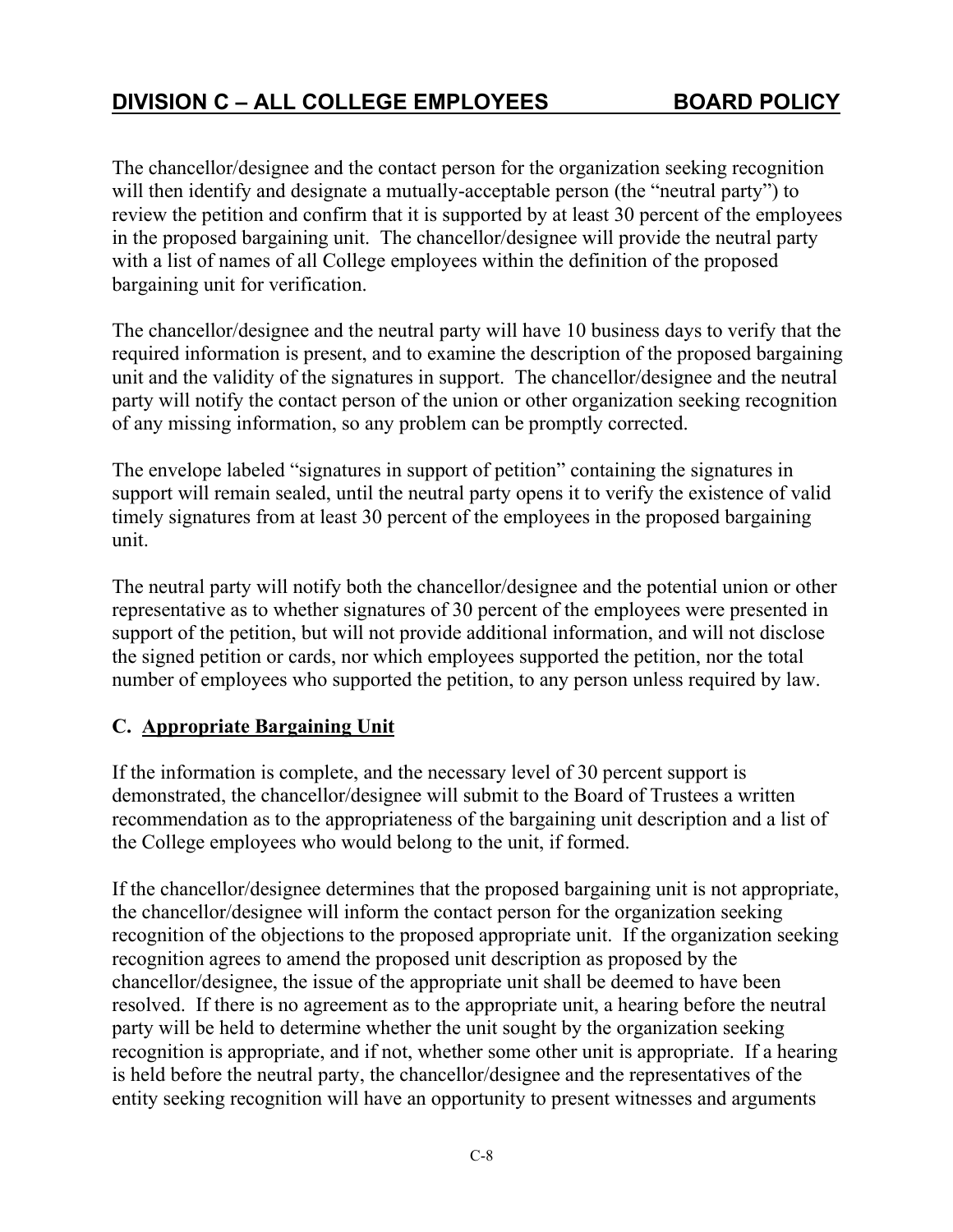The chancellor/designee and the contact person for the organization seeking recognition will then identify and designate a mutually-acceptable person (the "neutral party") to review the petition and confirm that it is supported by at least 30 percent of the employees in the proposed bargaining unit. The chancellor/designee will provide the neutral party with a list of names of all College employees within the definition of the proposed bargaining unit for verification.

The chancellor/designee and the neutral party will have 10 business days to verify that the required information is present, and to examine the description of the proposed bargaining unit and the validity of the signatures in support. The chancellor/designee and the neutral party will notify the contact person of the union or other organization seeking recognition of any missing information, so any problem can be promptly corrected.

The envelope labeled "signatures in support of petition" containing the signatures in support will remain sealed, until the neutral party opens it to verify the existence of valid timely signatures from at least 30 percent of the employees in the proposed bargaining unit.

The neutral party will notify both the chancellor/designee and the potential union or other representative as to whether signatures of 30 percent of the employees were presented in support of the petition, but will not provide additional information, and will not disclose the signed petition or cards, nor which employees supported the petition, nor the total number of employees who supported the petition, to any person unless required by law.

### C. Appropriate Bargaining Unit

If the information is complete, and the necessary level of 30 percent support is demonstrated, the chancellor/designee will submit to the Board of Trustees a written recommendation as to the appropriateness of the bargaining unit description and a list of the College employees who would belong to the unit, if formed.

If the chancellor/designee determines that the proposed bargaining unit is not appropriate, the chancellor/designee will inform the contact person for the organization seeking recognition of the objections to the proposed appropriate unit. If the organization seeking recognition agrees to amend the proposed unit description as proposed by the chancellor/designee, the issue of the appropriate unit shall be deemed to have been resolved. If there is no agreement as to the appropriate unit, a hearing before the neutral party will be held to determine whether the unit sought by the organization seeking recognition is appropriate, and if not, whether some other unit is appropriate. If a hearing is held before the neutral party, the chancellor/designee and the representatives of the entity seeking recognition will have an opportunity to present witnesses and arguments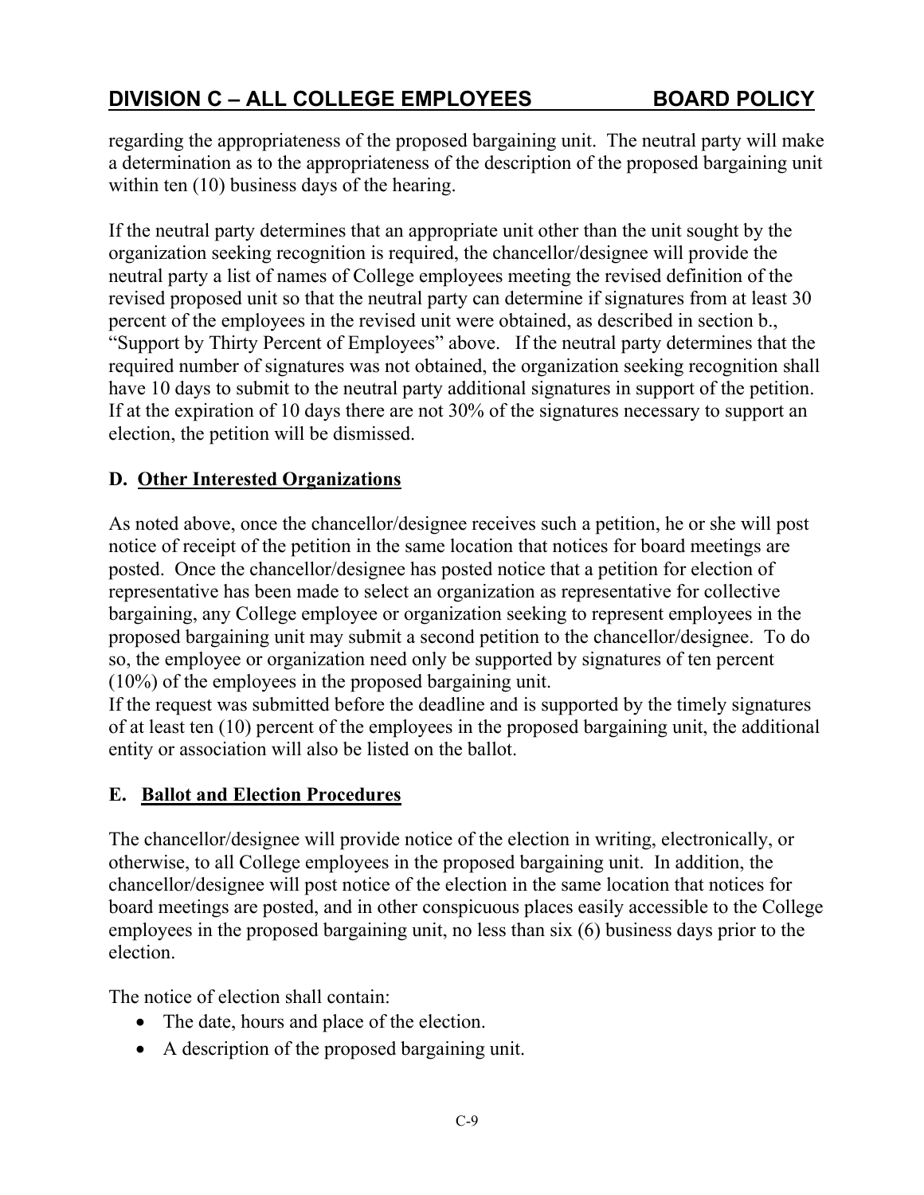regarding the appropriateness of the proposed bargaining unit. The neutral party will make a determination as to the appropriateness of the description of the proposed bargaining unit within ten (10) business days of the hearing.

If the neutral party determines that an appropriate unit other than the unit sought by the organization seeking recognition is required, the chancellor/designee will provide the neutral party a list of names of College employees meeting the revised definition of the revised proposed unit so that the neutral party can determine if signatures from at least 30 percent of the employees in the revised unit were obtained, as described in section b., "Support by Thirty Percent of Employees" above. If the neutral party determines that the required number of signatures was not obtained, the organization seeking recognition shall have 10 days to submit to the neutral party additional signatures in support of the petition. If at the expiration of 10 days there are not 30% of the signatures necessary to support an election, the petition will be dismissed.

**D. Other Interested Organizations**

As noted above, once the chancellor/designee receives such a petition, he or she will post notice of receipt of the petition in the same location that notices for board meetings are posted. Once the chancellor/designee has posted notice that a petition for election of representative has been made to select an organization as representative for collective bargaining, any College employee or organization seeking to represent employees in the proposed bargaining unit may submit a second petition to the chancellor/designee. To do so, the employee or organization need only be supported by signatures of ten percent (10%) of the employees in the proposed bargaining unit.

If the request was submitted before the deadline and is supported by the timely signatures of at least ten (10) percent of the employees in the proposed bargaining unit, the additional entity or association will also be listed on the ballot.

**E. Ballot and Election Procedures**

The chancellor/designee will provide notice of the election in writing, electronically, or otherwise, to all College employees in the proposed bargaining unit. In addition, the chancellor/designee will post notice of the election in the same location that notices for board meetings are posted, and in other conspicuous places easily accessible to the College employees in the proposed bargaining unit, no less than six (6) business days prior to the election.

The notice of election shall contain:

- The date, hours and place of the election.
- A description of the proposed bargaining unit.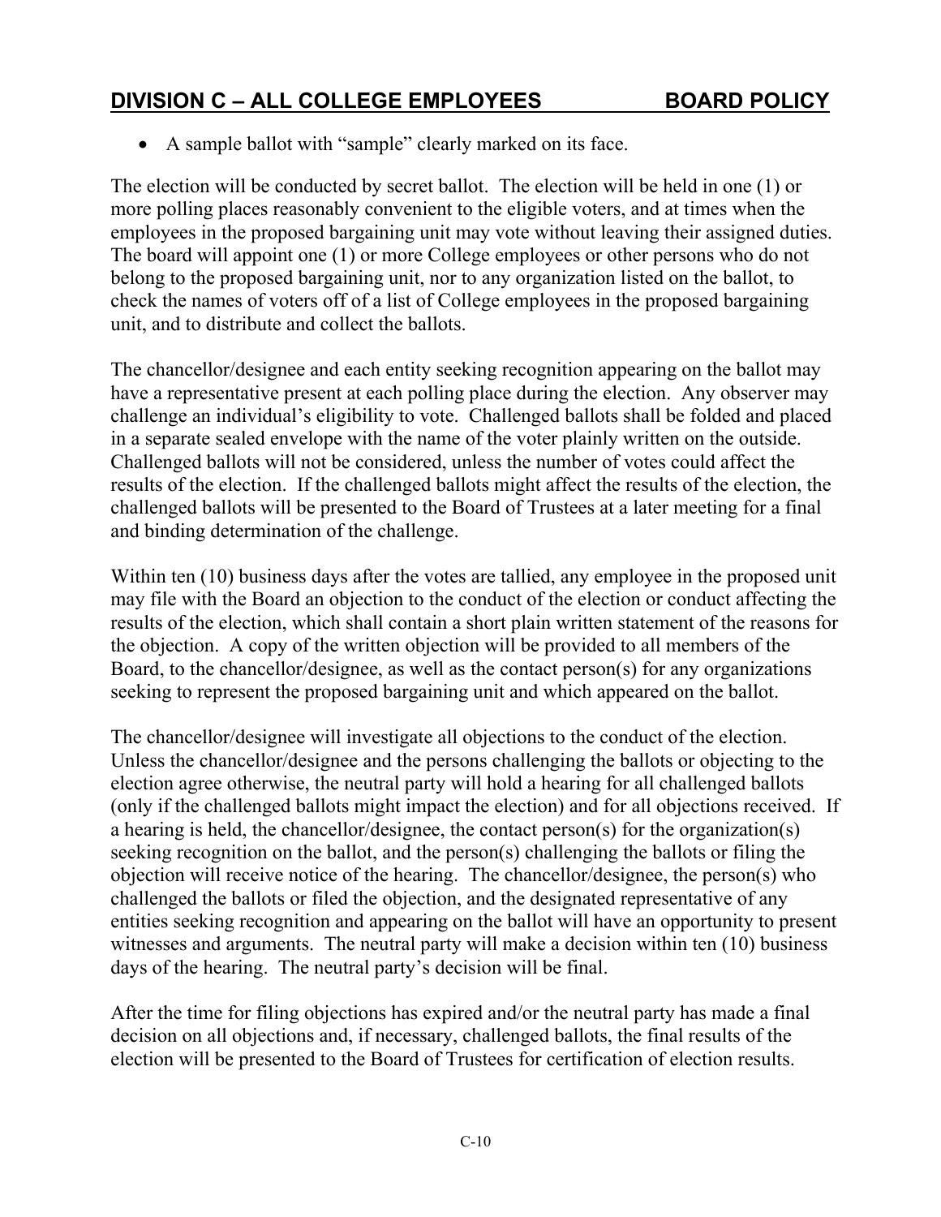- A sample ballot with "sample" clearly marked on its face.

The election will be conducted by secret ballot. The election will be held in one (1) or more polling places reasonably convenient to the eligible voters, and at times when the employees in the proposed bargaining unit may vote without leaving their assigned duties. The board will appoint one (1) or more College employees or other persons who do not belong to the proposed bargaining unit, nor to any organization listed on the ballot, to check the names of voters off of a list of College employees in the proposed bargaining unit, and to distribute and collect the ballots.

The chancellor/designee and each entity seeking recognition appearing on the ballot may have a representative present at each polling place during the election. Any observer may challenge an individual's eligibility to vote. Challenged ballots shall be folded and placed in a separate sealed envelope with the name of the voter plainly written on the outside. Challenged ballots will not be considered, unless the number of votes could affect the results of the election. If the challenged ballots might affect the results of the election, the challenged ballots will be presented to the Board of Trustees at a later meeting for a final and binding determination of the challenge.

Within ten (10) business days after the votes are tallied, any employee in the proposed unit may file with the Board an objection to the conduct of the election or conduct affecting the results of the election, which shall contain a short plain written statement of the reasons for the objection. A copy of the written objection will be provided to all members of the Board, to the chancellor/designee, as well as the contact person(s) for any organizations seeking to represent the proposed bargaining unit and which appeared on the ballot.

The chancellor/designee will investigate all objections to the conduct of the election. Unless the chancellor/designee and the persons challenging the ballots or objecting to the election agree otherwise, the neutral party will hold a hearing for all challenged ballots (only if the challenged ballots might impact the election) and for all objections received. If a hearing is held, the chancellor/designee, the contact person(s) for the organization(s) seeking recognition on the ballot, and the person(s) challenging the ballots or filing the objection will receive notice of the hearing. The chancellor/designee, the person(s) who challenged the ballots or filed the objection, and the designated representative of any entities seeking recognition and appearing on the ballot will have an opportunity to present witnesses and arguments. The neutral party will make a decision within ten (10) business days of the hearing. The neutral party's decision will be final.

After the time for filing objections has expired and/or the neutral party has made a final decision on all objections and, if necessary, challenged ballots, the final results of the election will be presented to the Board of Trustees for certification of election results.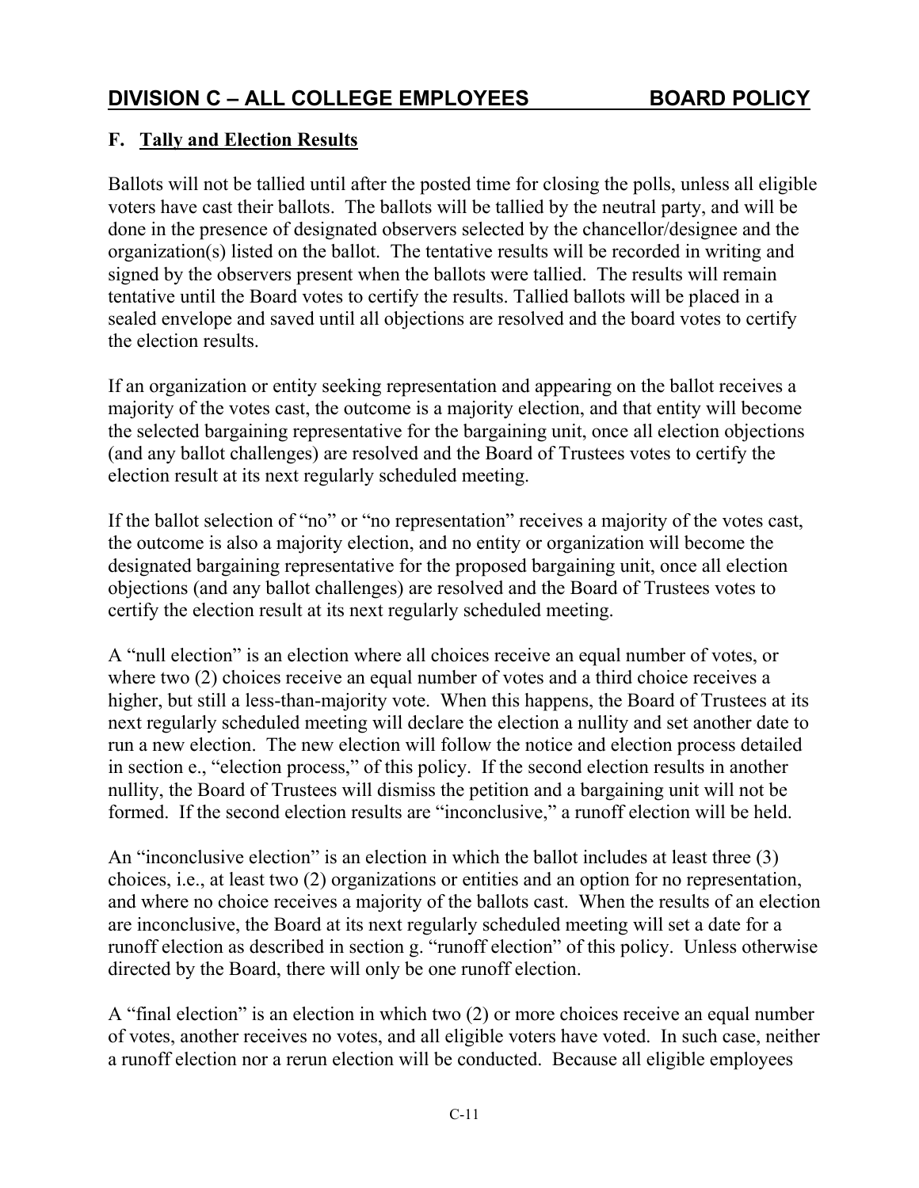## F. Tally and Election Results

Ballots will not be tallied until after the posted time for closing the polls, unless all eligible voters have cast their ballots. The ballots will be tallied by the neutral party, and will be done in the presence of designated observers selected by the chancellor/designee and the organization(s) listed on the ballot. The tentative results will be recorded in writing and signed by the observers present when the ballots were tallied. The results will remain tentative until the Board votes to certify the results. Tallied ballots will be placed in a sealed envelope and saved until all objections are resolved and the board votes to certify the election results.

If an organization or entity seeking representation and appearing on the ballot receives a majority of the votes cast, the outcome is a majority election, and that entity will become the selected bargaining representative for the bargaining unit, once all election objections (and any ballot challenges) are resolved and the Board of Trustees votes to certify the election result at its next regularly scheduled meeting.

If the ballot selection of "no" or "no representation" receives a majority of the votes cast, the outcome is also a majority election, and no entity or organization will become the designated bargaining representative for the proposed bargaining unit, once all election objections (and any ballot challenges) are resolved and the Board of Trustees votes to certify the election result at its next regularly scheduled meeting.

A "null election" is an election where all choices receive an equal number of votes, or where two (2) choices receive an equal number of votes and a third choice receives a higher, but still a less-than-majority vote. When this happens, the Board of Trustees at its next regularly scheduled meeting will declare the election a nullity and set another date to run a new election. The new election will follow the notice and election process detailed in section e., "election process," of this policy. If the second election results in another nullity, the Board of Trustees will dismiss the petition and a bargaining unit will not be formed. If the second election results are "inconclusive," a runoff election will be held.

An "inconclusive election" is an election in which the ballot includes at least three (3) choices, i.e., at least two (2) organizations or entities and an option for no representation, and where no choice receives a majority of the ballots cast. When the results of an election are inconclusive, the Board at its next regularly scheduled meeting will set a date for a runoff election as described in section g. "runoff election" of this policy. Unless otherwise directed by the Board, there will only be one runoff election.

A "final election" is an election in which two (2) or more choices receive an equal number of votes, another receives no votes, and all eligible voters have voted. In such case, neither a runoff election nor a rerun election will be conducted. Because all eligible employees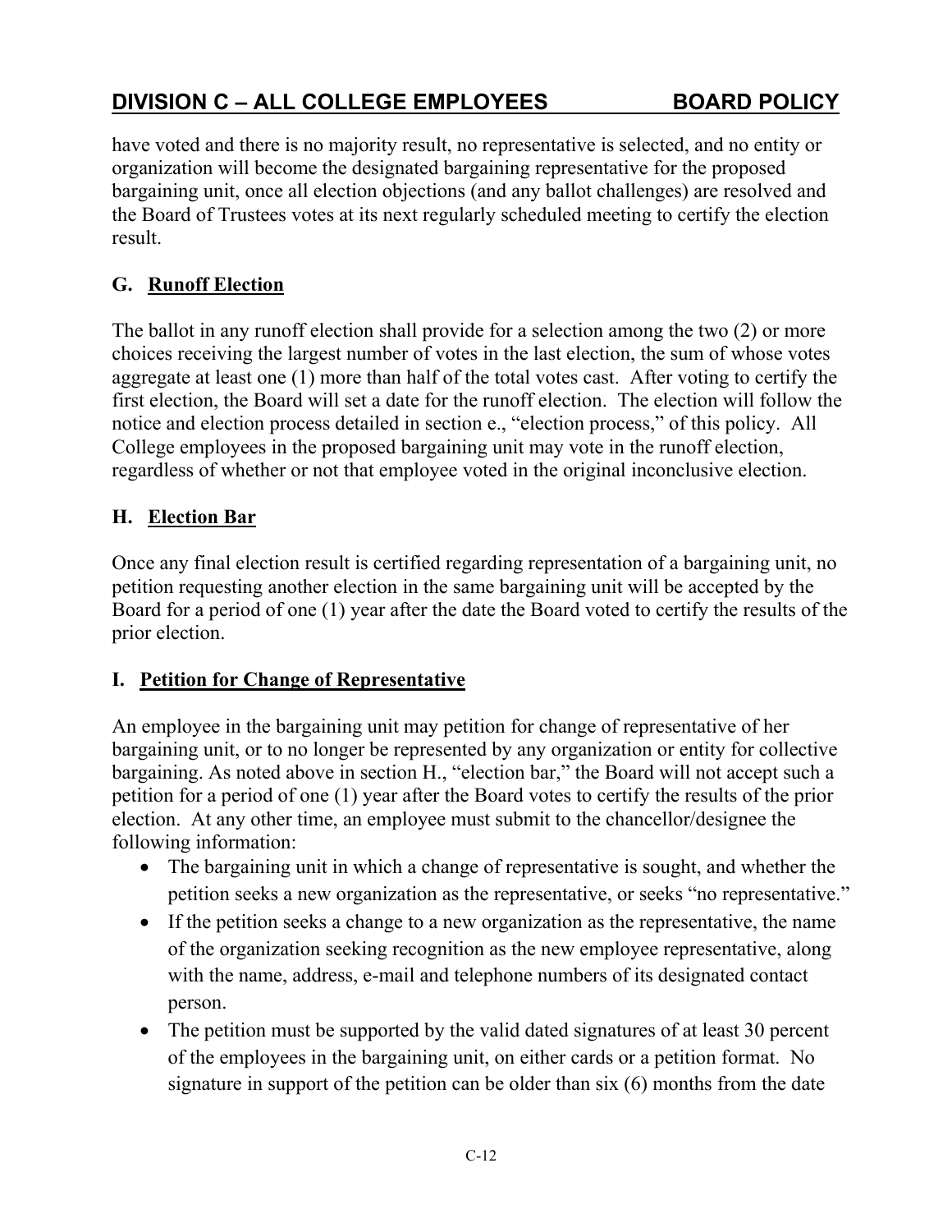have voted and there is no majority result, no representative is selected, and no entity or organization will become the designated bargaining representative for the proposed bargaining unit, once all election objections (and any ballot challenges) are resolved and the Board of Trustees votes at its next regularly scheduled meeting to certify the election result.

## G. Runoff Election

The ballot in any runoff election shall provide for a selection among the two (2) or more choices receiving the largest number of votes in the last election, the sum of whose votes aggregate at least one (1) more than half of the total votes cast. After voting to certify the first election, the Board will set a date for the runoff election. The election will follow the notice and election process detailed in section e., "election process," of this policy. All College employees in the proposed bargaining unit may vote in the runoff election, regardless of whether or not that employee voted in the original inconclusive election.

## H. Election Bar

Once any final election result is certified regarding representation of a bargaining unit, no petition requesting another election in the same bargaining unit will be accepted by the Board for a period of one (1) year after the date the Board voted to certify the results of the prior election.

## I. Petition for Change of Representative

An employee in the bargaining unit may petition for change of representative of her bargaining unit, or to no longer be represented by any organization or entity for collective bargaining. As noted above in section H., "election bar," the Board will not accept such a petition for a period of one (1) year after the Board votes to certify the results of the prior election. At any other time, an employee must submit to the chancellor/designee the following information:

- The bargaining unit in which a change of representative is sought, and whether the petition seeks a new organization as the representative, or seeks "no representative."
- If the petition seeks a change to a new organization as the representative, the name of the organization seeking recognition as the new employee representative, along with the name, address, e-mail and telephone numbers of its designated contact person.
- The petition must be supported by the valid dated signatures of at least 30 percent of the employees in the bargaining unit, on either cards or a petition format. No signature in support of the petition can be older than six (6) months from the date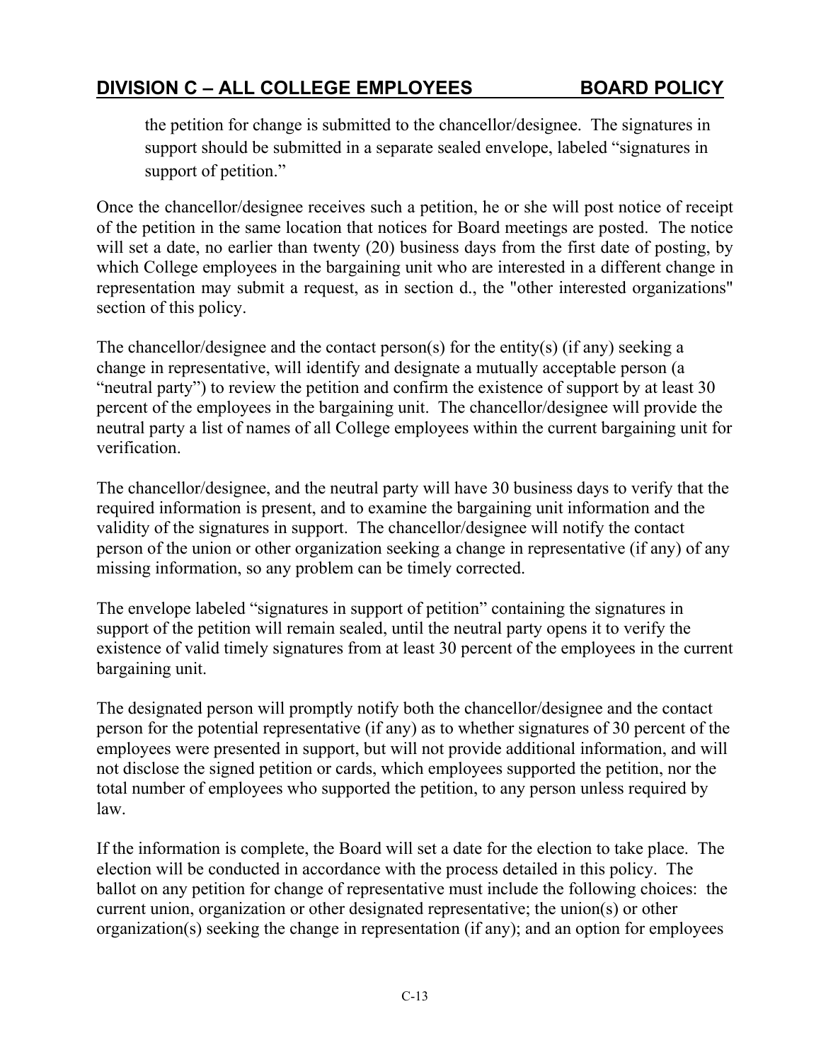the petition for change is submitted to the chancellor/designee. The signatures in support should be submitted in a separate sealed envelope, labeled "signatures in support of petition."

Once the chancellor/designee receives such a petition, he or she will post notice of receipt of the petition in the same location that notices for Board meetings are posted. The notice will set a date, no earlier than twenty (20) business days from the first date of posting, by which College employees in the bargaining unit who are interested in a different change in representation may submit a request, as in section d., the "other interested organizations" section of this policy.

The chancellor/designee and the contact person(s) for the entity(s) (if any) seeking a change in representative, will identify and designate a mutually acceptable person (a "neutral party") to review the petition and confirm the existence of support by at least 30 percent of the employees in the bargaining unit. The chancellor/designee will provide the neutral party a list of names of all College employees within the current bargaining unit for verification.

The chancellor/designee, and the neutral party will have 30 business days to verify that the required information is present, and to examine the bargaining unit information and the validity of the signatures in support. The chancellor/designee will notify the contact person of the union or other organization seeking a change in representative (if any) of any missing information, so any problem can be timely corrected.

The envelope labeled "signatures in support of petition" containing the signatures in support of the petition will remain sealed, until the neutral party opens it to verify the existence of valid timely signatures from at least 30 percent of the employees in the current bargaining unit.

The designated person will promptly notify both the chancellor/designee and the contact person for the potential representative (if any) as to whether signatures of 30 percent of the employees were presented in support, but will not provide additional information, and will not disclose the signed petition or cards, which employees supported the petition, nor the total number of employees who supported the petition, to any person unless required by law.

If the information is complete, the Board will set a date for the election to take place. The election will be conducted in accordance with the process detailed in this policy. The ballot on any petition for change of representative must include the following choices: the current union, organization or other designated representative; the union(s) or other organization(s) seeking the change in representation (if any); and an option for employees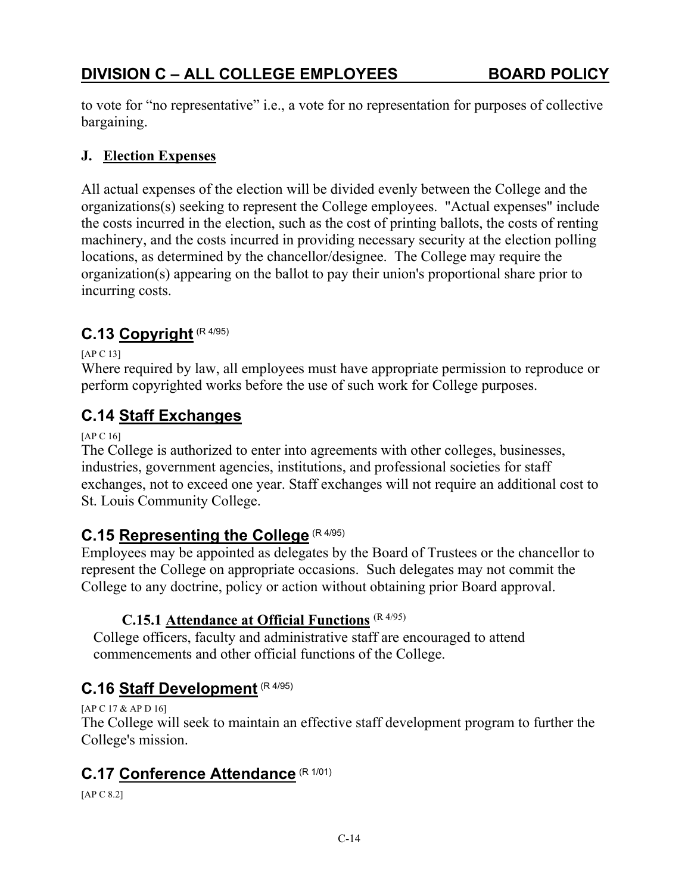to vote for "no representative" i.e., a vote for no representation for purposes of collective bargaining.

### J. Election Expenses

All actual expenses of the election will be divided evenly between the College and the organizations(s) seeking to represent the College employees. "Actual expenses" include the costs incurred in the election, such as the cost of printing ballots, the costs of renting machinery, and the costs incurred in providing necessary security at the election polling locations, as determined by the chancellor/designee. The College may require the organization(s) appearing on the ballot to pay their union's proportional share prior to incurring costs.

## C.13 Copyright (R 4/95)

[AP C 13]

Where required by law, all employees must have appropriate permission to reproduce or perform copyrighted works before the use of such work for College purposes.

## C.14 Staff Exchanges

[AP C 16]

The College is authorized to enter into agreements with other colleges, businesses, industries, government agencies, institutions, and professional societies for staff exchanges, not to exceed one year. Staff exchanges will not require an additional cost to St. Louis Community College.

## C.15 Representing the College (R 4/95)

Employees may be appointed as delegates by the Board of Trustees or the chancellor to represent the College on appropriate occasions. Such delegates may not commit the College to any doctrine, policy or action without obtaining prior Board approval.

### C.15.1 Attendance at Official Functions (R 4/95)

College officers, faculty and administrative staff are encouraged to attend commencements and other official functions of the College.

## C.16 Staff Development (R 4/95)

[AP C 17 & AP D 16]

The College will seek to maintain an effective staff development program to further the College's mission.

## C.17 Conference Attendance (R 1/01)

[AP C 8.2]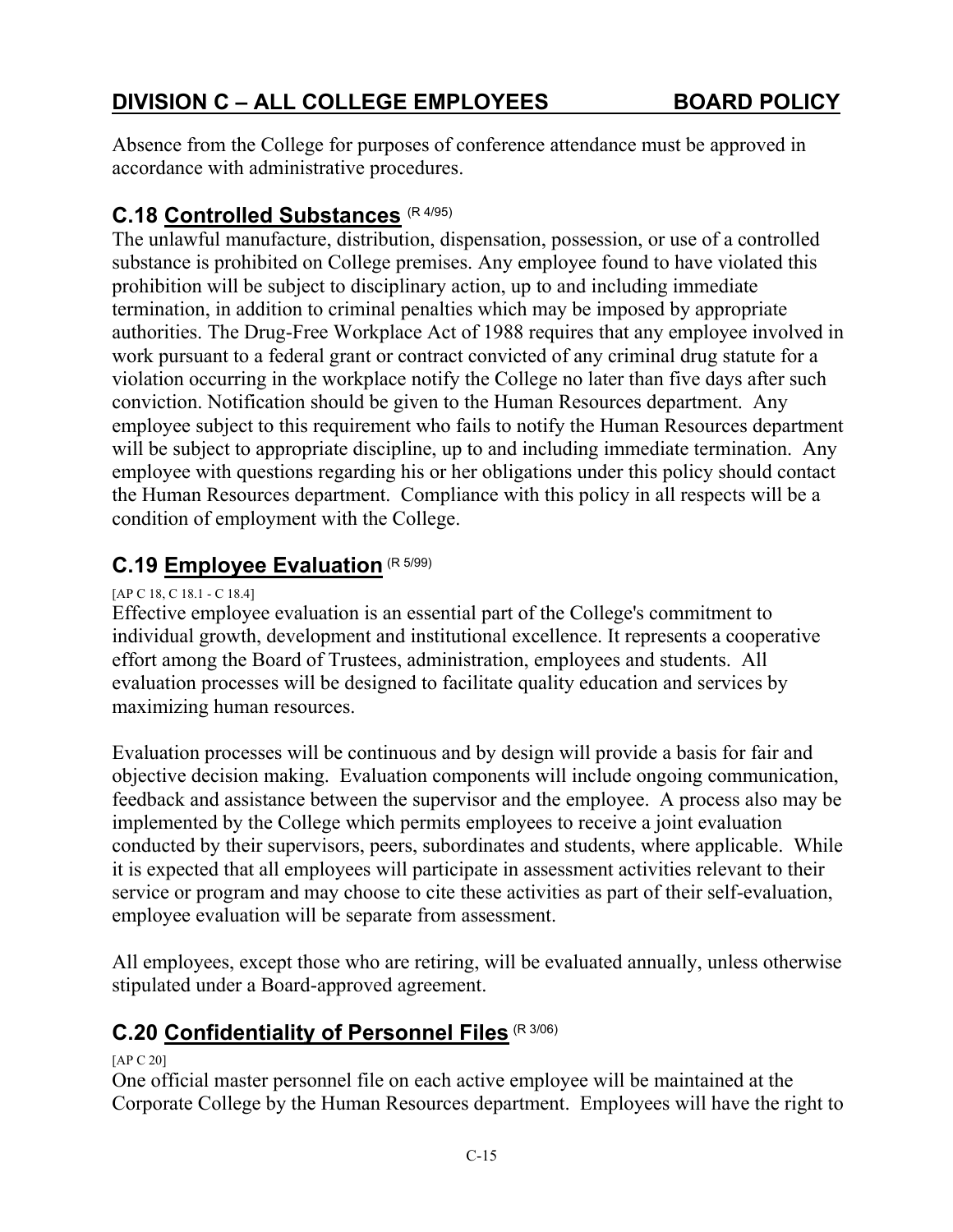Absence from the College for purposes of conference attendance must be approved in accordance with administrative procedures.

## C.18 Controlled Substances (R 4/95)

The unlawful manufacture, distribution, dispensation, possession, or use of a controlled substance is prohibited on College premises. Any employee found to have violated this prohibition will be subject to disciplinary action, up to and including immediate termination, in addition to criminal penalties which may be imposed by appropriate authorities. The Drug-Free Workplace Act of 1988 requires that any employee involved in work pursuant to a federal grant or contract convicted of any criminal drug statute for a violation occurring in the workplace notify the College no later than five days after such conviction. Notification should be given to the Human Resources department. Any employee subject to this requirement who fails to notify the Human Resources department will be subject to appropriate discipline, up to and including immediate termination. Any employee with questions regarding his or her obligations under this policy should contact the Human Resources department. Compliance with this policy in all respects will be a condition of employment with the College.

## C.19 Employee Evaluation (R 5/99)

[AP C 18, C 18.1 - C 18.4]

Effective employee evaluation is an essential part of the College's commitment to individual growth, development and institutional excellence. It represents a cooperative effort among the Board of Trustees, administration, employees and students. All evaluation processes will be designed to facilitate quality education and services by maximizing human resources.

Evaluation processes will be continuous and by design will provide a basis for fair and objective decision making. Evaluation components will include ongoing communication, feedback and assistance between the supervisor and the employee. A process also may be implemented by the College which permits employees to receive a joint evaluation conducted by their supervisors, peers, subordinates and students, where applicable. While it is expected that all employees will participate in assessment activities relevant to their service or program and may choose to cite these activities as part of their self-evaluation, employee evaluation will be separate from assessment.

All employees, except those who are retiring, will be evaluated annually, unless otherwise stipulated under a Board-approved agreement.

## C.20 Confidentiality of Personnel Files (R 3/06)

[AP C 20]

One official master personnel file on each active employee will be maintained at the Corporate College by the Human Resources department. Employees will have the right to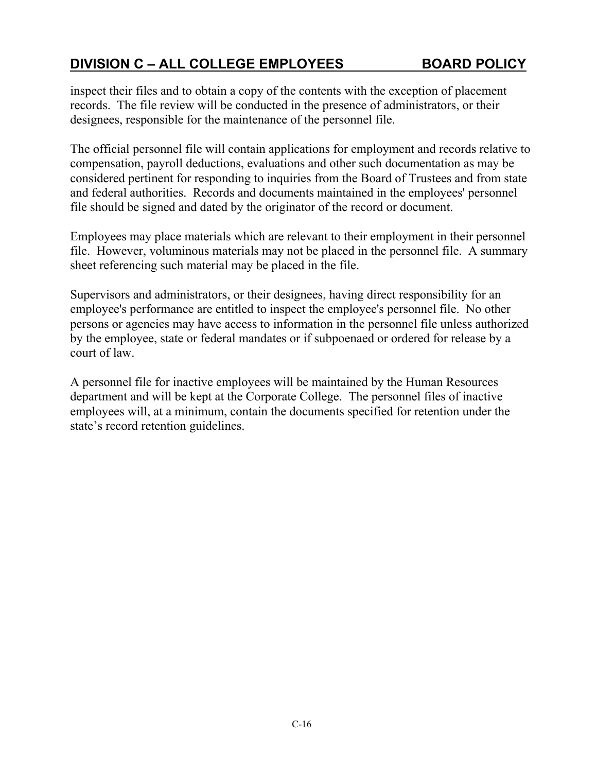inspect their files and to obtain a copy of the contents with the exception of placement records. The file review will be conducted in the presence of administrators, or their designees, responsible for the maintenance of the personnel file.

The official personnel file will contain applications for employment and records relative to compensation, payroll deductions, evaluations and other such documentation as may be considered pertinent for responding to inquiries from the Board of Trustees and from state and federal authorities. Records and documents maintained in the employees' personnel file should be signed and dated by the originator of the record or document.

Employees may place materials which are relevant to their employment in their personnel file. However, voluminous materials may not be placed in the personnel file. A summary sheet referencing such material may be placed in the file.

Supervisors and administrators, or their designees, having direct responsibility for an employee's performance are entitled to inspect the employee's personnel file. No other persons or agencies may have access to information in the personnel file unless authorized by the employee, state or federal mandates or if subpoenaed or ordered for release by a court of law.

A personnel file for inactive employees will be maintained by the Human Resources department and will be kept at the Corporate College. The personnel files of inactive employees will, at a minimum, contain the documents specified for retention under the state's record retention guidelines.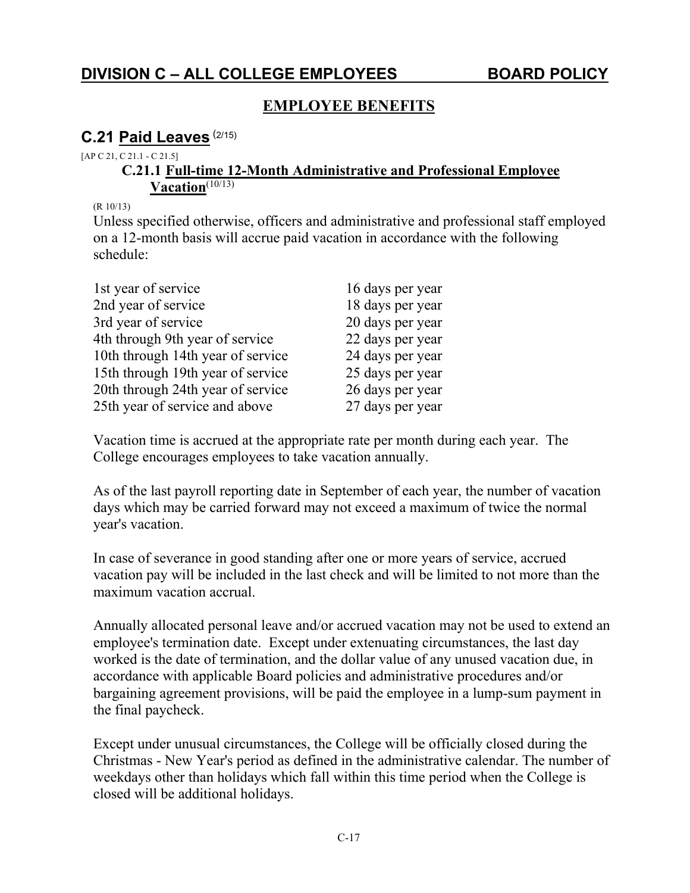## DIVISION C – ALL COLLEGE EMPLOYEES BOARD POLICY

### EMPLOYEE BENEFITS

## C.21 Paid Leaves (2/15)

[AP C 21, C 21.1 - C 21.5]

### C.21.1 Full-time 12-Month Administrative and Professional Employee Vacation(10/13)

(R 10/13)

Unless specified otherwise, officers and administrative and professional staff employed on a 12-month basis will accrue paid vacation in accordance with the following schedule:

| | |
|---|---|
| 1st year of service | 16 days per year |
| 2nd year of service | 18 days per year |
| 3rd year of service | 20 days per year |
| 4th through 9th year of service | 22 days per year |
| 10th through 14th year of service | 24 days per year |
| 15th through 19th year of service | 25 days per year |
| 20th through 24th year of service | 26 days per year |
| 25th year of service and above | 27 days per year |

Vacation time is accrued at the appropriate rate per month during each year. The College encourages employees to take vacation annually.

As of the last payroll reporting date in September of each year, the number of vacation days which may be carried forward may not exceed a maximum of twice the normal year's vacation.

In case of severance in good standing after one or more years of service, accrued vacation pay will be included in the last check and will be limited to not more than the maximum vacation accrual.

Annually allocated personal leave and/or accrued vacation may not be used to extend an employee's termination date. Except under extenuating circumstances, the last day worked is the date of termination, and the dollar value of any unused vacation due, in accordance with applicable Board policies and administrative procedures and/or bargaining agreement provisions, will be paid the employee in a lump-sum payment in the final paycheck.

Except under unusual circumstances, the College will be officially closed during the Christmas - New Year's period as defined in the administrative calendar. The number of weekdays other than holidays which fall within this time period when the College is closed will be additional holidays.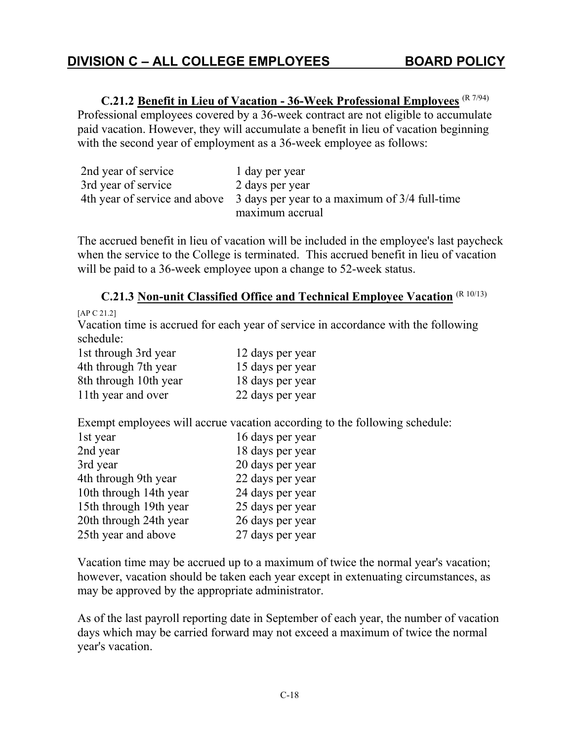## DIVISION C – ALL COLLEGE EMPLOYEES BOARD POLICY

### C.21.2 Benefit in Lieu of Vacation - 36-Week Professional Employees (R 7/94)

Professional employees covered by a 36-week contract are not eligible to accumulate paid vacation. However, they will accumulate a benefit in lieu of vacation beginning with the second year of employment as a 36-week employee as follows:

| | |
|---|---|
| 2nd year of service | 1 day per year |
| 3rd year of service | 2 days per year |
| 4th year of service and above | 3 days per year to a maximum of 3/4 full-time maximum accrual |

The accrued benefit in lieu of vacation will be included in the employee's last paycheck when the service to the College is terminated. This accrued benefit in lieu of vacation will be paid to a 36-week employee upon a change to 52-week status.

### C.21.3 Non-unit Classified Office and Technical Employee Vacation (R 10/13)

[AP C 21.2]

Vacation time is accrued for each year of service in accordance with the following schedule:

| | |
|---|---|
| 1st through 3rd year | 12 days per year |
| 4th through 7th year | 15 days per year |
| 8th through 10th year | 18 days per year |
| 11th year and over | 22 days per year |

Exempt employees will accrue vacation according to the following schedule:

| | |
|---|---|
| 1st year | 16 days per year |
| 2nd year | 18 days per year |
| 3rd year | 20 days per year |
| 4th through 9th year | 22 days per year |
| 10th through 14th year | 24 days per year |
| 15th through 19th year | 25 days per year |
| 20th through 24th year | 26 days per year |
| 25th year and above | 27 days per year |

Vacation time may be accrued up to a maximum of twice the normal year's vacation; however, vacation should be taken each year except in extenuating circumstances, as may be approved by the appropriate administrator.

As of the last payroll reporting date in September of each year, the number of vacation days which may be carried forward may not exceed a maximum of twice the normal year's vacation.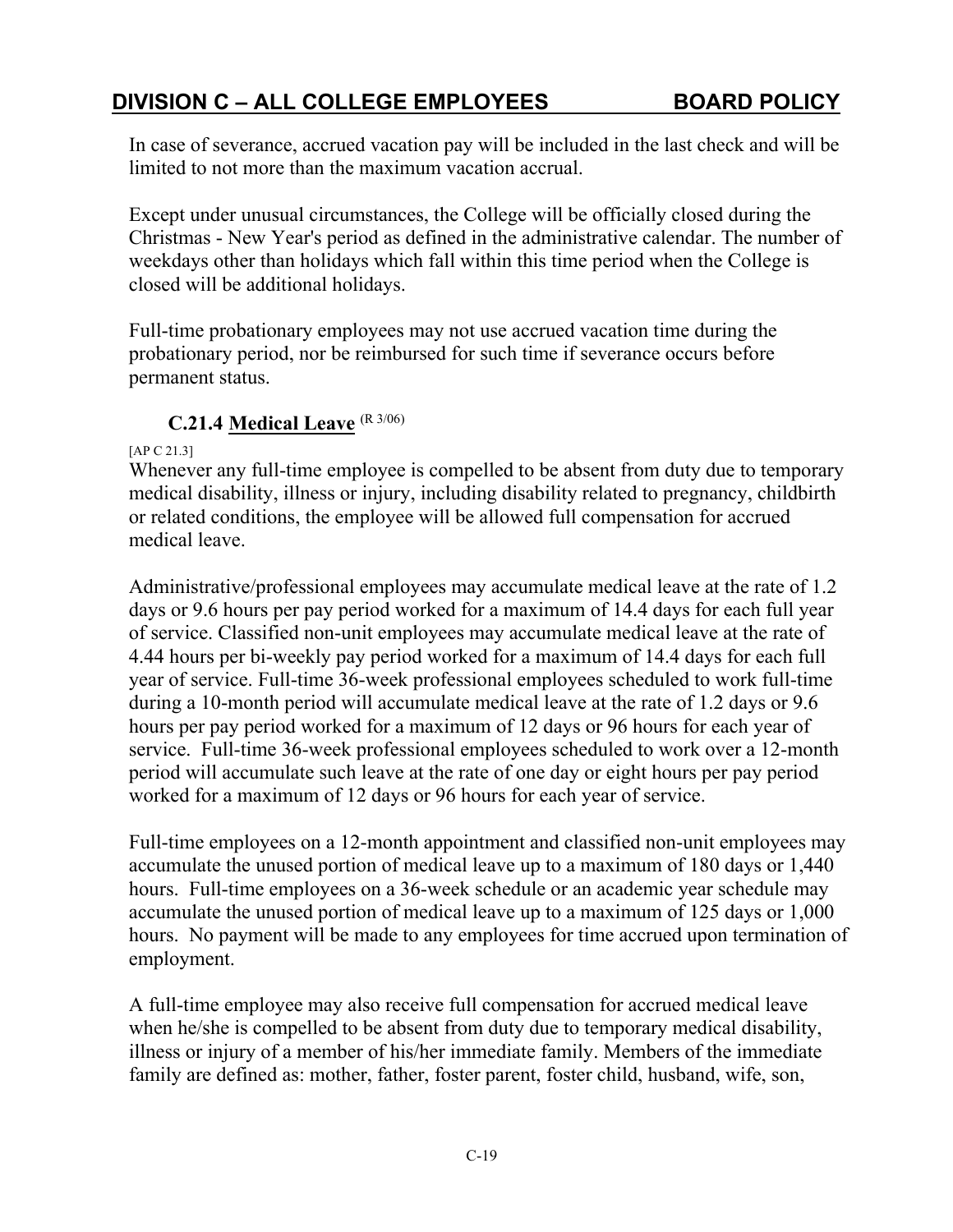In case of severance, accrued vacation pay will be included in the last check and will be limited to not more than the maximum vacation accrual.

Except under unusual circumstances, the College will be officially closed during the Christmas - New Year's period as defined in the administrative calendar. The number of weekdays other than holidays which fall within this time period when the College is closed will be additional holidays.

Full-time probationary employees may not use accrued vacation time during the probationary period, nor be reimbursed for such time if severance occurs before permanent status.

### C.21.4 Medical Leave (R 3/06)

[AP C 21.3]

Whenever any full-time employee is compelled to be absent from duty due to temporary medical disability, illness or injury, including disability related to pregnancy, childbirth or related conditions, the employee will be allowed full compensation for accrued medical leave.

Administrative/professional employees may accumulate medical leave at the rate of 1.2 days or 9.6 hours per pay period worked for a maximum of 14.4 days for each full year of service. Classified non-unit employees may accumulate medical leave at the rate of 4.44 hours per bi-weekly pay period worked for a maximum of 14.4 days for each full year of service. Full-time 36-week professional employees scheduled to work full-time during a 10-month period will accumulate medical leave at the rate of 1.2 days or 9.6 hours per pay period worked for a maximum of 12 days or 96 hours for each year of service. Full-time 36-week professional employees scheduled to work over a 12-month period will accumulate such leave at the rate of one day or eight hours per pay period worked for a maximum of 12 days or 96 hours for each year of service.

Full-time employees on a 12-month appointment and classified non-unit employees may accumulate the unused portion of medical leave up to a maximum of 180 days or 1,440 hours. Full-time employees on a 36-week schedule or an academic year schedule may accumulate the unused portion of medical leave up to a maximum of 125 days or 1,000 hours. No payment will be made to any employees for time accrued upon termination of employment.

A full-time employee may also receive full compensation for accrued medical leave when he/she is compelled to be absent from duty due to temporary medical disability, illness or injury of a member of his/her immediate family. Members of the immediate family are defined as: mother, father, foster parent, foster child, husband, wife, son,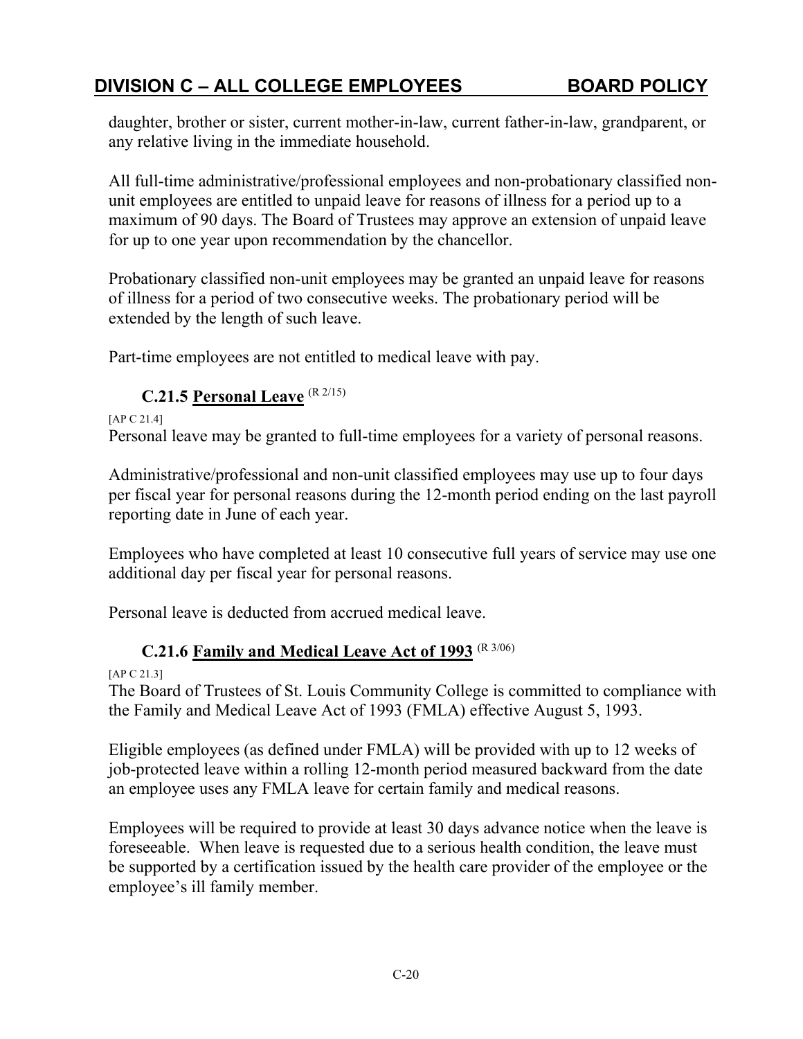daughter, brother or sister, current mother-in-law, current father-in-law, grandparent, or any relative living in the immediate household.

All full-time administrative/professional employees and non-probationary classified non-unit employees are entitled to unpaid leave for reasons of illness for a period up to a maximum of 90 days. The Board of Trustees may approve an extension of unpaid leave for up to one year upon recommendation by the chancellor.

Probationary classified non-unit employees may be granted an unpaid leave for reasons of illness for a period of two consecutive weeks. The probationary period will be extended by the length of such leave.

Part-time employees are not entitled to medical leave with pay.

### C.21.5 Personal Leave (R 2/15)

[AP C 21.4]

Personal leave may be granted to full-time employees for a variety of personal reasons.

Administrative/professional and non-unit classified employees may use up to four days per fiscal year for personal reasons during the 12-month period ending on the last payroll reporting date in June of each year.

Employees who have completed at least 10 consecutive full years of service may use one additional day per fiscal year for personal reasons.

Personal leave is deducted from accrued medical leave.

### C.21.6 Family and Medical Leave Act of 1993 (R 3/06)

[AP C 21.3]

The Board of Trustees of St. Louis Community College is committed to compliance with the Family and Medical Leave Act of 1993 (FMLA) effective August 5, 1993.

Eligible employees (as defined under FMLA) will be provided with up to 12 weeks of job-protected leave within a rolling 12-month period measured backward from the date an employee uses any FMLA leave for certain family and medical reasons.

Employees will be required to provide at least 30 days advance notice when the leave is foreseeable. When leave is requested due to a serious health condition, the leave must be supported by a certification issued by the health care provider of the employee or the employee's ill family member.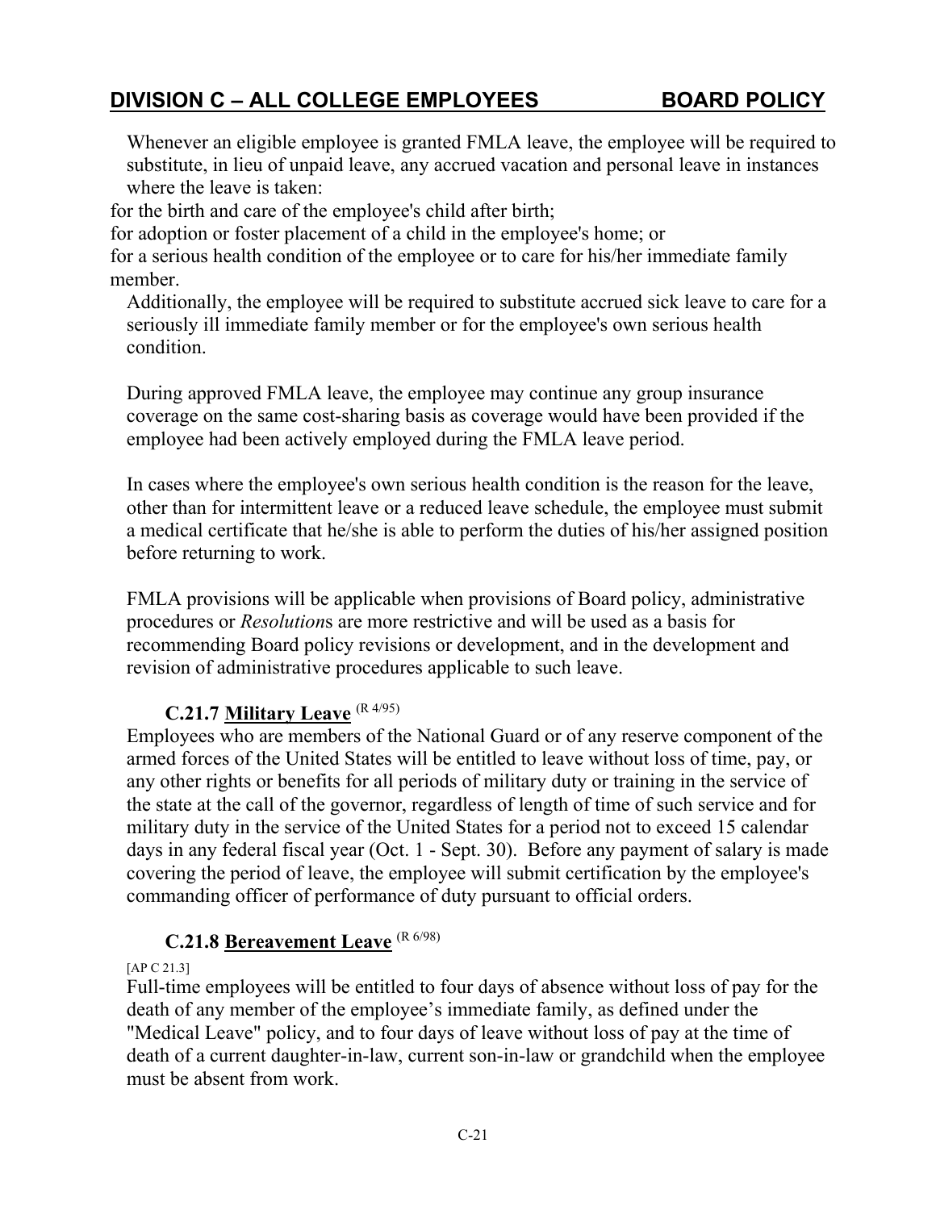Whenever an eligible employee is granted FMLA leave, the employee will be required to substitute, in lieu of unpaid leave, any accrued vacation and personal leave in instances where the leave is taken:

for the birth and care of the employee's child after birth;

for adoption or foster placement of a child in the employee's home; or

for a serious health condition of the employee or to care for his/her immediate family member.

Additionally, the employee will be required to substitute accrued sick leave to care for a seriously ill immediate family member or for the employee's own serious health condition.

During approved FMLA leave, the employee may continue any group insurance coverage on the same cost-sharing basis as coverage would have been provided if the employee had been actively employed during the FMLA leave period.

In cases where the employee's own serious health condition is the reason for the leave, other than for intermittent leave or a reduced leave schedule, the employee must submit a medical certificate that he/she is able to perform the duties of his/her assigned position before returning to work.

FMLA provisions will be applicable when provisions of Board policy, administrative procedures or *Resolution*s are more restrictive and will be used as a basis for recommending Board policy revisions or development, and in the development and revision of administrative procedures applicable to such leave.

### C.21.7 Military Leave (R 4/95)

Employees who are members of the National Guard or of any reserve component of the armed forces of the United States will be entitled to leave without loss of time, pay, or any other rights or benefits for all periods of military duty or training in the service of the state at the call of the governor, regardless of length of time of such service and for military duty in the service of the United States for a period not to exceed 15 calendar days in any federal fiscal year (Oct. 1 - Sept. 30). Before any payment of salary is made covering the period of leave, the employee will submit certification by the employee's commanding officer of performance of duty pursuant to official orders.

### C.21.8 Bereavement Leave (R 6/98)

[AP C 21.3]

Full-time employees will be entitled to four days of absence without loss of pay for the death of any member of the employee's immediate family, as defined under the "Medical Leave" policy, and to four days of leave without loss of pay at the time of death of a current daughter-in-law, current son-in-law or grandchild when the employee must be absent from work.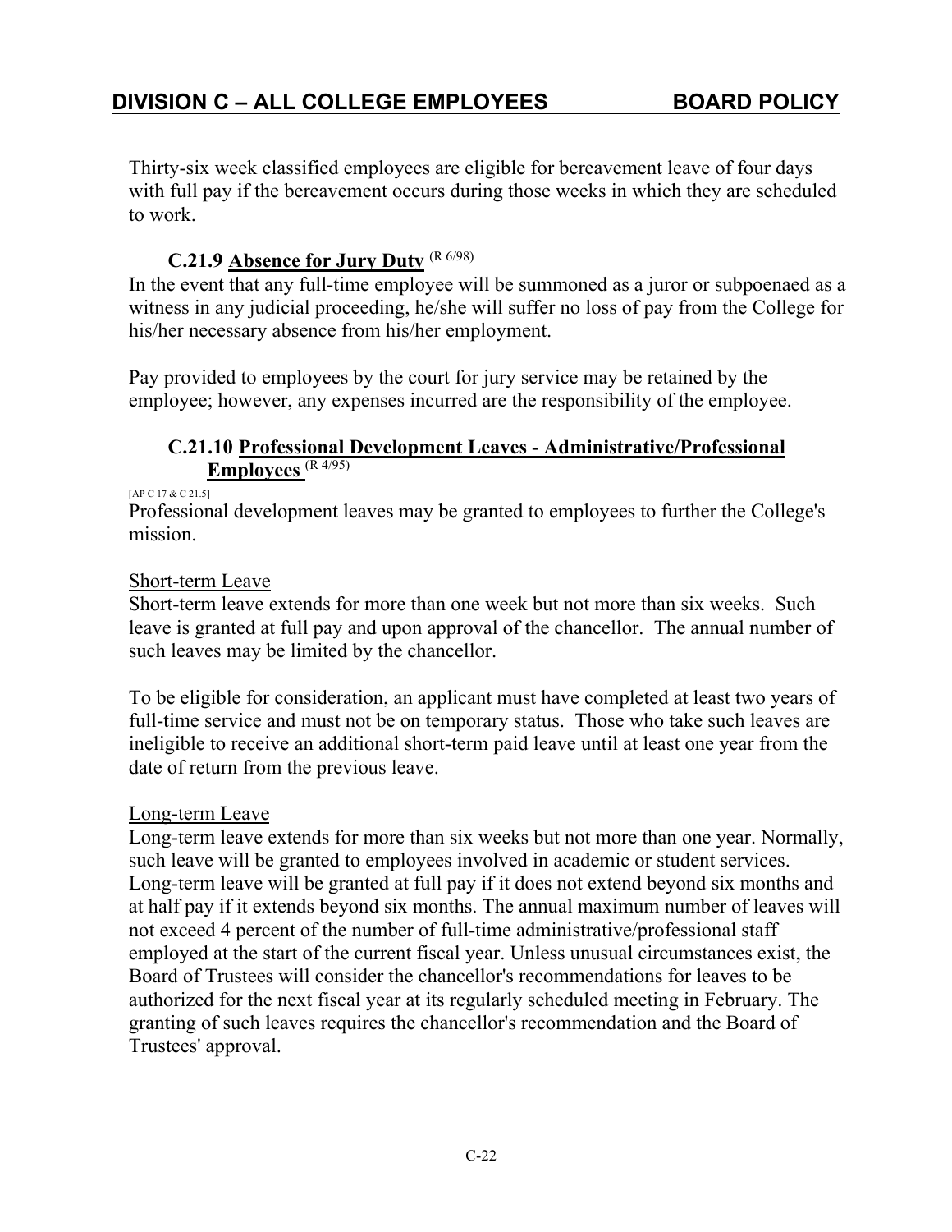Thirty-six week classified employees are eligible for bereavement leave of four days with full pay if the bereavement occurs during those weeks in which they are scheduled to work.

### C.21.9 Absence for Jury Duty (R 6/98)

In the event that any full-time employee will be summoned as a juror or subpoenaed as a witness in any judicial proceeding, he/she will suffer no loss of pay from the College for his/her necessary absence from his/her employment.

Pay provided to employees by the court for jury service may be retained by the employee; however, any expenses incurred are the responsibility of the employee.

### C.21.10 Professional Development Leaves - Administrative/Professional Employees (R 4/95)

[AP C 17 & C 21.5]

Professional development leaves may be granted to employees to further the College's mission.

Short-term Leave

Short-term leave extends for more than one week but not more than six weeks. Such leave is granted at full pay and upon approval of the chancellor. The annual number of such leaves may be limited by the chancellor.

To be eligible for consideration, an applicant must have completed at least two years of full-time service and must not be on temporary status. Those who take such leaves are ineligible to receive an additional short-term paid leave until at least one year from the date of return from the previous leave.

Long-term Leave

Long-term leave extends for more than six weeks but not more than one year. Normally, such leave will be granted to employees involved in academic or student services. Long-term leave will be granted at full pay if it does not extend beyond six months and at half pay if it extends beyond six months. The annual maximum number of leaves will not exceed 4 percent of the number of full-time administrative/professional staff employed at the start of the current fiscal year. Unless unusual circumstances exist, the Board of Trustees will consider the chancellor's recommendations for leaves to be authorized for the next fiscal year at its regularly scheduled meeting in February. The granting of such leaves requires the chancellor's recommendation and the Board of Trustees' approval.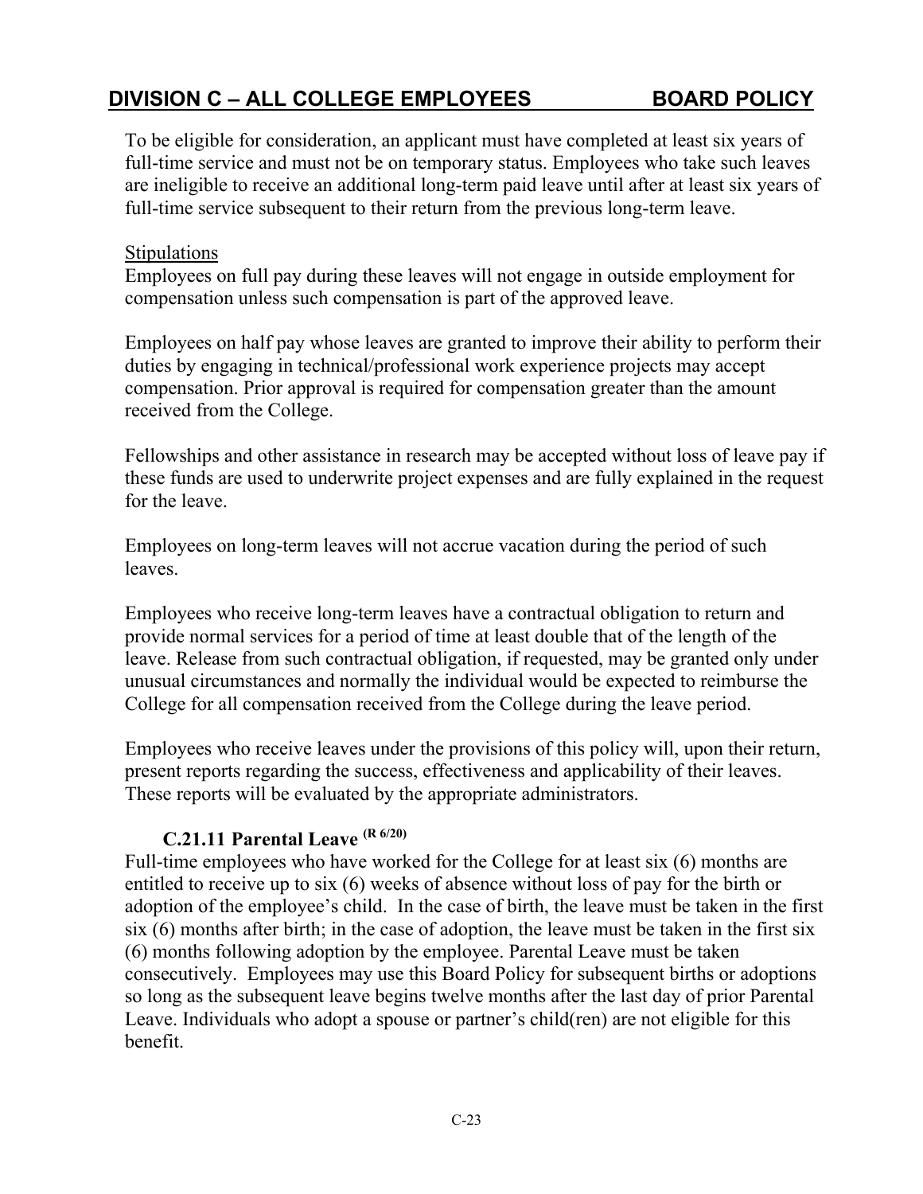To be eligible for consideration, an applicant must have completed at least six years of full-time service and must not be on temporary status. Employees who take such leaves are ineligible to receive an additional long-term paid leave until after at least six years of full-time service subsequent to their return from the previous long-term leave.

Stipulations

Employees on full pay during these leaves will not engage in outside employment for compensation unless such compensation is part of the approved leave.

Employees on half pay whose leaves are granted to improve their ability to perform their duties by engaging in technical/professional work experience projects may accept compensation. Prior approval is required for compensation greater than the amount received from the College.

Fellowships and other assistance in research may be accepted without loss of leave pay if these funds are used to underwrite project expenses and are fully explained in the request for the leave.

Employees on long-term leaves will not accrue vacation during the period of such leaves.

Employees who receive long-term leaves have a contractual obligation to return and provide normal services for a period of time at least double that of the length of the leave. Release from such contractual obligation, if requested, may be granted only under unusual circumstances and normally the individual would be expected to reimburse the College for all compensation received from the College during the leave period.

Employees who receive leaves under the provisions of this policy will, upon their return, present reports regarding the success, effectiveness and applicability of their leaves. These reports will be evaluated by the appropriate administrators.

### C.21.11 Parental Leave (R 6/20)

Full-time employees who have worked for the College for at least six (6) months are entitled to receive up to six (6) weeks of absence without loss of pay for the birth or adoption of the employee's child. In the case of birth, the leave must be taken in the first six (6) months after birth; in the case of adoption, the leave must be taken in the first six (6) months following adoption by the employee. Parental Leave must be taken consecutively. Employees may use this Board Policy for subsequent births or adoptions so long as the subsequent leave begins twelve months after the last day of prior Parental Leave. Individuals who adopt a spouse or partner's child(ren) are not eligible for this benefit.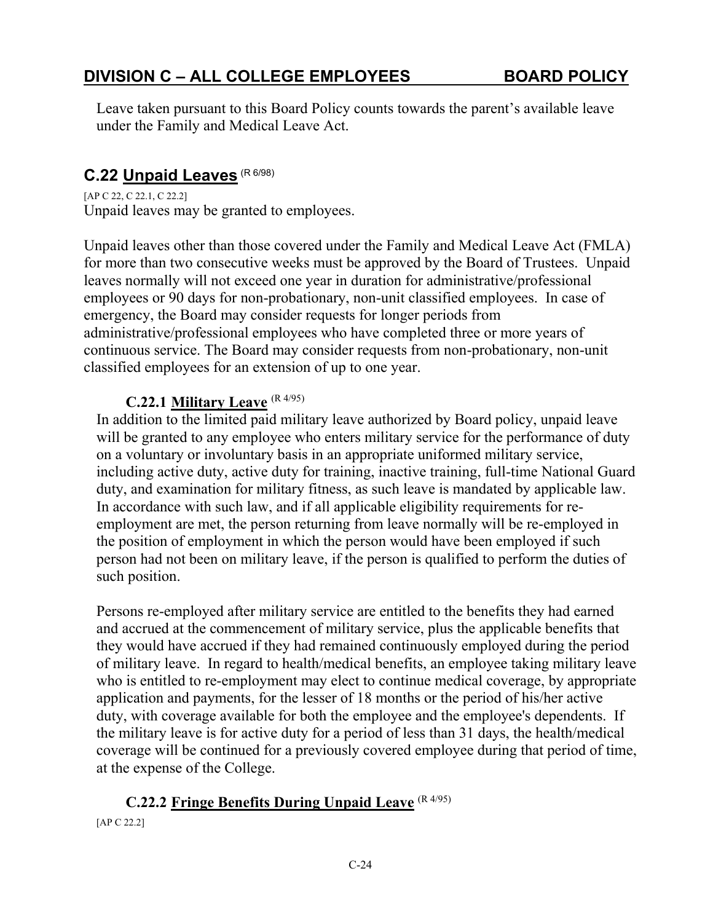Leave taken pursuant to this Board Policy counts towards the parent's available leave under the Family and Medical Leave Act.

## C.22 Unpaid Leaves (R 6/98)

[AP C 22, C 22.1, C 22.2]

Unpaid leaves may be granted to employees.

Unpaid leaves other than those covered under the Family and Medical Leave Act (FMLA) for more than two consecutive weeks must be approved by the Board of Trustees. Unpaid leaves normally will not exceed one year in duration for administrative/professional employees or 90 days for non-probationary, non-unit classified employees. In case of emergency, the Board may consider requests for longer periods from administrative/professional employees who have completed three or more years of continuous service. The Board may consider requests from non-probationary, non-unit classified employees for an extension of up to one year.

### C.22.1 Military Leave (R 4/95)

In addition to the limited paid military leave authorized by Board policy, unpaid leave will be granted to any employee who enters military service for the performance of duty on a voluntary or involuntary basis in an appropriate uniformed military service, including active duty, active duty for training, inactive training, full-time National Guard duty, and examination for military fitness, as such leave is mandated by applicable law. In accordance with such law, and if all applicable eligibility requirements for re-employment are met, the person returning from leave normally will be re-employed in the position of employment in which the person would have been employed if such person had not been on military leave, if the person is qualified to perform the duties of such position.

Persons re-employed after military service are entitled to the benefits they had earned and accrued at the commencement of military service, plus the applicable benefits that they would have accrued if they had remained continuously employed during the period of military leave. In regard to health/medical benefits, an employee taking military leave who is entitled to re-employment may elect to continue medical coverage, by appropriate application and payments, for the lesser of 18 months or the period of his/her active duty, with coverage available for both the employee and the employee's dependents. If the military leave is for active duty for a period of less than 31 days, the health/medical coverage will be continued for a previously covered employee during that period of time, at the expense of the College.

### C.22.2 Fringe Benefits During Unpaid Leave (R 4/95)

[AP C 22.2]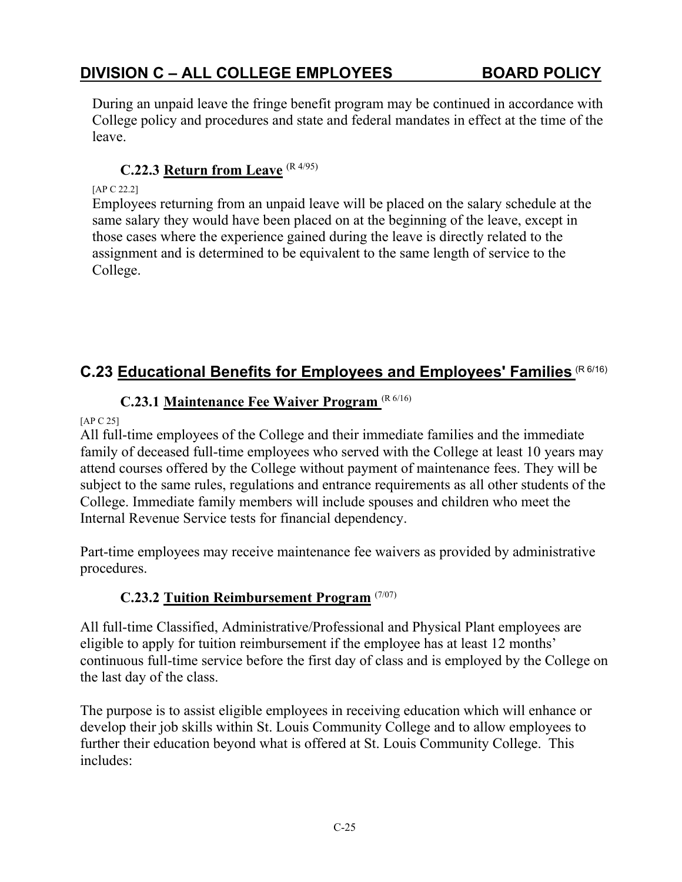During an unpaid leave the fringe benefit program may be continued in accordance with College policy and procedures and state and federal mandates in effect at the time of the leave.

### C.22.3 Return from Leave (R 4/95)

[AP C 22.2]

Employees returning from an unpaid leave will be placed on the salary schedule at the same salary they would have been placed on at the beginning of the leave, except in those cases where the experience gained during the leave is directly related to the assignment and is determined to be equivalent to the same length of service to the College.

## C.23 Educational Benefits for Employees and Employees' Families (R 6/16)

### C.23.1 Maintenance Fee Waiver Program (R 6/16)

[AP C 25]

All full-time employees of the College and their immediate families and the immediate family of deceased full-time employees who served with the College at least 10 years may attend courses offered by the College without payment of maintenance fees. They will be subject to the same rules, regulations and entrance requirements as all other students of the College. Immediate family members will include spouses and children who meet the Internal Revenue Service tests for financial dependency.

Part-time employees may receive maintenance fee waivers as provided by administrative procedures.

### C.23.2 Tuition Reimbursement Program (7/07)

All full-time Classified, Administrative/Professional and Physical Plant employees are eligible to apply for tuition reimbursement if the employee has at least 12 months' continuous full-time service before the first day of class and is employed by the College on the last day of the class.

The purpose is to assist eligible employees in receiving education which will enhance or develop their job skills within St. Louis Community College and to allow employees to further their education beyond what is offered at St. Louis Community College. This includes: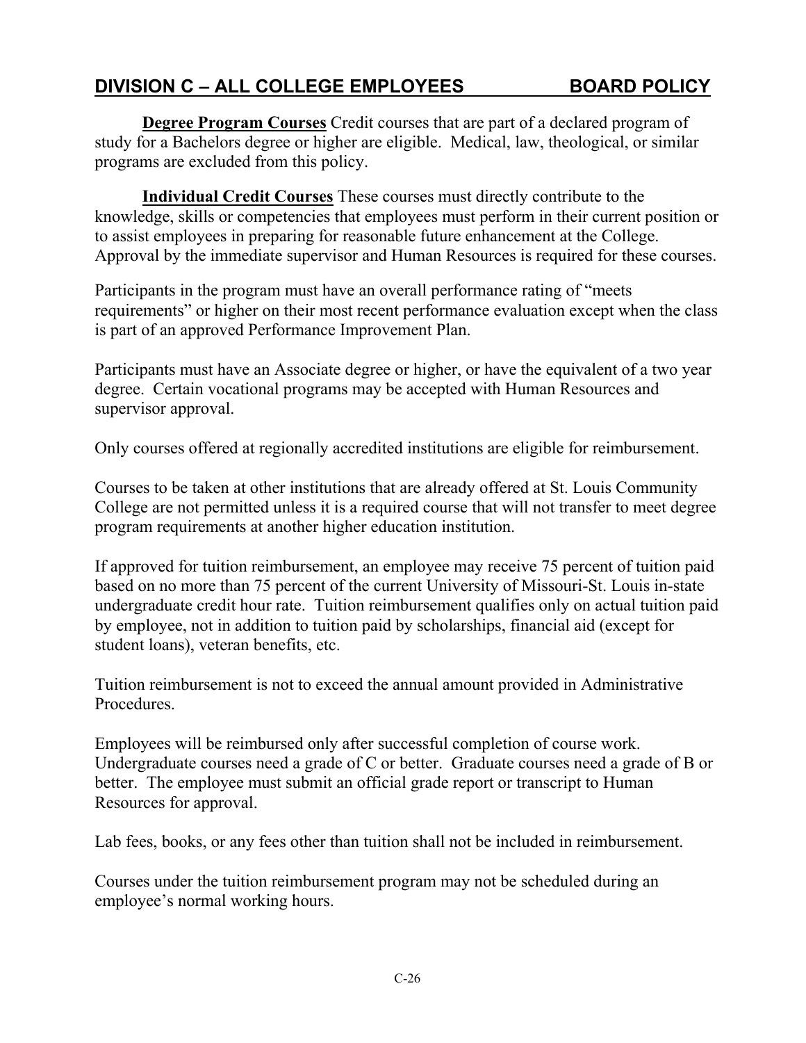**Degree Program Courses** Credit courses that are part of a declared program of study for a Bachelors degree or higher are eligible. Medical, law, theological, or similar programs are excluded from this policy.

**Individual Credit Courses** These courses must directly contribute to the knowledge, skills or competencies that employees must perform in their current position or to assist employees in preparing for reasonable future enhancement at the College. Approval by the immediate supervisor and Human Resources is required for these courses.

Participants in the program must have an overall performance rating of "meets requirements" or higher on their most recent performance evaluation except when the class is part of an approved Performance Improvement Plan.

Participants must have an Associate degree or higher, or have the equivalent of a two year degree. Certain vocational programs may be accepted with Human Resources and supervisor approval.

Only courses offered at regionally accredited institutions are eligible for reimbursement.

Courses to be taken at other institutions that are already offered at St. Louis Community College are not permitted unless it is a required course that will not transfer to meet degree program requirements at another higher education institution.

If approved for tuition reimbursement, an employee may receive 75 percent of tuition paid based on no more than 75 percent of the current University of Missouri-St. Louis in-state undergraduate credit hour rate. Tuition reimbursement qualifies only on actual tuition paid by employee, not in addition to tuition paid by scholarships, financial aid (except for student loans), veteran benefits, etc.

Tuition reimbursement is not to exceed the annual amount provided in Administrative Procedures.

Employees will be reimbursed only after successful completion of course work. Undergraduate courses need a grade of C or better. Graduate courses need a grade of B or better. The employee must submit an official grade report or transcript to Human Resources for approval.

Lab fees, books, or any fees other than tuition shall not be included in reimbursement.

Courses under the tuition reimbursement program may not be scheduled during an employee's normal working hours.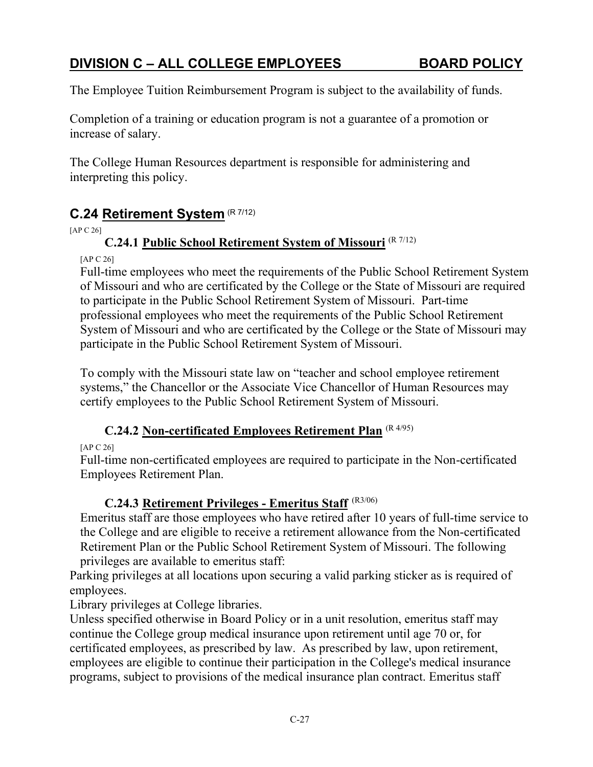## DIVISION C – ALL COLLEGE EMPLOYEES BOARD POLICY

The Employee Tuition Reimbursement Program is subject to the availability of funds.

Completion of a training or education program is not a guarantee of a promotion or increase of salary.

The College Human Resources department is responsible for administering and interpreting this policy.

## C.24 Retirement System (R 7/12)

[AP C 26]

### C.24.1 Public School Retirement System of Missouri (R 7/12)

[AP C 26]

Full-time employees who meet the requirements of the Public School Retirement System of Missouri and who are certificated by the College or the State of Missouri are required to participate in the Public School Retirement System of Missouri. Part-time professional employees who meet the requirements of the Public School Retirement System of Missouri and who are certificated by the College or the State of Missouri may participate in the Public School Retirement System of Missouri.

To comply with the Missouri state law on "teacher and school employee retirement systems," the Chancellor or the Associate Vice Chancellor of Human Resources may certify employees to the Public School Retirement System of Missouri.

### C.24.2 Non-certificated Employees Retirement Plan (R 4/95)

[AP C 26]

Full-time non-certificated employees are required to participate in the Non-certificated Employees Retirement Plan.

### C.24.3 Retirement Privileges - Emeritus Staff (R3/06)

Emeritus staff are those employees who have retired after 10 years of full-time service to the College and are eligible to receive a retirement allowance from the Non-certificated Retirement Plan or the Public School Retirement System of Missouri. The following privileges are available to emeritus staff:

Parking privileges at all locations upon securing a valid parking sticker as is required of employees.

Library privileges at College libraries.

Unless specified otherwise in Board Policy or in a unit resolution, emeritus staff may continue the College group medical insurance upon retirement until age 70 or, for certificated employees, as prescribed by law. As prescribed by law, upon retirement, employees are eligible to continue their participation in the College's medical insurance programs, subject to provisions of the medical insurance plan contract. Emeritus staff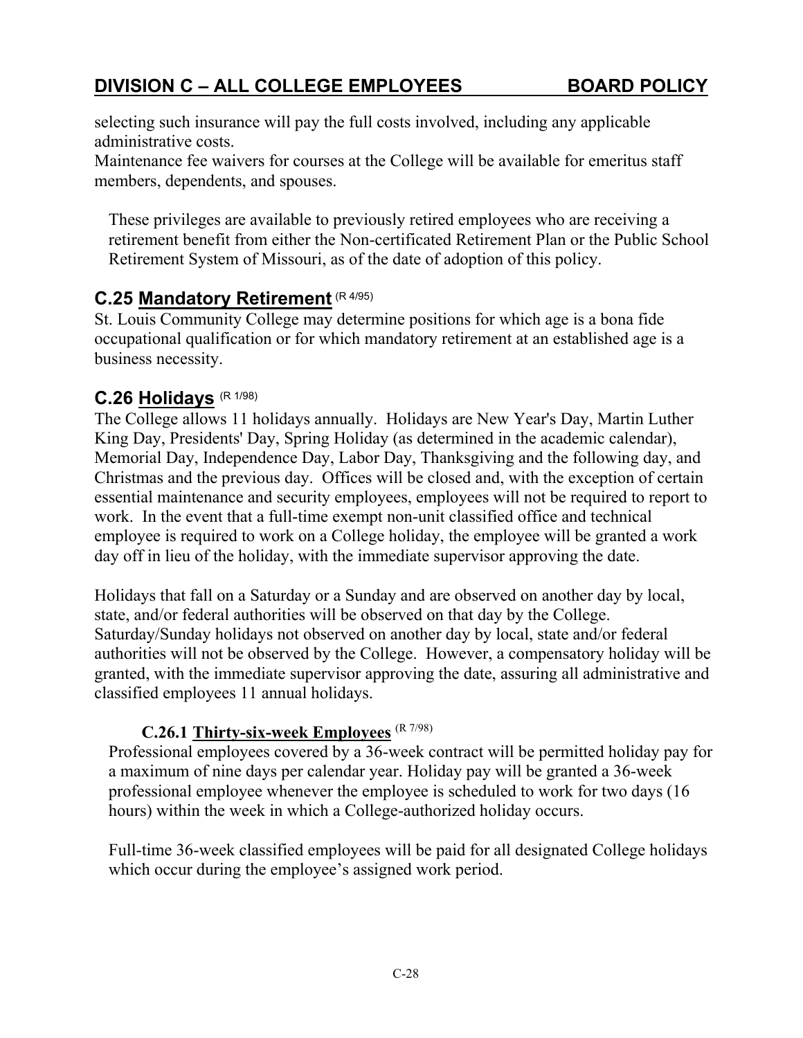selecting such insurance will pay the full costs involved, including any applicable administrative costs.
Maintenance fee waivers for courses at the College will be available for emeritus staff members, dependents, and spouses.

These privileges are available to previously retired employees who are receiving a retirement benefit from either the Non-certificated Retirement Plan or the Public School Retirement System of Missouri, as of the date of adoption of this policy.

## C.25 Mandatory Retirement (R 4/95)

St. Louis Community College may determine positions for which age is a bona fide occupational qualification or for which mandatory retirement at an established age is a business necessity.

## C.26 Holidays (R 1/98)

The College allows 11 holidays annually. Holidays are New Year's Day, Martin Luther King Day, Presidents' Day, Spring Holiday (as determined in the academic calendar), Memorial Day, Independence Day, Labor Day, Thanksgiving and the following day, and Christmas and the previous day. Offices will be closed and, with the exception of certain essential maintenance and security employees, employees will not be required to report to work. In the event that a full-time exempt non-unit classified office and technical employee is required to work on a College holiday, the employee will be granted a work day off in lieu of the holiday, with the immediate supervisor approving the date.

Holidays that fall on a Saturday or a Sunday and are observed on another day by local, state, and/or federal authorities will be observed on that day by the College. Saturday/Sunday holidays not observed on another day by local, state and/or federal authorities will not be observed by the College. However, a compensatory holiday will be granted, with the immediate supervisor approving the date, assuring all administrative and classified employees 11 annual holidays.

### C.26.1 Thirty-six-week Employees (R 7/98)

Professional employees covered by a 36-week contract will be permitted holiday pay for a maximum of nine days per calendar year. Holiday pay will be granted a 36-week professional employee whenever the employee is scheduled to work for two days (16 hours) within the week in which a College-authorized holiday occurs.

Full-time 36-week classified employees will be paid for all designated College holidays which occur during the employee's assigned work period.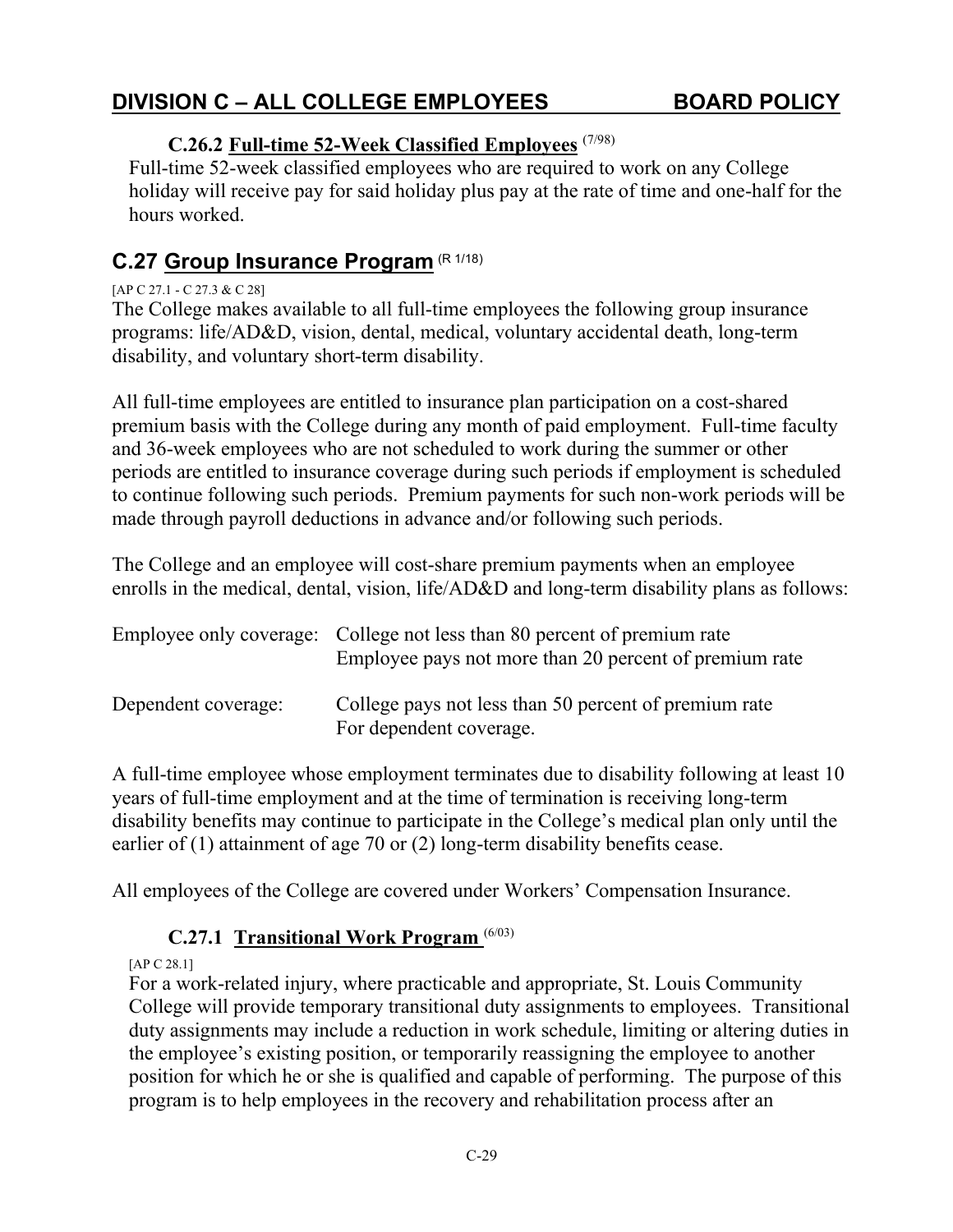# DIVISION C – ALL COLLEGE EMPLOYEES BOARD POLICY

### C.26.2 Full-time 52-Week Classified Employees (7/98)

Full-time 52-week classified employees who are required to work on any College holiday will receive pay for said holiday plus pay at the rate of time and one-half for the hours worked.

## C.27 Group Insurance Program (R 1/18)

[AP C 27.1 - C 27.3 & C 28]

The College makes available to all full-time employees the following group insurance programs: life/AD&D, vision, dental, medical, voluntary accidental death, long-term disability, and voluntary short-term disability.

All full-time employees are entitled to insurance plan participation on a cost-shared premium basis with the College during any month of paid employment. Full-time faculty and 36-week employees who are not scheduled to work during the summer or other periods are entitled to insurance coverage during such periods if employment is scheduled to continue following such periods. Premium payments for such non-work periods will be made through payroll deductions in advance and/or following such periods.

The College and an employee will cost-share premium payments when an employee enrolls in the medical, dental, vision, life/AD&D and long-term disability plans as follows:

| | |
|---|---|
| Employee only coverage: | College not less than 80 percent of premium rate<br>Employee pays not more than 20 percent of premium rate |
| Dependent coverage: | College pays not less than 50 percent of premium rate<br>For dependent coverage. |

A full-time employee whose employment terminates due to disability following at least 10 years of full-time employment and at the time of termination is receiving long-term disability benefits may continue to participate in the College's medical plan only until the earlier of (1) attainment of age 70 or (2) long-term disability benefits cease.

All employees of the College are covered under Workers' Compensation Insurance.

### C.27.1 Transitional Work Program (6/03)

[AP C 28.1]

For a work-related injury, where practicable and appropriate, St. Louis Community College will provide temporary transitional duty assignments to employees. Transitional duty assignments may include a reduction in work schedule, limiting or altering duties in the employee's existing position, or temporarily reassigning the employee to another position for which he or she is qualified and capable of performing. The purpose of this program is to help employees in the recovery and rehabilitation process after an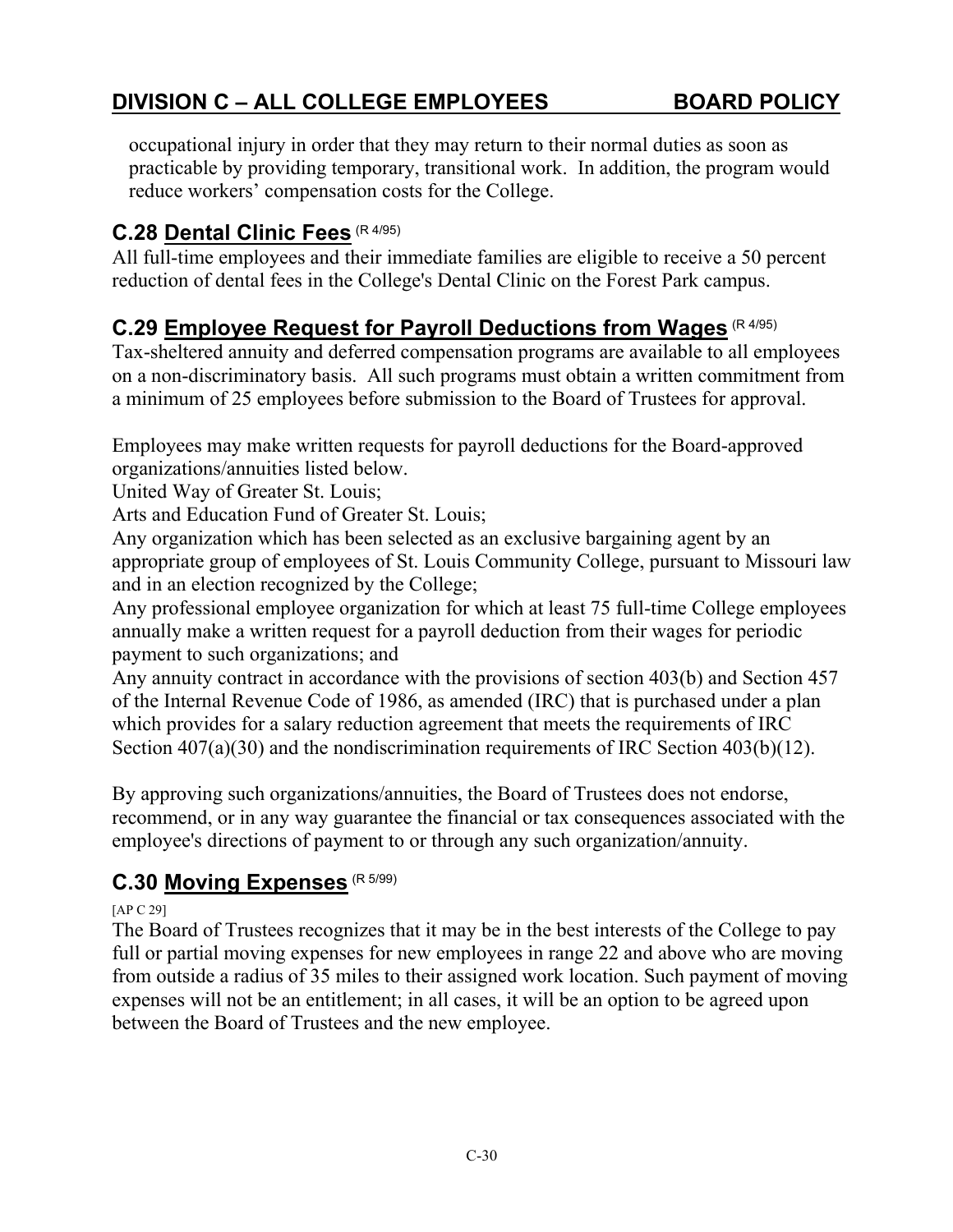occupational injury in order that they may return to their normal duties as soon as practicable by providing temporary, transitional work. In addition, the program would reduce workers' compensation costs for the College.

## C.28 Dental Clinic Fees (R 4/95)

All full-time employees and their immediate families are eligible to receive a 50 percent reduction of dental fees in the College's Dental Clinic on the Forest Park campus.

## C.29 Employee Request for Payroll Deductions from Wages (R 4/95)

Tax-sheltered annuity and deferred compensation programs are available to all employees on a non-discriminatory basis. All such programs must obtain a written commitment from a minimum of 25 employees before submission to the Board of Trustees for approval.

Employees may make written requests for payroll deductions for the Board-approved organizations/annuities listed below.

United Way of Greater St. Louis;

Arts and Education Fund of Greater St. Louis;

Any organization which has been selected as an exclusive bargaining agent by an appropriate group of employees of St. Louis Community College, pursuant to Missouri law and in an election recognized by the College;

Any professional employee organization for which at least 75 full-time College employees annually make a written request for a payroll deduction from their wages for periodic payment to such organizations; and

Any annuity contract in accordance with the provisions of section 403(b) and Section 457 of the Internal Revenue Code of 1986, as amended (IRC) that is purchased under a plan which provides for a salary reduction agreement that meets the requirements of IRC Section 407(a)(30) and the nondiscrimination requirements of IRC Section 403(b)(12).

By approving such organizations/annuities, the Board of Trustees does not endorse, recommend, or in any way guarantee the financial or tax consequences associated with the employee's directions of payment to or through any such organization/annuity.

## C.30 Moving Expenses (R 5/99)

[AP C 29]

The Board of Trustees recognizes that it may be in the best interests of the College to pay full or partial moving expenses for new employees in range 22 and above who are moving from outside a radius of 35 miles to their assigned work location. Such payment of moving expenses will not be an entitlement; in all cases, it will be an option to be agreed upon between the Board of Trustees and the new employee.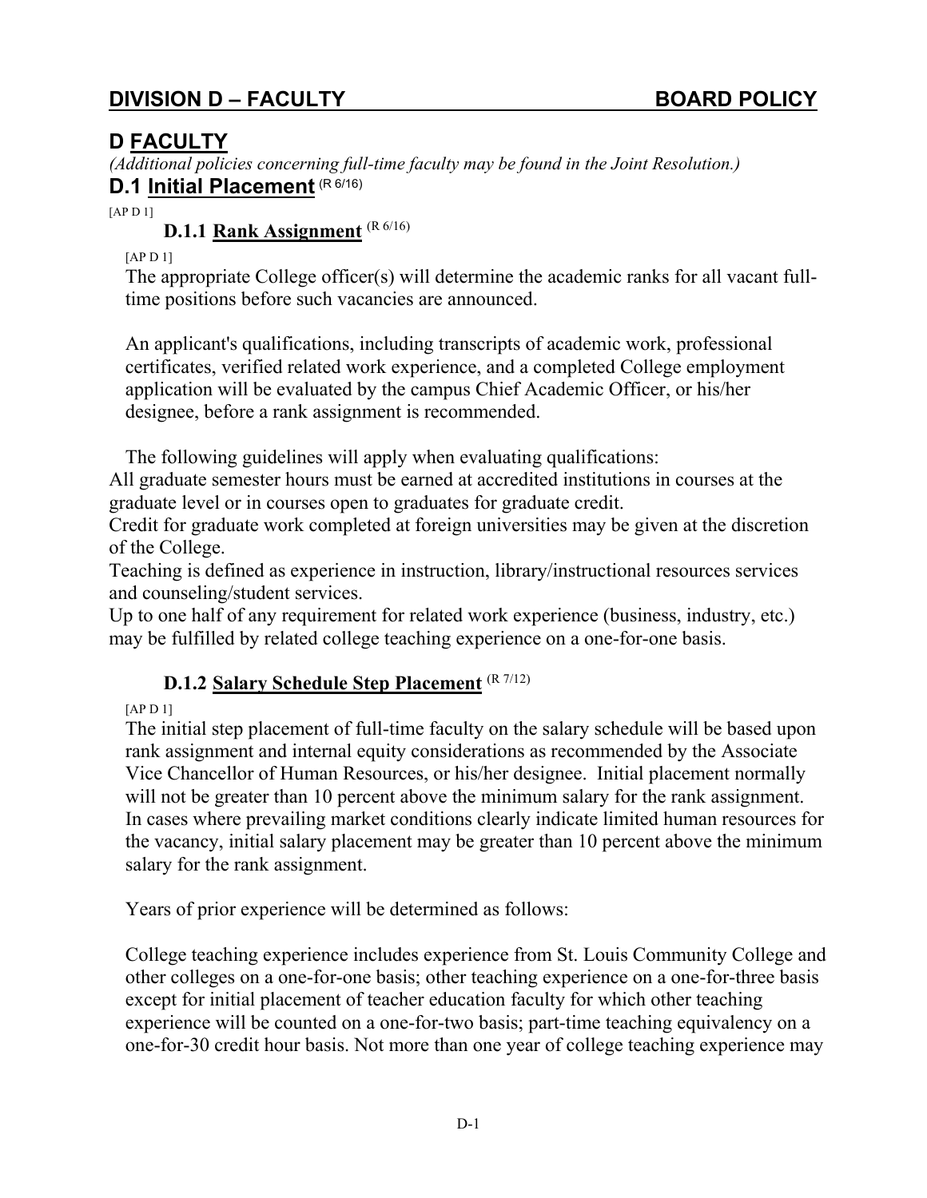# DIVISION D – FACULTY BOARD POLICY

## D FACULTY

*(Additional policies concerning full-time faculty may be found in the Joint Resolution.)*

## D.1 Initial Placement (R 6/16)

[AP D 1]

### D.1.1 Rank Assignment (R 6/16)

[AP D 1]

The appropriate College officer(s) will determine the academic ranks for all vacant full-time positions before such vacancies are announced.

An applicant's qualifications, including transcripts of academic work, professional certificates, verified related work experience, and a completed College employment application will be evaluated by the campus Chief Academic Officer, or his/her designee, before a rank assignment is recommended.

The following guidelines will apply when evaluating qualifications:

All graduate semester hours must be earned at accredited institutions in courses at the graduate level or in courses open to graduates for graduate credit.

Credit for graduate work completed at foreign universities may be given at the discretion of the College.

Teaching is defined as experience in instruction, library/instructional resources services and counseling/student services.

Up to one half of any requirement for related work experience (business, industry, etc.) may be fulfilled by related college teaching experience on a one-for-one basis.

### D.1.2 Salary Schedule Step Placement (R 7/12)

[AP D 1]

The initial step placement of full-time faculty on the salary schedule will be based upon rank assignment and internal equity considerations as recommended by the Associate Vice Chancellor of Human Resources, or his/her designee. Initial placement normally will not be greater than 10 percent above the minimum salary for the rank assignment. In cases where prevailing market conditions clearly indicate limited human resources for the vacancy, initial salary placement may be greater than 10 percent above the minimum salary for the rank assignment.

Years of prior experience will be determined as follows:

College teaching experience includes experience from St. Louis Community College and other colleges on a one-for-one basis; other teaching experience on a one-for-three basis except for initial placement of teacher education faculty for which other teaching experience will be counted on a one-for-two basis; part-time teaching equivalency on a one-for-30 credit hour basis. Not more than one year of college teaching experience may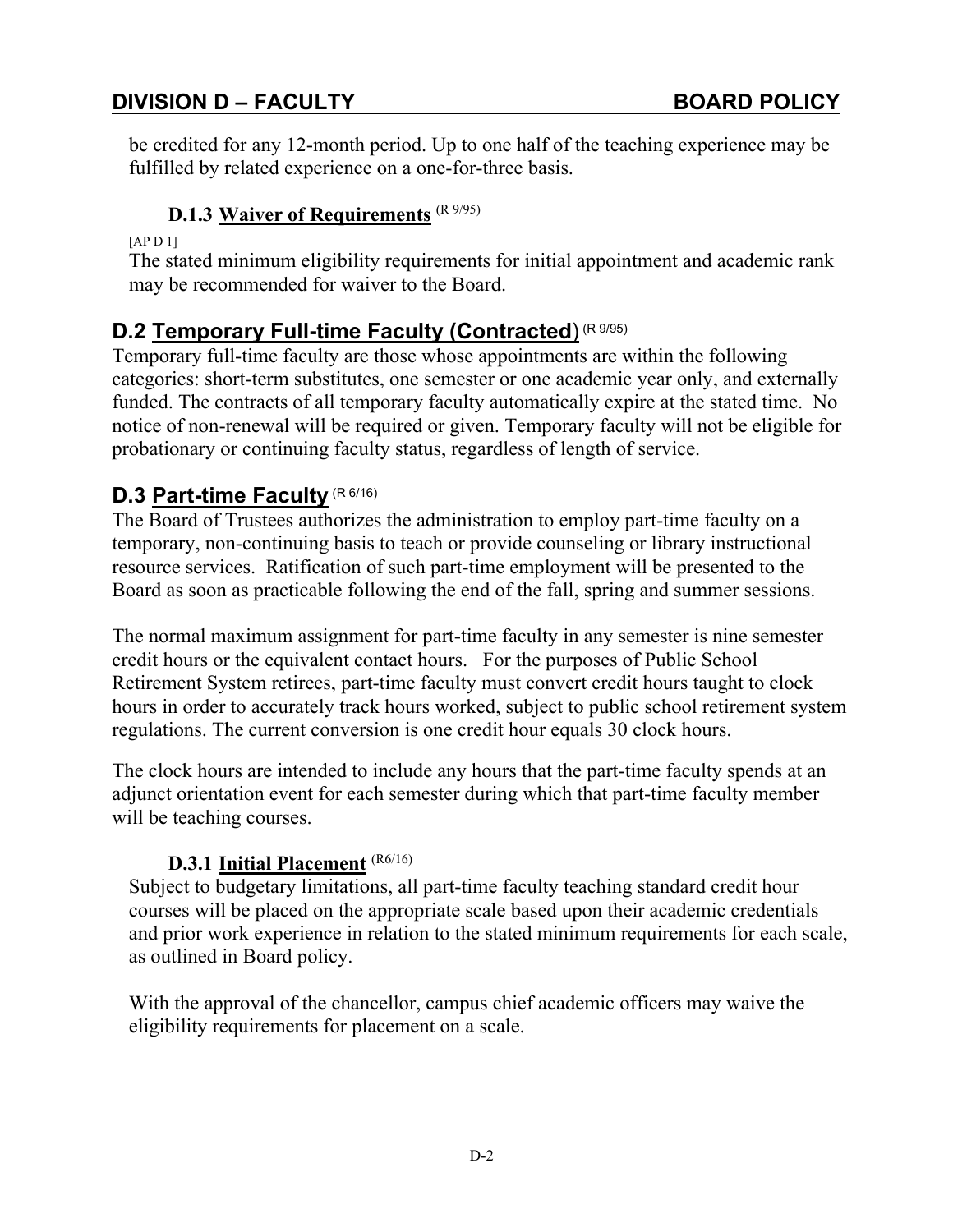be credited for any 12-month period. Up to one half of the teaching experience may be fulfilled by related experience on a one-for-three basis.

### D.1.3 Waiver of Requirements (R 9/95)

[AP D 1]

The stated minimum eligibility requirements for initial appointment and academic rank may be recommended for waiver to the Board.

## D.2 Temporary Full-time Faculty (Contracted) (R 9/95)

Temporary full-time faculty are those whose appointments are within the following categories: short-term substitutes, one semester or one academic year only, and externally funded. The contracts of all temporary faculty automatically expire at the stated time. No notice of non-renewal will be required or given. Temporary faculty will not be eligible for probationary or continuing faculty status, regardless of length of service.

## D.3 Part-time Faculty (R 6/16)

The Board of Trustees authorizes the administration to employ part-time faculty on a temporary, non-continuing basis to teach or provide counseling or library instructional resource services. Ratification of such part-time employment will be presented to the Board as soon as practicable following the end of the fall, spring and summer sessions.

The normal maximum assignment for part-time faculty in any semester is nine semester credit hours or the equivalent contact hours. For the purposes of Public School Retirement System retirees, part-time faculty must convert credit hours taught to clock hours in order to accurately track hours worked, subject to public school retirement system regulations. The current conversion is one credit hour equals 30 clock hours.

The clock hours are intended to include any hours that the part-time faculty spends at an adjunct orientation event for each semester during which that part-time faculty member will be teaching courses.

### D.3.1 Initial Placement (R6/16)

Subject to budgetary limitations, all part-time faculty teaching standard credit hour courses will be placed on the appropriate scale based upon their academic credentials and prior work experience in relation to the stated minimum requirements for each scale, as outlined in Board policy.

With the approval of the chancellor, campus chief academic officers may waive the eligibility requirements for placement on a scale.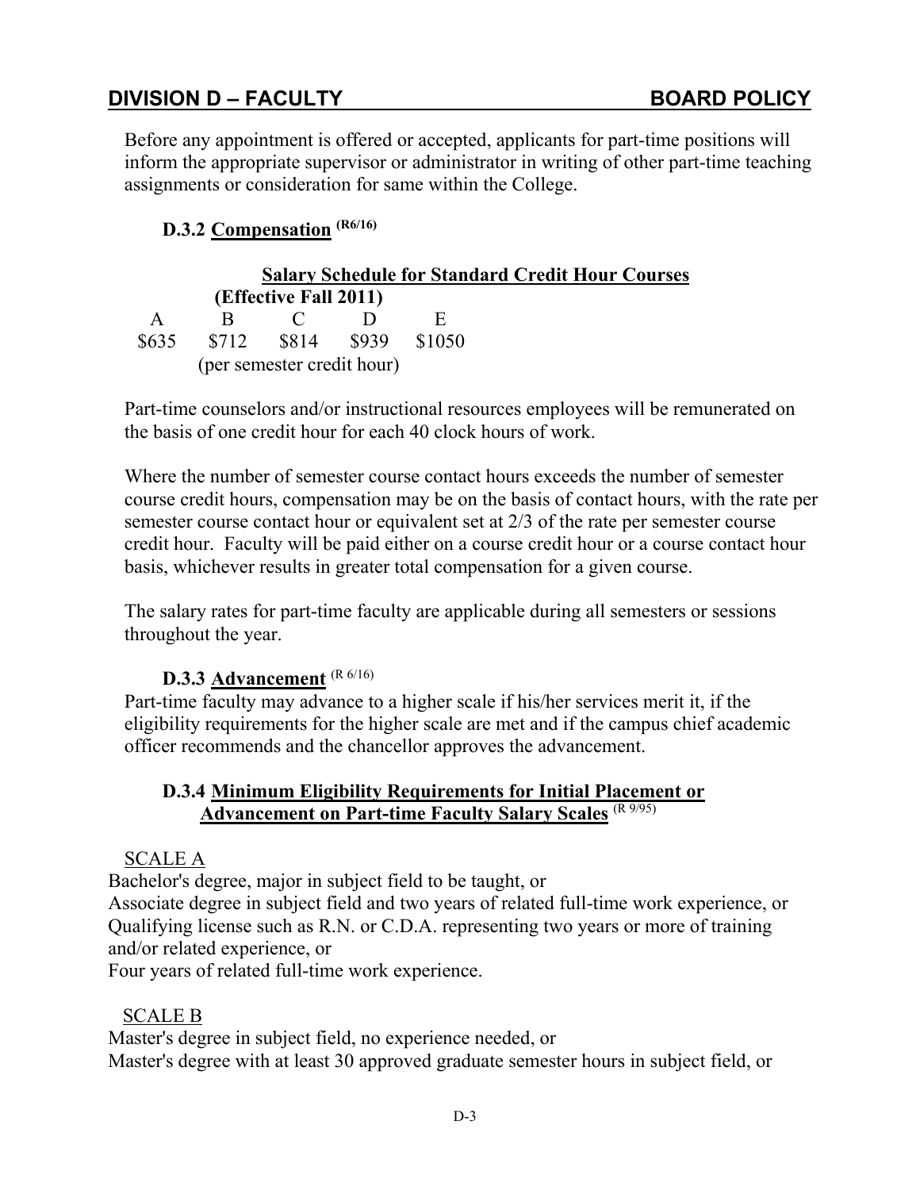Before any appointment is offered or accepted, applicants for part-time positions will inform the appropriate supervisor or administrator in writing of other part-time teaching assignments or consideration for same within the College.

### D.3.2 Compensation (R6/16)

**Salary Schedule for Standard Credit Hour Courses**
**(Effective Fall 2011)**

| A | B | C | D | E |
|---|---|---|---|---|
| $635 | $712 | $814 | $939 | $1050 |

(per semester credit hour)

Part-time counselors and/or instructional resources employees will be remunerated on the basis of one credit hour for each 40 clock hours of work.

Where the number of semester course contact hours exceeds the number of semester course credit hours, compensation may be on the basis of contact hours, with the rate per semester course contact hour or equivalent set at 2/3 of the rate per semester course credit hour. Faculty will be paid either on a course credit hour or a course contact hour basis, whichever results in greater total compensation for a given course.

The salary rates for part-time faculty are applicable during all semesters or sessions throughout the year.

### D.3.3 Advancement (R 6/16)

Part-time faculty may advance to a higher scale if his/her services merit it, if the eligibility requirements for the higher scale are met and if the campus chief academic officer recommends and the chancellor approves the advancement.

### D.3.4 Minimum Eligibility Requirements for Initial Placement or Advancement on Part-time Faculty Salary Scales (R 9/95)

SCALE A

Bachelor's degree, major in subject field to be taught, or
Associate degree in subject field and two years of related full-time work experience, or
Qualifying license such as R.N. or C.D.A. representing two years or more of training and/or related experience, or
Four years of related full-time work experience.

SCALE B

Master's degree in subject field, no experience needed, or
Master's degree with at least 30 approved graduate semester hours in subject field, or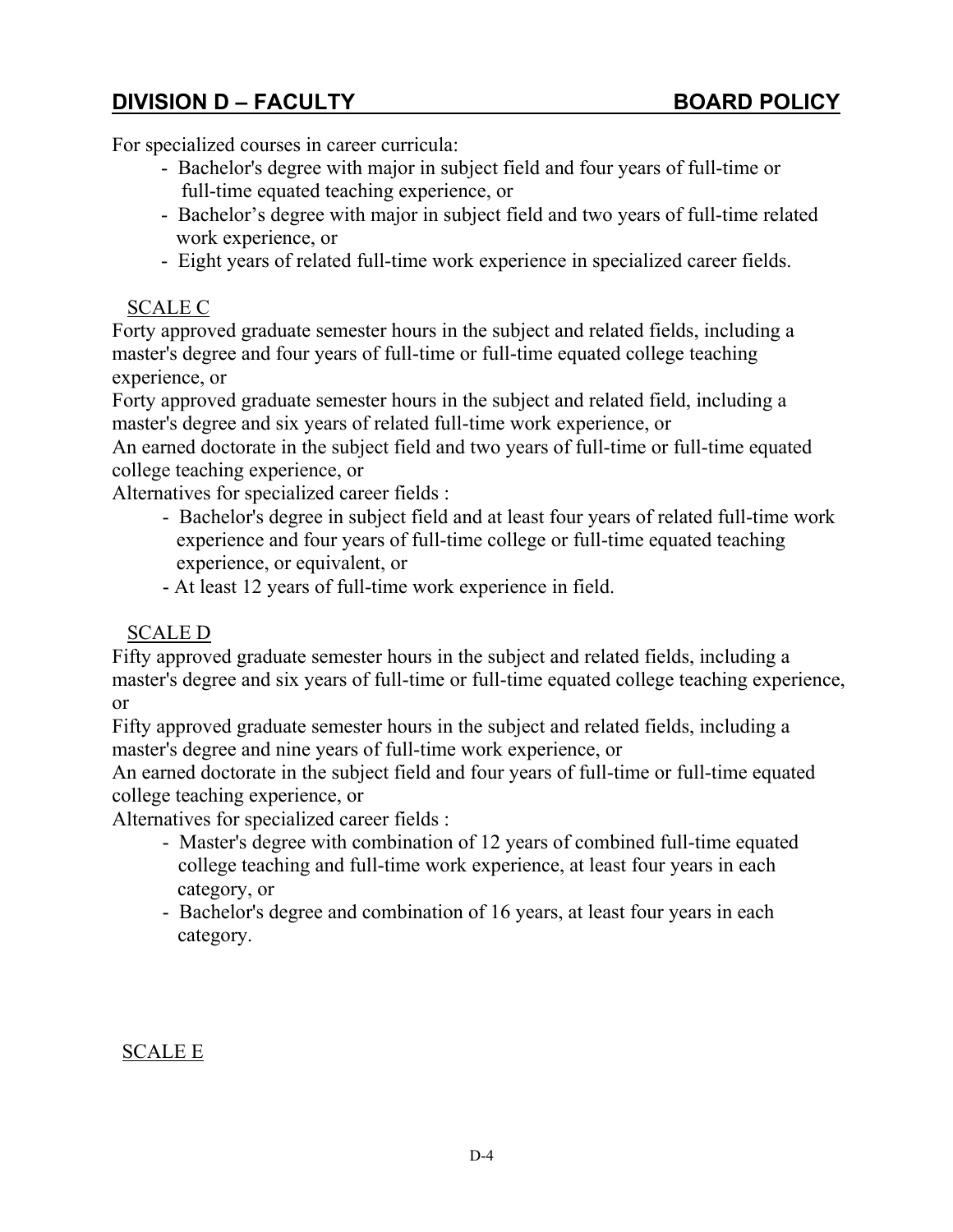For specialized courses in career curricula:

- Bachelor's degree with major in subject field and four years of full-time or full-time equated teaching experience, or
- Bachelor's degree with major in subject field and two years of full-time related work experience, or
- Eight years of related full-time work experience in specialized career fields.

SCALE C

Forty approved graduate semester hours in the subject and related fields, including a master's degree and four years of full-time or full-time equated college teaching experience, or

Forty approved graduate semester hours in the subject and related field, including a master's degree and six years of related full-time work experience, or

An earned doctorate in the subject field and two years of full-time or full-time equated college teaching experience, or

Alternatives for specialized career fields :

- Bachelor's degree in subject field and at least four years of related full-time work experience and four years of full-time college or full-time equated teaching experience, or equivalent, or
- At least 12 years of full-time work experience in field.

SCALE D

Fifty approved graduate semester hours in the subject and related fields, including a master's degree and six years of full-time or full-time equated college teaching experience, or

Fifty approved graduate semester hours in the subject and related fields, including a master's degree and nine years of full-time work experience, or

An earned doctorate in the subject field and four years of full-time or full-time equated college teaching experience, or

Alternatives for specialized career fields :

- Master's degree with combination of 12 years of combined full-time equated college teaching and full-time work experience, at least four years in each category, or
- Bachelor's degree and combination of 16 years, at least four years in each category.

SCALE E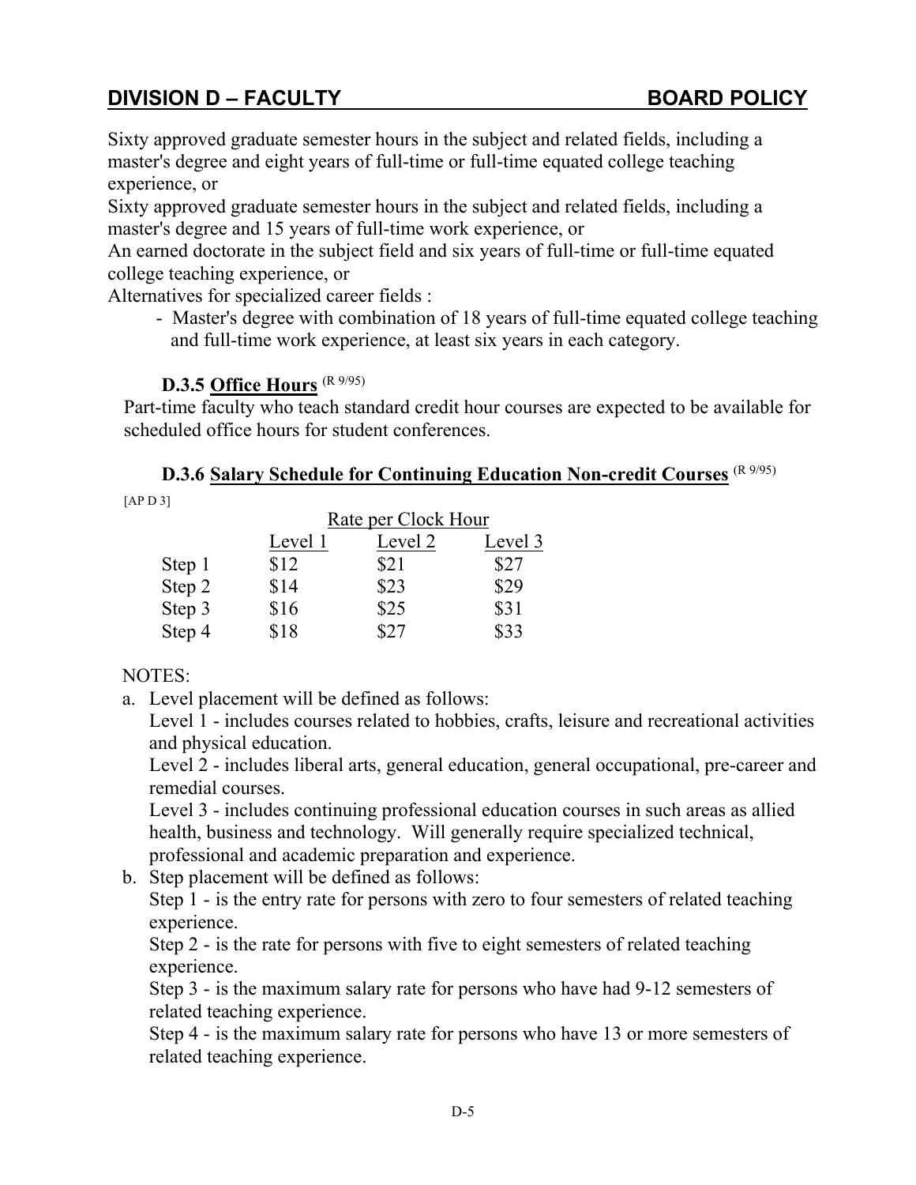## DIVISION D – FACULTY BOARD POLICY

Sixty approved graduate semester hours in the subject and related fields, including a master's degree and eight years of full-time or full-time equated college teaching experience, or

Sixty approved graduate semester hours in the subject and related fields, including a master's degree and 15 years of full-time work experience, or

An earned doctorate in the subject field and six years of full-time or full-time equated college teaching experience, or

Alternatives for specialized career fields :

- Master's degree with combination of 18 years of full-time equated college teaching and full-time work experience, at least six years in each category.

### D.3.5 Office Hours (R 9/95)

Part-time faculty who teach standard credit hour courses are expected to be available for scheduled office hours for student conferences.

### D.3.6 Salary Schedule for Continuing Education Non-credit Courses (R 9/95)

[AP D 3]

| | Rate per Clock Hour | | |
|---|---|---|---|
| | Level 1 | Level 2 | Level 3 |
| Step 1 | $12 | $21 | $27 |
| Step 2 | $14 | $23 | $29 |
| Step 3 | $16 | $25 | $31 |
| Step 4 | $18 | $27 | $33 |

NOTES:

a. Level placement will be defined as follows:
   Level 1 - includes courses related to hobbies, crafts, leisure and recreational activities and physical education.
   Level 2 - includes liberal arts, general education, general occupational, pre-career and remedial courses.
   Level 3 - includes continuing professional education courses in such areas as allied health, business and technology. Will generally require specialized technical, professional and academic preparation and experience.
b. Step placement will be defined as follows:
   Step 1 - is the entry rate for persons with zero to four semesters of related teaching experience.
   Step 2 - is the rate for persons with five to eight semesters of related teaching experience.
   Step 3 - is the maximum salary rate for persons who have had 9-12 semesters of related teaching experience.
   Step 4 - is the maximum salary rate for persons who have 13 or more semesters of related teaching experience.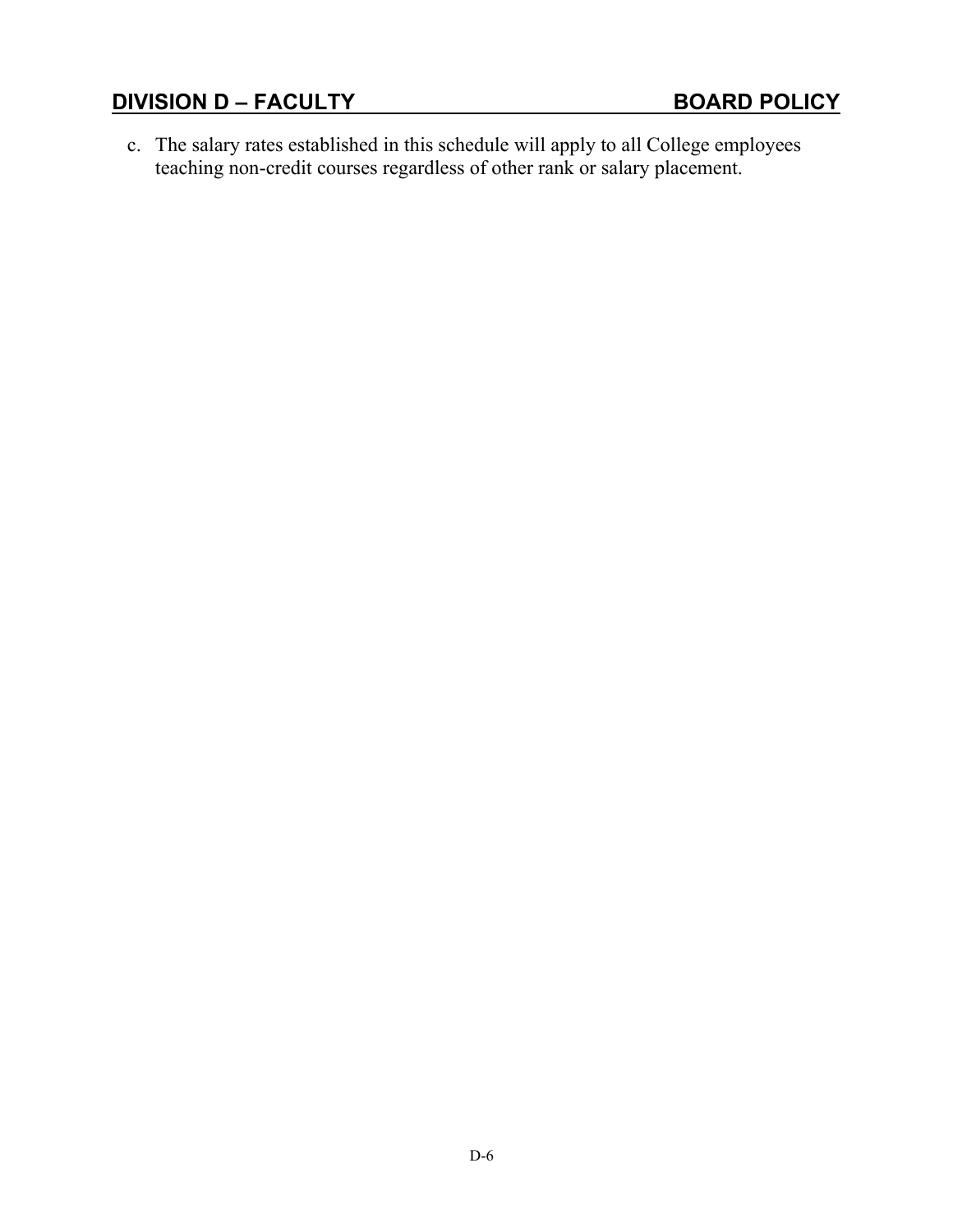c. The salary rates established in this schedule will apply to all College employees teaching non-credit courses regardless of other rank or salary placement.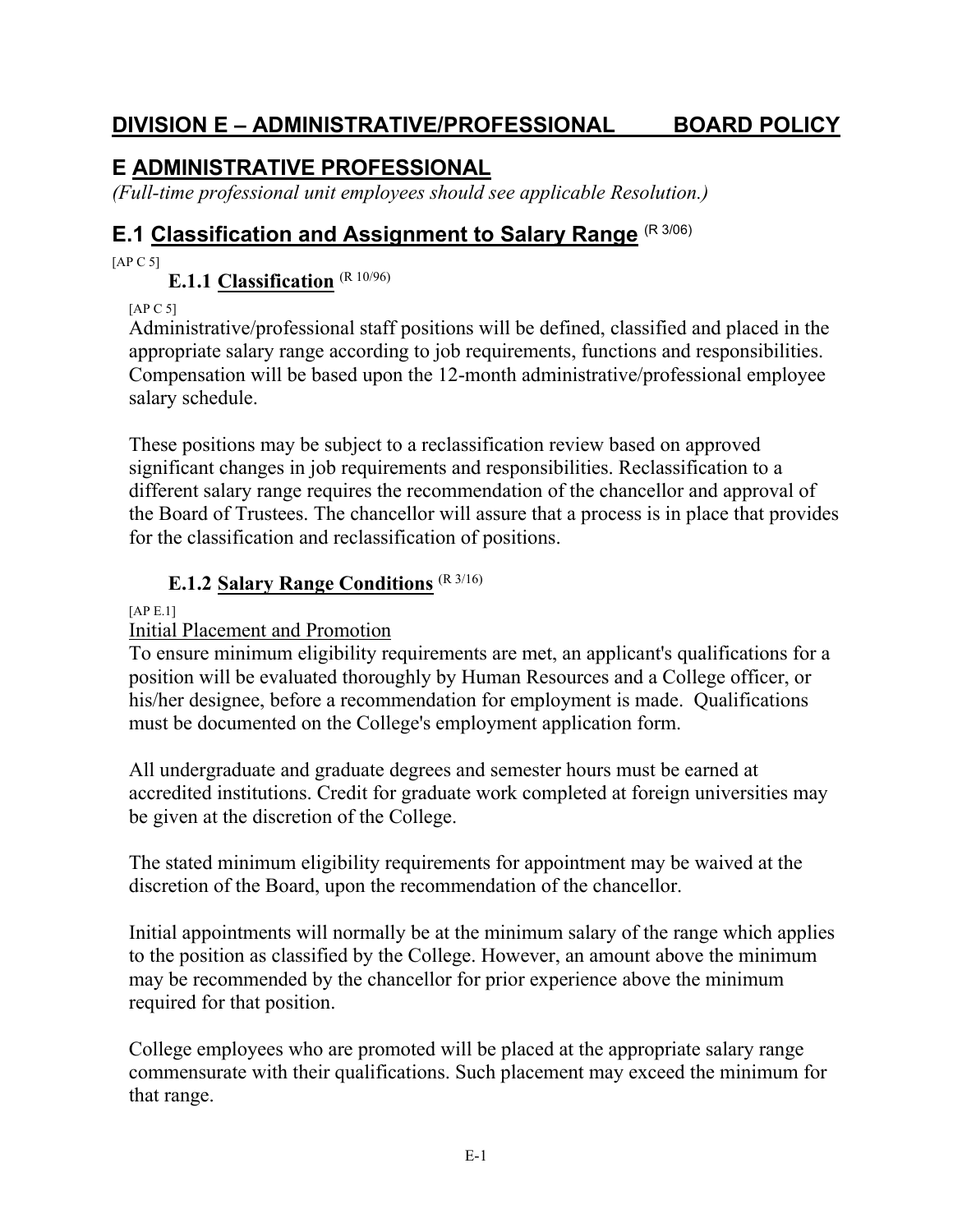# DIVISION E – ADMINISTRATIVE/PROFESSIONAL BOARD POLICY

## E ADMINISTRATIVE PROFESSIONAL

*(Full-time professional unit employees should see applicable Resolution.)*

## E.1 Classification and Assignment to Salary Range (R 3/06)

[AP C 5]

### E.1.1 Classification (R 10/96)

[AP C 5]

Administrative/professional staff positions will be defined, classified and placed in the appropriate salary range according to job requirements, functions and responsibilities. Compensation will be based upon the 12-month administrative/professional employee salary schedule.

These positions may be subject to a reclassification review based on approved significant changes in job requirements and responsibilities. Reclassification to a different salary range requires the recommendation of the chancellor and approval of the Board of Trustees. The chancellor will assure that a process is in place that provides for the classification and reclassification of positions.

### E.1.2 Salary Range Conditions (R 3/16)

[AP E.1]

Initial Placement and Promotion

To ensure minimum eligibility requirements are met, an applicant's qualifications for a position will be evaluated thoroughly by Human Resources and a College officer, or his/her designee, before a recommendation for employment is made. Qualifications must be documented on the College's employment application form.

All undergraduate and graduate degrees and semester hours must be earned at accredited institutions. Credit for graduate work completed at foreign universities may be given at the discretion of the College.

The stated minimum eligibility requirements for appointment may be waived at the discretion of the Board, upon the recommendation of the chancellor.

Initial appointments will normally be at the minimum salary of the range which applies to the position as classified by the College. However, an amount above the minimum may be recommended by the chancellor for prior experience above the minimum required for that position.

College employees who are promoted will be placed at the appropriate salary range commensurate with their qualifications. Such placement may exceed the minimum for that range.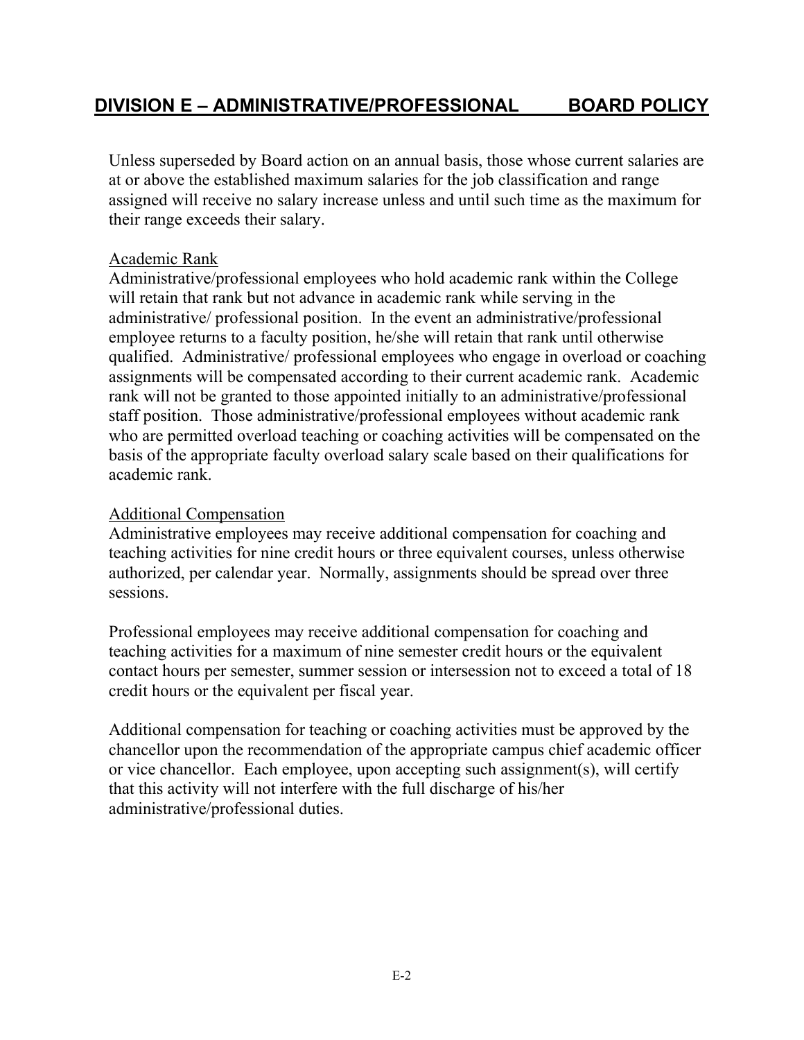# DIVISION E – ADMINISTRATIVE/PROFESSIONAL BOARD POLICY

Unless superseded by Board action on an annual basis, those whose current salaries are at or above the established maximum salaries for the job classification and range assigned will receive no salary increase unless and until such time as the maximum for their range exceeds their salary.

Academic Rank

Administrative/professional employees who hold academic rank within the College will retain that rank but not advance in academic rank while serving in the administrative/ professional position. In the event an administrative/professional employee returns to a faculty position, he/she will retain that rank until otherwise qualified. Administrative/ professional employees who engage in overload or coaching assignments will be compensated according to their current academic rank. Academic rank will not be granted to those appointed initially to an administrative/professional staff position. Those administrative/professional employees without academic rank who are permitted overload teaching or coaching activities will be compensated on the basis of the appropriate faculty overload salary scale based on their qualifications for academic rank.

Additional Compensation

Administrative employees may receive additional compensation for coaching and teaching activities for nine credit hours or three equivalent courses, unless otherwise authorized, per calendar year. Normally, assignments should be spread over three sessions.

Professional employees may receive additional compensation for coaching and teaching activities for a maximum of nine semester credit hours or the equivalent contact hours per semester, summer session or intersession not to exceed a total of 18 credit hours or the equivalent per fiscal year.

Additional compensation for teaching or coaching activities must be approved by the chancellor upon the recommendation of the appropriate campus chief academic officer or vice chancellor. Each employee, upon accepting such assignment(s), will certify that this activity will not interfere with the full discharge of his/her administrative/professional duties.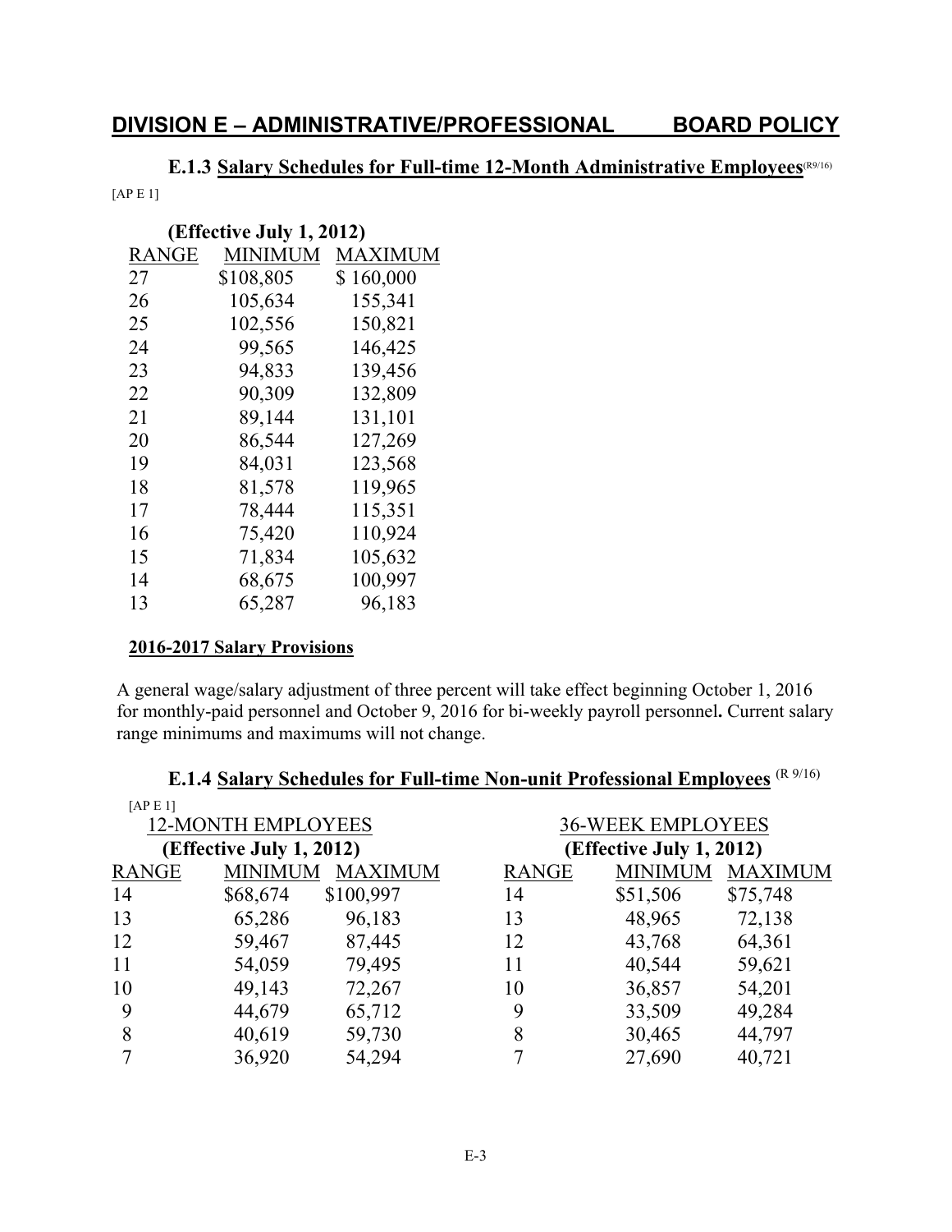## DIVISION E – ADMINISTRATIVE/PROFESSIONAL BOARD POLICY

### E.1.3 Salary Schedules for Full-time 12-Month Administrative Employees (R9/16)

[AP E 1]

**(Effective July 1, 2012)**

| RANGE | MINIMUM | MAXIMUM |
|---|---|---|
| 27 | $108,805 | $ 160,000 |
| 26 | 105,634 | 155,341 |
| 25 | 102,556 | 150,821 |
| 24 | 99,565 | 146,425 |
| 23 | 94,833 | 139,456 |
| 22 | 90,309 | 132,809 |
| 21 | 89,144 | 131,101 |
| 20 | 86,544 | 127,269 |
| 19 | 84,031 | 123,568 |
| 18 | 81,578 | 119,965 |
| 17 | 78,444 | 115,351 |
| 16 | 75,420 | 110,924 |
| 15 | 71,834 | 105,632 |
| 14 | 68,675 | 100,997 |
| 13 | 65,287 | 96,183 |

**2016-2017 Salary Provisions**

A general wage/salary adjustment of three percent will take effect beginning October 1, 2016 for monthly-paid personnel and October 9, 2016 for bi-weekly payroll personnel**.** Current salary range minimums and maximums will not change.

### E.1.4 Salary Schedules for Full-time Non-unit Professional Employees (R 9/16)

[AP E 1]

| 12-MONTH EMPLOYEES (Effective July 1, 2012) | | | 36-WEEK EMPLOYEES (Effective July 1, 2012) | | |
|---|---|---|---|---|---|
| RANGE | MINIMUM | MAXIMUM | RANGE | MINIMUM | MAXIMUM |
| 14 | $68,674 | $100,997 | 14 | $51,506 | $75,748 |
| 13 | 65,286 | 96,183 | 13 | 48,965 | 72,138 |
| 12 | 59,467 | 87,445 | 12 | 43,768 | 64,361 |
| 11 | 54,059 | 79,495 | 11 | 40,544 | 59,621 |
| 10 | 49,143 | 72,267 | 10 | 36,857 | 54,201 |
| 9 | 44,679 | 65,712 | 9 | 33,509 | 49,284 |
| 8 | 40,619 | 59,730 | 8 | 30,465 | 44,797 |
| 7 | 36,920 | 54,294 | 7 | 27,690 | 40,721 |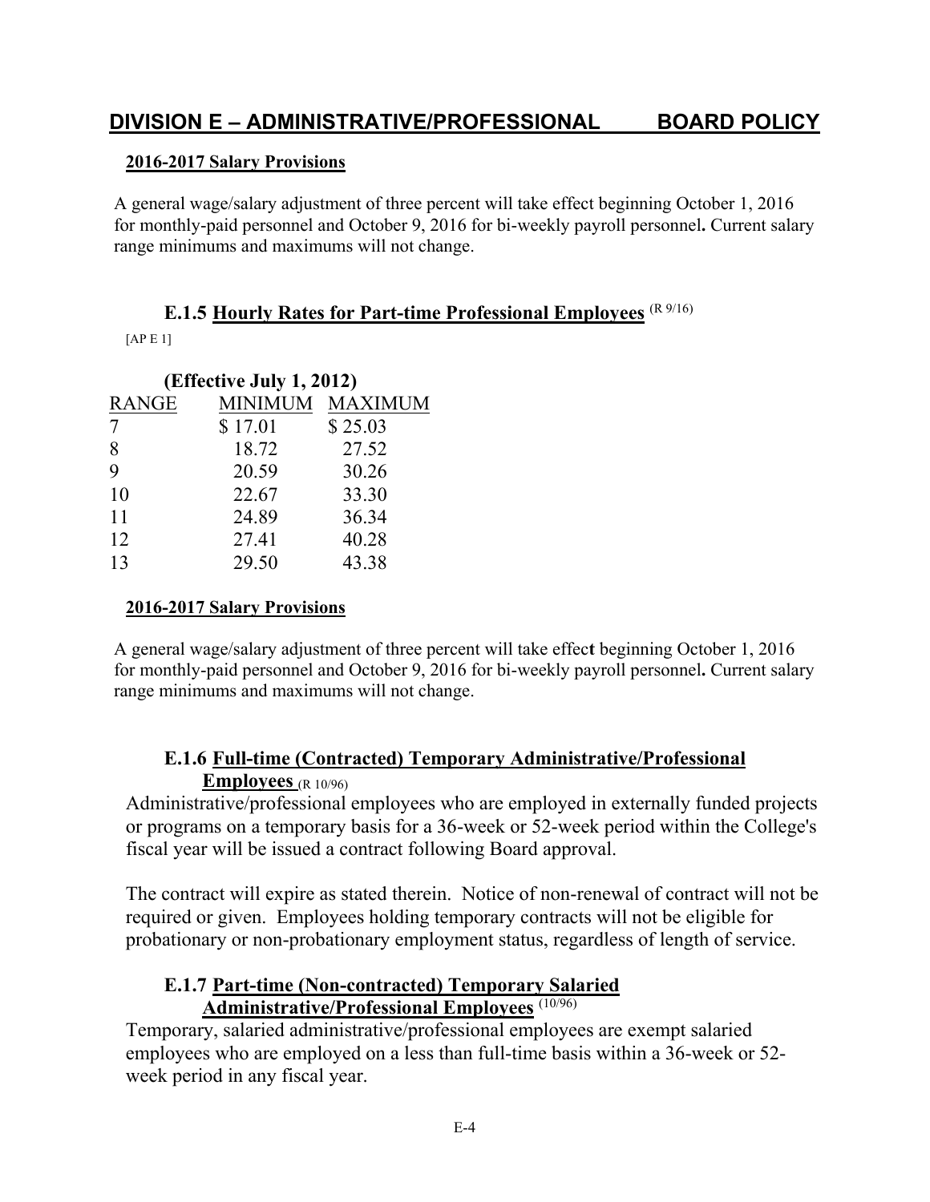# DIVISION E – ADMINISTRATIVE/PROFESSIONAL BOARD POLICY

**2016-2017 Salary Provisions**

A general wage/salary adjustment of three percent will take effect beginning October 1, 2016 for monthly-paid personnel and October 9, 2016 for bi-weekly payroll personnel**.** Current salary range minimums and maximums will not change.

### E.1.5 Hourly Rates for Part-time Professional Employees (R 9/16)

[AP E 1]

**(Effective July 1, 2012)**

| RANGE | MINIMUM | MAXIMUM |
|---|---|---|
| 7 | $ 17.01 | $ 25.03 |
| 8 | 18.72 | 27.52 |
| 9 | 20.59 | 30.26 |
| 10 | 22.67 | 33.30 |
| 11 | 24.89 | 36.34 |
| 12 | 27.41 | 40.28 |
| 13 | 29.50 | 43.38 |

**2016-2017 Salary Provisions**

A general wage/salary adjustment of three percent will take effect beginning October 1, 2016 for monthly-paid personnel and October 9, 2016 for bi-weekly payroll personnel**.** Current salary range minimums and maximums will not change.

### E.1.6 Full-time (Contracted) Temporary Administrative/Professional Employees (R 10/96)

Administrative/professional employees who are employed in externally funded projects or programs on a temporary basis for a 36-week or 52-week period within the College's fiscal year will be issued a contract following Board approval.

The contract will expire as stated therein. Notice of non-renewal of contract will not be required or given. Employees holding temporary contracts will not be eligible for probationary or non-probationary employment status, regardless of length of service.

### E.1.7 Part-time (Non-contracted) Temporary Salaried Administrative/Professional Employees (10/96)

Temporary, salaried administrative/professional employees are exempt salaried employees who are employed on a less than full-time basis within a 36-week or 52-week period in any fiscal year.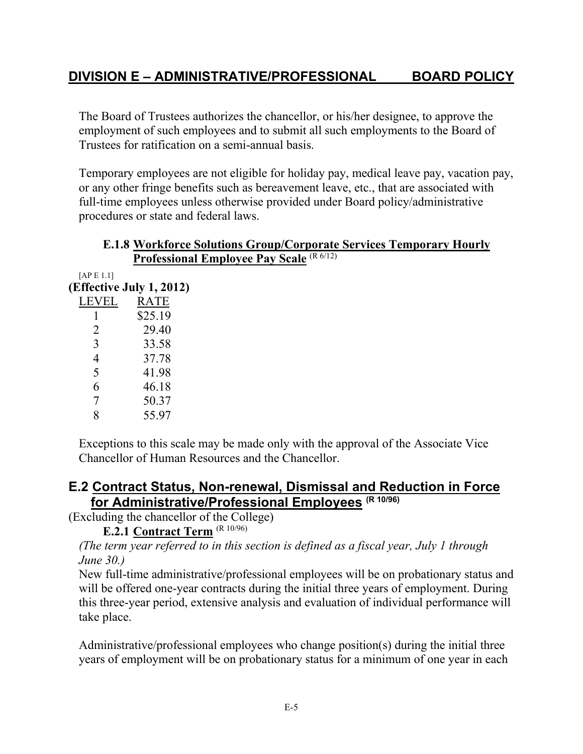The Board of Trustees authorizes the chancellor, or his/her designee, to approve the employment of such employees and to submit all such employments to the Board of Trustees for ratification on a semi-annual basis.

Temporary employees are not eligible for holiday pay, medical leave pay, vacation pay, or any other fringe benefits such as bereavement leave, etc., that are associated with full-time employees unless otherwise provided under Board policy/administrative procedures or state and federal laws.

### E.1.8 Workforce Solutions Group/Corporate Services Temporary Hourly Professional Employee Pay Scale (R 6/12)

[AP E 1.1]

**(Effective July 1, 2012)**

| LEVEL | RATE |
|---|---|
| 1 | $25.19 |
| 2 | 29.40 |
| 3 | 33.58 |
| 4 | 37.78 |
| 5 | 41.98 |
| 6 | 46.18 |
| 7 | 50.37 |
| 8 | 55.97 |

Exceptions to this scale may be made only with the approval of the Associate Vice Chancellor of Human Resources and the Chancellor.

## E.2 Contract Status, Non-renewal, Dismissal and Reduction in Force for Administrative/Professional Employees (R 10/96)

(Excluding the chancellor of the College)

### E.2.1 Contract Term (R 10/96)

*(The term year referred to in this section is defined as a fiscal year, July 1 through June 30.)*

New full-time administrative/professional employees will be on probationary status and will be offered one-year contracts during the initial three years of employment. During this three-year period, extensive analysis and evaluation of individual performance will take place.

Administrative/professional employees who change position(s) during the initial three years of employment will be on probationary status for a minimum of one year in each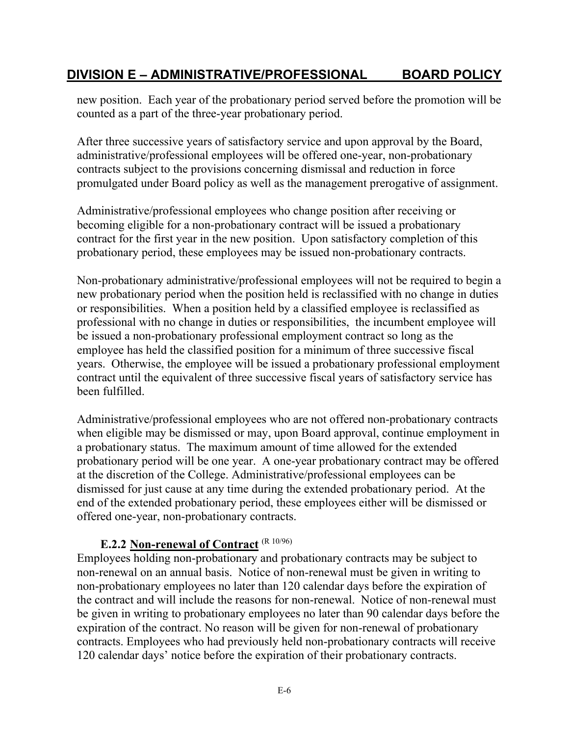new position. Each year of the probationary period served before the promotion will be counted as a part of the three-year probationary period.

After three successive years of satisfactory service and upon approval by the Board, administrative/professional employees will be offered one-year, non-probationary contracts subject to the provisions concerning dismissal and reduction in force promulgated under Board policy as well as the management prerogative of assignment.

Administrative/professional employees who change position after receiving or becoming eligible for a non-probationary contract will be issued a probationary contract for the first year in the new position. Upon satisfactory completion of this probationary period, these employees may be issued non-probationary contracts.

Non-probationary administrative/professional employees will not be required to begin a new probationary period when the position held is reclassified with no change in duties or responsibilities. When a position held by a classified employee is reclassified as professional with no change in duties or responsibilities, the incumbent employee will be issued a non-probationary professional employment contract so long as the employee has held the classified position for a minimum of three successive fiscal years. Otherwise, the employee will be issued a probationary professional employment contract until the equivalent of three successive fiscal years of satisfactory service has been fulfilled.

Administrative/professional employees who are not offered non-probationary contracts when eligible may be dismissed or may, upon Board approval, continue employment in a probationary status. The maximum amount of time allowed for the extended probationary period will be one year. A one-year probationary contract may be offered at the discretion of the College. Administrative/professional employees can be dismissed for just cause at any time during the extended probationary period. At the end of the extended probationary period, these employees either will be dismissed or offered one-year, non-probationary contracts.

### E.2.2 Non-renewal of Contract (R 10/96)

Employees holding non-probationary and probationary contracts may be subject to non-renewal on an annual basis. Notice of non-renewal must be given in writing to non-probationary employees no later than 120 calendar days before the expiration of the contract and will include the reasons for non-renewal. Notice of non-renewal must be given in writing to probationary employees no later than 90 calendar days before the expiration of the contract. No reason will be given for non-renewal of probationary contracts. Employees who had previously held non-probationary contracts will receive 120 calendar days' notice before the expiration of their probationary contracts.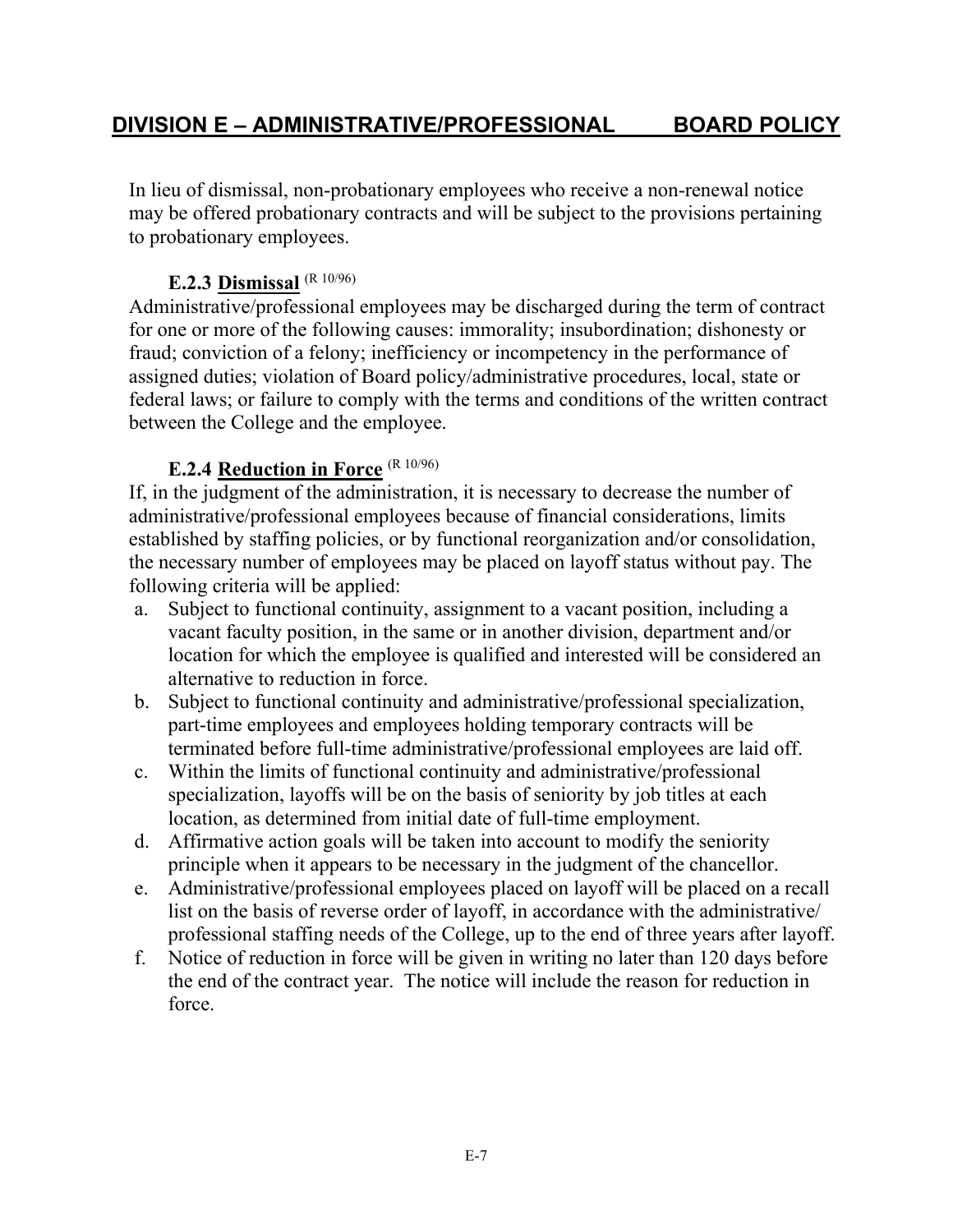In lieu of dismissal, non-probationary employees who receive a non-renewal notice may be offered probationary contracts and will be subject to the provisions pertaining to probationary employees.

### E.2.3 <u>Dismissal</u> (R 10/96)

Administrative/professional employees may be discharged during the term of contract for one or more of the following causes: immorality; insubordination; dishonesty or fraud; conviction of a felony; inefficiency or incompetency in the performance of assigned duties; violation of Board policy/administrative procedures, local, state or federal laws; or failure to comply with the terms and conditions of the written contract between the College and the employee.

### E.2.4 <u>Reduction in Force</u> (R 10/96)

If, in the judgment of the administration, it is necessary to decrease the number of administrative/professional employees because of financial considerations, limits established by staffing policies, or by functional reorganization and/or consolidation, the necessary number of employees may be placed on layoff status without pay. The following criteria will be applied:

a. Subject to functional continuity, assignment to a vacant position, including a vacant faculty position, in the same or in another division, department and/or location for which the employee is qualified and interested will be considered an alternative to reduction in force.
b. Subject to functional continuity and administrative/professional specialization, part-time employees and employees holding temporary contracts will be terminated before full-time administrative/professional employees are laid off.
c. Within the limits of functional continuity and administrative/professional specialization, layoffs will be on the basis of seniority by job titles at each location, as determined from initial date of full-time employment.
d. Affirmative action goals will be taken into account to modify the seniority principle when it appears to be necessary in the judgment of the chancellor.
e. Administrative/professional employees placed on layoff will be placed on a recall list on the basis of reverse order of layoff, in accordance with the administrative/ professional staffing needs of the College, up to the end of three years after layoff.
f. Notice of reduction in force will be given in writing no later than 120 days before the end of the contract year. The notice will include the reason for reduction in force.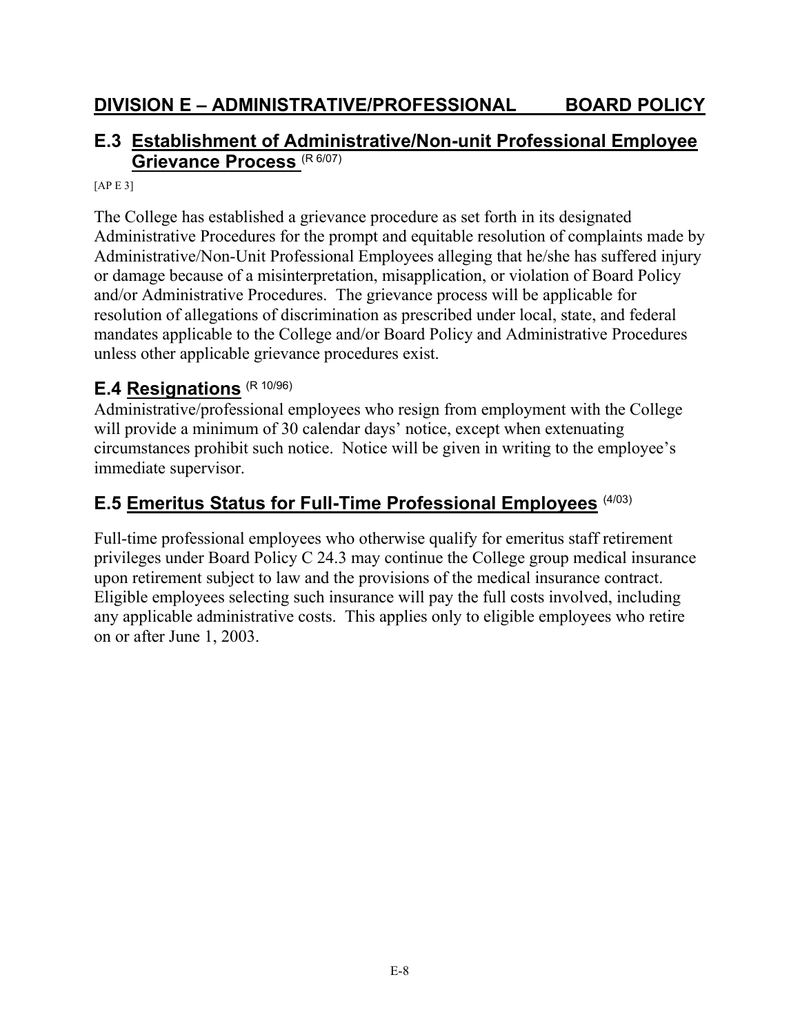# DIVISION E – ADMINISTRATIVE/PROFESSIONAL BOARD POLICY

## E.3 Establishment of Administrative/Non-unit Professional Employee Grievance Process (R 6/07)

[AP E 3]

The College has established a grievance procedure as set forth in its designated Administrative Procedures for the prompt and equitable resolution of complaints made by Administrative/Non-Unit Professional Employees alleging that he/she has suffered injury or damage because of a misinterpretation, misapplication, or violation of Board Policy and/or Administrative Procedures. The grievance process will be applicable for resolution of allegations of discrimination as prescribed under local, state, and federal mandates applicable to the College and/or Board Policy and Administrative Procedures unless other applicable grievance procedures exist.

## E.4 Resignations (R 10/96)

Administrative/professional employees who resign from employment with the College will provide a minimum of 30 calendar days' notice, except when extenuating circumstances prohibit such notice. Notice will be given in writing to the employee's immediate supervisor.

## E.5 Emeritus Status for Full-Time Professional Employees (4/03)

Full-time professional employees who otherwise qualify for emeritus staff retirement privileges under Board Policy C 24.3 may continue the College group medical insurance upon retirement subject to law and the provisions of the medical insurance contract. Eligible employees selecting such insurance will pay the full costs involved, including any applicable administrative costs. This applies only to eligible employees who retire on or after June 1, 2003.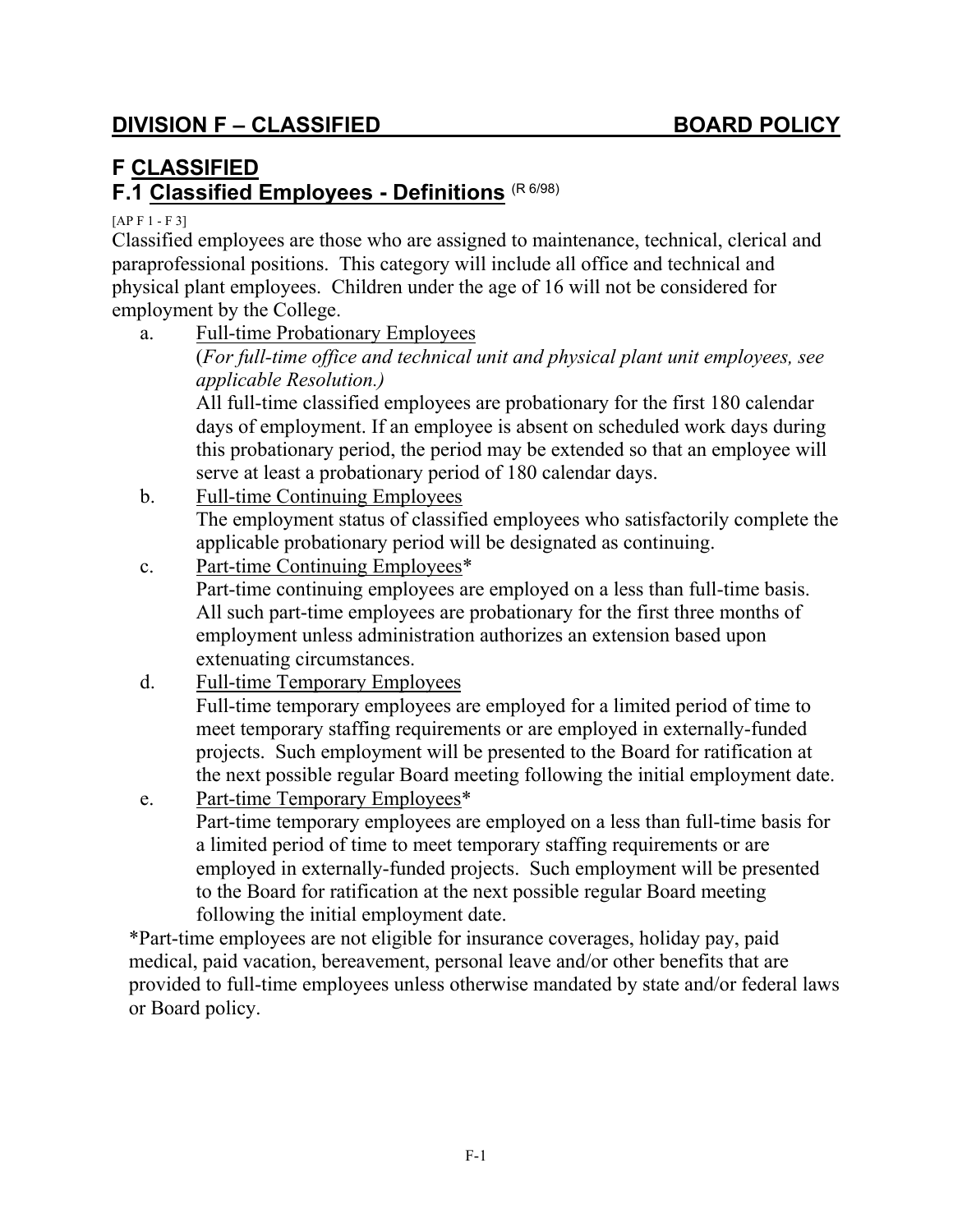## DIVISION F – CLASSIFIED BOARD POLICY

# F CLASSIFIED

## F.1 Classified Employees - Definitions (R 6/98)

[AP F 1 - F 3]

Classified employees are those who are assigned to maintenance, technical, clerical and paraprofessional positions. This category will include all office and technical and physical plant employees. Children under the age of 16 will not be considered for employment by the College.

a. Full-time Probationary Employees
(*For full-time office and technical unit and physical plant unit employees, see applicable Resolution.)*
All full-time classified employees are probationary for the first 180 calendar days of employment. If an employee is absent on scheduled work days during this probationary period, the period may be extended so that an employee will serve at least a probationary period of 180 calendar days.

b. Full-time Continuing Employees
The employment status of classified employees who satisfactorily complete the applicable probationary period will be designated as continuing.

c. Part-time Continuing Employees*
Part-time continuing employees are employed on a less than full-time basis. All such part-time employees are probationary for the first three months of employment unless administration authorizes an extension based upon extenuating circumstances.

d. Full-time Temporary Employees
Full-time temporary employees are employed for a limited period of time to meet temporary staffing requirements or are employed in externally-funded projects. Such employment will be presented to the Board for ratification at the next possible regular Board meeting following the initial employment date.

e. Part-time Temporary Employees*
Part-time temporary employees are employed on a less than full-time basis for a limited period of time to meet temporary staffing requirements or are employed in externally-funded projects. Such employment will be presented to the Board for ratification at the next possible regular Board meeting following the initial employment date.

*Part-time employees are not eligible for insurance coverages, holiday pay, paid medical, paid vacation, bereavement, personal leave and/or other benefits that are provided to full-time employees unless otherwise mandated by state and/or federal laws or Board policy.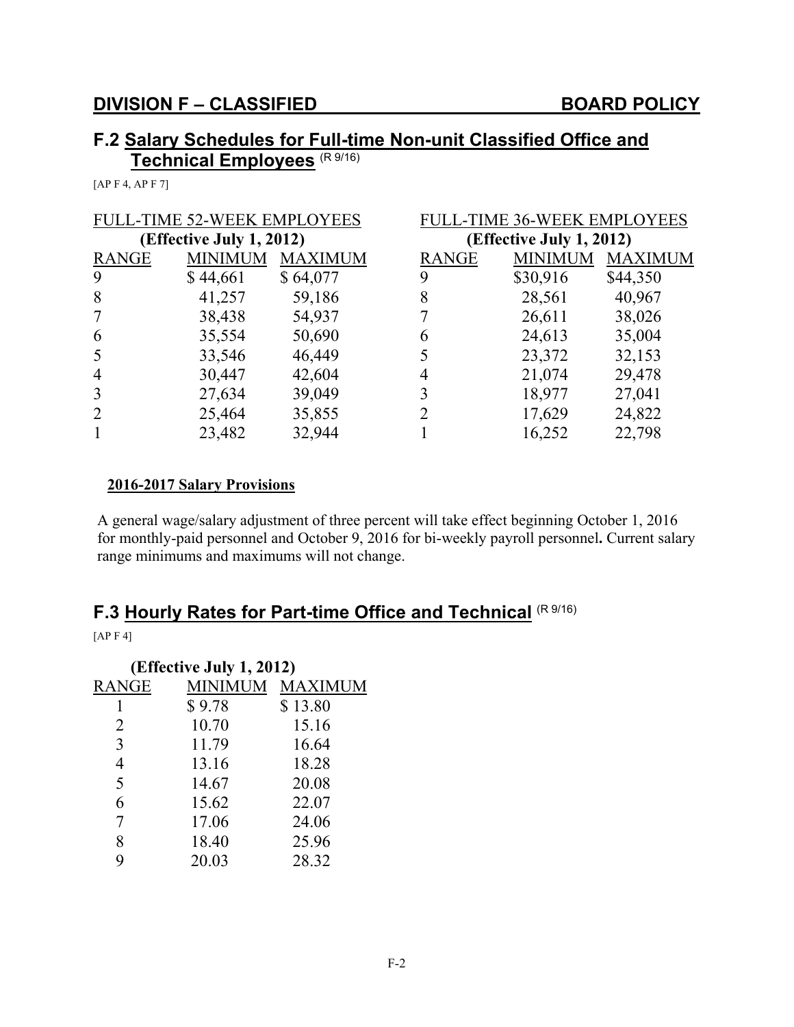## DIVISION F – CLASSIFIED BOARD POLICY

### F.2 Salary Schedules for Full-time Non-unit Classified Office and Technical Employees (R 9/16)

[AP F 4, AP F 7]

**FULL-TIME 52-WEEK EMPLOYEES (Effective July 1, 2012)**

| RANGE | MINIMUM | MAXIMUM |
|---|---|---|
| 9 | $ 44,661 | $ 64,077 |
| 8 | 41,257 | 59,186 |
| 7 | 38,438 | 54,937 |
| 6 | 35,554 | 50,690 |
| 5 | 33,546 | 46,449 |
| 4 | 30,447 | 42,604 |
| 3 | 27,634 | 39,049 |
| 2 | 25,464 | 35,855 |
| 1 | 23,482 | 32,944 |

**FULL-TIME 36-WEEK EMPLOYEES (Effective July 1, 2012)**

| RANGE | MINIMUM | MAXIMUM |
|---|---|---|
| 9 | $30,916 | $44,350 |
| 8 | 28,561 | 40,967 |
| 7 | 26,611 | 38,026 |
| 6 | 24,613 | 35,004 |
| 5 | 23,372 | 32,153 |
| 4 | 21,074 | 29,478 |
| 3 | 18,977 | 27,041 |
| 2 | 17,629 | 24,822 |
| 1 | 16,252 | 22,798 |

**2016-2017 Salary Provisions**

A general wage/salary adjustment of three percent will take effect beginning October 1, 2016 for monthly-paid personnel and October 9, 2016 for bi-weekly payroll personnel**.** Current salary range minimums and maximums will not change.

### F.3 Hourly Rates for Part-time Office and Technical (R 9/16)

[AP F 4]

**(Effective July 1, 2012)**

| RANGE | MINIMUM | MAXIMUM |
|---|---|---|
| 1 | $ 9.78 | $ 13.80 |
| 2 | 10.70 | 15.16 |
| 3 | 11.79 | 16.64 |
| 4 | 13.16 | 18.28 |
| 5 | 14.67 | 20.08 |
| 6 | 15.62 | 22.07 |
| 7 | 17.06 | 24.06 |
| 8 | 18.40 | 25.96 |
| 9 | 20.03 | 28.32 |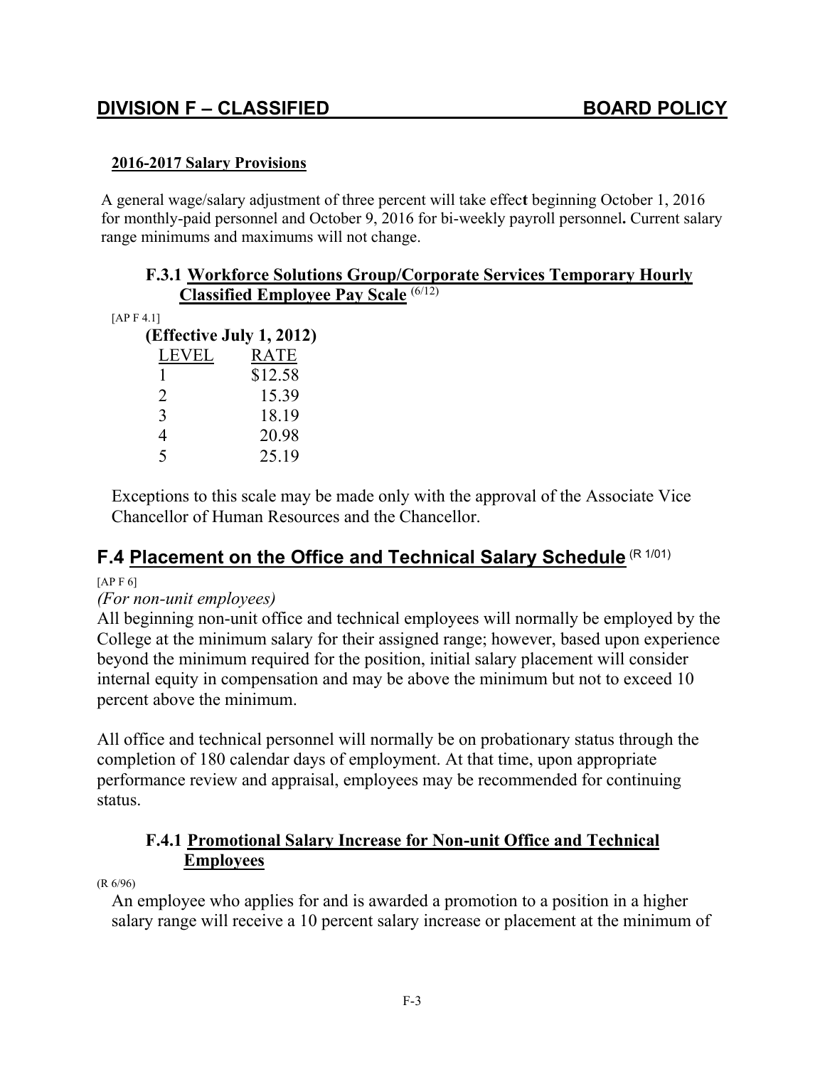# DIVISION F – CLASSIFIED BOARD POLICY

**2016-2017 Salary Provisions**

A general wage/salary adjustment of three percent will take effec**t** beginning October 1, 2016 for monthly-paid personnel and October 9, 2016 for bi-weekly payroll personnel**.** Current salary range minimums and maximums will not change.

### F.3.1 Workforce Solutions Group/Corporate Services Temporary Hourly Classified Employee Pay Scale (6/12)

[AP F 4.1]

**(Effective July 1, 2012)**

| LEVEL | RATE |
|---|---|
| 1 | $12.58 |
| 2 | 15.39 |
| 3 | 18.19 |
| 4 | 20.98 |
| 5 | 25.19 |

Exceptions to this scale may be made only with the approval of the Associate Vice Chancellor of Human Resources and the Chancellor.

## F.4 Placement on the Office and Technical Salary Schedule (R 1/01)

[AP F 6]

*(For non-unit employees)*

All beginning non-unit office and technical employees will normally be employed by the College at the minimum salary for their assigned range; however, based upon experience beyond the minimum required for the position, initial salary placement will consider internal equity in compensation and may be above the minimum but not to exceed 10 percent above the minimum.

All office and technical personnel will normally be on probationary status through the completion of 180 calendar days of employment. At that time, upon appropriate performance review and appraisal, employees may be recommended for continuing status.

### F.4.1 Promotional Salary Increase for Non-unit Office and Technical Employees

(R 6/96)

An employee who applies for and is awarded a promotion to a position in a higher salary range will receive a 10 percent salary increase or placement at the minimum of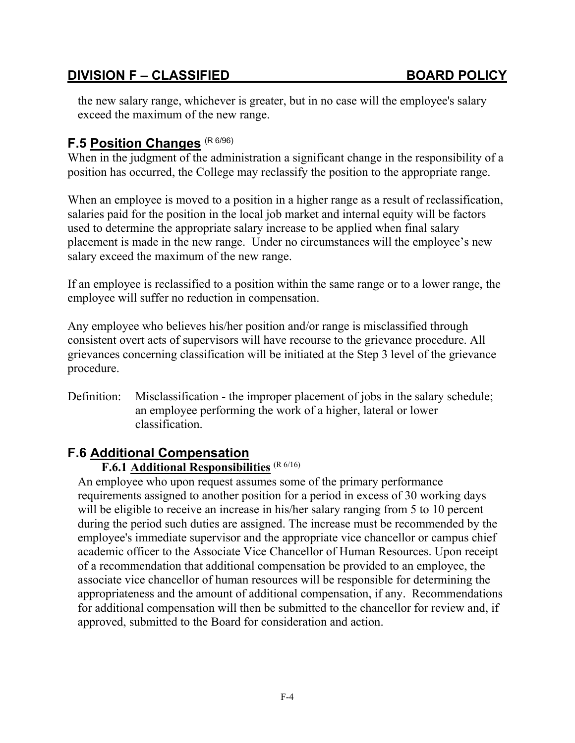the new salary range, whichever is greater, but in no case will the employee's salary exceed the maximum of the new range.

## F.5 Position Changes (R 6/96)

When in the judgment of the administration a significant change in the responsibility of a position has occurred, the College may reclassify the position to the appropriate range.

When an employee is moved to a position in a higher range as a result of reclassification, salaries paid for the position in the local job market and internal equity will be factors used to determine the appropriate salary increase to be applied when final salary placement is made in the new range. Under no circumstances will the employee's new salary exceed the maximum of the new range.

If an employee is reclassified to a position within the same range or to a lower range, the employee will suffer no reduction in compensation.

Any employee who believes his/her position and/or range is misclassified through consistent overt acts of supervisors will have recourse to the grievance procedure. All grievances concerning classification will be initiated at the Step 3 level of the grievance procedure.

Definition: Misclassification - the improper placement of jobs in the salary schedule; an employee performing the work of a higher, lateral or lower classification.

## F.6 Additional Compensation

### F.6.1 Additional Responsibilities (R 6/16)

An employee who upon request assumes some of the primary performance requirements assigned to another position for a period in excess of 30 working days will be eligible to receive an increase in his/her salary ranging from 5 to 10 percent during the period such duties are assigned. The increase must be recommended by the employee's immediate supervisor and the appropriate vice chancellor or campus chief academic officer to the Associate Vice Chancellor of Human Resources. Upon receipt of a recommendation that additional compensation be provided to an employee, the associate vice chancellor of human resources will be responsible for determining the appropriateness and the amount of additional compensation, if any. Recommendations for additional compensation will then be submitted to the chancellor for review and, if approved, submitted to the Board for consideration and action.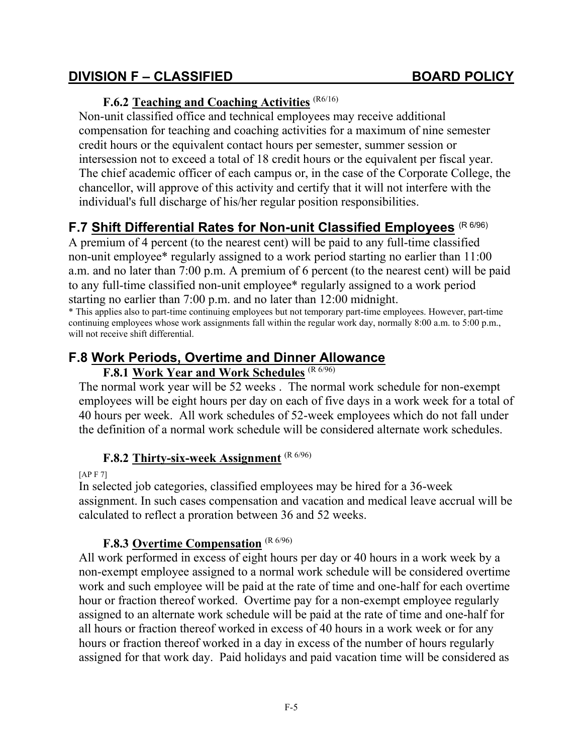### F.6.2 Teaching and Coaching Activities (R6/16)

Non-unit classified office and technical employees may receive additional compensation for teaching and coaching activities for a maximum of nine semester credit hours or the equivalent contact hours per semester, summer session or intersession not to exceed a total of 18 credit hours or the equivalent per fiscal year. The chief academic officer of each campus or, in the case of the Corporate College, the chancellor, will approve of this activity and certify that it will not interfere with the individual's full discharge of his/her regular position responsibilities.

## F.7 Shift Differential Rates for Non-unit Classified Employees (R 6/96)

A premium of 4 percent (to the nearest cent) will be paid to any full-time classified non-unit employee* regularly assigned to a work period starting no earlier than 11:00 a.m. and no later than 7:00 p.m. A premium of 6 percent (to the nearest cent) will be paid to any full-time classified non-unit employee* regularly assigned to a work period starting no earlier than 7:00 p.m. and no later than 12:00 midnight.

* This applies also to part-time continuing employees but not temporary part-time employees. However, part-time continuing employees whose work assignments fall within the regular work day, normally 8:00 a.m. to 5:00 p.m., will not receive shift differential.

## F.8 Work Periods, Overtime and Dinner Allowance

### F.8.1 Work Year and Work Schedules (R 6/96)

The normal work year will be 52 weeks . The normal work schedule for non-exempt employees will be eight hours per day on each of five days in a work week for a total of 40 hours per week. All work schedules of 52-week employees which do not fall under the definition of a normal work schedule will be considered alternate work schedules.

### F.8.2 Thirty-six-week Assignment (R 6/96)

[AP F 7]

In selected job categories, classified employees may be hired for a 36-week assignment. In such cases compensation and vacation and medical leave accrual will be calculated to reflect a proration between 36 and 52 weeks.

### F.8.3 Overtime Compensation (R 6/96)

All work performed in excess of eight hours per day or 40 hours in a work week by a non-exempt employee assigned to a normal work schedule will be considered overtime work and such employee will be paid at the rate of time and one-half for each overtime hour or fraction thereof worked. Overtime pay for a non-exempt employee regularly assigned to an alternate work schedule will be paid at the rate of time and one-half for all hours or fraction thereof worked in excess of 40 hours in a work week or for any hours or fraction thereof worked in a day in excess of the number of hours regularly assigned for that work day. Paid holidays and paid vacation time will be considered as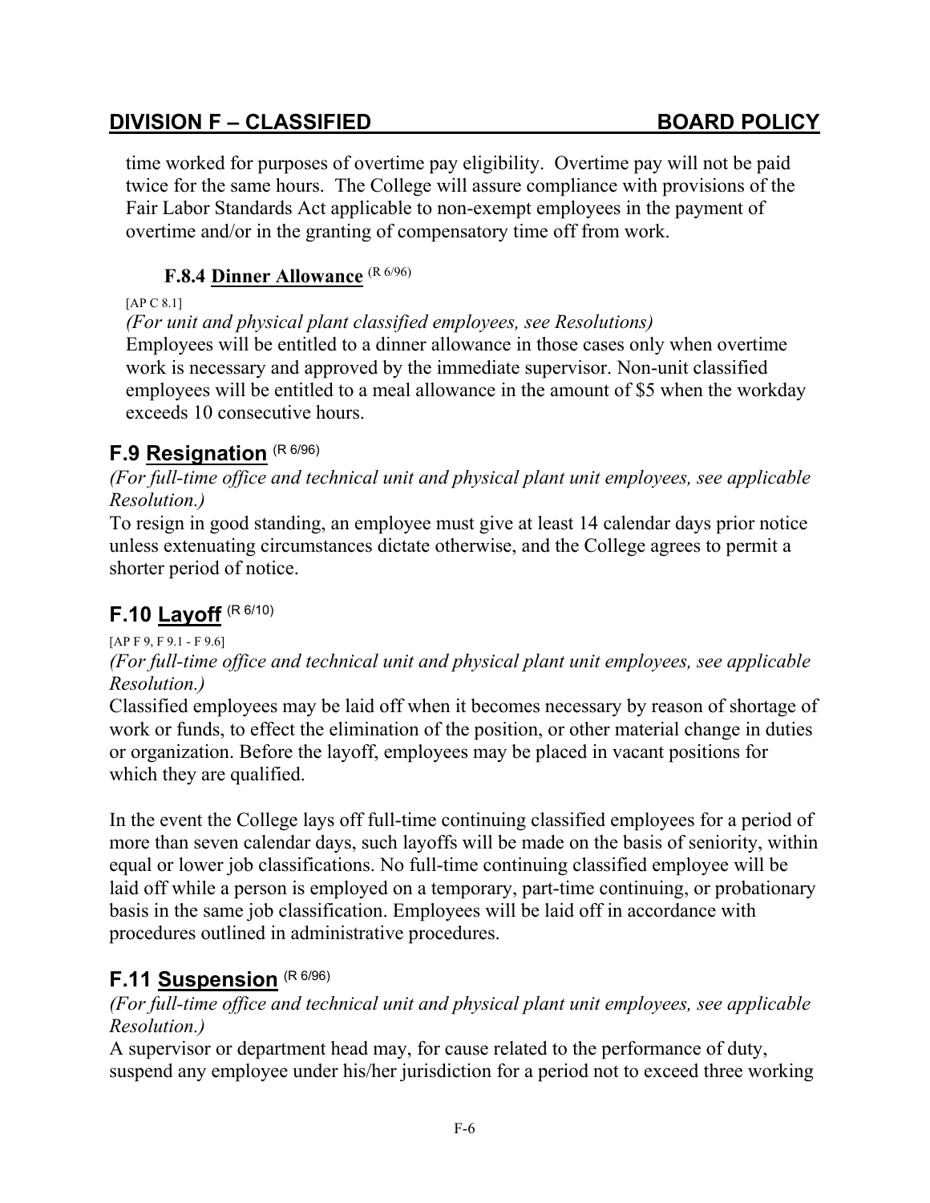time worked for purposes of overtime pay eligibility. Overtime pay will not be paid twice for the same hours. The College will assure compliance with provisions of the Fair Labor Standards Act applicable to non-exempt employees in the payment of overtime and/or in the granting of compensatory time off from work.

### F.8.4 Dinner Allowance (R 6/96)

[AP C 8.1]

*(For unit and physical plant classified employees, see Resolutions)*

Employees will be entitled to a dinner allowance in those cases only when overtime work is necessary and approved by the immediate supervisor. Non-unit classified employees will be entitled to a meal allowance in the amount of $5 when the workday exceeds 10 consecutive hours.

## F.9 Resignation (R 6/96)

*(For full-time office and technical unit and physical plant unit employees, see applicable Resolution.)*

To resign in good standing, an employee must give at least 14 calendar days prior notice unless extenuating circumstances dictate otherwise, and the College agrees to permit a shorter period of notice.

## F.10 Layoff (R 6/10)

[AP F 9, F 9.1 - F 9.6]

*(For full-time office and technical unit and physical plant unit employees, see applicable Resolution.)*

Classified employees may be laid off when it becomes necessary by reason of shortage of work or funds, to effect the elimination of the position, or other material change in duties or organization. Before the layoff, employees may be placed in vacant positions for which they are qualified.

In the event the College lays off full-time continuing classified employees for a period of more than seven calendar days, such layoffs will be made on the basis of seniority, within equal or lower job classifications. No full-time continuing classified employee will be laid off while a person is employed on a temporary, part-time continuing, or probationary basis in the same job classification. Employees will be laid off in accordance with procedures outlined in administrative procedures.

## F.11 Suspension (R 6/96)

*(For full-time office and technical unit and physical plant unit employees, see applicable Resolution.)*

A supervisor or department head may, for cause related to the performance of duty, suspend any employee under his/her jurisdiction for a period not to exceed three working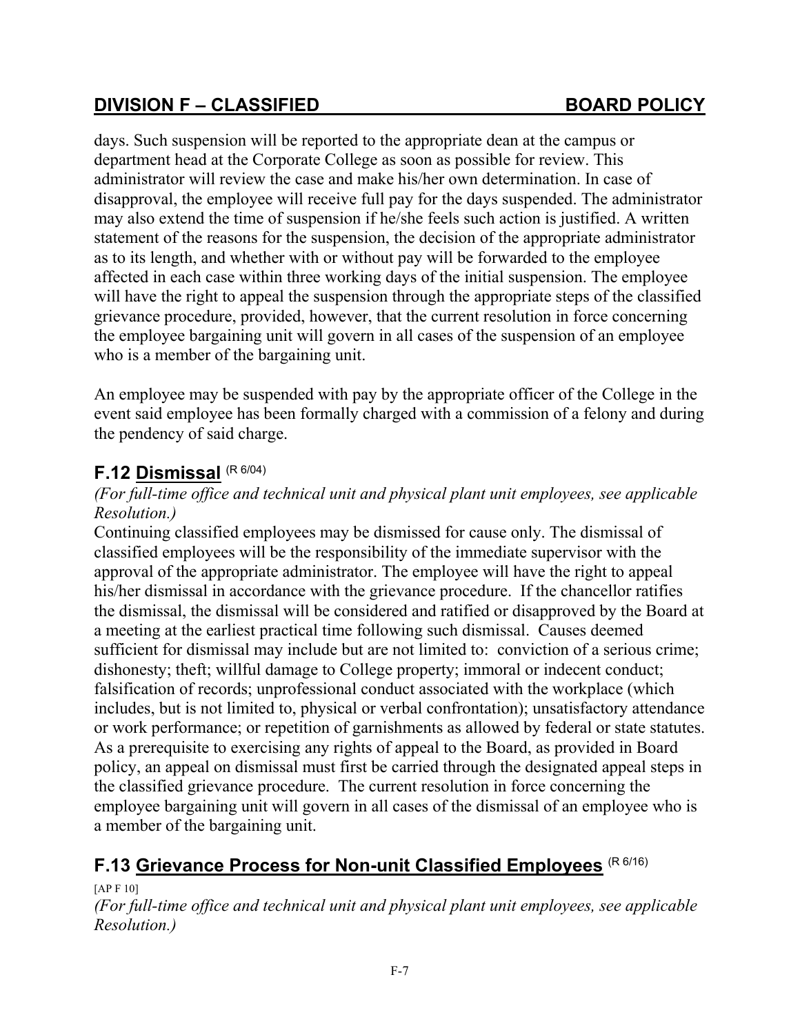days. Such suspension will be reported to the appropriate dean at the campus or department head at the Corporate College as soon as possible for review. This administrator will review the case and make his/her own determination. In case of disapproval, the employee will receive full pay for the days suspended. The administrator may also extend the time of suspension if he/she feels such action is justified. A written statement of the reasons for the suspension, the decision of the appropriate administrator as to its length, and whether with or without pay will be forwarded to the employee affected in each case within three working days of the initial suspension. The employee will have the right to appeal the suspension through the appropriate steps of the classified grievance procedure, provided, however, that the current resolution in force concerning the employee bargaining unit will govern in all cases of the suspension of an employee who is a member of the bargaining unit.

An employee may be suspended with pay by the appropriate officer of the College in the event said employee has been formally charged with a commission of a felony and during the pendency of said charge.

## F.12 Dismissal (R 6/04)

*(For full-time office and technical unit and physical plant unit employees, see applicable Resolution.)*

Continuing classified employees may be dismissed for cause only. The dismissal of classified employees will be the responsibility of the immediate supervisor with the approval of the appropriate administrator. The employee will have the right to appeal his/her dismissal in accordance with the grievance procedure. If the chancellor ratifies the dismissal, the dismissal will be considered and ratified or disapproved by the Board at a meeting at the earliest practical time following such dismissal. Causes deemed sufficient for dismissal may include but are not limited to: conviction of a serious crime; dishonesty; theft; willful damage to College property; immoral or indecent conduct; falsification of records; unprofessional conduct associated with the workplace (which includes, but is not limited to, physical or verbal confrontation); unsatisfactory attendance or work performance; or repetition of garnishments as allowed by federal or state statutes. As a prerequisite to exercising any rights of appeal to the Board, as provided in Board policy, an appeal on dismissal must first be carried through the designated appeal steps in the classified grievance procedure. The current resolution in force concerning the employee bargaining unit will govern in all cases of the dismissal of an employee who is a member of the bargaining unit.

## F.13 Grievance Process for Non-unit Classified Employees (R 6/16)

[AP F 10]

*(For full-time office and technical unit and physical plant unit employees, see applicable Resolution.)*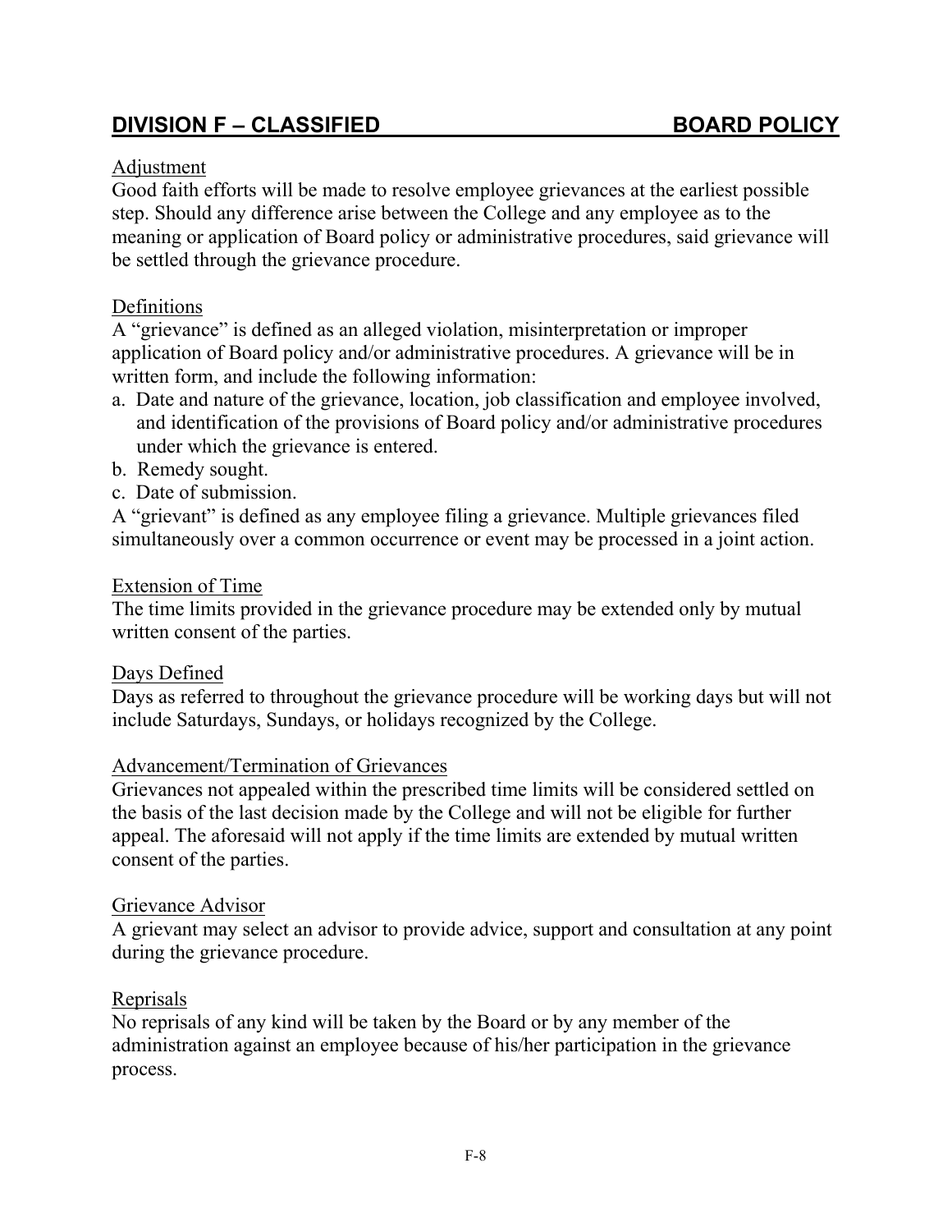## DIVISION F – CLASSIFIED BOARD POLICY

Adjustment

Good faith efforts will be made to resolve employee grievances at the earliest possible step. Should any difference arise between the College and any employee as to the meaning or application of Board policy or administrative procedures, said grievance will be settled through the grievance procedure.

Definitions

A "grievance" is defined as an alleged violation, misinterpretation or improper application of Board policy and/or administrative procedures. A grievance will be in written form, and include the following information:

a. Date and nature of the grievance, location, job classification and employee involved, and identification of the provisions of Board policy and/or administrative procedures under which the grievance is entered.
b. Remedy sought.
c. Date of submission.

A "grievant" is defined as any employee filing a grievance. Multiple grievances filed simultaneously over a common occurrence or event may be processed in a joint action.

Extension of Time

The time limits provided in the grievance procedure may be extended only by mutual written consent of the parties.

Days Defined

Days as referred to throughout the grievance procedure will be working days but will not include Saturdays, Sundays, or holidays recognized by the College.

Advancement/Termination of Grievances

Grievances not appealed within the prescribed time limits will be considered settled on the basis of the last decision made by the College and will not be eligible for further appeal. The aforesaid will not apply if the time limits are extended by mutual written consent of the parties.

Grievance Advisor

A grievant may select an advisor to provide advice, support and consultation at any point during the grievance procedure.

Reprisals

No reprisals of any kind will be taken by the Board or by any member of the administration against an employee because of his/her participation in the grievance process.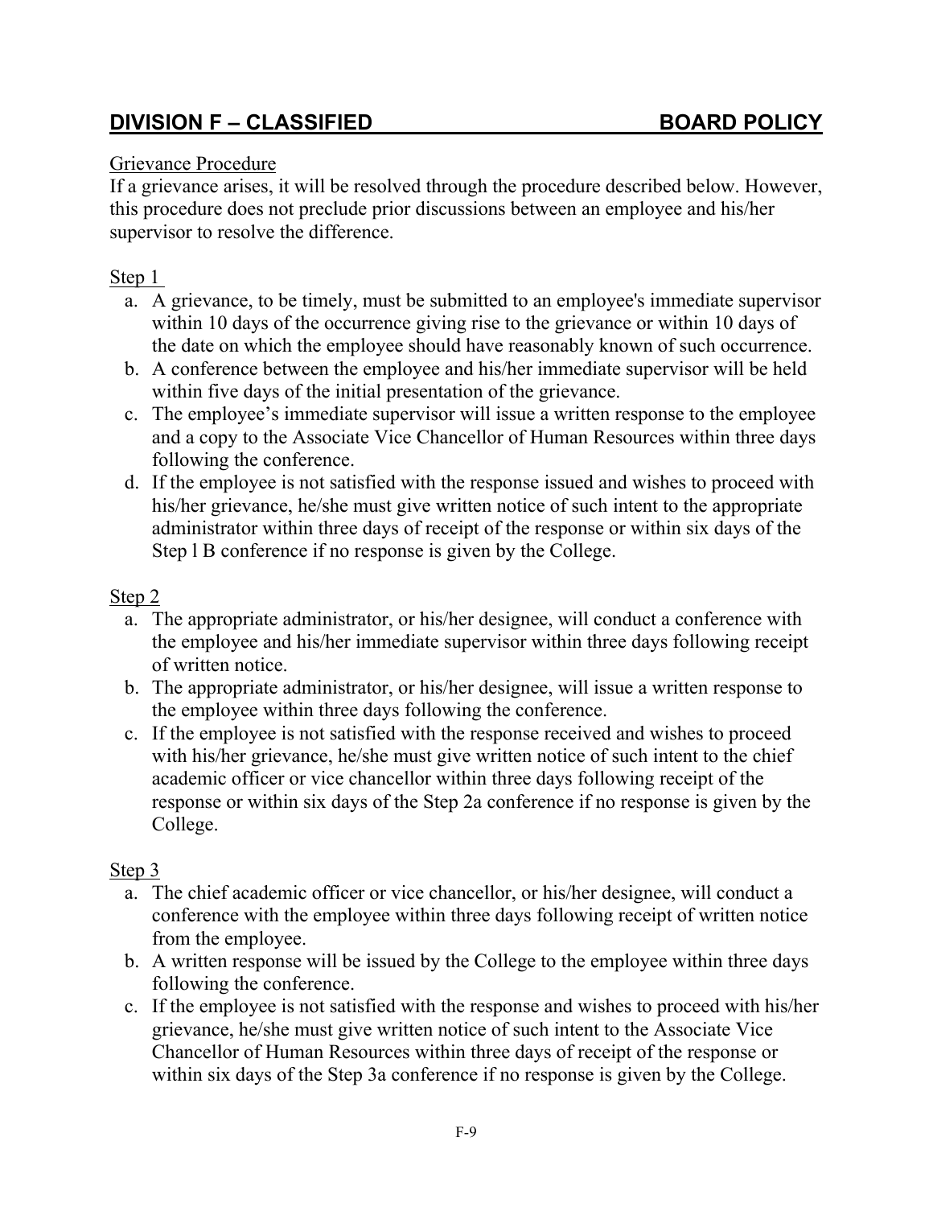## DIVISION F – CLASSIFIED BOARD POLICY

Grievance Procedure

If a grievance arises, it will be resolved through the procedure described below. However, this procedure does not preclude prior discussions between an employee and his/her supervisor to resolve the difference.

Step 1

a. A grievance, to be timely, must be submitted to an employee's immediate supervisor within 10 days of the occurrence giving rise to the grievance or within 10 days of the date on which the employee should have reasonably known of such occurrence.
b. A conference between the employee and his/her immediate supervisor will be held within five days of the initial presentation of the grievance.
c. The employee's immediate supervisor will issue a written response to the employee and a copy to the Associate Vice Chancellor of Human Resources within three days following the conference.
d. If the employee is not satisfied with the response issued and wishes to proceed with his/her grievance, he/she must give written notice of such intent to the appropriate administrator within three days of receipt of the response or within six days of the Step l B conference if no response is given by the College.

Step 2

a. The appropriate administrator, or his/her designee, will conduct a conference with the employee and his/her immediate supervisor within three days following receipt of written notice.
b. The appropriate administrator, or his/her designee, will issue a written response to the employee within three days following the conference.
c. If the employee is not satisfied with the response received and wishes to proceed with his/her grievance, he/she must give written notice of such intent to the chief academic officer or vice chancellor within three days following receipt of the response or within six days of the Step 2a conference if no response is given by the College.

Step 3

a. The chief academic officer or vice chancellor, or his/her designee, will conduct a conference with the employee within three days following receipt of written notice from the employee.
b. A written response will be issued by the College to the employee within three days following the conference.
c. If the employee is not satisfied with the response and wishes to proceed with his/her grievance, he/she must give written notice of such intent to the Associate Vice Chancellor of Human Resources within three days of receipt of the response or within six days of the Step 3a conference if no response is given by the College.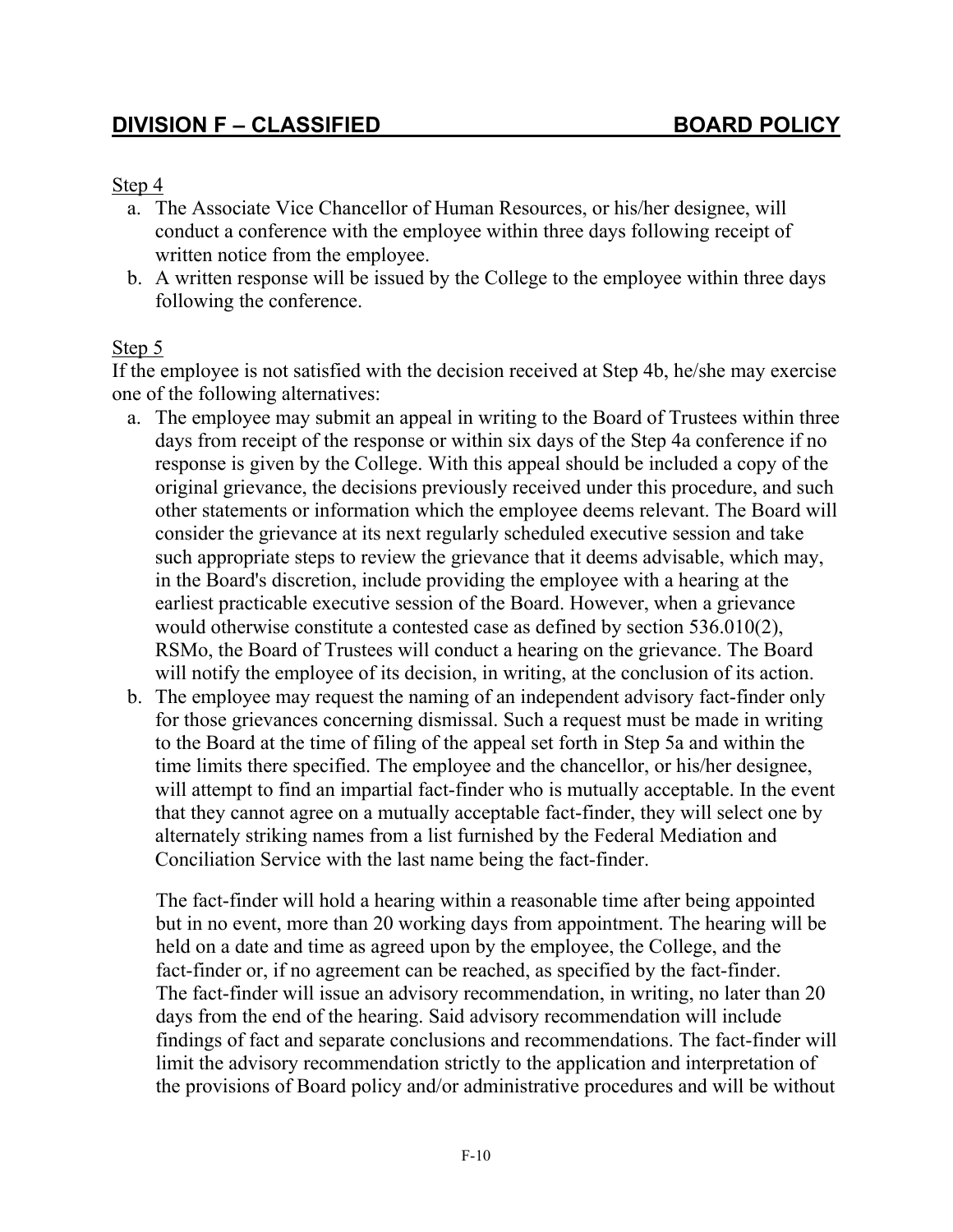Step 4

a. The Associate Vice Chancellor of Human Resources, or his/her designee, will conduct a conference with the employee within three days following receipt of written notice from the employee.
b. A written response will be issued by the College to the employee within three days following the conference.

Step 5

If the employee is not satisfied with the decision received at Step 4b, he/she may exercise one of the following alternatives:

a. The employee may submit an appeal in writing to the Board of Trustees within three days from receipt of the response or within six days of the Step 4a conference if no response is given by the College. With this appeal should be included a copy of the original grievance, the decisions previously received under this procedure, and such other statements or information which the employee deems relevant. The Board will consider the grievance at its next regularly scheduled executive session and take such appropriate steps to review the grievance that it deems advisable, which may, in the Board's discretion, include providing the employee with a hearing at the earliest practicable executive session of the Board. However, when a grievance would otherwise constitute a contested case as defined by section 536.010(2), RSMo, the Board of Trustees will conduct a hearing on the grievance. The Board will notify the employee of its decision, in writing, at the conclusion of its action.
b. The employee may request the naming of an independent advisory fact-finder only for those grievances concerning dismissal. Such a request must be made in writing to the Board at the time of filing of the appeal set forth in Step 5a and within the time limits there specified. The employee and the chancellor, or his/her designee, will attempt to find an impartial fact-finder who is mutually acceptable. In the event that they cannot agree on a mutually acceptable fact-finder, they will select one by alternately striking names from a list furnished by the Federal Mediation and Conciliation Service with the last name being the fact-finder.

   The fact-finder will hold a hearing within a reasonable time after being appointed but in no event, more than 20 working days from appointment. The hearing will be held on a date and time as agreed upon by the employee, the College, and the fact-finder or, if no agreement can be reached, as specified by the fact-finder. The fact-finder will issue an advisory recommendation, in writing, no later than 20 days from the end of the hearing. Said advisory recommendation will include findings of fact and separate conclusions and recommendations. The fact-finder will limit the advisory recommendation strictly to the application and interpretation of the provisions of Board policy and/or administrative procedures and will be without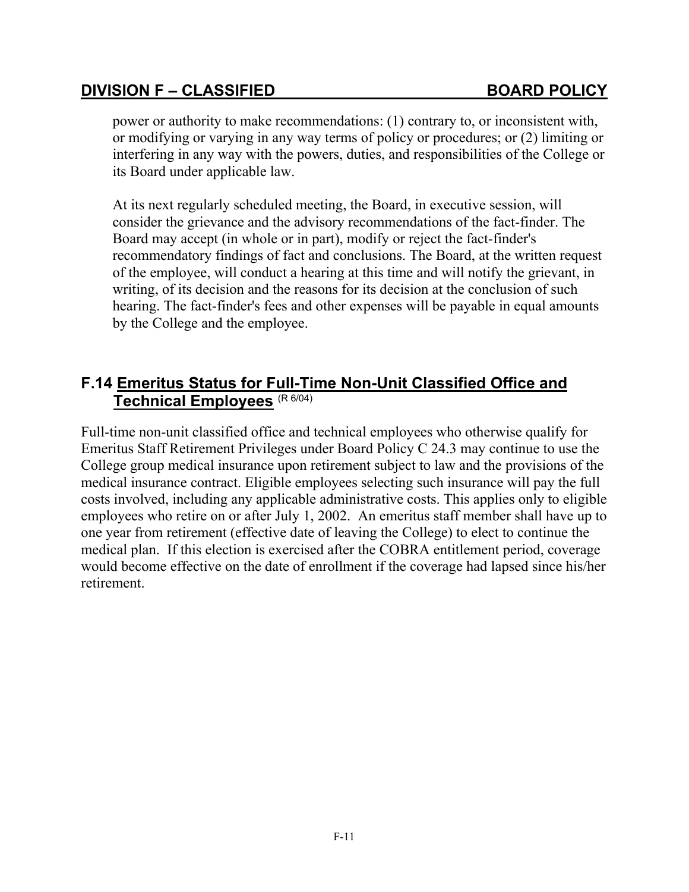power or authority to make recommendations: (1) contrary to, or inconsistent with, or modifying or varying in any way terms of policy or procedures; or (2) limiting or interfering in any way with the powers, duties, and responsibilities of the College or its Board under applicable law.

At its next regularly scheduled meeting, the Board, in executive session, will consider the grievance and the advisory recommendations of the fact-finder. The Board may accept (in whole or in part), modify or reject the fact-finder's recommendatory findings of fact and conclusions. The Board, at the written request of the employee, will conduct a hearing at this time and will notify the grievant, in writing, of its decision and the reasons for its decision at the conclusion of such hearing. The fact-finder's fees and other expenses will be payable in equal amounts by the College and the employee.

## F.14 Emeritus Status for Full-Time Non-Unit Classified Office and Technical Employees (R 6/04)

Full-time non-unit classified office and technical employees who otherwise qualify for Emeritus Staff Retirement Privileges under Board Policy C 24.3 may continue to use the College group medical insurance upon retirement subject to law and the provisions of the medical insurance contract. Eligible employees selecting such insurance will pay the full costs involved, including any applicable administrative costs. This applies only to eligible employees who retire on or after July 1, 2002. An emeritus staff member shall have up to one year from retirement (effective date of leaving the College) to elect to continue the medical plan. If this election is exercised after the COBRA entitlement period, coverage would become effective on the date of enrollment if the coverage had lapsed since his/her retirement.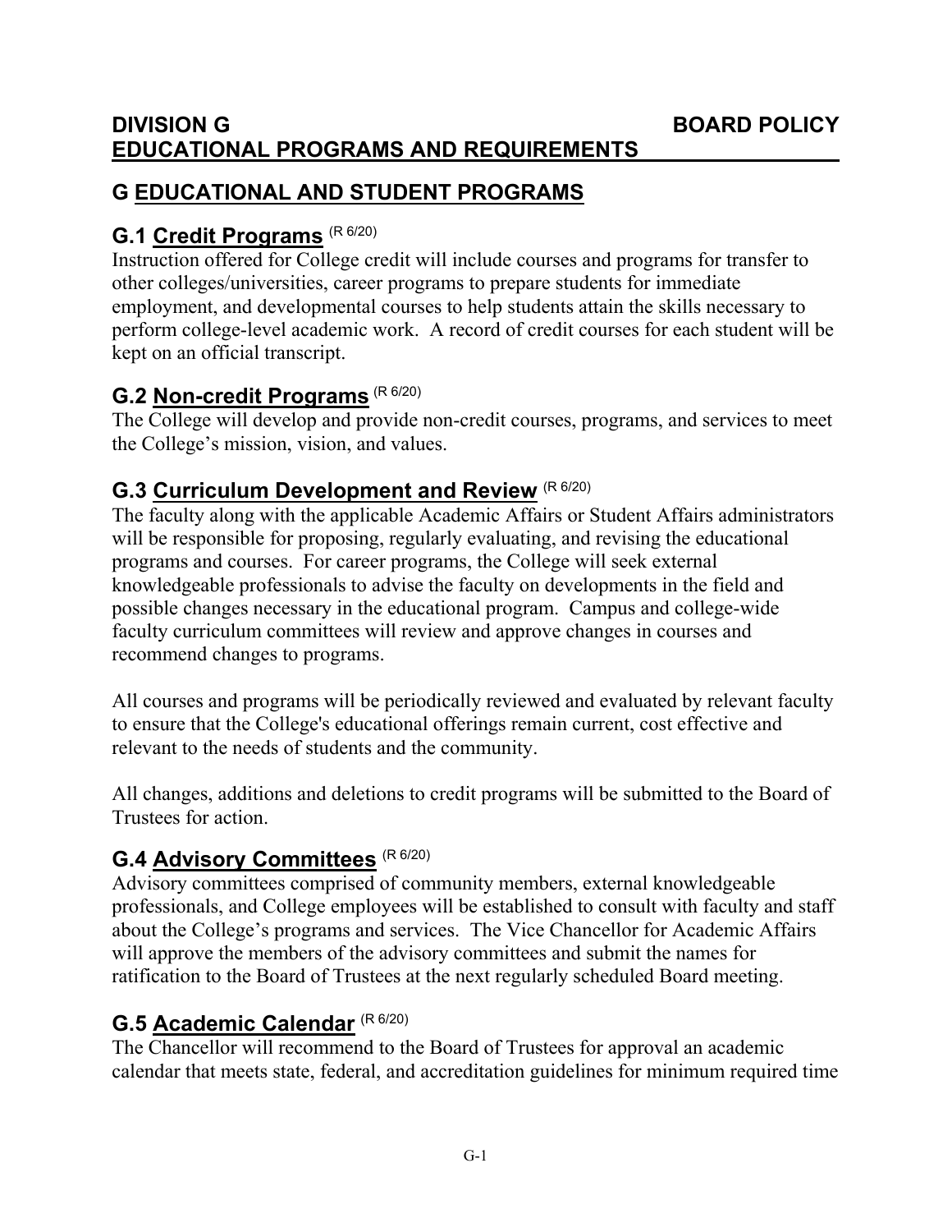**DIVISION G** **BOARD POLICY**
**EDUCATIONAL PROGRAMS AND REQUIREMENTS**

# G EDUCATIONAL AND STUDENT PROGRAMS

## G.1 Credit Programs (R 6/20)

Instruction offered for College credit will include courses and programs for transfer to other colleges/universities, career programs to prepare students for immediate employment, and developmental courses to help students attain the skills necessary to perform college-level academic work. A record of credit courses for each student will be kept on an official transcript.

## G.2 Non-credit Programs (R 6/20)

The College will develop and provide non-credit courses, programs, and services to meet the College's mission, vision, and values.

## G.3 Curriculum Development and Review (R 6/20)

The faculty along with the applicable Academic Affairs or Student Affairs administrators will be responsible for proposing, regularly evaluating, and revising the educational programs and courses. For career programs, the College will seek external knowledgeable professionals to advise the faculty on developments in the field and possible changes necessary in the educational program. Campus and college-wide faculty curriculum committees will review and approve changes in courses and recommend changes to programs.

All courses and programs will be periodically reviewed and evaluated by relevant faculty to ensure that the College's educational offerings remain current, cost effective and relevant to the needs of students and the community.

All changes, additions and deletions to credit programs will be submitted to the Board of Trustees for action.

## G.4 Advisory Committees (R 6/20)

Advisory committees comprised of community members, external knowledgeable professionals, and College employees will be established to consult with faculty and staff about the College's programs and services. The Vice Chancellor for Academic Affairs will approve the members of the advisory committees and submit the names for ratification to the Board of Trustees at the next regularly scheduled Board meeting.

## G.5 Academic Calendar (R 6/20)

The Chancellor will recommend to the Board of Trustees for approval an academic calendar that meets state, federal, and accreditation guidelines for minimum required time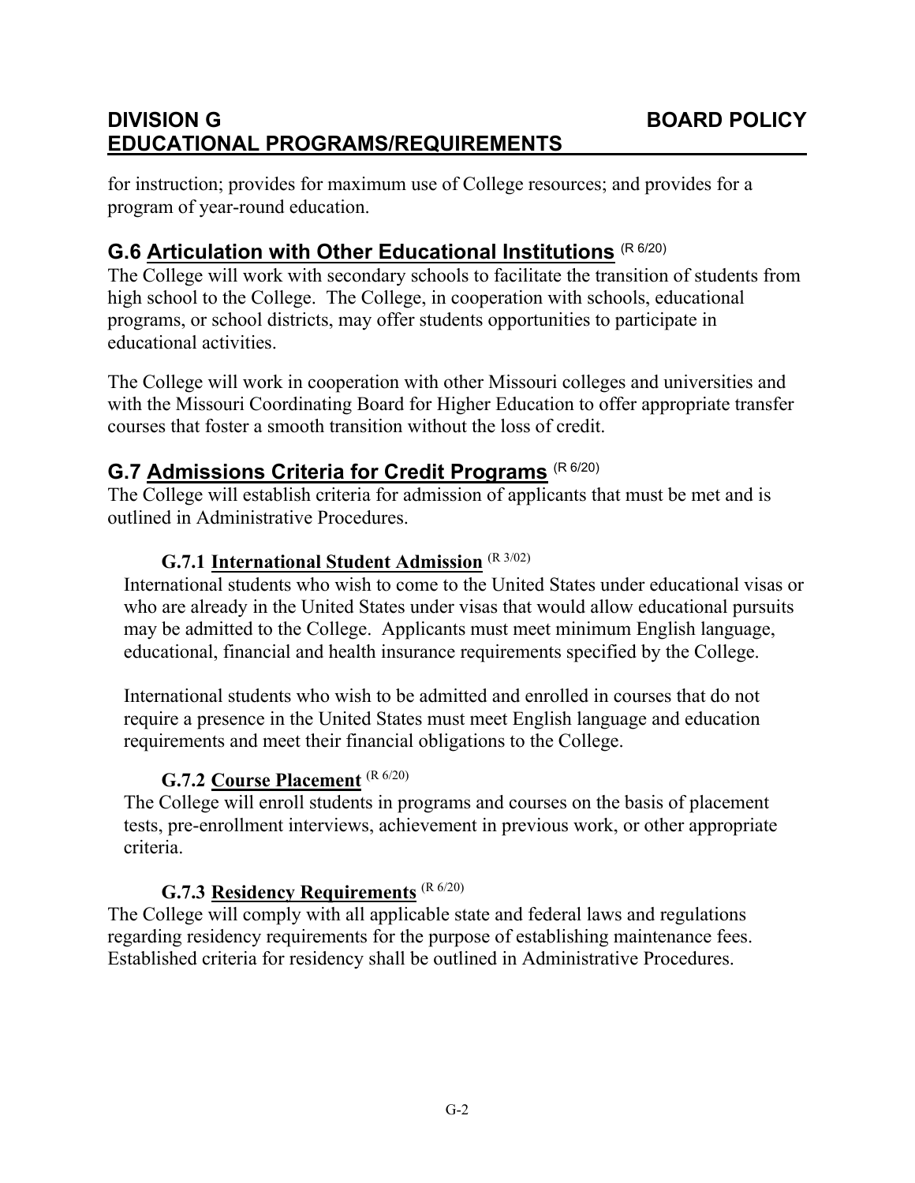for instruction; provides for maximum use of College resources; and provides for a program of year-round education.

## G.6 Articulation with Other Educational Institutions (R 6/20)

The College will work with secondary schools to facilitate the transition of students from high school to the College. The College, in cooperation with schools, educational programs, or school districts, may offer students opportunities to participate in educational activities.

The College will work in cooperation with other Missouri colleges and universities and with the Missouri Coordinating Board for Higher Education to offer appropriate transfer courses that foster a smooth transition without the loss of credit.

## G.7 Admissions Criteria for Credit Programs (R 6/20)

The College will establish criteria for admission of applicants that must be met and is outlined in Administrative Procedures.

### G.7.1 International Student Admission (R 3/02)

International students who wish to come to the United States under educational visas or who are already in the United States under visas that would allow educational pursuits may be admitted to the College. Applicants must meet minimum English language, educational, financial and health insurance requirements specified by the College.

International students who wish to be admitted and enrolled in courses that do not require a presence in the United States must meet English language and education requirements and meet their financial obligations to the College.

### G.7.2 Course Placement (R 6/20)

The College will enroll students in programs and courses on the basis of placement tests, pre-enrollment interviews, achievement in previous work, or other appropriate criteria.

### G.7.3 Residency Requirements (R 6/20)

The College will comply with all applicable state and federal laws and regulations regarding residency requirements for the purpose of establishing maintenance fees. Established criteria for residency shall be outlined in Administrative Procedures.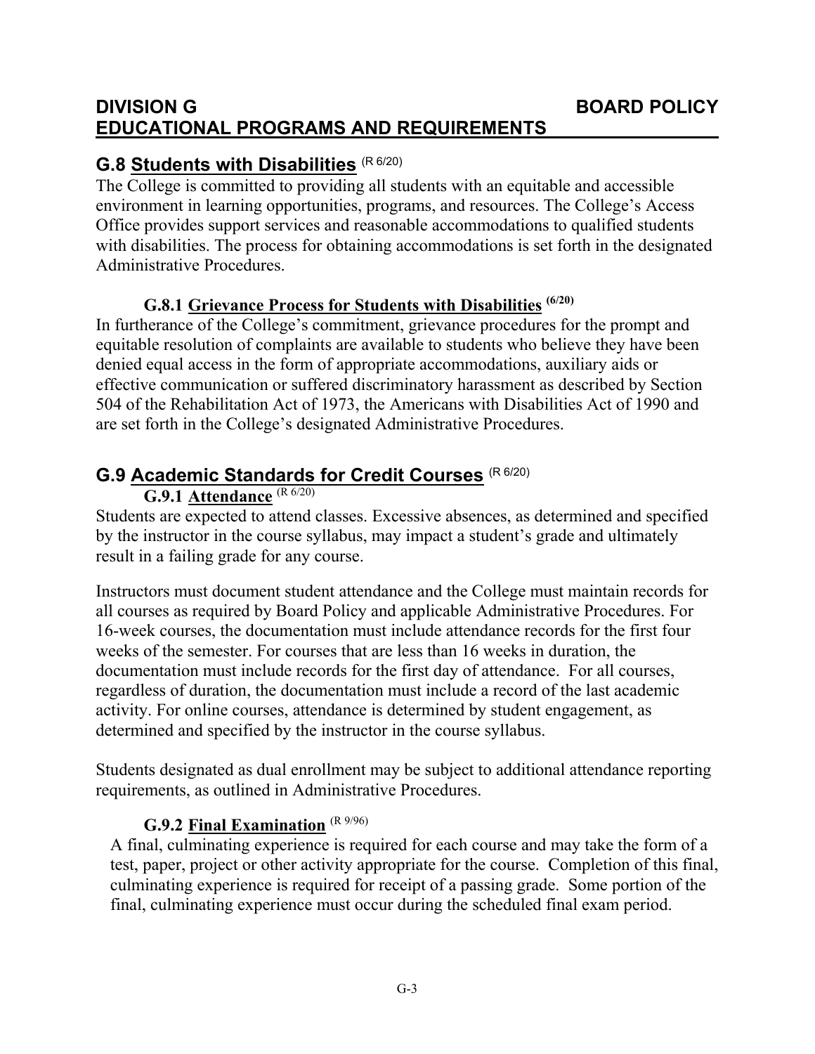# DIVISION G — BOARD POLICY
# EDUCATIONAL PROGRAMS AND REQUIREMENTS

## G.8 Students with Disabilities (R 6/20)

The College is committed to providing all students with an equitable and accessible environment in learning opportunities, programs, and resources. The College's Access Office provides support services and reasonable accommodations to qualified students with disabilities. The process for obtaining accommodations is set forth in the designated Administrative Procedures.

### G.8.1 Grievance Process for Students with Disabilities (6/20)

In furtherance of the College's commitment, grievance procedures for the prompt and equitable resolution of complaints are available to students who believe they have been denied equal access in the form of appropriate accommodations, auxiliary aids or effective communication or suffered discriminatory harassment as described by Section 504 of the Rehabilitation Act of 1973, the Americans with Disabilities Act of 1990 and are set forth in the College's designated Administrative Procedures.

## G.9 Academic Standards for Credit Courses (R 6/20)

### G.9.1 Attendance (R 6/20)

Students are expected to attend classes. Excessive absences, as determined and specified by the instructor in the course syllabus, may impact a student's grade and ultimately result in a failing grade for any course.

Instructors must document student attendance and the College must maintain records for all courses as required by Board Policy and applicable Administrative Procedures. For 16-week courses, the documentation must include attendance records for the first four weeks of the semester. For courses that are less than 16 weeks in duration, the documentation must include records for the first day of attendance. For all courses, regardless of duration, the documentation must include a record of the last academic activity. For online courses, attendance is determined by student engagement, as determined and specified by the instructor in the course syllabus.

Students designated as dual enrollment may be subject to additional attendance reporting requirements, as outlined in Administrative Procedures.

### G.9.2 Final Examination (R 9/96)

A final, culminating experience is required for each course and may take the form of a test, paper, project or other activity appropriate for the course. Completion of this final, culminating experience is required for receipt of a passing grade. Some portion of the final, culminating experience must occur during the scheduled final exam period.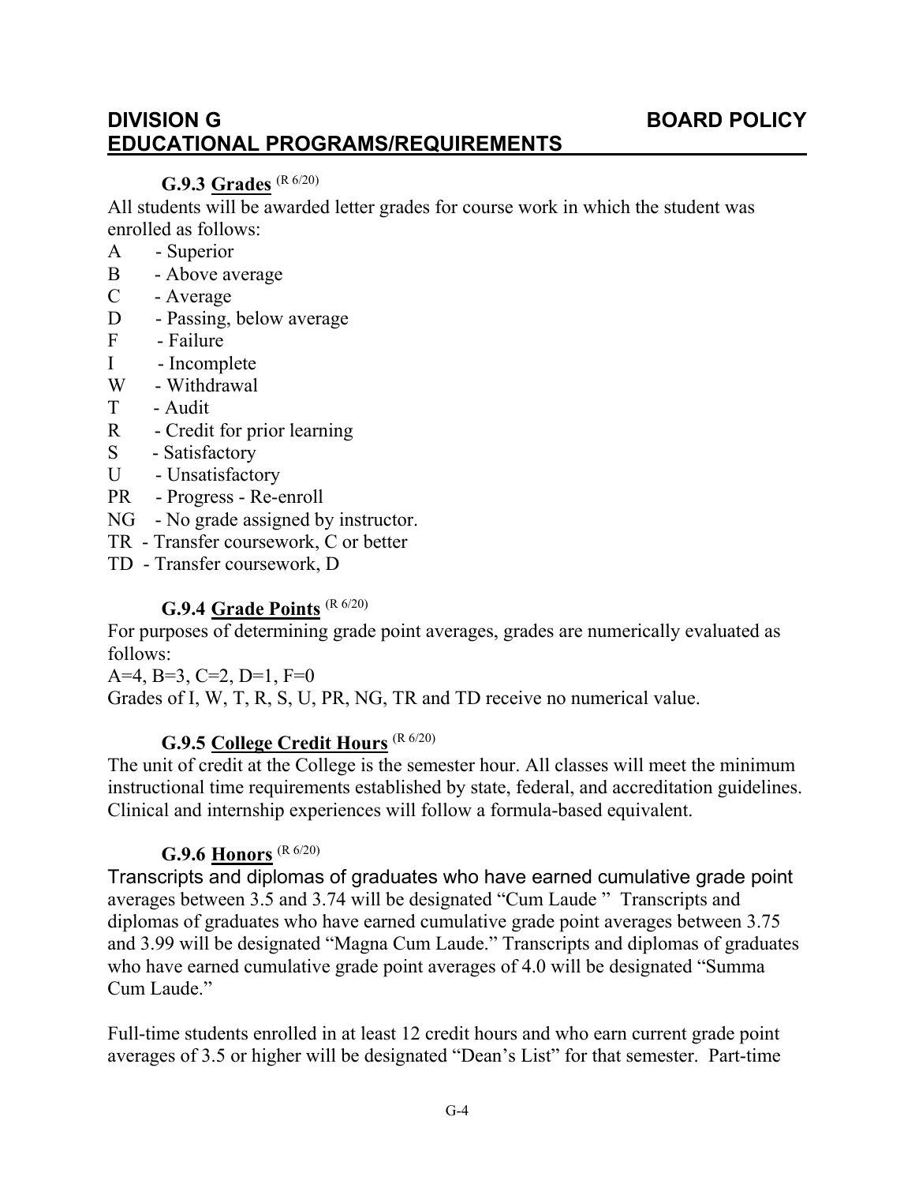# DIVISION G BOARD POLICY
# EDUCATIONAL PROGRAMS/REQUIREMENTS

### G.9.3 Grades (R 6/20)

All students will be awarded letter grades for course work in which the student was enrolled as follows:

A - Superior
B - Above average
C - Average
D - Passing, below average
F - Failure
I - Incomplete
W - Withdrawal
T - Audit
R - Credit for prior learning
S - Satisfactory
U - Unsatisfactory
PR - Progress - Re-enroll
NG - No grade assigned by instructor.
TR - Transfer coursework, C or better
TD - Transfer coursework, D

### G.9.4 Grade Points (R 6/20)

For purposes of determining grade point averages, grades are numerically evaluated as follows:

A=4, B=3, C=2, D=1, F=0

Grades of I, W, T, R, S, U, PR, NG, TR and TD receive no numerical value.

### G.9.5 College Credit Hours (R 6/20)

The unit of credit at the College is the semester hour. All classes will meet the minimum instructional time requirements established by state, federal, and accreditation guidelines. Clinical and internship experiences will follow a formula-based equivalent.

### G.9.6 Honors (R 6/20)

Transcripts and diplomas of graduates who have earned cumulative grade point averages between 3.5 and 3.74 will be designated "Cum Laude " Transcripts and diplomas of graduates who have earned cumulative grade point averages between 3.75 and 3.99 will be designated "Magna Cum Laude." Transcripts and diplomas of graduates who have earned cumulative grade point averages of 4.0 will be designated "Summa Cum Laude."

Full-time students enrolled in at least 12 credit hours and who earn current grade point averages of 3.5 or higher will be designated "Dean's List" for that semester. Part-time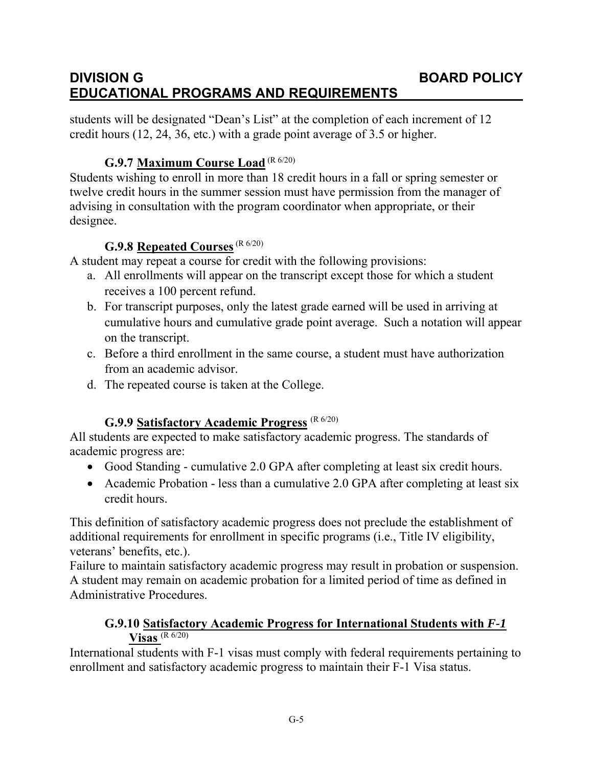students will be designated "Dean's List" at the completion of each increment of 12 credit hours (12, 24, 36, etc.) with a grade point average of 3.5 or higher.

### G.9.7 Maximum Course Load (R 6/20)

Students wishing to enroll in more than 18 credit hours in a fall or spring semester or twelve credit hours in the summer session must have permission from the manager of advising in consultation with the program coordinator when appropriate, or their designee.

### G.9.8 Repeated Courses (R 6/20)

A student may repeat a course for credit with the following provisions:

a. All enrollments will appear on the transcript except those for which a student receives a 100 percent refund.
b. For transcript purposes, only the latest grade earned will be used in arriving at cumulative hours and cumulative grade point average. Such a notation will appear on the transcript.
c. Before a third enrollment in the same course, a student must have authorization from an academic advisor.
d. The repeated course is taken at the College.

### G.9.9 Satisfactory Academic Progress (R 6/20)

All students are expected to make satisfactory academic progress. The standards of academic progress are:

- Good Standing - cumulative 2.0 GPA after completing at least six credit hours.
- Academic Probation - less than a cumulative 2.0 GPA after completing at least six credit hours.

This definition of satisfactory academic progress does not preclude the establishment of additional requirements for enrollment in specific programs (i.e., Title IV eligibility, veterans' benefits, etc.).

Failure to maintain satisfactory academic progress may result in probation or suspension. A student may remain on academic probation for a limited period of time as defined in Administrative Procedures.

### G.9.10 Satisfactory Academic Progress for International Students with *F-1* Visas (R 6/20)

International students with F-1 visas must comply with federal requirements pertaining to enrollment and satisfactory academic progress to maintain their F-1 Visa status.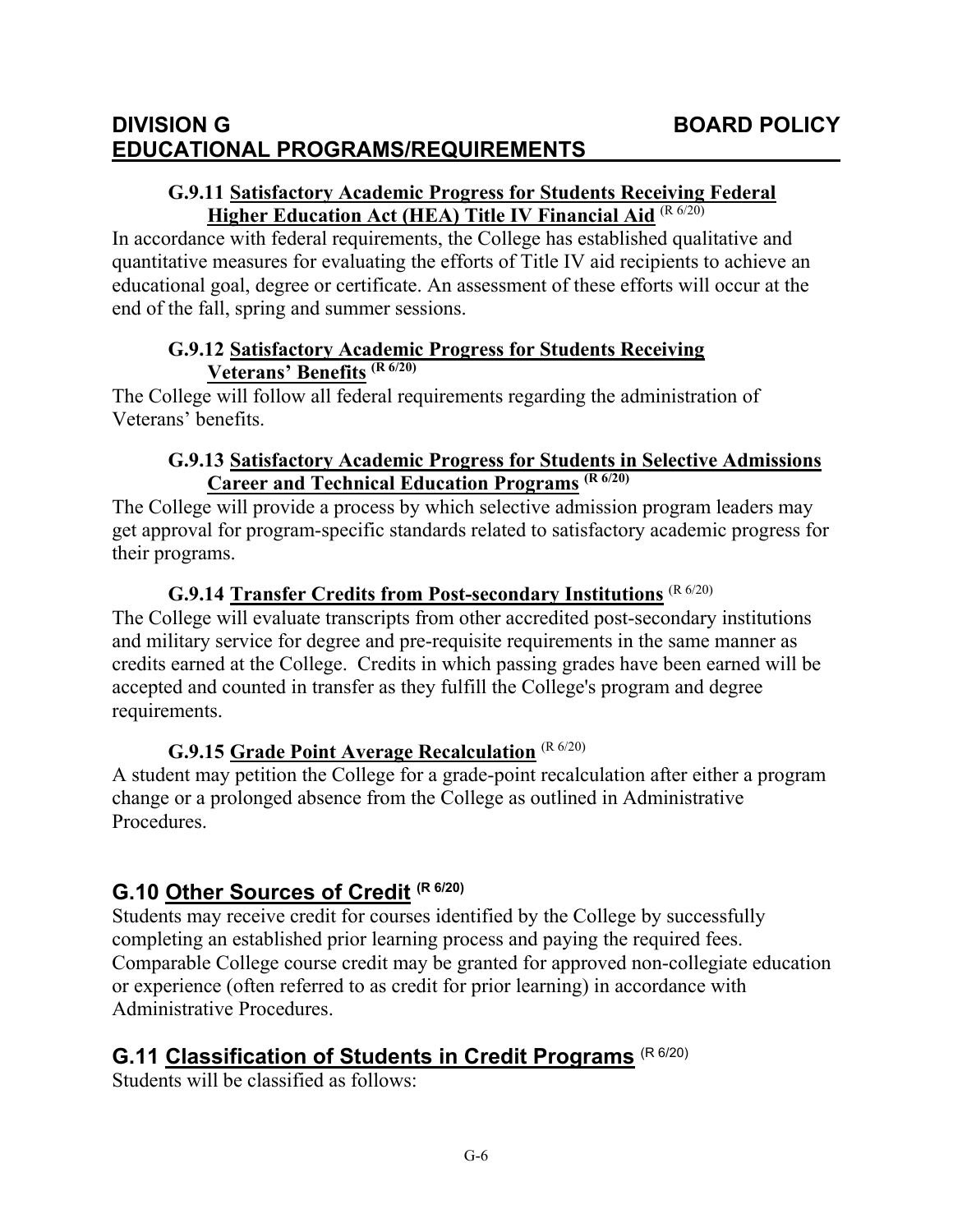### G.9.11 Satisfactory Academic Progress for Students Receiving Federal Higher Education Act (HEA) Title IV Financial Aid (R 6/20)

In accordance with federal requirements, the College has established qualitative and quantitative measures for evaluating the efforts of Title IV aid recipients to achieve an educational goal, degree or certificate. An assessment of these efforts will occur at the end of the fall, spring and summer sessions.

### G.9.12 Satisfactory Academic Progress for Students Receiving Veterans' Benefits (R 6/20)

The College will follow all federal requirements regarding the administration of Veterans' benefits.

### G.9.13 Satisfactory Academic Progress for Students in Selective Admissions Career and Technical Education Programs (R 6/20)

The College will provide a process by which selective admission program leaders may get approval for program-specific standards related to satisfactory academic progress for their programs.

### G.9.14 Transfer Credits from Post-secondary Institutions (R 6/20)

The College will evaluate transcripts from other accredited post-secondary institutions and military service for degree and pre-requisite requirements in the same manner as credits earned at the College. Credits in which passing grades have been earned will be accepted and counted in transfer as they fulfill the College's program and degree requirements.

### G.9.15 Grade Point Average Recalculation (R 6/20)

A student may petition the College for a grade-point recalculation after either a program change or a prolonged absence from the College as outlined in Administrative Procedures.

## G.10 Other Sources of Credit (R 6/20)

Students may receive credit for courses identified by the College by successfully completing an established prior learning process and paying the required fees. Comparable College course credit may be granted for approved non-collegiate education or experience (often referred to as credit for prior learning) in accordance with Administrative Procedures.

## G.11 Classification of Students in Credit Programs (R 6/20)

Students will be classified as follows: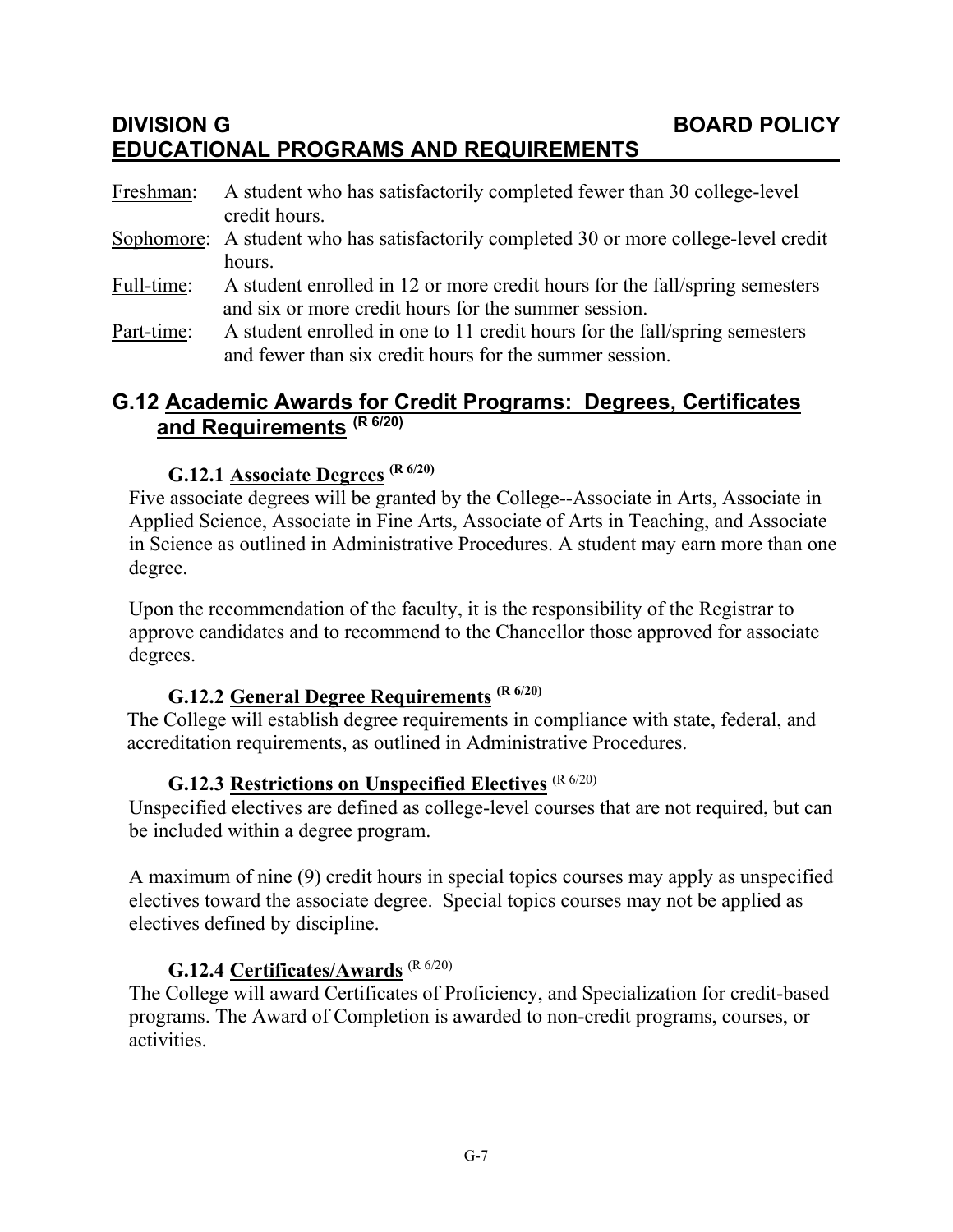Freshman: A student who has satisfactorily completed fewer than 30 college-level credit hours.

Sophomore: A student who has satisfactorily completed 30 or more college-level credit hours.

Full-time: A student enrolled in 12 or more credit hours for the fall/spring semesters and six or more credit hours for the summer session.

Part-time: A student enrolled in one to 11 credit hours for the fall/spring semesters and fewer than six credit hours for the summer session.

## G.12 Academic Awards for Credit Programs: Degrees, Certificates and Requirements (R 6/20)

### G.12.1 Associate Degrees (R 6/20)

Five associate degrees will be granted by the College--Associate in Arts, Associate in Applied Science, Associate in Fine Arts, Associate of Arts in Teaching, and Associate in Science as outlined in Administrative Procedures. A student may earn more than one degree.

Upon the recommendation of the faculty, it is the responsibility of the Registrar to approve candidates and to recommend to the Chancellor those approved for associate degrees.

### G.12.2 General Degree Requirements (R 6/20)

The College will establish degree requirements in compliance with state, federal, and accreditation requirements, as outlined in Administrative Procedures.

### G.12.3 Restrictions on Unspecified Electives (R 6/20)

Unspecified electives are defined as college-level courses that are not required, but can be included within a degree program.

A maximum of nine (9) credit hours in special topics courses may apply as unspecified electives toward the associate degree. Special topics courses may not be applied as electives defined by discipline.

### G.12.4 Certificates/Awards (R 6/20)

The College will award Certificates of Proficiency, and Specialization for credit-based programs. The Award of Completion is awarded to non-credit programs, courses, or activities.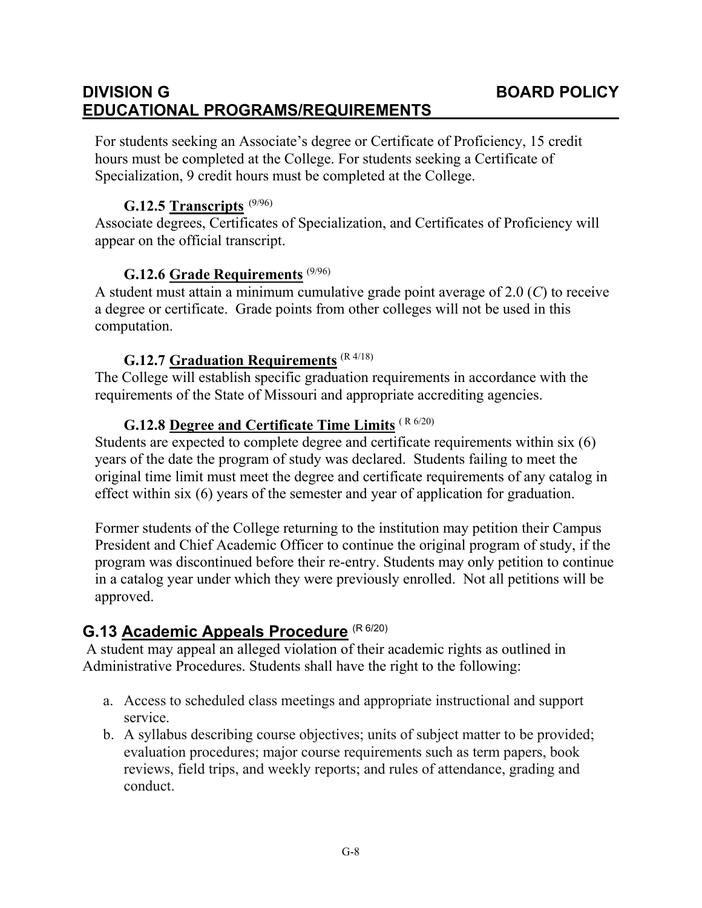For students seeking an Associate's degree or Certificate of Proficiency, 15 credit hours must be completed at the College. For students seeking a Certificate of Specialization, 9 credit hours must be completed at the College.

### G.12.5 Transcripts (9/96)

Associate degrees, Certificates of Specialization, and Certificates of Proficiency will appear on the official transcript.

### G.12.6 Grade Requirements (9/96)

A student must attain a minimum cumulative grade point average of 2.0 (*C*) to receive a degree or certificate. Grade points from other colleges will not be used in this computation.

### G.12.7 Graduation Requirements (R 4/18)

The College will establish specific graduation requirements in accordance with the requirements of the State of Missouri and appropriate accrediting agencies.

### G.12.8 Degree and Certificate Time Limits (R 6/20)

Students are expected to complete degree and certificate requirements within six (6) years of the date the program of study was declared. Students failing to meet the original time limit must meet the degree and certificate requirements of any catalog in effect within six (6) years of the semester and year of application for graduation.

Former students of the College returning to the institution may petition their Campus President and Chief Academic Officer to continue the original program of study, if the program was discontinued before their re-entry. Students may only petition to continue in a catalog year under which they were previously enrolled. Not all petitions will be approved.

## G.13 Academic Appeals Procedure (R 6/20)

A student may appeal an alleged violation of their academic rights as outlined in Administrative Procedures. Students shall have the right to the following:

a. Access to scheduled class meetings and appropriate instructional and support service.
b. A syllabus describing course objectives; units of subject matter to be provided; evaluation procedures; major course requirements such as term papers, book reviews, field trips, and weekly reports; and rules of attendance, grading and conduct.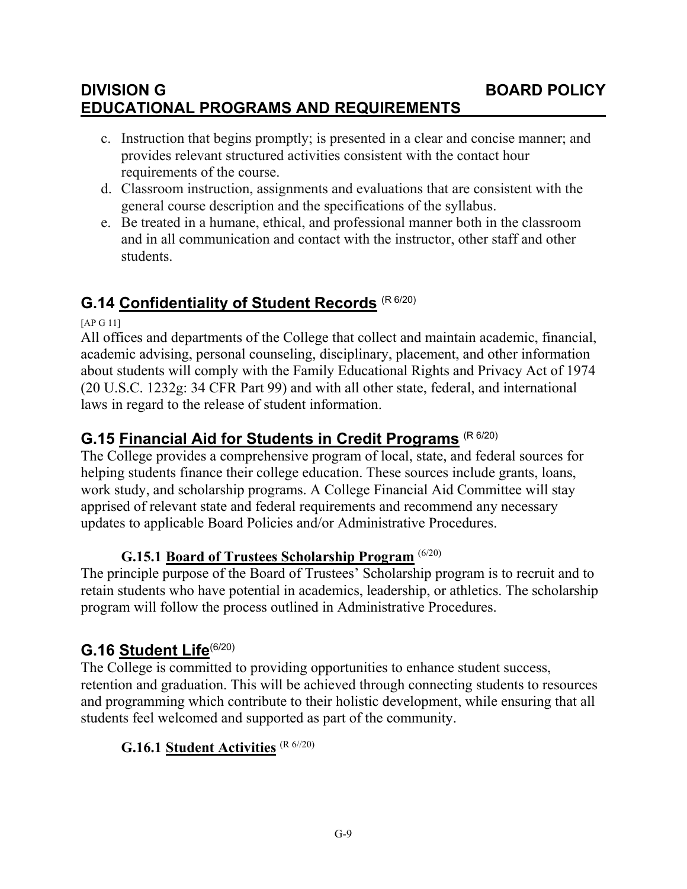c. Instruction that begins promptly; is presented in a clear and concise manner; and provides relevant structured activities consistent with the contact hour requirements of the course.
d. Classroom instruction, assignments and evaluations that are consistent with the general course description and the specifications of the syllabus.
e. Be treated in a humane, ethical, and professional manner both in the classroom and in all communication and contact with the instructor, other staff and other students.

## G.14 Confidentiality of Student Records (R 6/20)

[AP G 11]

All offices and departments of the College that collect and maintain academic, financial, academic advising, personal counseling, disciplinary, placement, and other information about students will comply with the Family Educational Rights and Privacy Act of 1974 (20 U.S.C. 1232g: 34 CFR Part 99) and with all other state, federal, and international laws in regard to the release of student information.

## G.15 Financial Aid for Students in Credit Programs (R 6/20)

The College provides a comprehensive program of local, state, and federal sources for helping students finance their college education. These sources include grants, loans, work study, and scholarship programs. A College Financial Aid Committee will stay apprised of relevant state and federal requirements and recommend any necessary updates to applicable Board Policies and/or Administrative Procedures.

### G.15.1 Board of Trustees Scholarship Program (6/20)

The principle purpose of the Board of Trustees' Scholarship program is to recruit and to retain students who have potential in academics, leadership, or athletics. The scholarship program will follow the process outlined in Administrative Procedures.

## G.16 Student Life (6/20)

The College is committed to providing opportunities to enhance student success, retention and graduation. This will be achieved through connecting students to resources and programming which contribute to their holistic development, while ensuring that all students feel welcomed and supported as part of the community.

### G.16.1 Student Activities (R 6//20)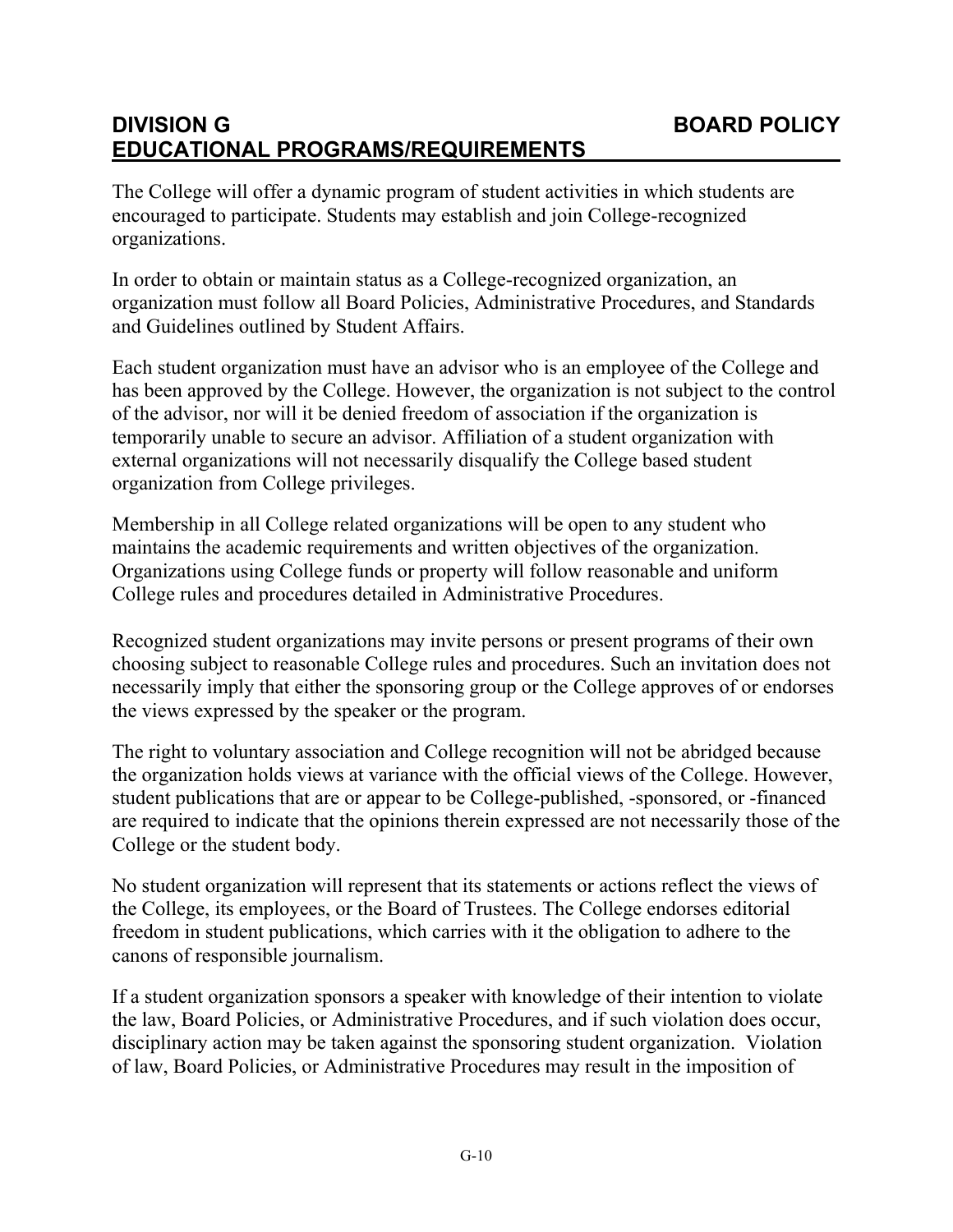**DIVISION G — BOARD POLICY**
**EDUCATIONAL PROGRAMS/REQUIREMENTS**

The College will offer a dynamic program of student activities in which students are encouraged to participate. Students may establish and join College-recognized organizations.

In order to obtain or maintain status as a College-recognized organization, an organization must follow all Board Policies, Administrative Procedures, and Standards and Guidelines outlined by Student Affairs.

Each student organization must have an advisor who is an employee of the College and has been approved by the College. However, the organization is not subject to the control of the advisor, nor will it be denied freedom of association if the organization is temporarily unable to secure an advisor. Affiliation of a student organization with external organizations will not necessarily disqualify the College based student organization from College privileges.

Membership in all College related organizations will be open to any student who maintains the academic requirements and written objectives of the organization. Organizations using College funds or property will follow reasonable and uniform College rules and procedures detailed in Administrative Procedures.

Recognized student organizations may invite persons or present programs of their own choosing subject to reasonable College rules and procedures. Such an invitation does not necessarily imply that either the sponsoring group or the College approves of or endorses the views expressed by the speaker or the program.

The right to voluntary association and College recognition will not be abridged because the organization holds views at variance with the official views of the College. However, student publications that are or appear to be College-published, -sponsored, or -financed are required to indicate that the opinions therein expressed are not necessarily those of the College or the student body.

No student organization will represent that its statements or actions reflect the views of the College, its employees, or the Board of Trustees. The College endorses editorial freedom in student publications, which carries with it the obligation to adhere to the canons of responsible journalism.

If a student organization sponsors a speaker with knowledge of their intention to violate the law, Board Policies, or Administrative Procedures, and if such violation does occur, disciplinary action may be taken against the sponsoring student organization. Violation of law, Board Policies, or Administrative Procedures may result in the imposition of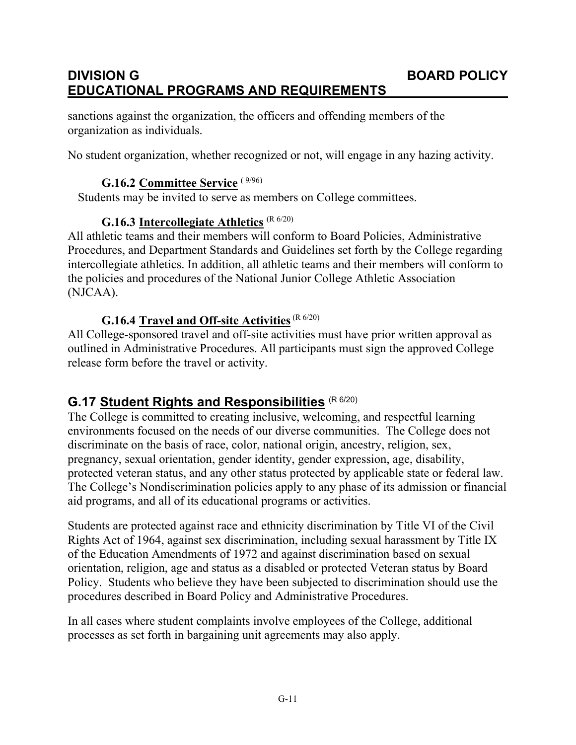sanctions against the organization, the officers and offending members of the organization as individuals.

No student organization, whether recognized or not, will engage in any hazing activity.

### G.16.2 Committee Service ( 9/96)

Students may be invited to serve as members on College committees.

### G.16.3 Intercollegiate Athletics (R 6/20)

All athletic teams and their members will conform to Board Policies, Administrative Procedures, and Department Standards and Guidelines set forth by the College regarding intercollegiate athletics. In addition, all athletic teams and their members will conform to the policies and procedures of the National Junior College Athletic Association (NJCAA).

### G.16.4 Travel and Off-site Activities (R 6/20)

All College-sponsored travel and off-site activities must have prior written approval as outlined in Administrative Procedures. All participants must sign the approved College release form before the travel or activity.

## G.17 Student Rights and Responsibilities (R 6/20)

The College is committed to creating inclusive, welcoming, and respectful learning environments focused on the needs of our diverse communities. The College does not discriminate on the basis of race, color, national origin, ancestry, religion, sex, pregnancy, sexual orientation, gender identity, gender expression, age, disability, protected veteran status, and any other status protected by applicable state or federal law. The College's Nondiscrimination policies apply to any phase of its admission or financial aid programs, and all of its educational programs or activities.

Students are protected against race and ethnicity discrimination by Title VI of the Civil Rights Act of 1964, against sex discrimination, including sexual harassment by Title IX of the Education Amendments of 1972 and against discrimination based on sexual orientation, religion, age and status as a disabled or protected Veteran status by Board Policy. Students who believe they have been subjected to discrimination should use the procedures described in Board Policy and Administrative Procedures.

In all cases where student complaints involve employees of the College, additional processes as set forth in bargaining unit agreements may also apply.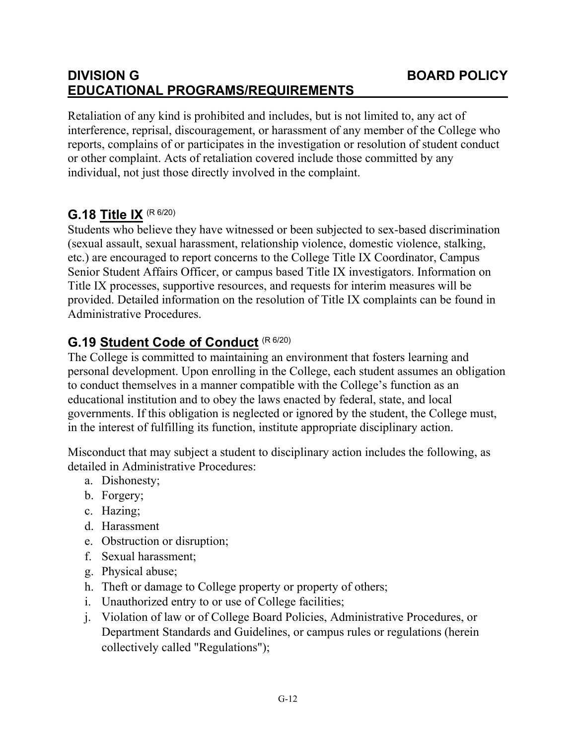Retaliation of any kind is prohibited and includes, but is not limited to, any act of interference, reprisal, discouragement, or harassment of any member of the College who reports, complains of or participates in the investigation or resolution of student conduct or other complaint. Acts of retaliation covered include those committed by any individual, not just those directly involved in the complaint.

## G.18 Title IX (R 6/20)

Students who believe they have witnessed or been subjected to sex-based discrimination (sexual assault, sexual harassment, relationship violence, domestic violence, stalking, etc.) are encouraged to report concerns to the College Title IX Coordinator, Campus Senior Student Affairs Officer, or campus based Title IX investigators. Information on Title IX processes, supportive resources, and requests for interim measures will be provided. Detailed information on the resolution of Title IX complaints can be found in Administrative Procedures.

## G.19 Student Code of Conduct (R 6/20)

The College is committed to maintaining an environment that fosters learning and personal development. Upon enrolling in the College, each student assumes an obligation to conduct themselves in a manner compatible with the College's function as an educational institution and to obey the laws enacted by federal, state, and local governments. If this obligation is neglected or ignored by the student, the College must, in the interest of fulfilling its function, institute appropriate disciplinary action.

Misconduct that may subject a student to disciplinary action includes the following, as detailed in Administrative Procedures:

a. Dishonesty;
b. Forgery;
c. Hazing;
d. Harassment
e. Obstruction or disruption;
f. Sexual harassment;
g. Physical abuse;
h. Theft or damage to College property or property of others;
i. Unauthorized entry to or use of College facilities;
j. Violation of law or of College Board Policies, Administrative Procedures, or Department Standards and Guidelines, or campus rules or regulations (herein collectively called "Regulations");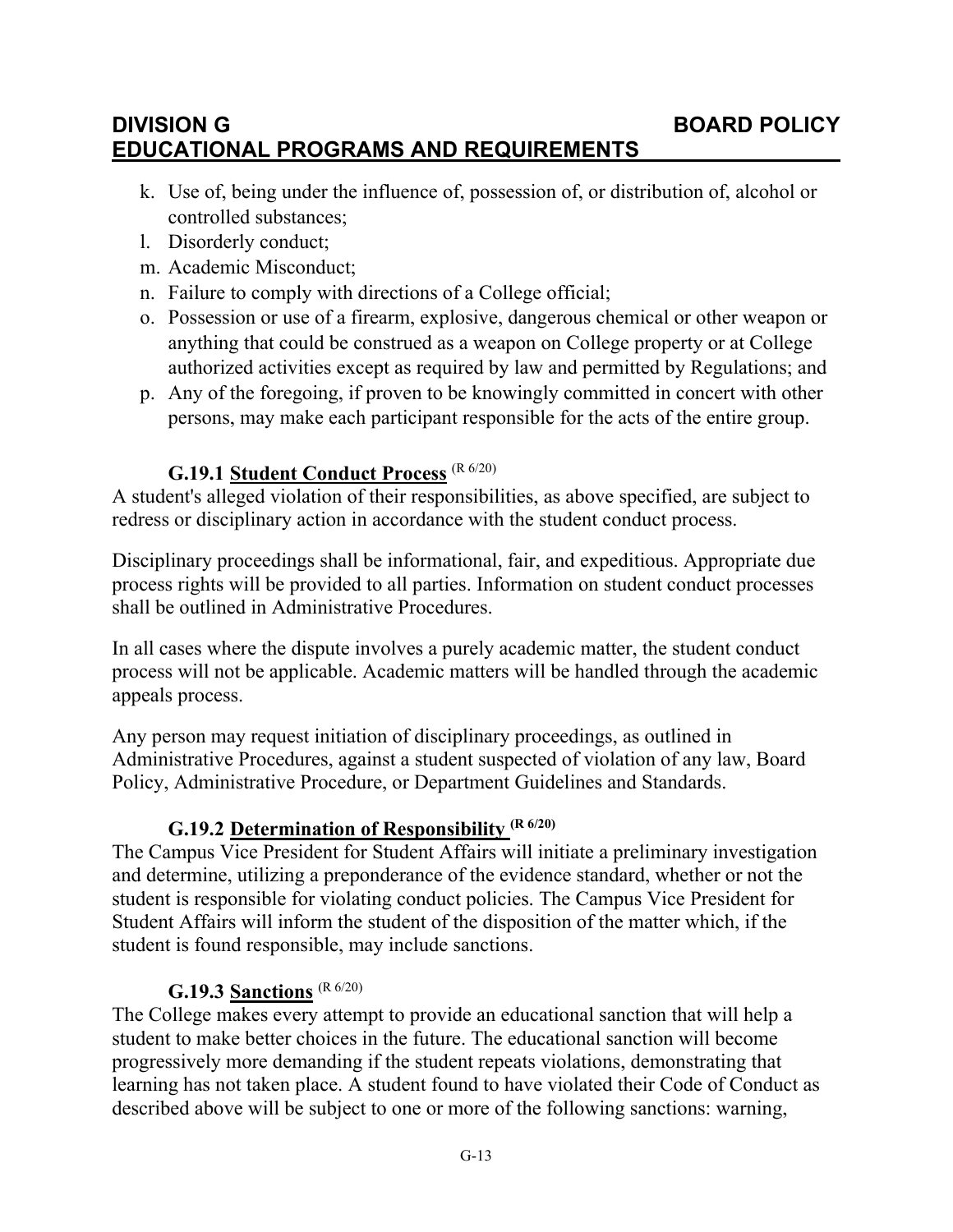k. Use of, being under the influence of, possession of, or distribution of, alcohol or controlled substances;
l. Disorderly conduct;
m. Academic Misconduct;
n. Failure to comply with directions of a College official;
o. Possession or use of a firearm, explosive, dangerous chemical or other weapon or anything that could be construed as a weapon on College property or at College authorized activities except as required by law and permitted by Regulations; and
p. Any of the foregoing, if proven to be knowingly committed in concert with other persons, may make each participant responsible for the acts of the entire group.

### G.19.1 Student Conduct Process (R 6/20)

A student's alleged violation of their responsibilities, as above specified, are subject to redress or disciplinary action in accordance with the student conduct process.

Disciplinary proceedings shall be informational, fair, and expeditious. Appropriate due process rights will be provided to all parties. Information on student conduct processes shall be outlined in Administrative Procedures.

In all cases where the dispute involves a purely academic matter, the student conduct process will not be applicable. Academic matters will be handled through the academic appeals process.

Any person may request initiation of disciplinary proceedings, as outlined in Administrative Procedures, against a student suspected of violation of any law, Board Policy, Administrative Procedure, or Department Guidelines and Standards.

### G.19.2 Determination of Responsibility (R 6/20)

The Campus Vice President for Student Affairs will initiate a preliminary investigation and determine, utilizing a preponderance of the evidence standard, whether or not the student is responsible for violating conduct policies. The Campus Vice President for Student Affairs will inform the student of the disposition of the matter which, if the student is found responsible, may include sanctions.

### G.19.3 Sanctions (R 6/20)

The College makes every attempt to provide an educational sanction that will help a student to make better choices in the future. The educational sanction will become progressively more demanding if the student repeats violations, demonstrating that learning has not taken place. A student found to have violated their Code of Conduct as described above will be subject to one or more of the following sanctions: warning,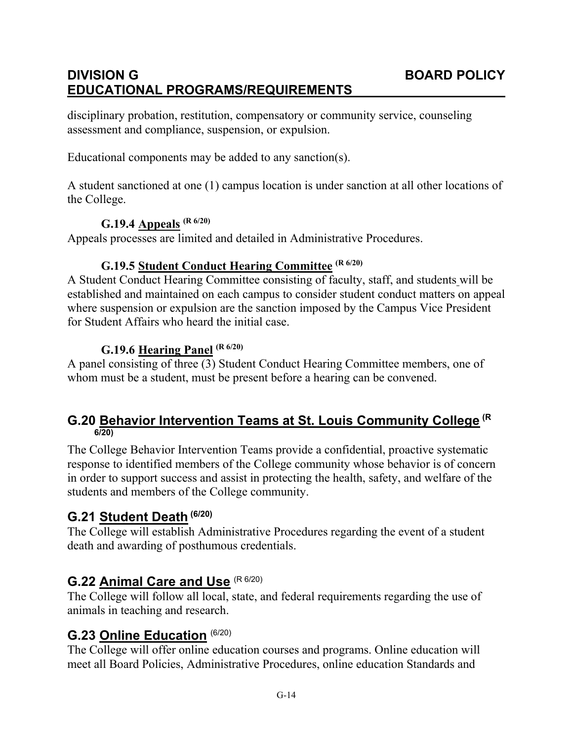disciplinary probation, restitution, compensatory or community service, counseling assessment and compliance, suspension, or expulsion.

Educational components may be added to any sanction(s).

A student sanctioned at one (1) campus location is under sanction at all other locations of the College.

### G.19.4 Appeals (R 6/20)

Appeals processes are limited and detailed in Administrative Procedures.

### G.19.5 Student Conduct Hearing Committee (R 6/20)

A Student Conduct Hearing Committee consisting of faculty, staff, and students will be established and maintained on each campus to consider student conduct matters on appeal where suspension or expulsion are the sanction imposed by the Campus Vice President for Student Affairs who heard the initial case.

### G.19.6 Hearing Panel (R 6/20)

A panel consisting of three (3) Student Conduct Hearing Committee members, one of whom must be a student, must be present before a hearing can be convened.

## G.20 Behavior Intervention Teams at St. Louis Community College (R 6/20)

The College Behavior Intervention Teams provide a confidential, proactive systematic response to identified members of the College community whose behavior is of concern in order to support success and assist in protecting the health, safety, and welfare of the students and members of the College community.

## G.21 Student Death (6/20)

The College will establish Administrative Procedures regarding the event of a student death and awarding of posthumous credentials.

## G.22 Animal Care and Use (R 6/20)

The College will follow all local, state, and federal requirements regarding the use of animals in teaching and research.

## G.23 Online Education (6/20)

The College will offer online education courses and programs. Online education will meet all Board Policies, Administrative Procedures, online education Standards and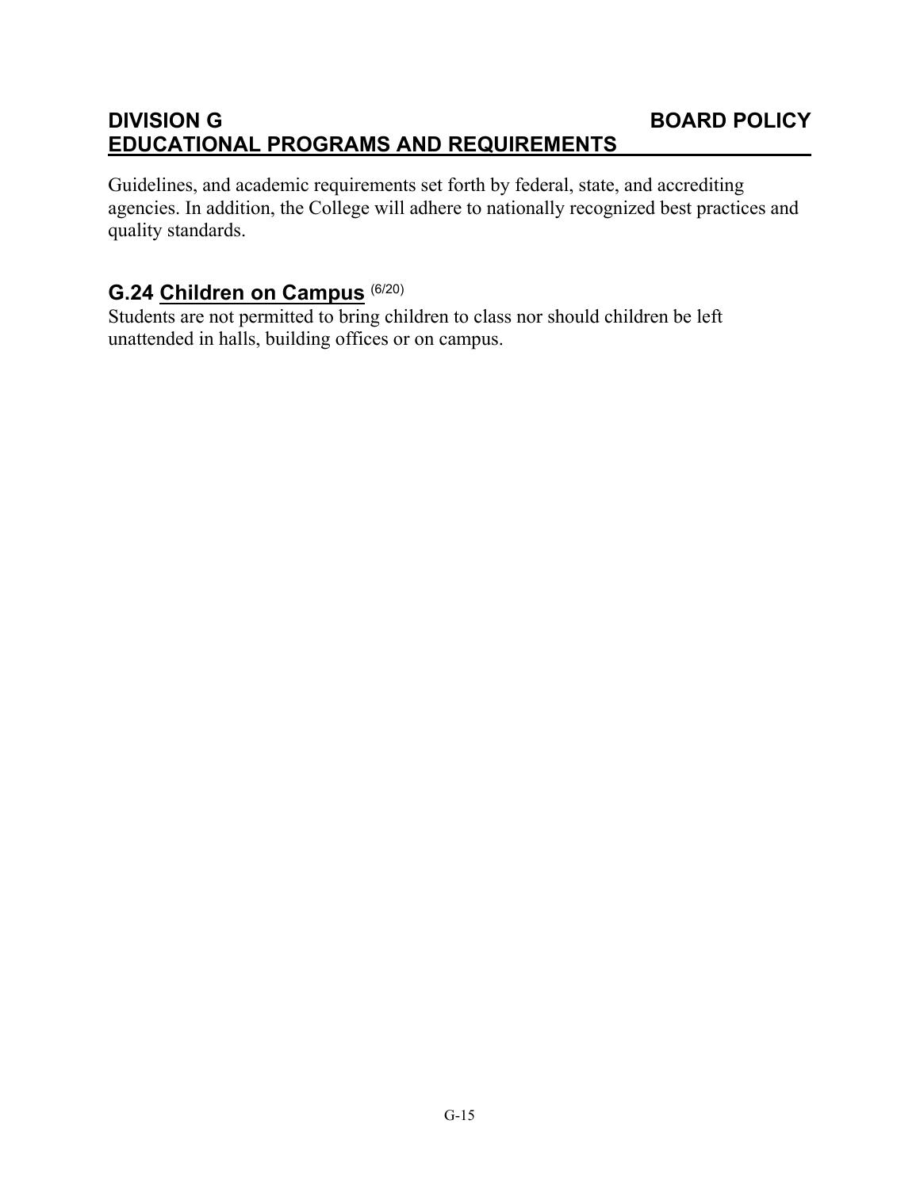Guidelines, and academic requirements set forth by federal, state, and accrediting agencies. In addition, the College will adhere to nationally recognized best practices and quality standards.

## G.24 Children on Campus (6/20)

Students are not permitted to bring children to class nor should children be left unattended in halls, building offices or on campus.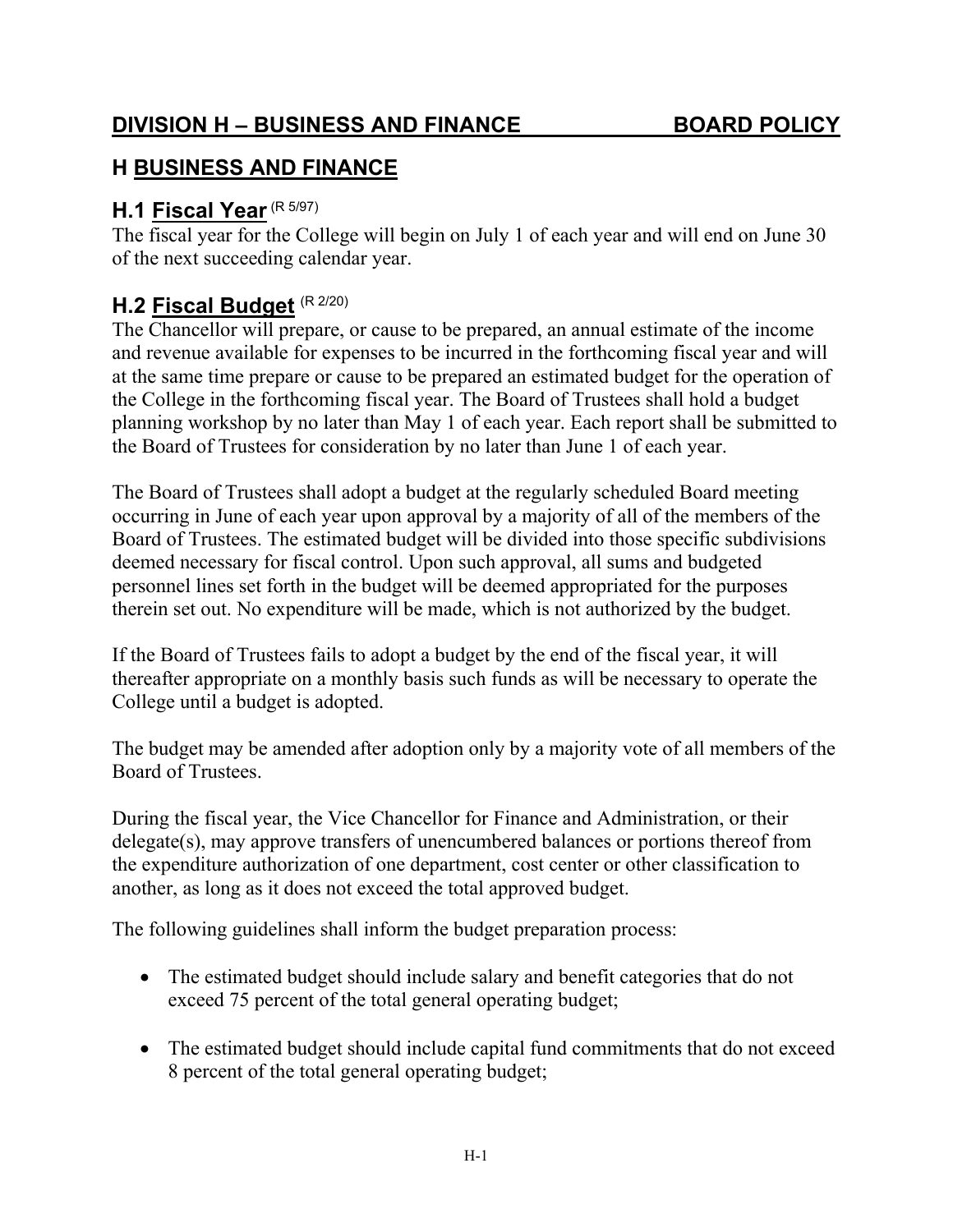# DIVISION H – BUSINESS AND FINANCE BOARD POLICY

## H BUSINESS AND FINANCE

### H.1 Fiscal Year (R 5/97)

The fiscal year for the College will begin on July 1 of each year and will end on June 30 of the next succeeding calendar year.

### H.2 Fiscal Budget (R 2/20)

The Chancellor will prepare, or cause to be prepared, an annual estimate of the income and revenue available for expenses to be incurred in the forthcoming fiscal year and will at the same time prepare or cause to be prepared an estimated budget for the operation of the College in the forthcoming fiscal year. The Board of Trustees shall hold a budget planning workshop by no later than May 1 of each year. Each report shall be submitted to the Board of Trustees for consideration by no later than June 1 of each year.

The Board of Trustees shall adopt a budget at the regularly scheduled Board meeting occurring in June of each year upon approval by a majority of all of the members of the Board of Trustees. The estimated budget will be divided into those specific subdivisions deemed necessary for fiscal control. Upon such approval, all sums and budgeted personnel lines set forth in the budget will be deemed appropriated for the purposes therein set out. No expenditure will be made, which is not authorized by the budget.

If the Board of Trustees fails to adopt a budget by the end of the fiscal year, it will thereafter appropriate on a monthly basis such funds as will be necessary to operate the College until a budget is adopted.

The budget may be amended after adoption only by a majority vote of all members of the Board of Trustees.

During the fiscal year, the Vice Chancellor for Finance and Administration, or their delegate(s), may approve transfers of unencumbered balances or portions thereof from the expenditure authorization of one department, cost center or other classification to another, as long as it does not exceed the total approved budget.

The following guidelines shall inform the budget preparation process:

- The estimated budget should include salary and benefit categories that do not exceed 75 percent of the total general operating budget;
- The estimated budget should include capital fund commitments that do not exceed 8 percent of the total general operating budget;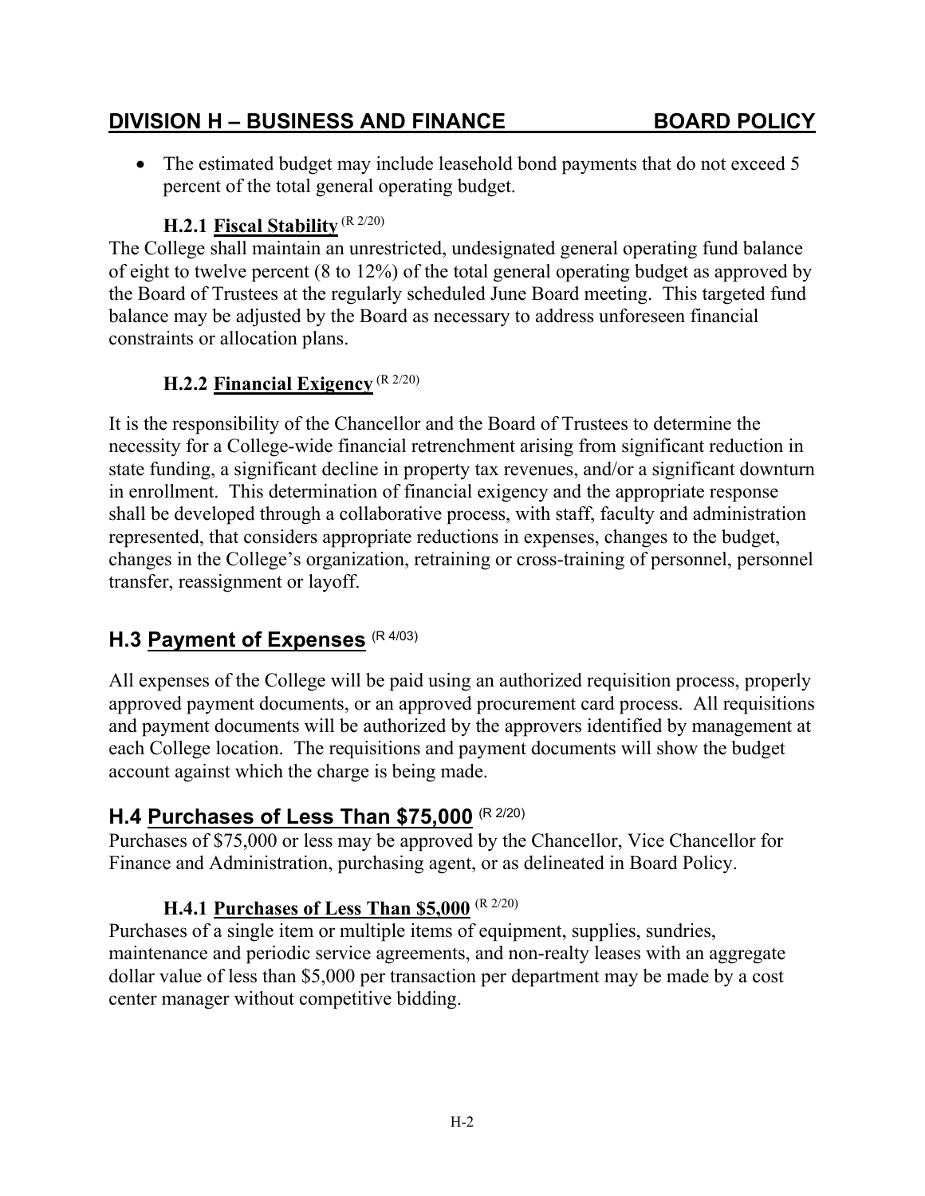- The estimated budget may include leasehold bond payments that do not exceed 5 percent of the total general operating budget.

### H.2.1 Fiscal Stability (R 2/20)

The College shall maintain an unrestricted, undesignated general operating fund balance of eight to twelve percent (8 to 12%) of the total general operating budget as approved by the Board of Trustees at the regularly scheduled June Board meeting. This targeted fund balance may be adjusted by the Board as necessary to address unforeseen financial constraints or allocation plans.

### H.2.2 Financial Exigency (R 2/20)

It is the responsibility of the Chancellor and the Board of Trustees to determine the necessity for a College-wide financial retrenchment arising from significant reduction in state funding, a significant decline in property tax revenues, and/or a significant downturn in enrollment. This determination of financial exigency and the appropriate response shall be developed through a collaborative process, with staff, faculty and administration represented, that considers appropriate reductions in expenses, changes to the budget, changes in the College's organization, retraining or cross-training of personnel, personnel transfer, reassignment or layoff.

## H.3 Payment of Expenses (R 4/03)

All expenses of the College will be paid using an authorized requisition process, properly approved payment documents, or an approved procurement card process. All requisitions and payment documents will be authorized by the approvers identified by management at each College location. The requisitions and payment documents will show the budget account against which the charge is being made.

## H.4 Purchases of Less Than $75,000 (R 2/20)

Purchases of $75,000 or less may be approved by the Chancellor, Vice Chancellor for Finance and Administration, purchasing agent, or as delineated in Board Policy.

### H.4.1 Purchases of Less Than $5,000 (R 2/20)

Purchases of a single item or multiple items of equipment, supplies, sundries, maintenance and periodic service agreements, and non-realty leases with an aggregate dollar value of less than $5,000 per transaction per department may be made by a cost center manager without competitive bidding.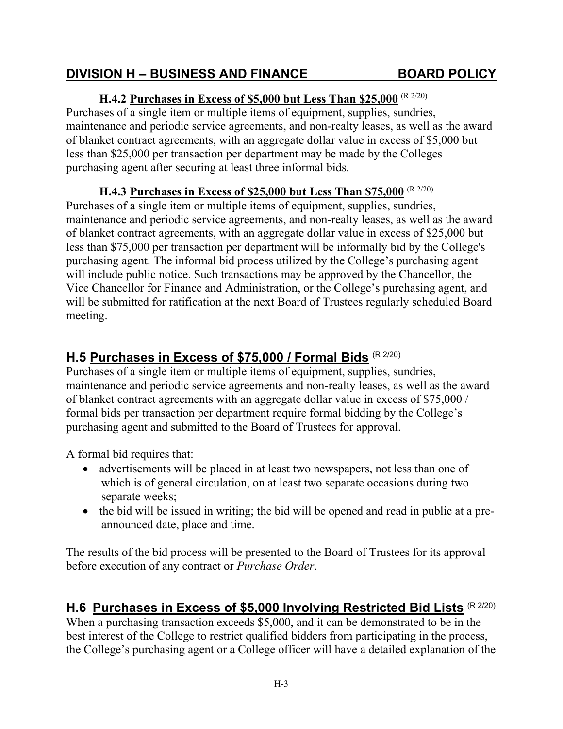## DIVISION H – BUSINESS AND FINANCE BOARD POLICY

### H.4.2 Purchases in Excess of $5,000 but Less Than $25,000 (R 2/20)

Purchases of a single item or multiple items of equipment, supplies, sundries, maintenance and periodic service agreements, and non-realty leases, as well as the award of blanket contract agreements, with an aggregate dollar value in excess of $5,000 but less than $25,000 per transaction per department may be made by the Colleges purchasing agent after securing at least three informal bids.

### H.4.3 Purchases in Excess of $25,000 but Less Than $75,000 (R 2/20)

Purchases of a single item or multiple items of equipment, supplies, sundries, maintenance and periodic service agreements, and non-realty leases, as well as the award of blanket contract agreements, with an aggregate dollar value in excess of $25,000 but less than $75,000 per transaction per department will be informally bid by the College's purchasing agent. The informal bid process utilized by the College's purchasing agent will include public notice. Such transactions may be approved by the Chancellor, the Vice Chancellor for Finance and Administration, or the College's purchasing agent, and will be submitted for ratification at the next Board of Trustees regularly scheduled Board meeting.

## H.5 Purchases in Excess of $75,000 / Formal Bids (R 2/20)

Purchases of a single item or multiple items of equipment, supplies, sundries, maintenance and periodic service agreements and non-realty leases, as well as the award of blanket contract agreements with an aggregate dollar value in excess of $75,000 / formal bids per transaction per department require formal bidding by the College's purchasing agent and submitted to the Board of Trustees for approval.

A formal bid requires that:

- advertisements will be placed in at least two newspapers, not less than one of which is of general circulation, on at least two separate occasions during two separate weeks;
- the bid will be issued in writing; the bid will be opened and read in public at a pre-announced date, place and time.

The results of the bid process will be presented to the Board of Trustees for its approval before execution of any contract or *Purchase Order*.

## H.6 Purchases in Excess of $5,000 Involving Restricted Bid Lists (R 2/20)

When a purchasing transaction exceeds $5,000, and it can be demonstrated to be in the best interest of the College to restrict qualified bidders from participating in the process, the College's purchasing agent or a College officer will have a detailed explanation of the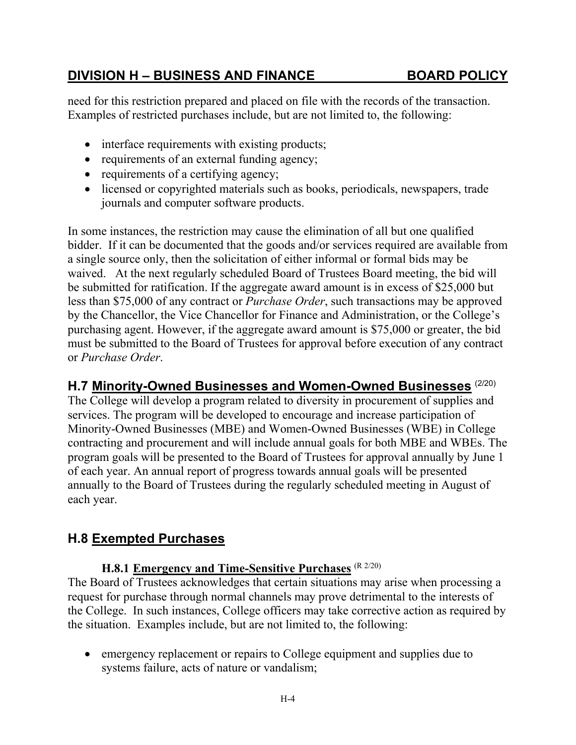need for this restriction prepared and placed on file with the records of the transaction. Examples of restricted purchases include, but are not limited to, the following:

- interface requirements with existing products;
- requirements of an external funding agency;
- requirements of a certifying agency;
- licensed or copyrighted materials such as books, periodicals, newspapers, trade journals and computer software products.

In some instances, the restriction may cause the elimination of all but one qualified bidder. If it can be documented that the goods and/or services required are available from a single source only, then the solicitation of either informal or formal bids may be waived. At the next regularly scheduled Board of Trustees Board meeting, the bid will be submitted for ratification. If the aggregate award amount is in excess of $25,000 but less than $75,000 of any contract or *Purchase Order*, such transactions may be approved by the Chancellor, the Vice Chancellor for Finance and Administration, or the College's purchasing agent. However, if the aggregate award amount is $75,000 or greater, the bid must be submitted to the Board of Trustees for approval before execution of any contract or *Purchase Order*.

## H.7 Minority-Owned Businesses and Women-Owned Businesses (2/20)

The College will develop a program related to diversity in procurement of supplies and services. The program will be developed to encourage and increase participation of Minority-Owned Businesses (MBE) and Women-Owned Businesses (WBE) in College contracting and procurement and will include annual goals for both MBE and WBEs. The program goals will be presented to the Board of Trustees for approval annually by June 1 of each year. An annual report of progress towards annual goals will be presented annually to the Board of Trustees during the regularly scheduled meeting in August of each year.

## H.8 Exempted Purchases

### H.8.1 Emergency and Time-Sensitive Purchases (R 2/20)

The Board of Trustees acknowledges that certain situations may arise when processing a request for purchase through normal channels may prove detrimental to the interests of the College. In such instances, College officers may take corrective action as required by the situation. Examples include, but are not limited to, the following:

- emergency replacement or repairs to College equipment and supplies due to systems failure, acts of nature or vandalism;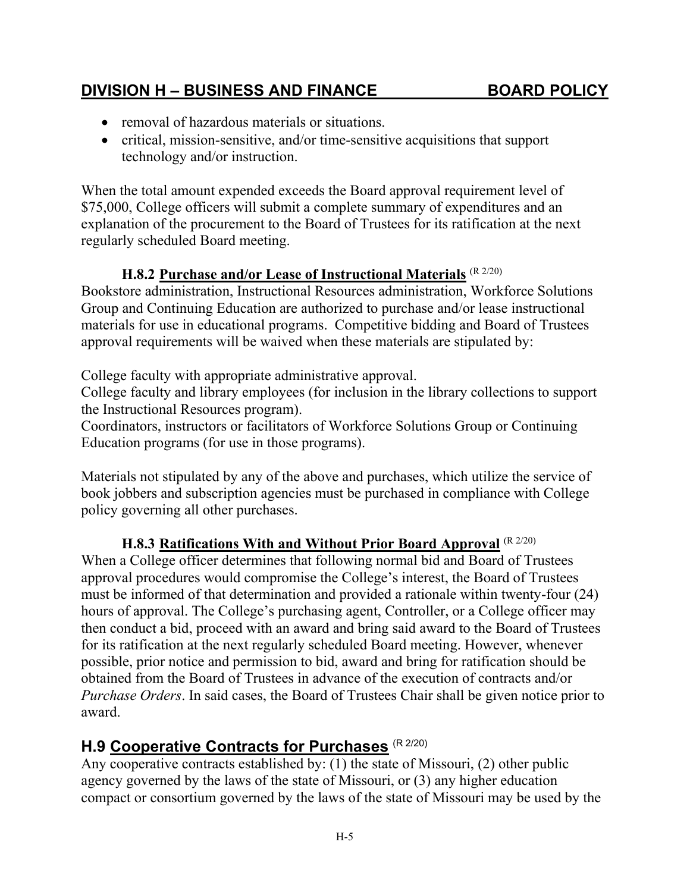- removal of hazardous materials or situations.
- critical, mission-sensitive, and/or time-sensitive acquisitions that support technology and/or instruction.

When the total amount expended exceeds the Board approval requirement level of $75,000, College officers will submit a complete summary of expenditures and an explanation of the procurement to the Board of Trustees for its ratification at the next regularly scheduled Board meeting.

### H.8.2 Purchase and/or Lease of Instructional Materials (R 2/20)

Bookstore administration, Instructional Resources administration, Workforce Solutions Group and Continuing Education are authorized to purchase and/or lease instructional materials for use in educational programs. Competitive bidding and Board of Trustees approval requirements will be waived when these materials are stipulated by:

College faculty with appropriate administrative approval.
College faculty and library employees (for inclusion in the library collections to support the Instructional Resources program).
Coordinators, instructors or facilitators of Workforce Solutions Group or Continuing Education programs (for use in those programs).

Materials not stipulated by any of the above and purchases, which utilize the service of book jobbers and subscription agencies must be purchased in compliance with College policy governing all other purchases.

### H.8.3 Ratifications With and Without Prior Board Approval (R 2/20)

When a College officer determines that following normal bid and Board of Trustees approval procedures would compromise the College's interest, the Board of Trustees must be informed of that determination and provided a rationale within twenty-four (24) hours of approval. The College's purchasing agent, Controller, or a College officer may then conduct a bid, proceed with an award and bring said award to the Board of Trustees for its ratification at the next regularly scheduled Board meeting. However, whenever possible, prior notice and permission to bid, award and bring for ratification should be obtained from the Board of Trustees in advance of the execution of contracts and/or *Purchase Orders*. In said cases, the Board of Trustees Chair shall be given notice prior to award.

## H.9 Cooperative Contracts for Purchases (R 2/20)

Any cooperative contracts established by: (1) the state of Missouri, (2) other public agency governed by the laws of the state of Missouri, or (3) any higher education compact or consortium governed by the laws of the state of Missouri may be used by the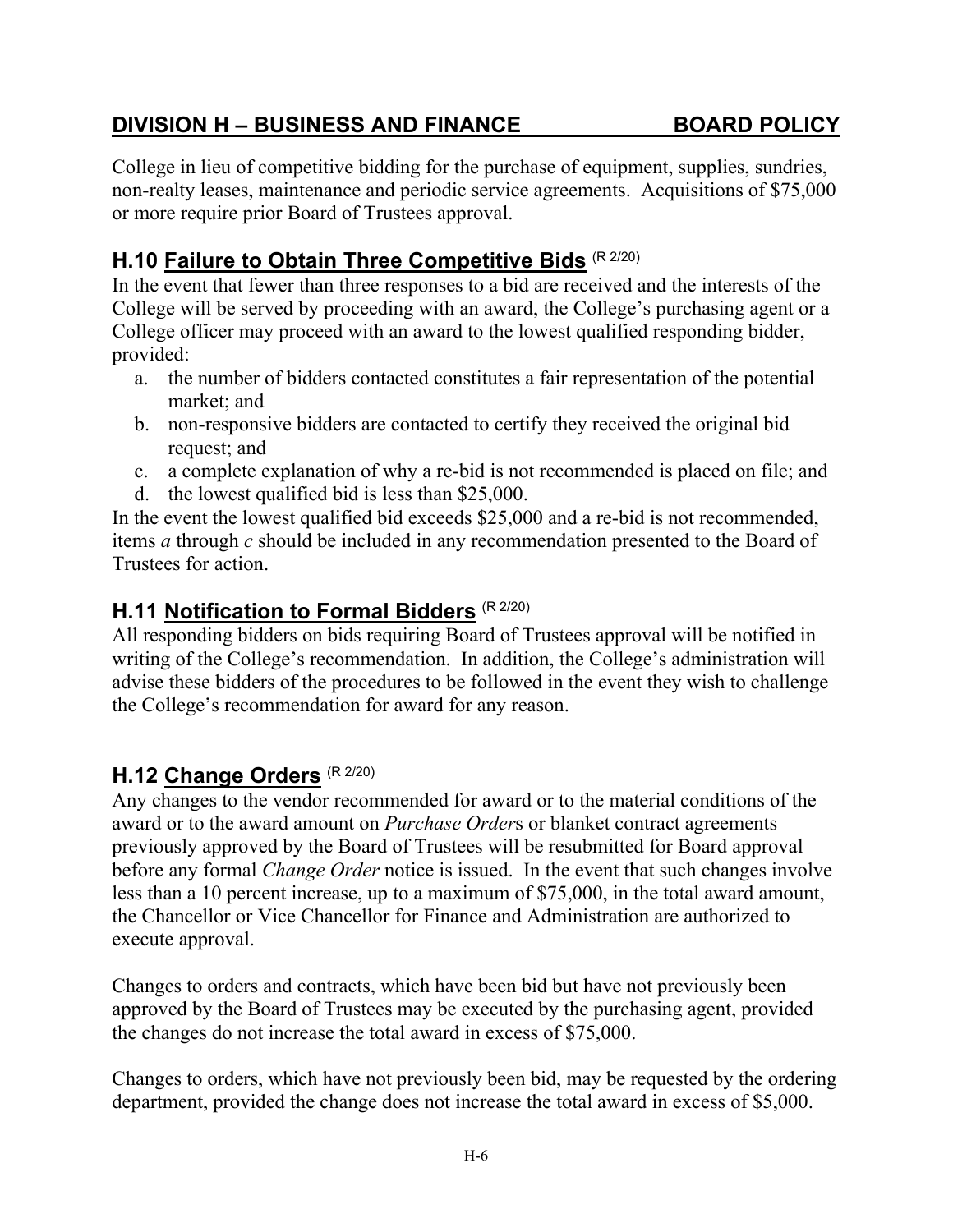College in lieu of competitive bidding for the purchase of equipment, supplies, sundries, non-realty leases, maintenance and periodic service agreements. Acquisitions of $75,000 or more require prior Board of Trustees approval.

## H.10 Failure to Obtain Three Competitive Bids (R 2/20)

In the event that fewer than three responses to a bid are received and the interests of the College will be served by proceeding with an award, the College's purchasing agent or a College officer may proceed with an award to the lowest qualified responding bidder, provided:

a. the number of bidders contacted constitutes a fair representation of the potential market; and
b. non-responsive bidders are contacted to certify they received the original bid request; and
c. a complete explanation of why a re-bid is not recommended is placed on file; and
d. the lowest qualified bid is less than $25,000.

In the event the lowest qualified bid exceeds $25,000 and a re-bid is not recommended, items *a* through *c* should be included in any recommendation presented to the Board of Trustees for action.

## H.11 Notification to Formal Bidders (R 2/20)

All responding bidders on bids requiring Board of Trustees approval will be notified in writing of the College's recommendation. In addition, the College's administration will advise these bidders of the procedures to be followed in the event they wish to challenge the College's recommendation for award for any reason.

## H.12 Change Orders (R 2/20)

Any changes to the vendor recommended for award or to the material conditions of the award or to the award amount on *Purchase Order*s or blanket contract agreements previously approved by the Board of Trustees will be resubmitted for Board approval before any formal *Change Order* notice is issued. In the event that such changes involve less than a 10 percent increase, up to a maximum of $75,000, in the total award amount, the Chancellor or Vice Chancellor for Finance and Administration are authorized to execute approval.

Changes to orders and contracts, which have been bid but have not previously been approved by the Board of Trustees may be executed by the purchasing agent, provided the changes do not increase the total award in excess of $75,000.

Changes to orders, which have not previously been bid, may be requested by the ordering department, provided the change does not increase the total award in excess of $5,000.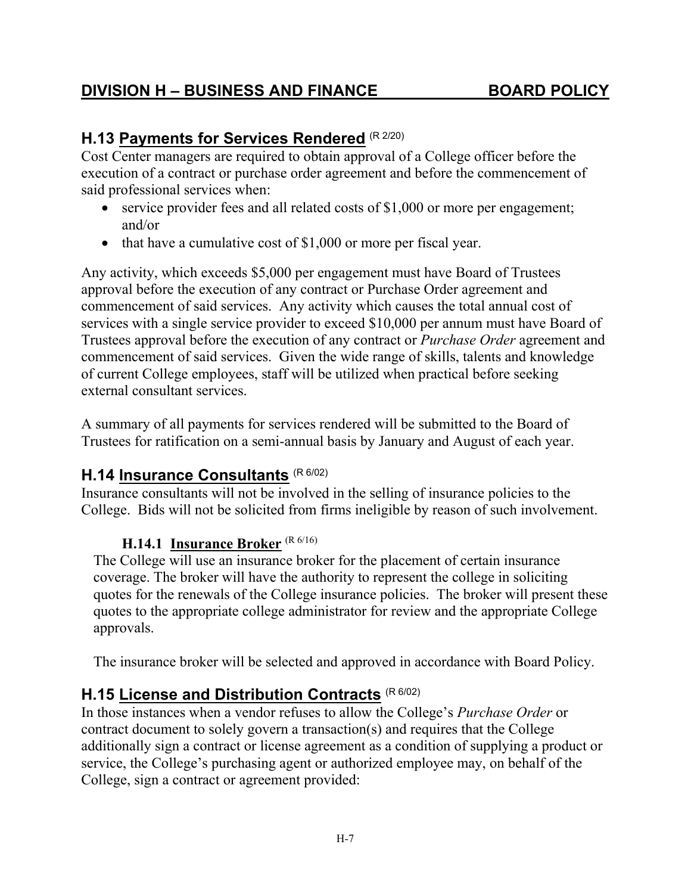## DIVISION H – BUSINESS AND FINANCE BOARD POLICY

### H.13 Payments for Services Rendered (R 2/20)

Cost Center managers are required to obtain approval of a College officer before the execution of a contract or purchase order agreement and before the commencement of said professional services when:

- service provider fees and all related costs of $1,000 or more per engagement; and/or
- that have a cumulative cost of $1,000 or more per fiscal year.

Any activity, which exceeds $5,000 per engagement must have Board of Trustees approval before the execution of any contract or Purchase Order agreement and commencement of said services. Any activity which causes the total annual cost of services with a single service provider to exceed $10,000 per annum must have Board of Trustees approval before the execution of any contract or *Purchase Order* agreement and commencement of said services. Given the wide range of skills, talents and knowledge of current College employees, staff will be utilized when practical before seeking external consultant services.

A summary of all payments for services rendered will be submitted to the Board of Trustees for ratification on a semi-annual basis by January and August of each year.

### H.14 Insurance Consultants (R 6/02)

Insurance consultants will not be involved in the selling of insurance policies to the College. Bids will not be solicited from firms ineligible by reason of such involvement.

#### H.14.1 Insurance Broker (R 6/16)

The College will use an insurance broker for the placement of certain insurance coverage. The broker will have the authority to represent the college in soliciting quotes for the renewals of the College insurance policies. The broker will present these quotes to the appropriate college administrator for review and the appropriate College approvals.

The insurance broker will be selected and approved in accordance with Board Policy.

### H.15 License and Distribution Contracts (R 6/02)

In those instances when a vendor refuses to allow the College's *Purchase Order* or contract document to solely govern a transaction(s) and requires that the College additionally sign a contract or license agreement as a condition of supplying a product or service, the College's purchasing agent or authorized employee may, on behalf of the College, sign a contract or agreement provided: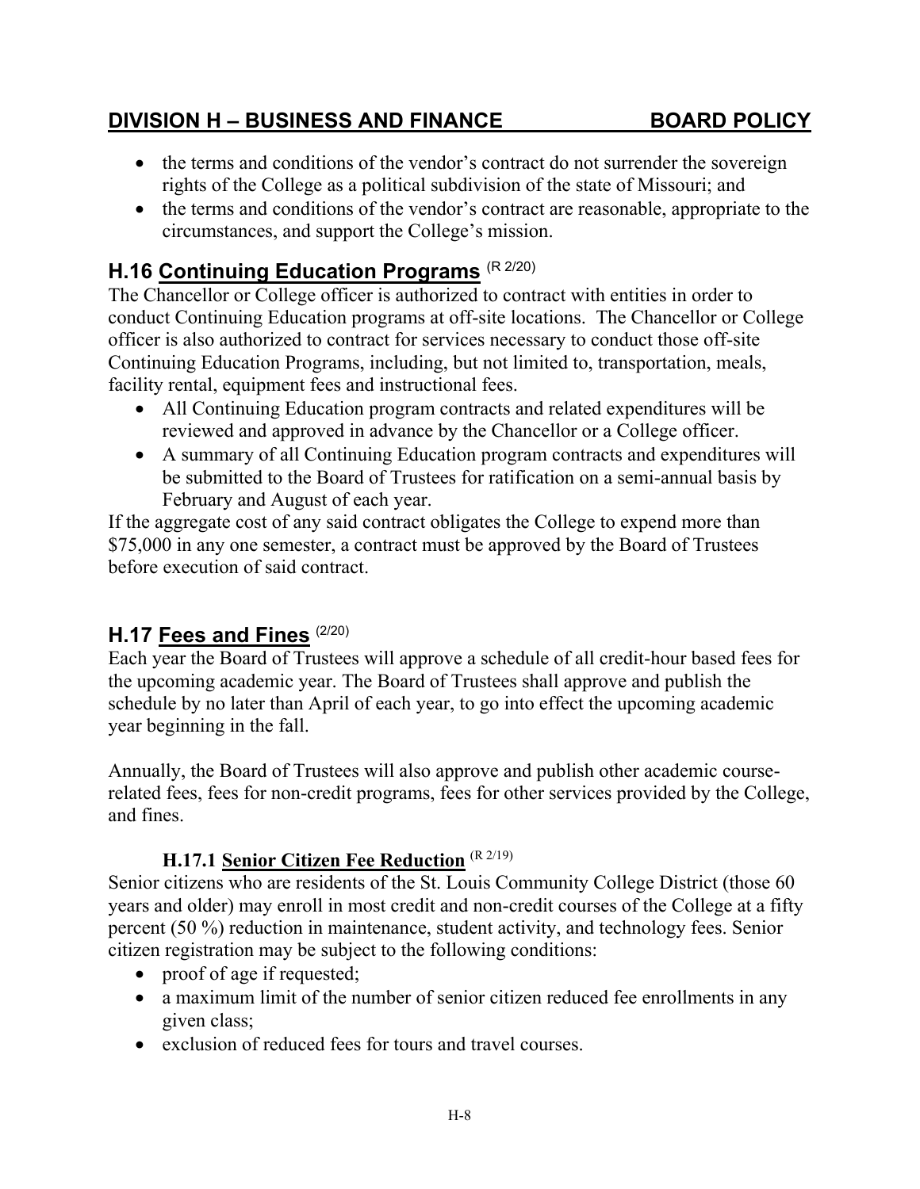- the terms and conditions of the vendor's contract do not surrender the sovereign rights of the College as a political subdivision of the state of Missouri; and
- the terms and conditions of the vendor's contract are reasonable, appropriate to the circumstances, and support the College's mission.

## H.16 Continuing Education Programs (R 2/20)

The Chancellor or College officer is authorized to contract with entities in order to conduct Continuing Education programs at off-site locations. The Chancellor or College officer is also authorized to contract for services necessary to conduct those off-site Continuing Education Programs, including, but not limited to, transportation, meals, facility rental, equipment fees and instructional fees.

- All Continuing Education program contracts and related expenditures will be reviewed and approved in advance by the Chancellor or a College officer.
- A summary of all Continuing Education program contracts and expenditures will be submitted to the Board of Trustees for ratification on a semi-annual basis by February and August of each year.

If the aggregate cost of any said contract obligates the College to expend more than $75,000 in any one semester, a contract must be approved by the Board of Trustees before execution of said contract.

## H.17 Fees and Fines (2/20)

Each year the Board of Trustees will approve a schedule of all credit-hour based fees for the upcoming academic year. The Board of Trustees shall approve and publish the schedule by no later than April of each year, to go into effect the upcoming academic year beginning in the fall.

Annually, the Board of Trustees will also approve and publish other academic course-related fees, fees for non-credit programs, fees for other services provided by the College, and fines.

### H.17.1 Senior Citizen Fee Reduction (R 2/19)

Senior citizens who are residents of the St. Louis Community College District (those 60 years and older) may enroll in most credit and non-credit courses of the College at a fifty percent (50 %) reduction in maintenance, student activity, and technology fees. Senior citizen registration may be subject to the following conditions:

- proof of age if requested;
- a maximum limit of the number of senior citizen reduced fee enrollments in any given class;
- exclusion of reduced fees for tours and travel courses.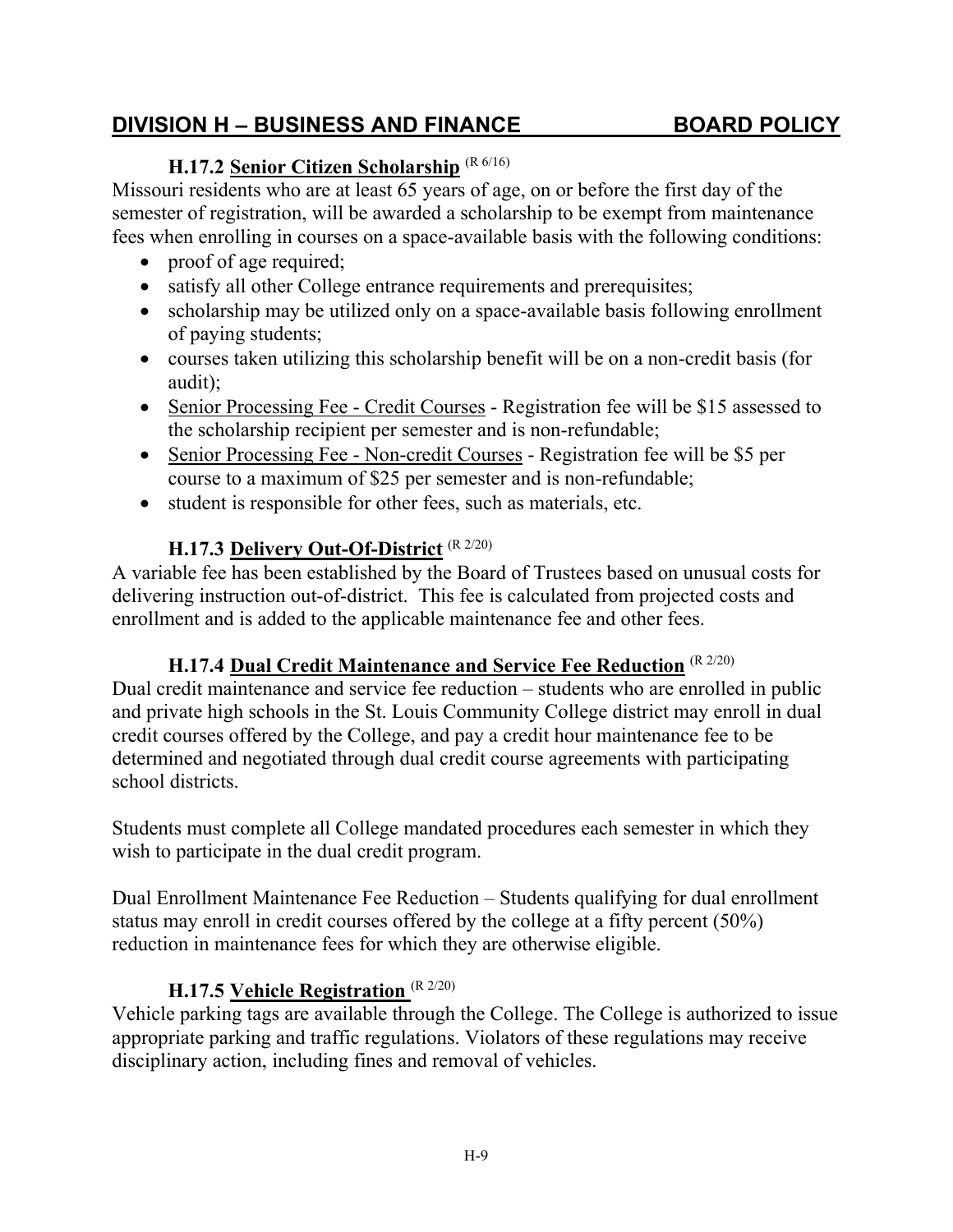## DIVISION H – BUSINESS AND FINANCE BOARD POLICY

### H.17.2 Senior Citizen Scholarship (R 6/16)

Missouri residents who are at least 65 years of age, on or before the first day of the semester of registration, will be awarded a scholarship to be exempt from maintenance fees when enrolling in courses on a space-available basis with the following conditions:

- proof of age required;
- satisfy all other College entrance requirements and prerequisites;
- scholarship may be utilized only on a space-available basis following enrollment of paying students;
- courses taken utilizing this scholarship benefit will be on a non-credit basis (for audit);
- Senior Processing Fee - Credit Courses - Registration fee will be $15 assessed to the scholarship recipient per semester and is non-refundable;
- Senior Processing Fee - Non-credit Courses - Registration fee will be $5 per course to a maximum of $25 per semester and is non-refundable;
- student is responsible for other fees, such as materials, etc.

### H.17.3 Delivery Out-Of-District (R 2/20)

A variable fee has been established by the Board of Trustees based on unusual costs for delivering instruction out-of-district. This fee is calculated from projected costs and enrollment and is added to the applicable maintenance fee and other fees.

### H.17.4 Dual Credit Maintenance and Service Fee Reduction (R 2/20)

Dual credit maintenance and service fee reduction – students who are enrolled in public and private high schools in the St. Louis Community College district may enroll in dual credit courses offered by the College, and pay a credit hour maintenance fee to be determined and negotiated through dual credit course agreements with participating school districts.

Students must complete all College mandated procedures each semester in which they wish to participate in the dual credit program.

Dual Enrollment Maintenance Fee Reduction – Students qualifying for dual enrollment status may enroll in credit courses offered by the college at a fifty percent (50%) reduction in maintenance fees for which they are otherwise eligible.

### H.17.5 Vehicle Registration (R 2/20)

Vehicle parking tags are available through the College. The College is authorized to issue appropriate parking and traffic regulations. Violators of these regulations may receive disciplinary action, including fines and removal of vehicles.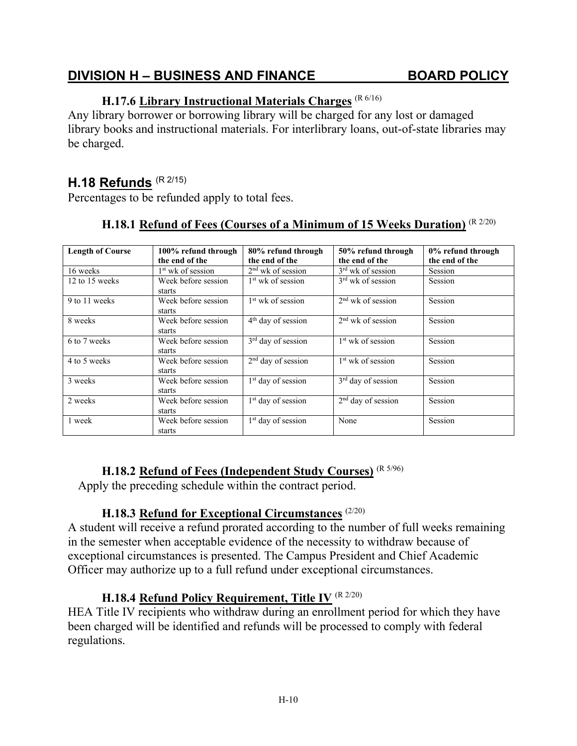# DIVISION H – BUSINESS AND FINANCE BOARD POLICY

### H.17.6 Library Instructional Materials Charges (R 6/16)

Any library borrower or borrowing library will be charged for any lost or damaged library books and instructional materials. For interlibrary loans, out-of-state libraries may be charged.

## H.18 Refunds (R 2/15)

Percentages to be refunded apply to total fees.

### H.18.1 Refund of Fees (Courses of a Minimum of 15 Weeks Duration) (R 2/20)

| Length of Course | 100% refund through the end of the | 80% refund through the end of the | 50% refund through the end of the | 0% refund through the end of the |
|---|---|---|---|---|
| 16 weeks | 1st wk of session | 2nd wk of session | 3rd wk of session | Session |
| 12 to 15 weeks | Week before session starts | 1st wk of session | 3rd wk of session | Session |
| 9 to 11 weeks | Week before session starts | 1st wk of session | 2nd wk of session | Session |
| 8 weeks | Week before session starts | 4th day of session | 2nd wk of session | Session |
| 6 to 7 weeks | Week before session starts | 3rd day of session | 1st wk of session | Session |
| 4 to 5 weeks | Week before session starts | 2nd day of session | 1st wk of session | Session |
| 3 weeks | Week before session starts | 1st day of session | 3rd day of session | Session |
| 2 weeks | Week before session starts | 1st day of session | 2nd day of session | Session |
| 1 week | Week before session starts | 1st day of session | None | Session |

### H.18.2 Refund of Fees (Independent Study Courses) (R 5/96)

Apply the preceding schedule within the contract period.

### H.18.3 Refund for Exceptional Circumstances (2/20)

A student will receive a refund prorated according to the number of full weeks remaining in the semester when acceptable evidence of the necessity to withdraw because of exceptional circumstances is presented. The Campus President and Chief Academic Officer may authorize up to a full refund under exceptional circumstances.

### H.18.4 Refund Policy Requirement, Title IV (R 2/20)

HEA Title IV recipients who withdraw during an enrollment period for which they have been charged will be identified and refunds will be processed to comply with federal regulations.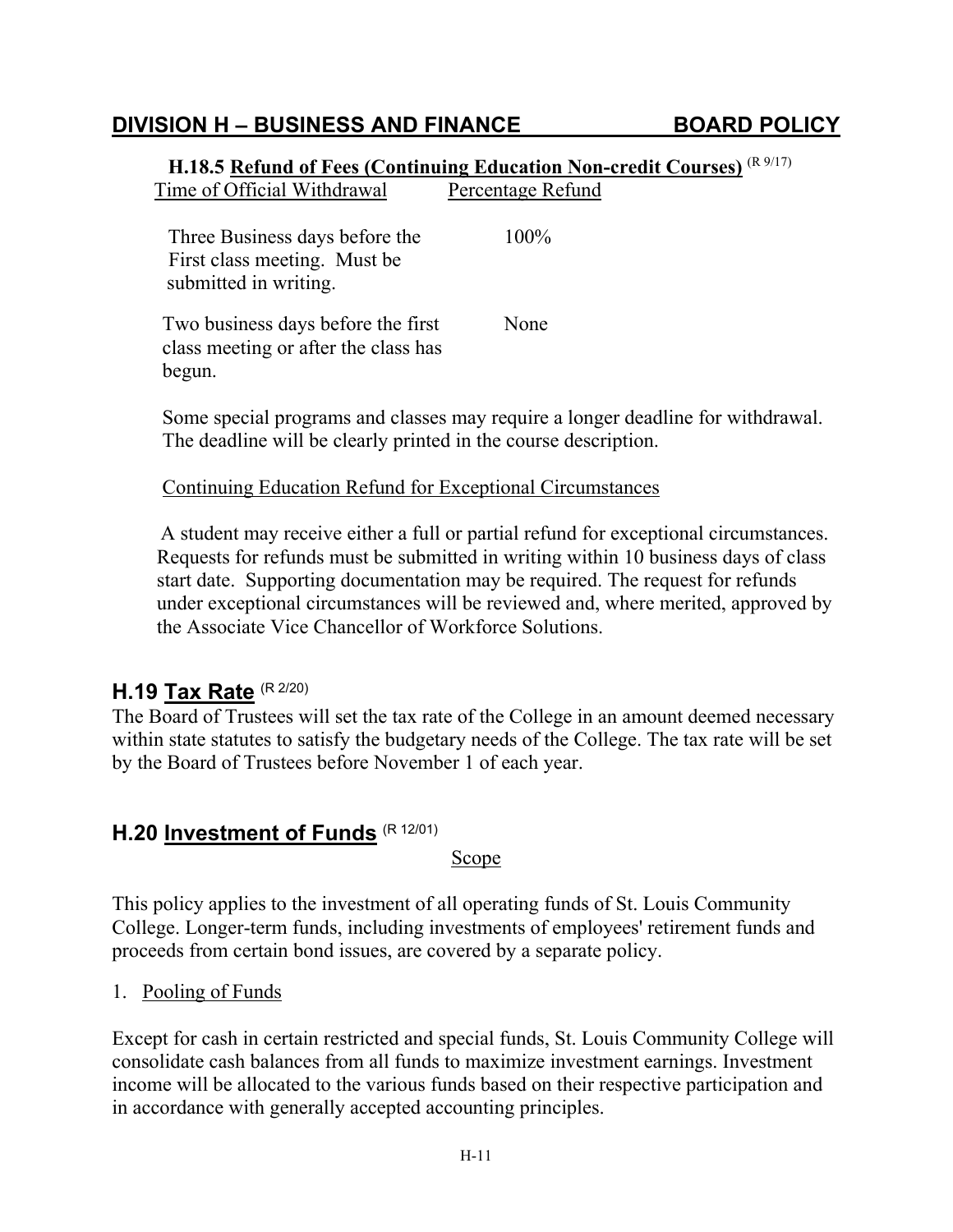## DIVISION H – BUSINESS AND FINANCE BOARD POLICY

### H.18.5 Refund of Fees (Continuing Education Non-credit Courses) (R 9/17)

| Time of Official Withdrawal | Percentage Refund |
|---|---|
| Three Business days before the First class meeting. Must be submitted in writing. | 100% |
| Two business days before the first class meeting or after the class has begun. | None |

Some special programs and classes may require a longer deadline for withdrawal. The deadline will be clearly printed in the course description.

Continuing Education Refund for Exceptional Circumstances

A student may receive either a full or partial refund for exceptional circumstances. Requests for refunds must be submitted in writing within 10 business days of class start date. Supporting documentation may be required. The request for refunds under exceptional circumstances will be reviewed and, where merited, approved by the Associate Vice Chancellor of Workforce Solutions.

## H.19 Tax Rate (R 2/20)

The Board of Trustees will set the tax rate of the College in an amount deemed necessary within state statutes to satisfy the budgetary needs of the College. The tax rate will be set by the Board of Trustees before November 1 of each year.

## H.20 Investment of Funds (R 12/01)

Scope

This policy applies to the investment of all operating funds of St. Louis Community College. Longer-term funds, including investments of employees' retirement funds and proceeds from certain bond issues, are covered by a separate policy.

1. Pooling of Funds

Except for cash in certain restricted and special funds, St. Louis Community College will consolidate cash balances from all funds to maximize investment earnings. Investment income will be allocated to the various funds based on their respective participation and in accordance with generally accepted accounting principles.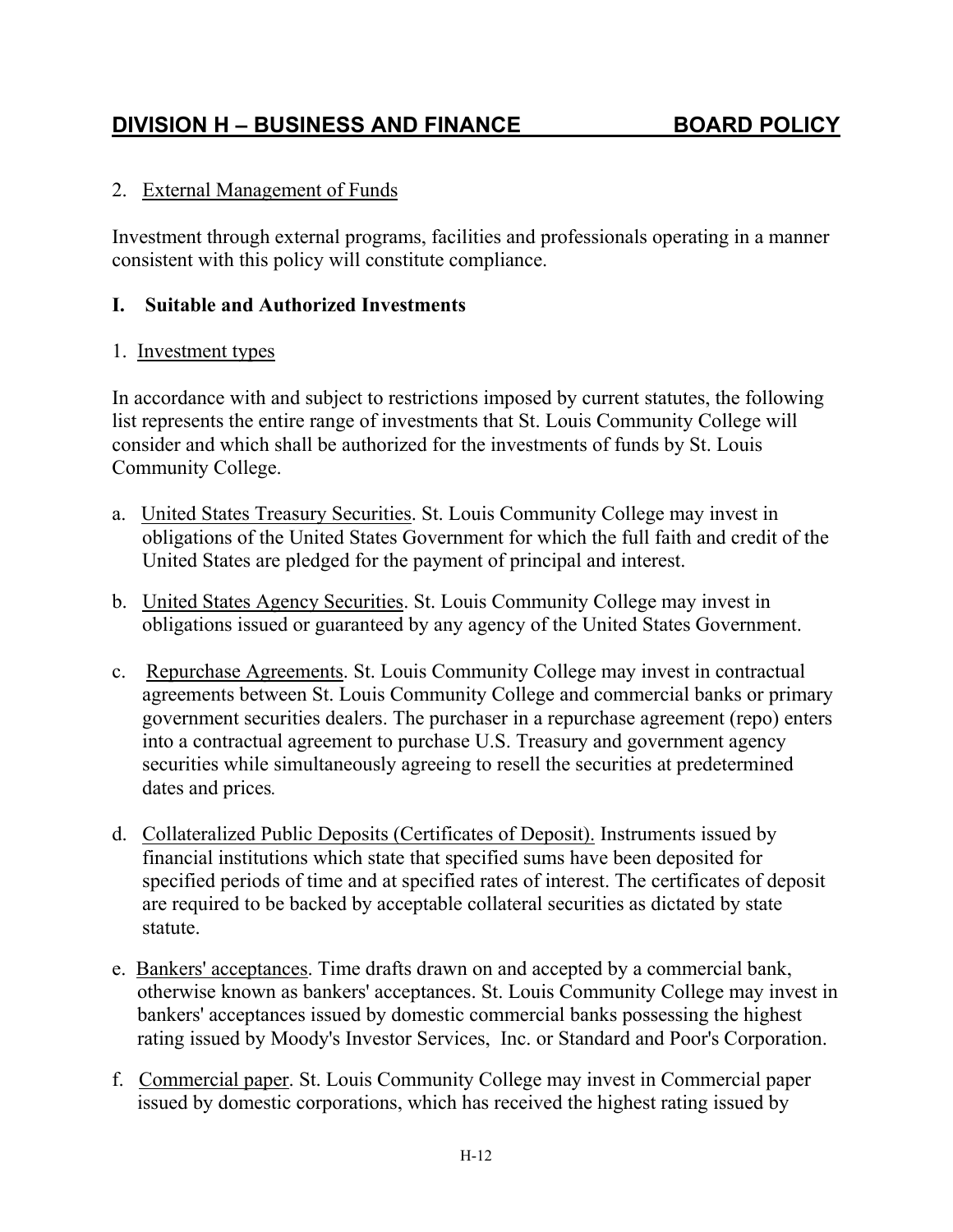2. External Management of Funds

Investment through external programs, facilities and professionals operating in a manner consistent with this policy will constitute compliance.

## I. Suitable and Authorized Investments

1. Investment types

In accordance with and subject to restrictions imposed by current statutes, the following list represents the entire range of investments that St. Louis Community College will consider and which shall be authorized for the investments of funds by St. Louis Community College.

a. United States Treasury Securities. St. Louis Community College may invest in obligations of the United States Government for which the full faith and credit of the United States are pledged for the payment of principal and interest.

b. United States Agency Securities. St. Louis Community College may invest in obligations issued or guaranteed by any agency of the United States Government.

c. Repurchase Agreements. St. Louis Community College may invest in contractual agreements between St. Louis Community College and commercial banks or primary government securities dealers. The purchaser in a repurchase agreement (repo) enters into a contractual agreement to purchase U.S. Treasury and government agency securities while simultaneously agreeing to resell the securities at predetermined dates and prices.

d. Collateralized Public Deposits (Certificates of Deposit). Instruments issued by financial institutions which state that specified sums have been deposited for specified periods of time and at specified rates of interest. The certificates of deposit are required to be backed by acceptable collateral securities as dictated by state statute.

e. Bankers' acceptances. Time drafts drawn on and accepted by a commercial bank, otherwise known as bankers' acceptances. St. Louis Community College may invest in bankers' acceptances issued by domestic commercial banks possessing the highest rating issued by Moody's Investor Services, Inc. or Standard and Poor's Corporation.

f. Commercial paper. St. Louis Community College may invest in Commercial paper issued by domestic corporations, which has received the highest rating issued by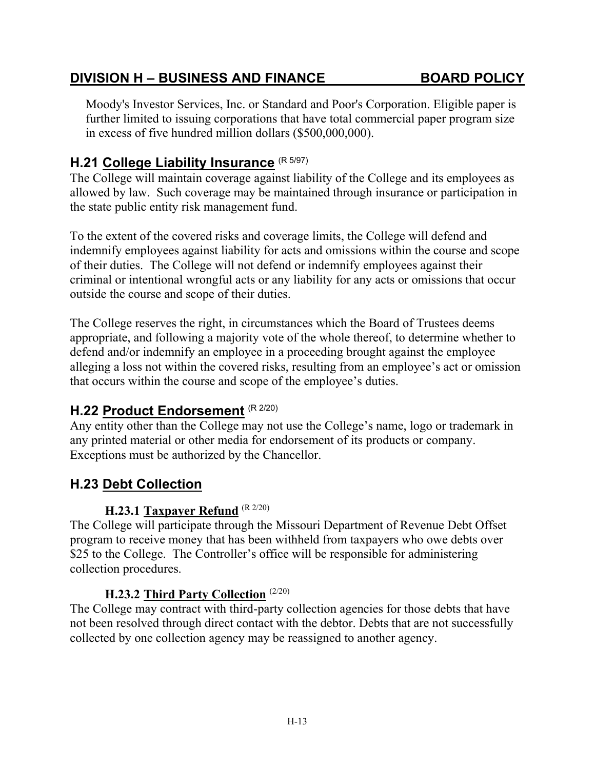Moody's Investor Services, Inc. or Standard and Poor's Corporation. Eligible paper is further limited to issuing corporations that have total commercial paper program size in excess of five hundred million dollars ($500,000,000).

## H.21 College Liability Insurance (R 5/97)

The College will maintain coverage against liability of the College and its employees as allowed by law. Such coverage may be maintained through insurance or participation in the state public entity risk management fund.

To the extent of the covered risks and coverage limits, the College will defend and indemnify employees against liability for acts and omissions within the course and scope of their duties. The College will not defend or indemnify employees against their criminal or intentional wrongful acts or any liability for any acts or omissions that occur outside the course and scope of their duties.

The College reserves the right, in circumstances which the Board of Trustees deems appropriate, and following a majority vote of the whole thereof, to determine whether to defend and/or indemnify an employee in a proceeding brought against the employee alleging a loss not within the covered risks, resulting from an employee's act or omission that occurs within the course and scope of the employee's duties.

## H.22 Product Endorsement (R 2/20)

Any entity other than the College may not use the College's name, logo or trademark in any printed material or other media for endorsement of its products or company. Exceptions must be authorized by the Chancellor.

## H.23 Debt Collection

### H.23.1 Taxpayer Refund (R 2/20)

The College will participate through the Missouri Department of Revenue Debt Offset program to receive money that has been withheld from taxpayers who owe debts over $25 to the College. The Controller's office will be responsible for administering collection procedures.

### H.23.2 Third Party Collection (2/20)

The College may contract with third-party collection agencies for those debts that have not been resolved through direct contact with the debtor. Debts that are not successfully collected by one collection agency may be reassigned to another agency.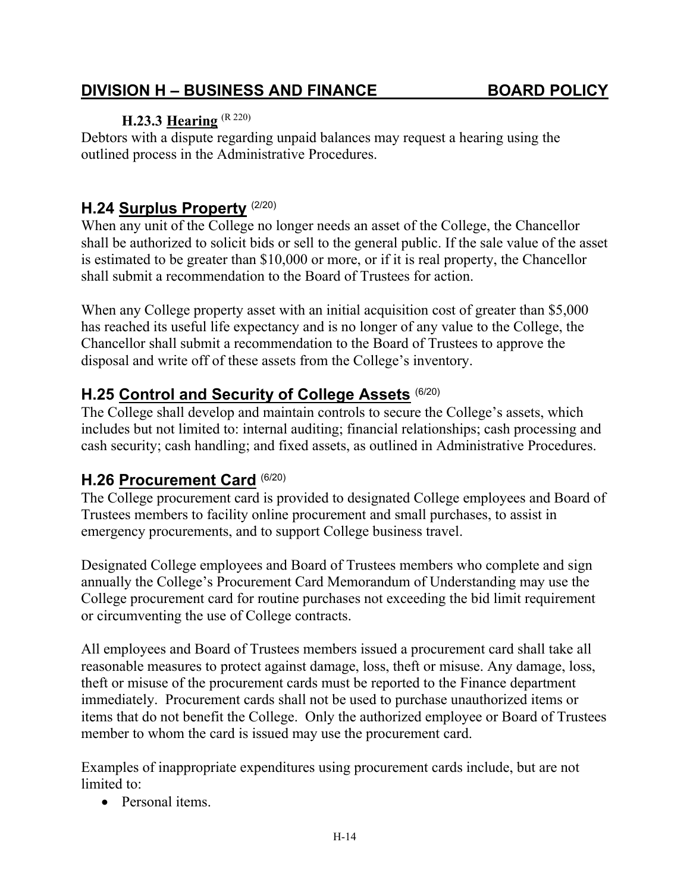## DIVISION H – BUSINESS AND FINANCE BOARD POLICY

### H.23.3 Hearing (R 220)

Debtors with a dispute regarding unpaid balances may request a hearing using the outlined process in the Administrative Procedures.

## H.24 Surplus Property (2/20)

When any unit of the College no longer needs an asset of the College, the Chancellor shall be authorized to solicit bids or sell to the general public. If the sale value of the asset is estimated to be greater than $10,000 or more, or if it is real property, the Chancellor shall submit a recommendation to the Board of Trustees for action.

When any College property asset with an initial acquisition cost of greater than $5,000 has reached its useful life expectancy and is no longer of any value to the College, the Chancellor shall submit a recommendation to the Board of Trustees to approve the disposal and write off of these assets from the College's inventory.

## H.25 Control and Security of College Assets (6/20)

The College shall develop and maintain controls to secure the College's assets, which includes but not limited to: internal auditing; financial relationships; cash processing and cash security; cash handling; and fixed assets, as outlined in Administrative Procedures.

## H.26 Procurement Card (6/20)

The College procurement card is provided to designated College employees and Board of Trustees members to facility online procurement and small purchases, to assist in emergency procurements, and to support College business travel.

Designated College employees and Board of Trustees members who complete and sign annually the College's Procurement Card Memorandum of Understanding may use the College procurement card for routine purchases not exceeding the bid limit requirement or circumventing the use of College contracts.

All employees and Board of Trustees members issued a procurement card shall take all reasonable measures to protect against damage, loss, theft or misuse. Any damage, loss, theft or misuse of the procurement cards must be reported to the Finance department immediately. Procurement cards shall not be used to purchase unauthorized items or items that do not benefit the College. Only the authorized employee or Board of Trustees member to whom the card is issued may use the procurement card.

Examples of inappropriate expenditures using procurement cards include, but are not limited to:

- Personal items.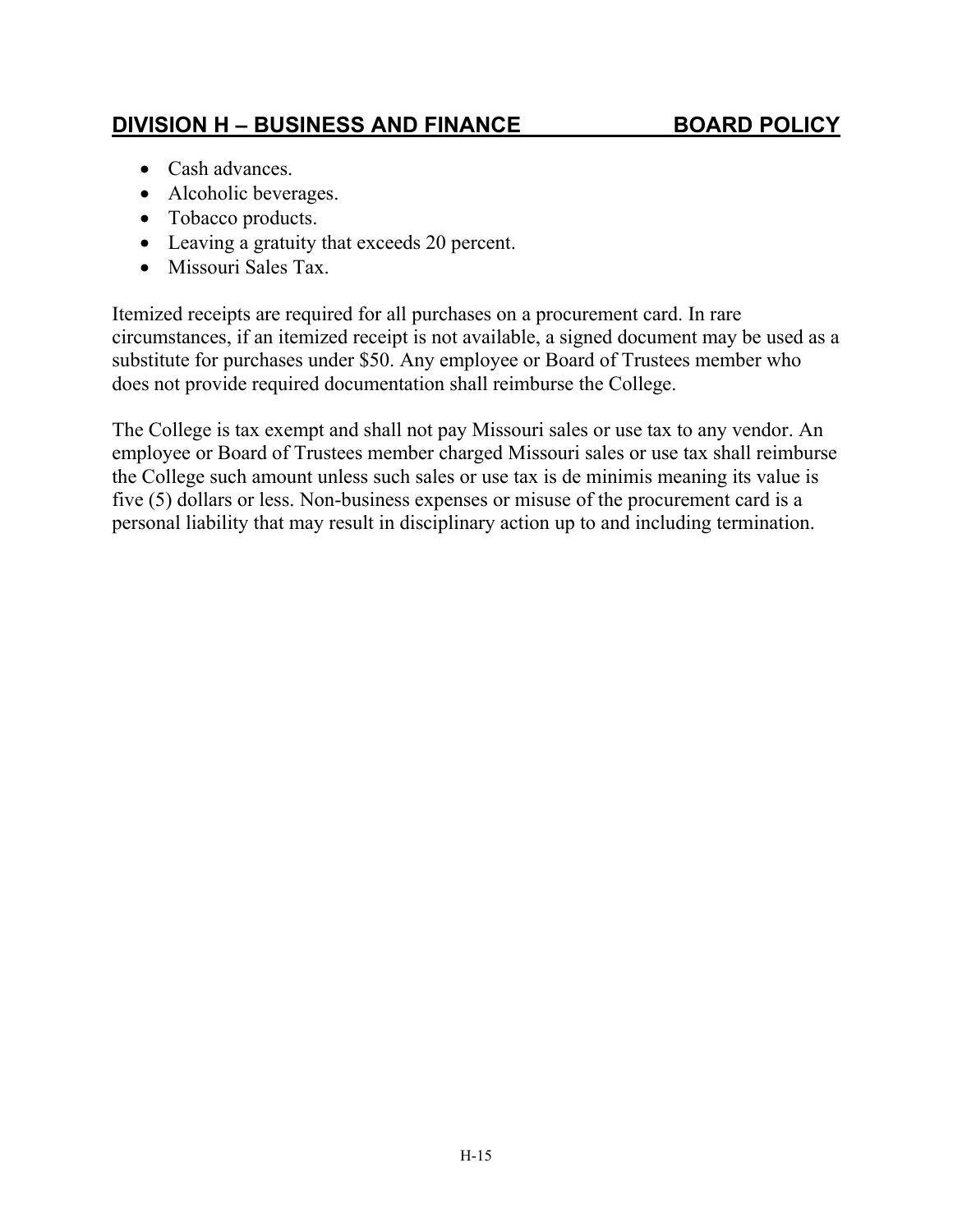- Cash advances.
- Alcoholic beverages.
- Tobacco products.
- Leaving a gratuity that exceeds 20 percent.
- Missouri Sales Tax.

Itemized receipts are required for all purchases on a procurement card. In rare circumstances, if an itemized receipt is not available, a signed document may be used as a substitute for purchases under $50. Any employee or Board of Trustees member who does not provide required documentation shall reimburse the College.

The College is tax exempt and shall not pay Missouri sales or use tax to any vendor. An employee or Board of Trustees member charged Missouri sales or use tax shall reimburse the College such amount unless such sales or use tax is de minimis meaning its value is five (5) dollars or less. Non-business expenses or misuse of the procurement card is a personal liability that may result in disciplinary action up to and including termination.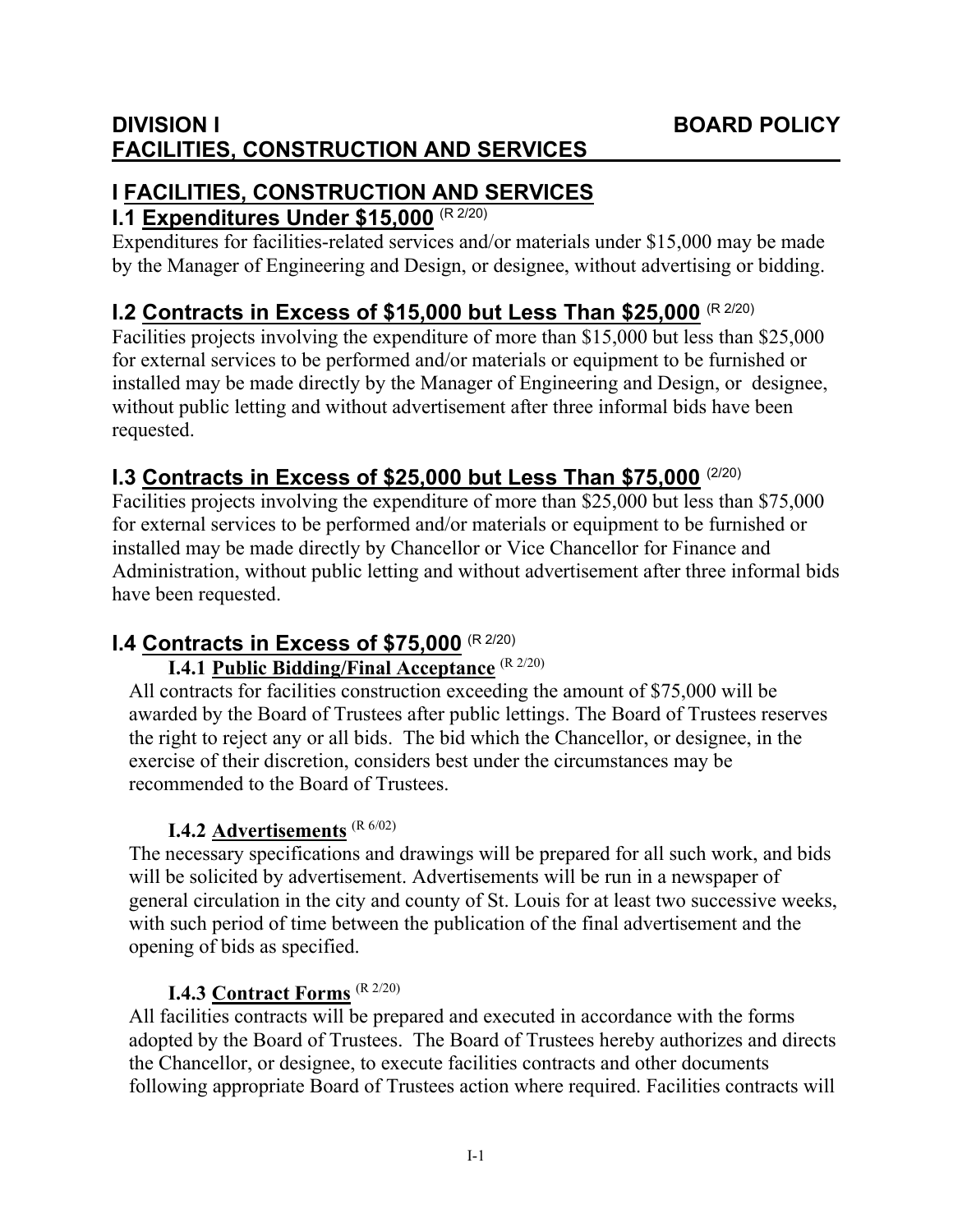# DIVISION I BOARD POLICY
# FACILITIES, CONSTRUCTION AND SERVICES

## I FACILITIES, CONSTRUCTION AND SERVICES

### I.1 Expenditures Under $15,000 (R 2/20)

Expenditures for facilities-related services and/or materials under $15,000 may be made by the Manager of Engineering and Design, or designee, without advertising or bidding.

### I.2 Contracts in Excess of $15,000 but Less Than $25,000 (R 2/20)

Facilities projects involving the expenditure of more than $15,000 but less than $25,000 for external services to be performed and/or materials or equipment to be furnished or installed may be made directly by the Manager of Engineering and Design, or designee, without public letting and without advertisement after three informal bids have been requested.

### I.3 Contracts in Excess of $25,000 but Less Than $75,000 (2/20)

Facilities projects involving the expenditure of more than $25,000 but less than $75,000 for external services to be performed and/or materials or equipment to be furnished or installed may be made directly by Chancellor or Vice Chancellor for Finance and Administration, without public letting and without advertisement after three informal bids have been requested.

### I.4 Contracts in Excess of $75,000 (R 2/20)

#### I.4.1 Public Bidding/Final Acceptance (R 2/20)

All contracts for facilities construction exceeding the amount of $75,000 will be awarded by the Board of Trustees after public lettings. The Board of Trustees reserves the right to reject any or all bids. The bid which the Chancellor, or designee, in the exercise of their discretion, considers best under the circumstances may be recommended to the Board of Trustees.

#### I.4.2 Advertisements (R 6/02)

The necessary specifications and drawings will be prepared for all such work, and bids will be solicited by advertisement. Advertisements will be run in a newspaper of general circulation in the city and county of St. Louis for at least two successive weeks, with such period of time between the publication of the final advertisement and the opening of bids as specified.

#### I.4.3 Contract Forms (R 2/20)

All facilities contracts will be prepared and executed in accordance with the forms adopted by the Board of Trustees. The Board of Trustees hereby authorizes and directs the Chancellor, or designee, to execute facilities contracts and other documents following appropriate Board of Trustees action where required. Facilities contracts will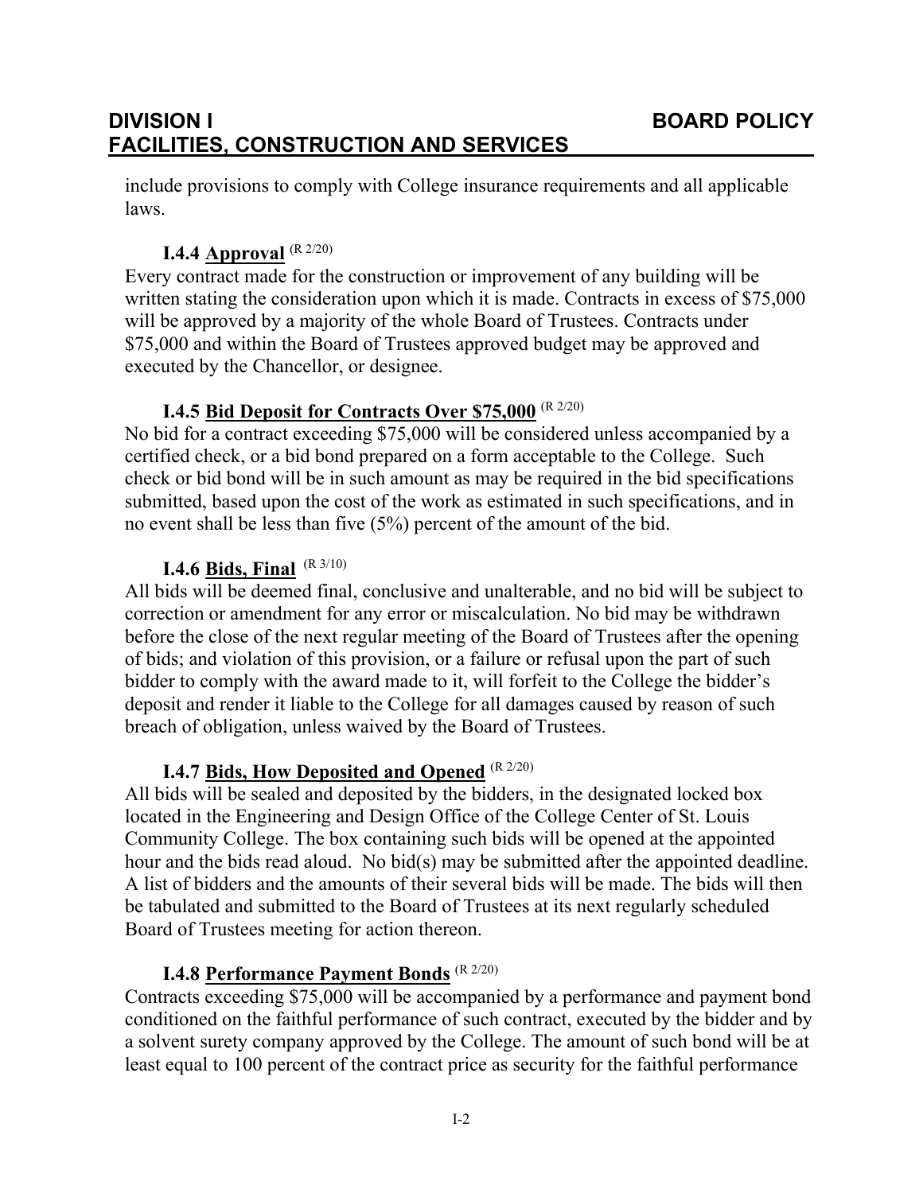include provisions to comply with College insurance requirements and all applicable laws.

### I.4.4 Approval (R 2/20)

Every contract made for the construction or improvement of any building will be written stating the consideration upon which it is made. Contracts in excess of $75,000 will be approved by a majority of the whole Board of Trustees. Contracts under $75,000 and within the Board of Trustees approved budget may be approved and executed by the Chancellor, or designee.

### I.4.5 Bid Deposit for Contracts Over $75,000 (R 2/20)

No bid for a contract exceeding $75,000 will be considered unless accompanied by a certified check, or a bid bond prepared on a form acceptable to the College. Such check or bid bond will be in such amount as may be required in the bid specifications submitted, based upon the cost of the work as estimated in such specifications, and in no event shall be less than five (5%) percent of the amount of the bid.

### I.4.6 Bids, Final (R 3/10)

All bids will be deemed final, conclusive and unalterable, and no bid will be subject to correction or amendment for any error or miscalculation. No bid may be withdrawn before the close of the next regular meeting of the Board of Trustees after the opening of bids; and violation of this provision, or a failure or refusal upon the part of such bidder to comply with the award made to it, will forfeit to the College the bidder's deposit and render it liable to the College for all damages caused by reason of such breach of obligation, unless waived by the Board of Trustees.

### I.4.7 Bids, How Deposited and Opened (R 2/20)

All bids will be sealed and deposited by the bidders, in the designated locked box located in the Engineering and Design Office of the College Center of St. Louis Community College. The box containing such bids will be opened at the appointed hour and the bids read aloud. No bid(s) may be submitted after the appointed deadline. A list of bidders and the amounts of their several bids will be made. The bids will then be tabulated and submitted to the Board of Trustees at its next regularly scheduled Board of Trustees meeting for action thereon.

### I.4.8 Performance Payment Bonds (R 2/20)

Contracts exceeding $75,000 will be accompanied by a performance and payment bond conditioned on the faithful performance of such contract, executed by the bidder and by a solvent surety company approved by the College. The amount of such bond will be at least equal to 100 percent of the contract price as security for the faithful performance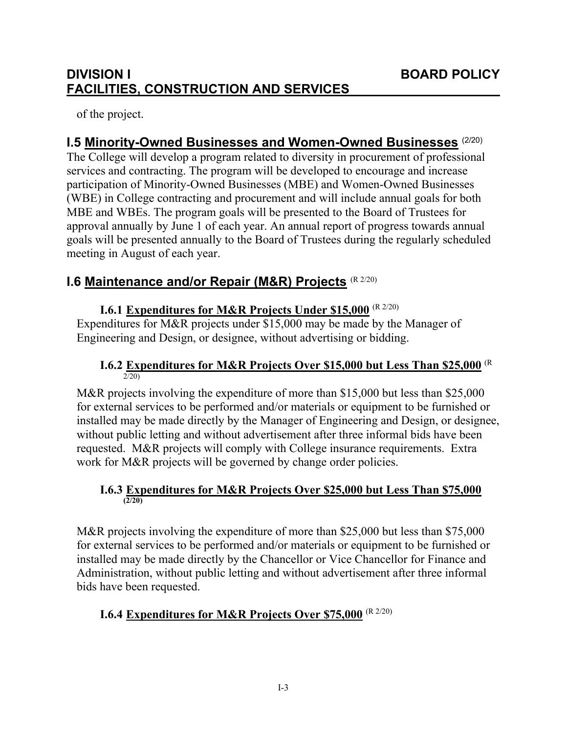of the project.

## I.5 Minority-Owned Businesses and Women-Owned Businesses (2/20)

The College will develop a program related to diversity in procurement of professional services and contracting. The program will be developed to encourage and increase participation of Minority-Owned Businesses (MBE) and Women-Owned Businesses (WBE) in College contracting and procurement and will include annual goals for both MBE and WBEs. The program goals will be presented to the Board of Trustees for approval annually by June 1 of each year. An annual report of progress towards annual goals will be presented annually to the Board of Trustees during the regularly scheduled meeting in August of each year.

## I.6 Maintenance and/or Repair (M&R) Projects (R 2/20)

### I.6.1 Expenditures for M&R Projects Under $15,000 (R 2/20)

Expenditures for M&R projects under $15,000 may be made by the Manager of Engineering and Design, or designee, without advertising or bidding.

### I.6.2 Expenditures for M&R Projects Over $15,000 but Less Than $25,000 (R 2/20)

M&R projects involving the expenditure of more than $15,000 but less than $25,000 for external services to be performed and/or materials or equipment to be furnished or installed may be made directly by the Manager of Engineering and Design, or designee, without public letting and without advertisement after three informal bids have been requested. M&R projects will comply with College insurance requirements. Extra work for M&R projects will be governed by change order policies.

### I.6.3 Expenditures for M&R Projects Over $25,000 but Less Than $75,000 (2/20)

M&R projects involving the expenditure of more than $25,000 but less than $75,000 for external services to be performed and/or materials or equipment to be furnished or installed may be made directly by the Chancellor or Vice Chancellor for Finance and Administration, without public letting and without advertisement after three informal bids have been requested.

### I.6.4 Expenditures for M&R Projects Over $75,000 (R 2/20)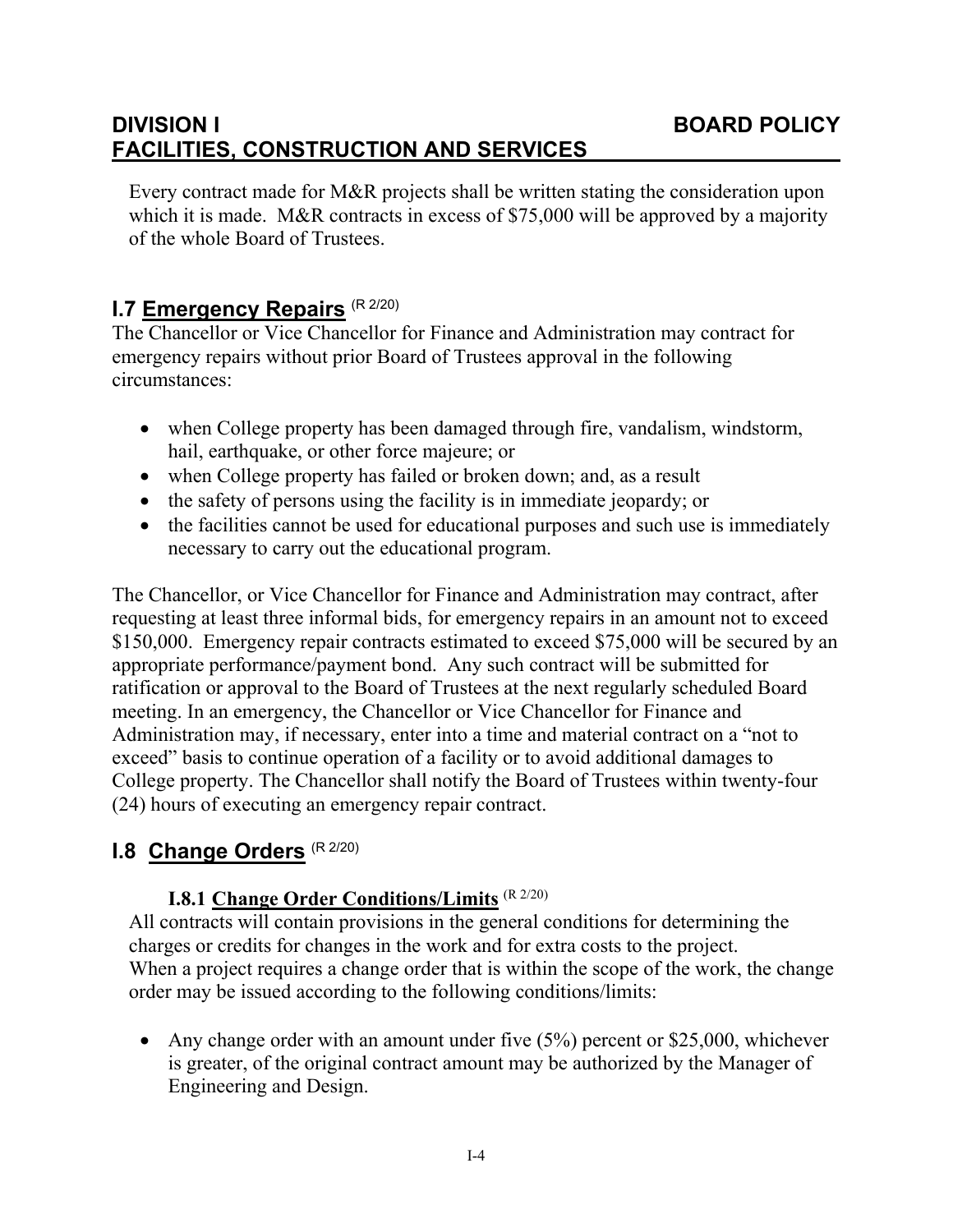Every contract made for M&R projects shall be written stating the consideration upon which it is made. M&R contracts in excess of $75,000 will be approved by a majority of the whole Board of Trustees.

## I.7 Emergency Repairs (R 2/20)

The Chancellor or Vice Chancellor for Finance and Administration may contract for emergency repairs without prior Board of Trustees approval in the following circumstances:

- when College property has been damaged through fire, vandalism, windstorm, hail, earthquake, or other force majeure; or
- when College property has failed or broken down; and, as a result
- the safety of persons using the facility is in immediate jeopardy; or
- the facilities cannot be used for educational purposes and such use is immediately necessary to carry out the educational program.

The Chancellor, or Vice Chancellor for Finance and Administration may contract, after requesting at least three informal bids, for emergency repairs in an amount not to exceed $150,000. Emergency repair contracts estimated to exceed $75,000 will be secured by an appropriate performance/payment bond. Any such contract will be submitted for ratification or approval to the Board of Trustees at the next regularly scheduled Board meeting. In an emergency, the Chancellor or Vice Chancellor for Finance and Administration may, if necessary, enter into a time and material contract on a "not to exceed" basis to continue operation of a facility or to avoid additional damages to College property. The Chancellor shall notify the Board of Trustees within twenty-four (24) hours of executing an emergency repair contract.

## I.8 Change Orders (R 2/20)

### I.8.1 Change Order Conditions/Limits (R 2/20)

All contracts will contain provisions in the general conditions for determining the charges or credits for changes in the work and for extra costs to the project. When a project requires a change order that is within the scope of the work, the change order may be issued according to the following conditions/limits:

- Any change order with an amount under five (5%) percent or $25,000, whichever is greater, of the original contract amount may be authorized by the Manager of Engineering and Design.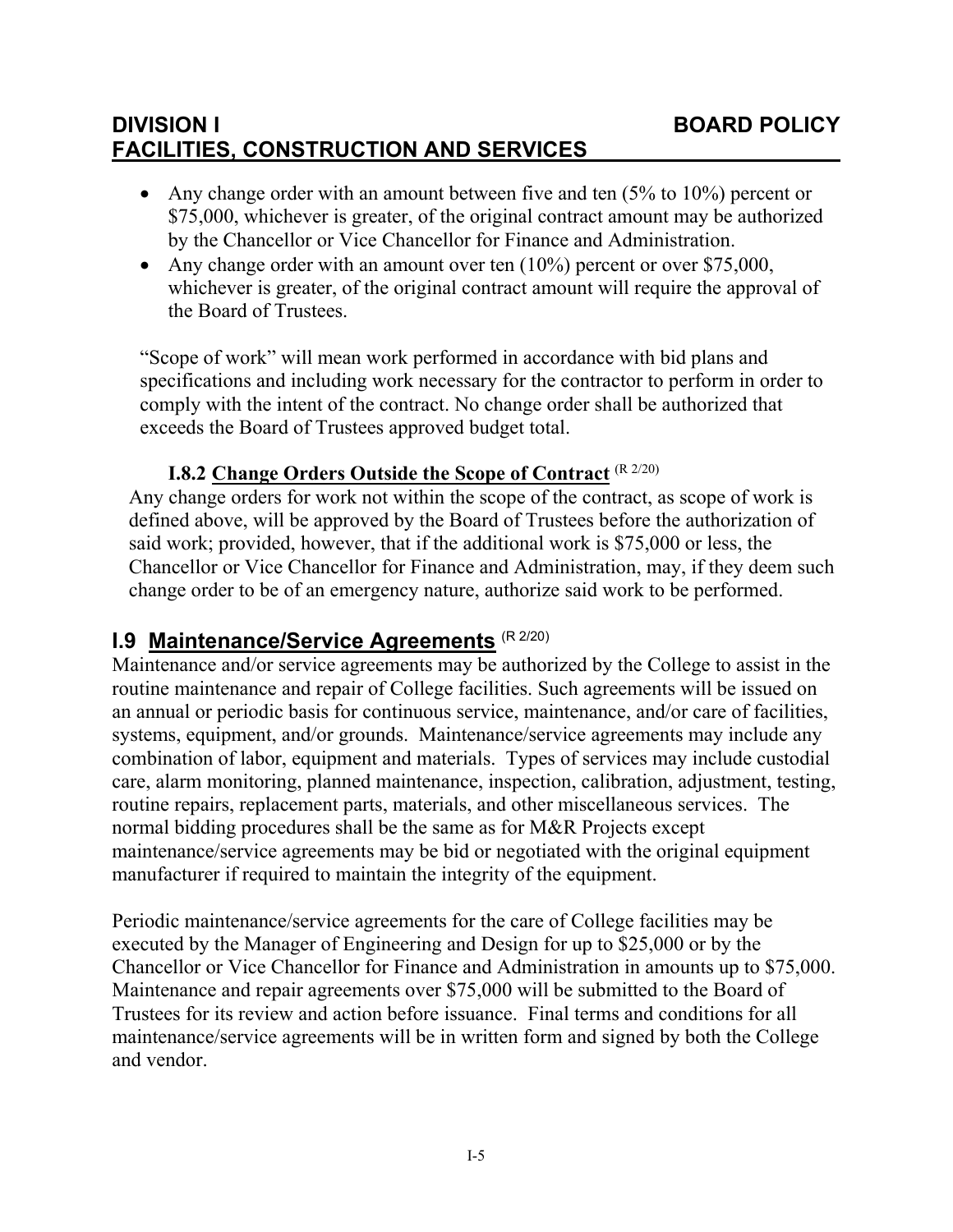- Any change order with an amount between five and ten (5% to 10%) percent or $75,000, whichever is greater, of the original contract amount may be authorized by the Chancellor or Vice Chancellor for Finance and Administration.
- Any change order with an amount over ten (10%) percent or over $75,000, whichever is greater, of the original contract amount will require the approval of the Board of Trustees.

"Scope of work" will mean work performed in accordance with bid plans and specifications and including work necessary for the contractor to perform in order to comply with the intent of the contract. No change order shall be authorized that exceeds the Board of Trustees approved budget total.

### I.8.2 Change Orders Outside the Scope of Contract (R 2/20)

Any change orders for work not within the scope of the contract, as scope of work is defined above, will be approved by the Board of Trustees before the authorization of said work; provided, however, that if the additional work is $75,000 or less, the Chancellor or Vice Chancellor for Finance and Administration, may, if they deem such change order to be of an emergency nature, authorize said work to be performed.

## I.9 Maintenance/Service Agreements (R 2/20)

Maintenance and/or service agreements may be authorized by the College to assist in the routine maintenance and repair of College facilities. Such agreements will be issued on an annual or periodic basis for continuous service, maintenance, and/or care of facilities, systems, equipment, and/or grounds. Maintenance/service agreements may include any combination of labor, equipment and materials. Types of services may include custodial care, alarm monitoring, planned maintenance, inspection, calibration, adjustment, testing, routine repairs, replacement parts, materials, and other miscellaneous services. The normal bidding procedures shall be the same as for M&R Projects except maintenance/service agreements may be bid or negotiated with the original equipment manufacturer if required to maintain the integrity of the equipment.

Periodic maintenance/service agreements for the care of College facilities may be executed by the Manager of Engineering and Design for up to $25,000 or by the Chancellor or Vice Chancellor for Finance and Administration in amounts up to $75,000. Maintenance and repair agreements over $75,000 will be submitted to the Board of Trustees for its review and action before issuance. Final terms and conditions for all maintenance/service agreements will be in written form and signed by both the College and vendor.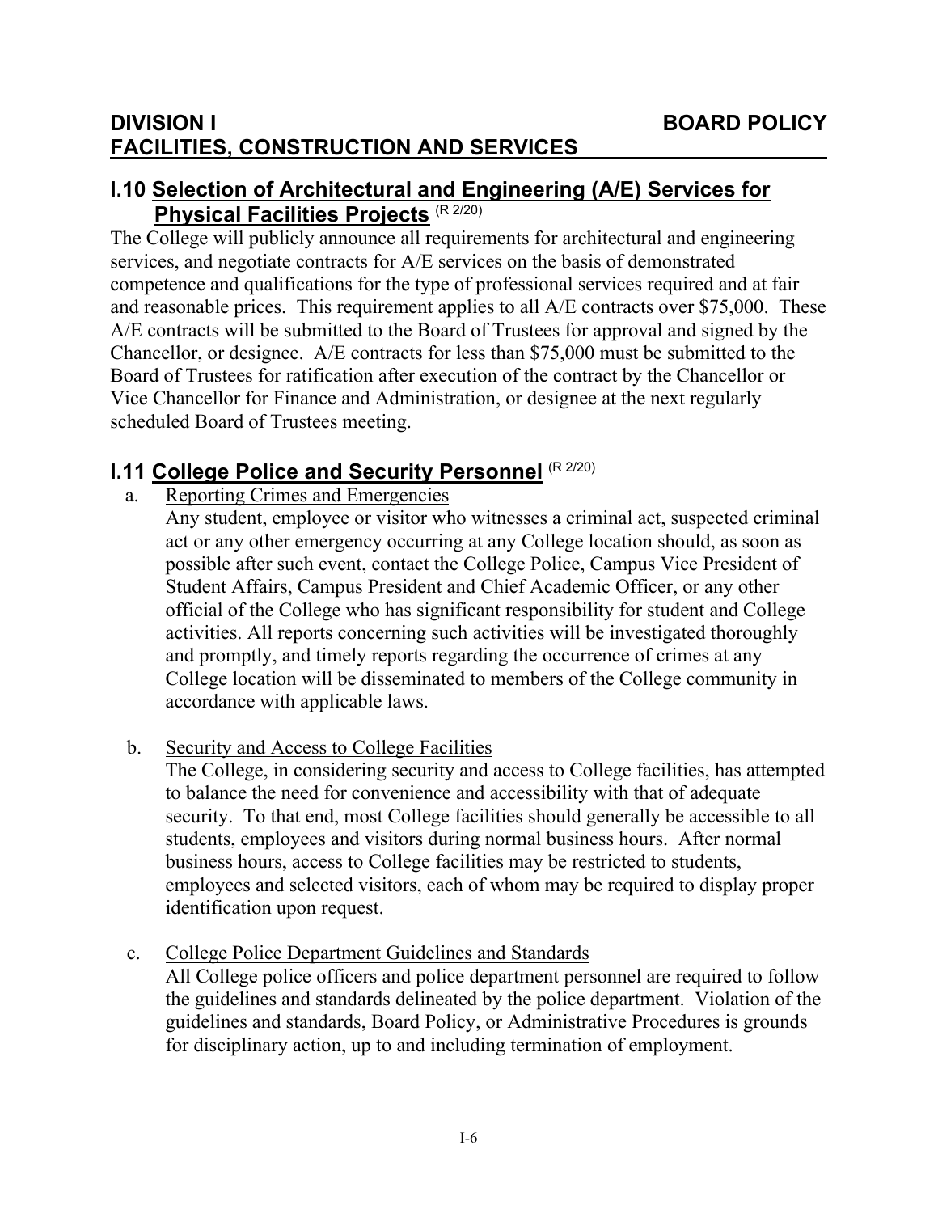# DIVISION I — BOARD POLICY
# FACILITIES, CONSTRUCTION AND SERVICES

## I.10 Selection of Architectural and Engineering (A/E) Services for Physical Facilities Projects (R 2/20)

The College will publicly announce all requirements for architectural and engineering services, and negotiate contracts for A/E services on the basis of demonstrated competence and qualifications for the type of professional services required and at fair and reasonable prices. This requirement applies to all A/E contracts over $75,000. These A/E contracts will be submitted to the Board of Trustees for approval and signed by the Chancellor, or designee. A/E contracts for less than $75,000 must be submitted to the Board of Trustees for ratification after execution of the contract by the Chancellor or Vice Chancellor for Finance and Administration, or designee at the next regularly scheduled Board of Trustees meeting.

## I.11 College Police and Security Personnel (R 2/20)

a. Reporting Crimes and Emergencies

Any student, employee or visitor who witnesses a criminal act, suspected criminal act or any other emergency occurring at any College location should, as soon as possible after such event, contact the College Police, Campus Vice President of Student Affairs, Campus President and Chief Academic Officer, or any other official of the College who has significant responsibility for student and College activities. All reports concerning such activities will be investigated thoroughly and promptly, and timely reports regarding the occurrence of crimes at any College location will be disseminated to members of the College community in accordance with applicable laws.

b. Security and Access to College Facilities

The College, in considering security and access to College facilities, has attempted to balance the need for convenience and accessibility with that of adequate security. To that end, most College facilities should generally be accessible to all students, employees and visitors during normal business hours. After normal business hours, access to College facilities may be restricted to students, employees and selected visitors, each of whom may be required to display proper identification upon request.

c. College Police Department Guidelines and Standards

All College police officers and police department personnel are required to follow the guidelines and standards delineated by the police department. Violation of the guidelines and standards, Board Policy, or Administrative Procedures is grounds for disciplinary action, up to and including termination of employment.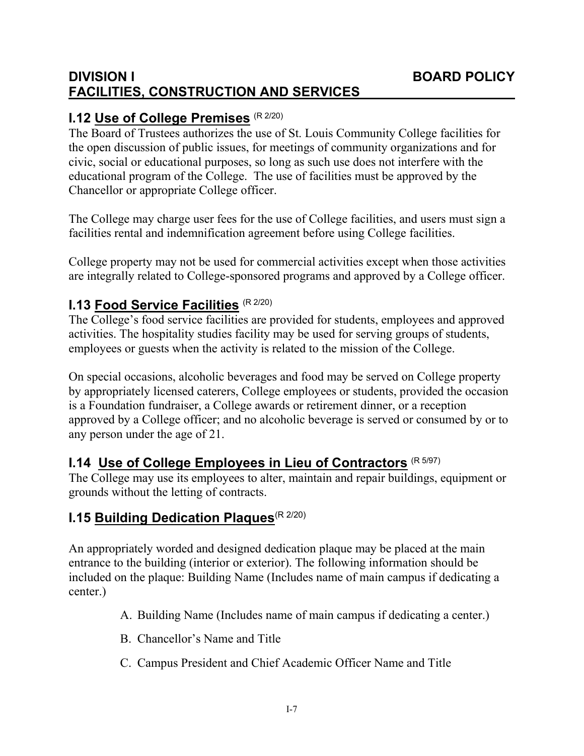**DIVISION I — FACILITIES, CONSTRUCTION AND SERVICES** — **BOARD POLICY**

## I.12 Use of College Premises (R 2/20)

The Board of Trustees authorizes the use of St. Louis Community College facilities for the open discussion of public issues, for meetings of community organizations and for civic, social or educational purposes, so long as such use does not interfere with the educational program of the College. The use of facilities must be approved by the Chancellor or appropriate College officer.

The College may charge user fees for the use of College facilities, and users must sign a facilities rental and indemnification agreement before using College facilities.

College property may not be used for commercial activities except when those activities are integrally related to College-sponsored programs and approved by a College officer.

## I.13 Food Service Facilities (R 2/20)

The College's food service facilities are provided for students, employees and approved activities. The hospitality studies facility may be used for serving groups of students, employees or guests when the activity is related to the mission of the College.

On special occasions, alcoholic beverages and food may be served on College property by appropriately licensed caterers, College employees or students, provided the occasion is a Foundation fundraiser, a College awards or retirement dinner, or a reception approved by a College officer; and no alcoholic beverage is served or consumed by or to any person under the age of 21.

## I.14 Use of College Employees in Lieu of Contractors (R 5/97)

The College may use its employees to alter, maintain and repair buildings, equipment or grounds without the letting of contracts.

## I.15 Building Dedication Plaques (R 2/20)

An appropriately worded and designed dedication plaque may be placed at the main entrance to the building (interior or exterior). The following information should be included on the plaque: Building Name (Includes name of main campus if dedicating a center.)

A. Building Name (Includes name of main campus if dedicating a center.)

B. Chancellor's Name and Title

C. Campus President and Chief Academic Officer Name and Title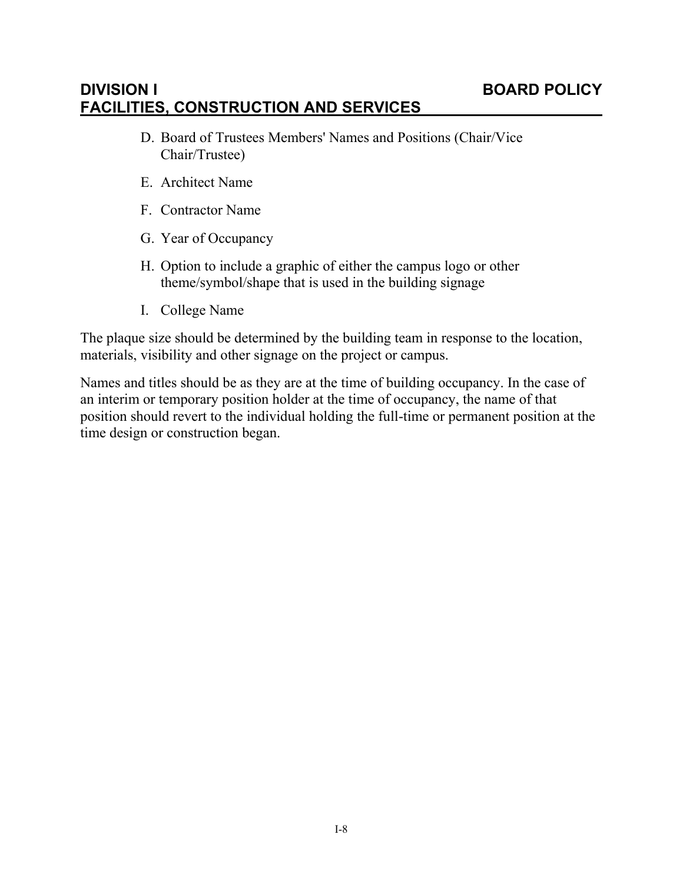D. Board of Trustees Members' Names and Positions (Chair/Vice Chair/Trustee)

E. Architect Name

F. Contractor Name

G. Year of Occupancy

H. Option to include a graphic of either the campus logo or other theme/symbol/shape that is used in the building signage

I. College Name

The plaque size should be determined by the building team in response to the location, materials, visibility and other signage on the project or campus.

Names and titles should be as they are at the time of building occupancy. In the case of an interim or temporary position holder at the time of occupancy, the name of that position should revert to the individual holding the full-time or permanent position at the time design or construction began.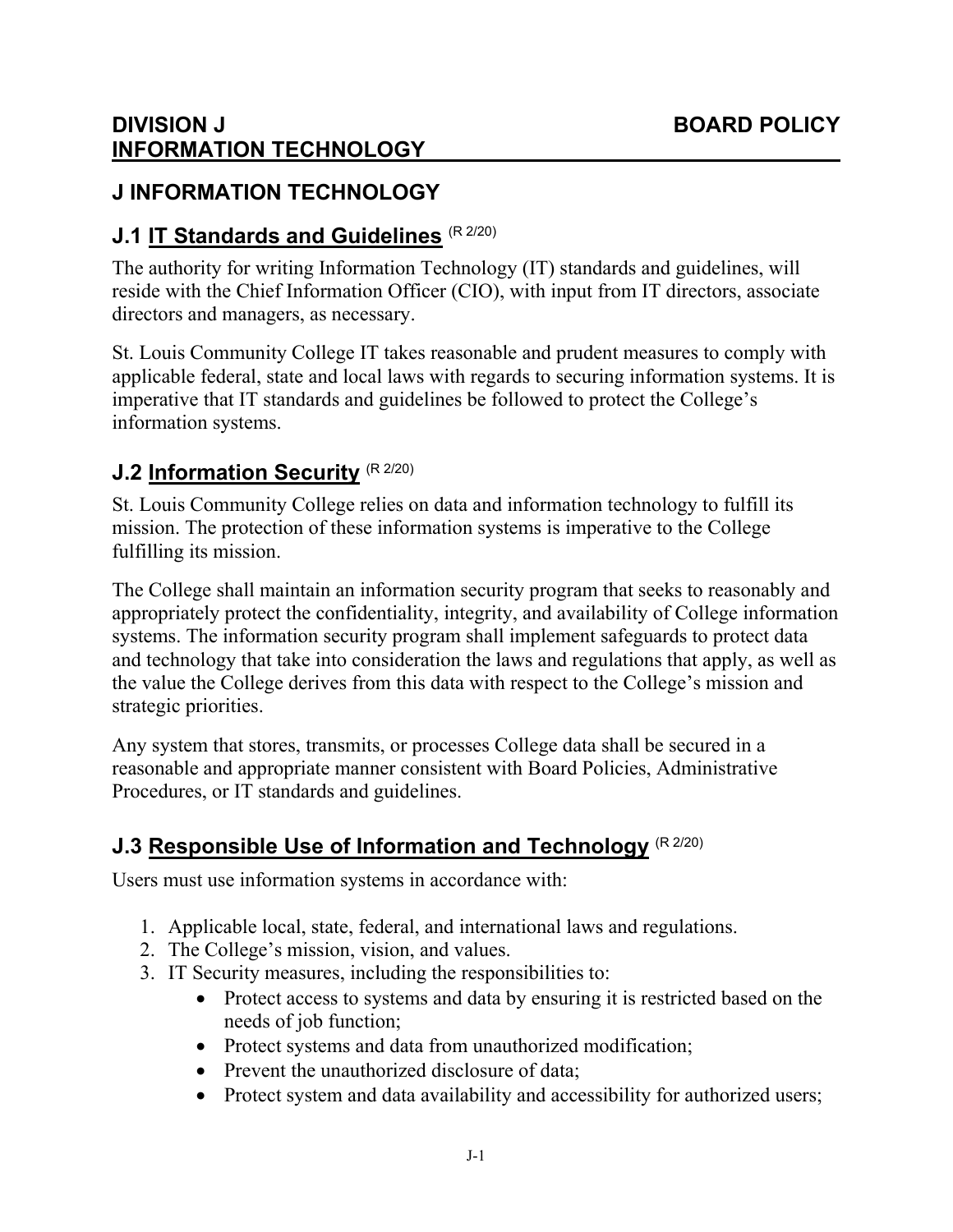**DIVISION J** **BOARD POLICY**
**INFORMATION TECHNOLOGY**

# J INFORMATION TECHNOLOGY

## J.1 IT Standards and Guidelines (R 2/20)

The authority for writing Information Technology (IT) standards and guidelines, will reside with the Chief Information Officer (CIO), with input from IT directors, associate directors and managers, as necessary.

St. Louis Community College IT takes reasonable and prudent measures to comply with applicable federal, state and local laws with regards to securing information systems. It is imperative that IT standards and guidelines be followed to protect the College's information systems.

## J.2 Information Security (R 2/20)

St. Louis Community College relies on data and information technology to fulfill its mission. The protection of these information systems is imperative to the College fulfilling its mission.

The College shall maintain an information security program that seeks to reasonably and appropriately protect the confidentiality, integrity, and availability of College information systems. The information security program shall implement safeguards to protect data and technology that take into consideration the laws and regulations that apply, as well as the value the College derives from this data with respect to the College's mission and strategic priorities.

Any system that stores, transmits, or processes College data shall be secured in a reasonable and appropriate manner consistent with Board Policies, Administrative Procedures, or IT standards and guidelines.

## J.3 Responsible Use of Information and Technology (R 2/20)

Users must use information systems in accordance with:

1. Applicable local, state, federal, and international laws and regulations.
2. The College's mission, vision, and values.
3. IT Security measures, including the responsibilities to:
   - Protect access to systems and data by ensuring it is restricted based on the needs of job function;
   - Protect systems and data from unauthorized modification;
   - Prevent the unauthorized disclosure of data;
   - Protect system and data availability and accessibility for authorized users;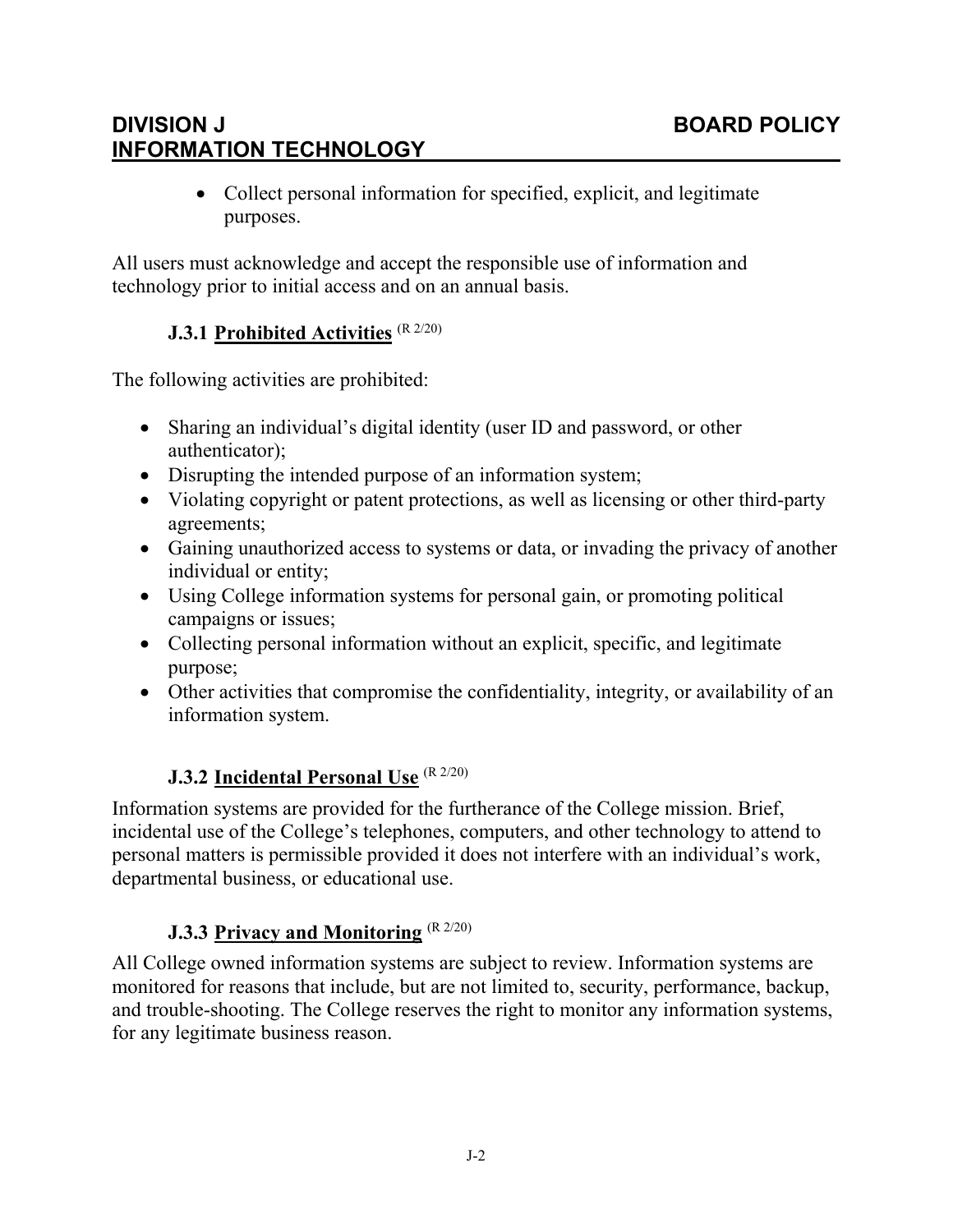- Collect personal information for specified, explicit, and legitimate purposes.

All users must acknowledge and accept the responsible use of information and technology prior to initial access and on an annual basis.

### J.3.1 Prohibited Activities (R 2/20)

The following activities are prohibited:

- Sharing an individual's digital identity (user ID and password, or other authenticator);
- Disrupting the intended purpose of an information system;
- Violating copyright or patent protections, as well as licensing or other third-party agreements;
- Gaining unauthorized access to systems or data, or invading the privacy of another individual or entity;
- Using College information systems for personal gain, or promoting political campaigns or issues;
- Collecting personal information without an explicit, specific, and legitimate purpose;
- Other activities that compromise the confidentiality, integrity, or availability of an information system.

### J.3.2 Incidental Personal Use (R 2/20)

Information systems are provided for the furtherance of the College mission. Brief, incidental use of the College's telephones, computers, and other technology to attend to personal matters is permissible provided it does not interfere with an individual's work, departmental business, or educational use.

### J.3.3 Privacy and Monitoring (R 2/20)

All College owned information systems are subject to review. Information systems are monitored for reasons that include, but are not limited to, security, performance, backup, and trouble-shooting. The College reserves the right to monitor any information systems, for any legitimate business reason.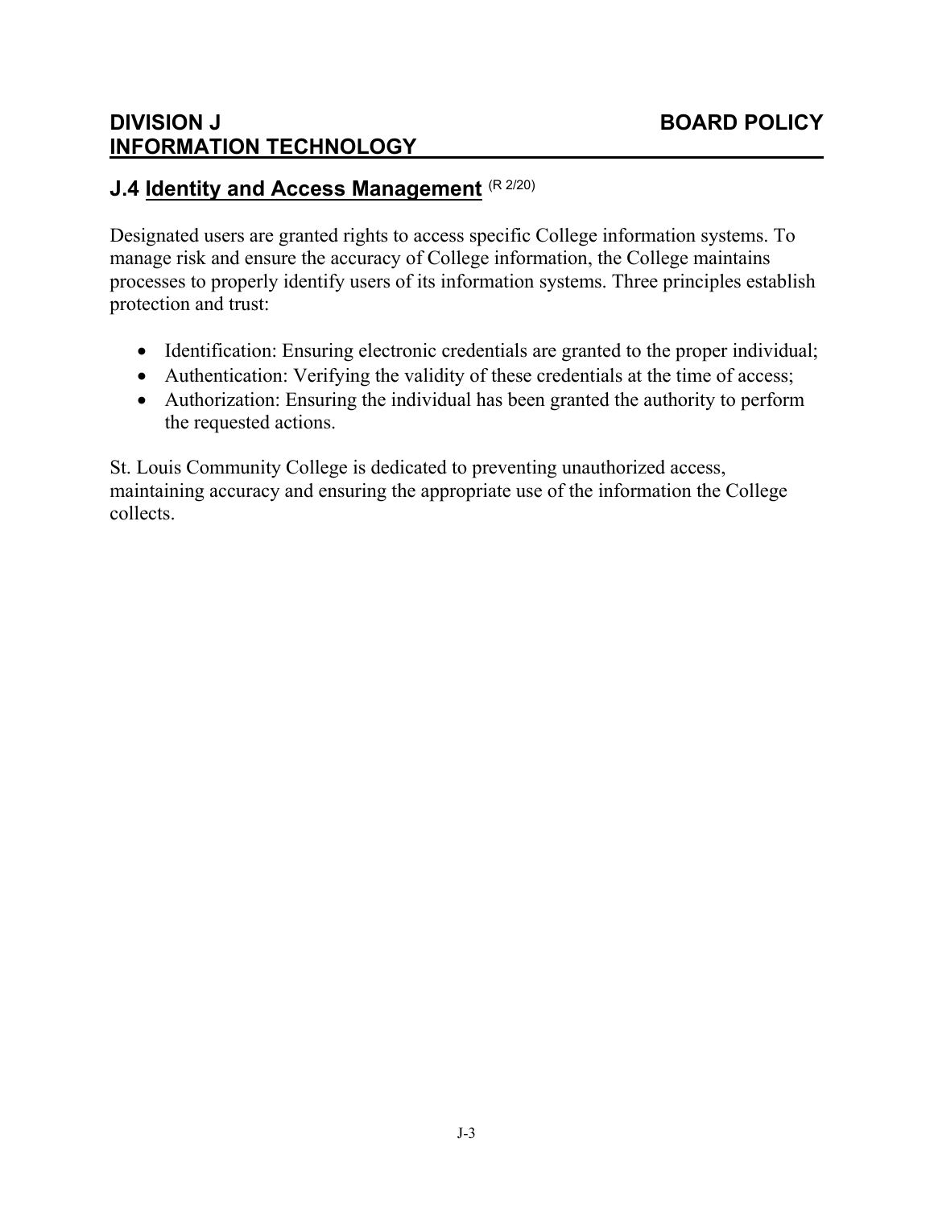**DIVISION J** **BOARD POLICY**
**INFORMATION TECHNOLOGY**

## J.4 Identity and Access Management (R 2/20)

Designated users are granted rights to access specific College information systems. To manage risk and ensure the accuracy of College information, the College maintains processes to properly identify users of its information systems. Three principles establish protection and trust:

- Identification: Ensuring electronic credentials are granted to the proper individual;
- Authentication: Verifying the validity of these credentials at the time of access;
- Authorization: Ensuring the individual has been granted the authority to perform the requested actions.

St. Louis Community College is dedicated to preventing unauthorized access, maintaining accuracy and ensuring the appropriate use of the information the College collects.